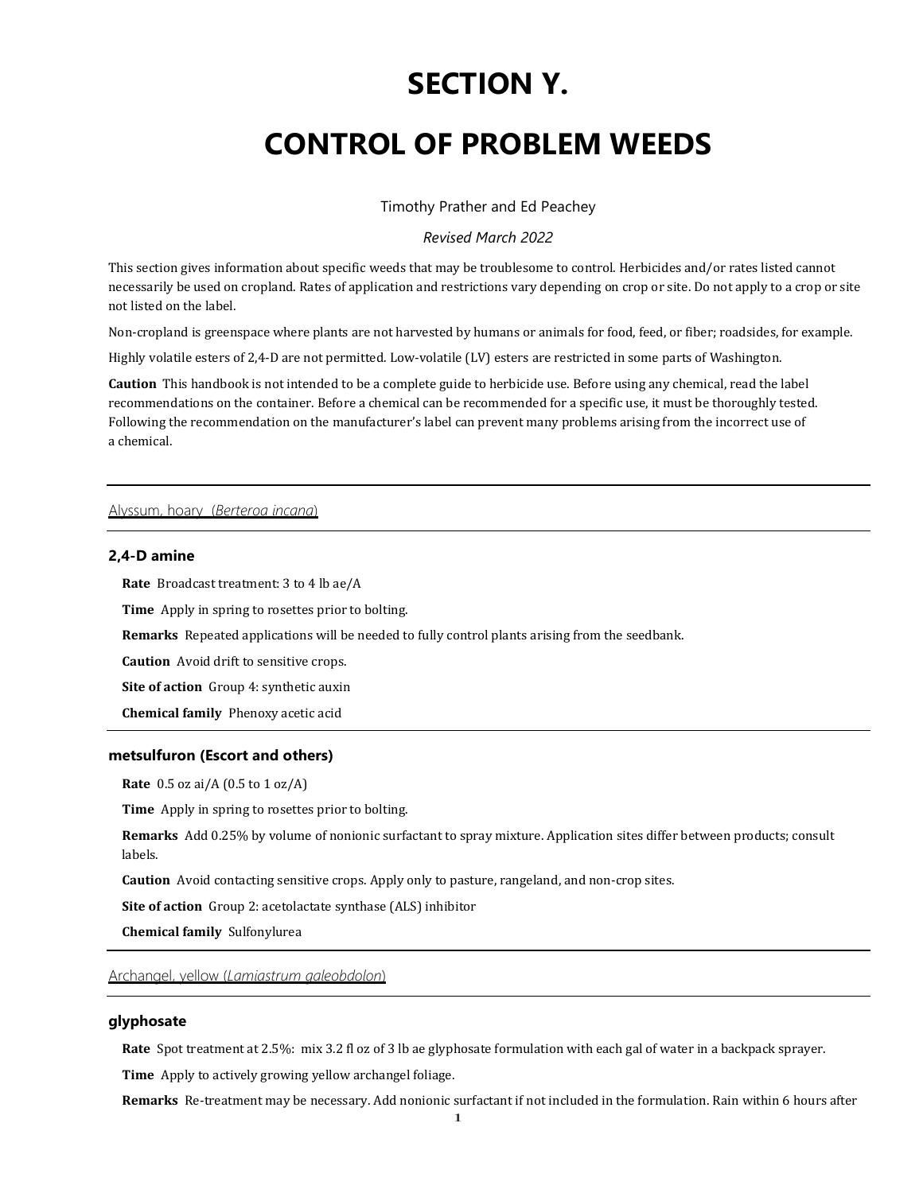# SECTION Y.

# CONTROL OF PROBLEM WEEDS

Timothy Prather and Ed Peachey

*Revised March 2022*

This section gives information about specific weeds that may be troublesome to control. Herbicides and/or rates listed cannot necessarily be used on cropland. Rates of application and restrictions vary depending on crop or site. Do not apply to a crop or site not listed on the label.

Non-cropland is greenspace where plants are not harvested by humans or animals for food, feed, or fiber; roadsides, for example.

Highly volatile esters of 2,4-D are not permitted. Low-volatile (LV) esters are restricted in some parts of Washington.

**Caution** This handbook is not intended to be a complete guide to herbicide use. Before using any chemical, read the label recommendations on the container. Before a chemical can be recommended for a specific use, it must be thoroughly tested. Following the recommendation on the manufacturer's label can prevent many problems arising from the incorrect use of a chemical.

---

## Alyssum, hoary (*Berteroa incana*)

### 2,4-D amine

**Rate** Broadcast treatment: 3 to 4 lb ae/A

**Time** Apply in spring to rosettes prior to bolting.

**Remarks** Repeated applications will be needed to fully control plants arising from the seedbank.

**Caution** Avoid drift to sensitive crops.

**Site of action** Group 4: synthetic auxin

**Chemical family** Phenoxy acetic acid

### metsulfuron (Escort and others)

**Rate** 0.5 oz ai/A (0.5 to 1 oz/A)

**Time** Apply in spring to rosettes prior to bolting.

**Remarks** Add 0.25% by volume of nonionic surfactant to spray mixture. Application sites differ between products; consult labels.

**Caution** Avoid contacting sensitive crops. Apply only to pasture, rangeland, and non-crop sites.

**Site of action** Group 2: acetolactate synthase (ALS) inhibitor

**Chemical family** Sulfonylurea

---

## Archangel, yellow (*Lamiastrum galeobdolon*)

### glyphosate

**Rate** Spot treatment at 2.5%: mix 3.2 fl oz of 3 lb ae glyphosate formulation with each gal of water in a backpack sprayer.

**Time** Apply to actively growing yellow archangel foliage.

**Remarks** Re-treatment may be necessary. Add nonionic surfactant if not included in the formulation. Rain within 6 hours after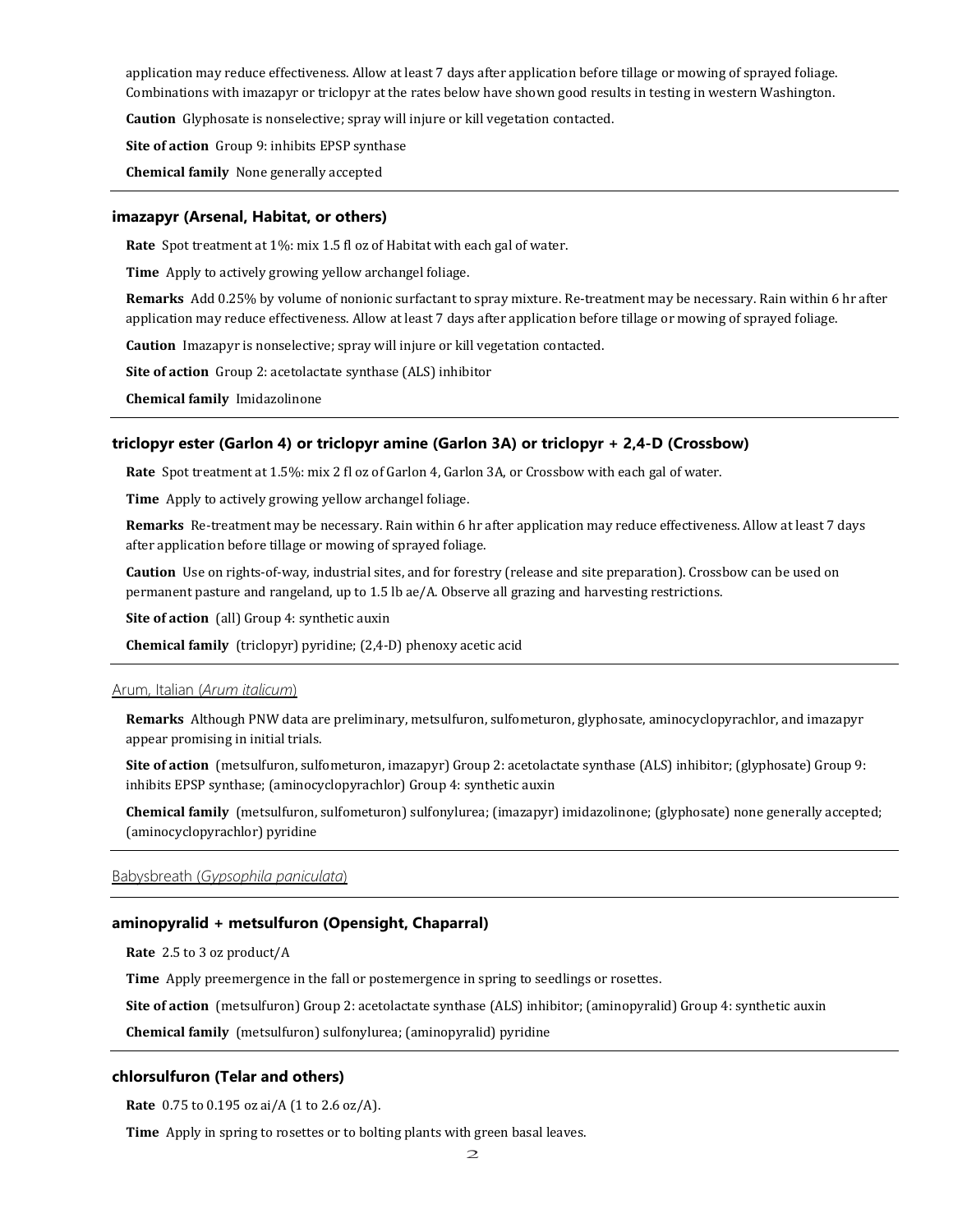application may reduce effectiveness. Allow at least 7 days after application before tillage or mowing of sprayed foliage. Combinations with imazapyr or triclopyr at the rates below have shown good results in testing in western Washington.

**Caution** Glyphosate is nonselective; spray will injure or kill vegetation contacted.

**Site of action** Group 9: inhibits EPSP synthase

**Chemical family** None generally accepted

---

### imazapyr (Arsenal, Habitat, or others)

**Rate** Spot treatment at 1%: mix 1.5 fl oz of Habitat with each gal of water.

**Time** Apply to actively growing yellow archangel foliage.

**Remarks** Add 0.25% by volume of nonionic surfactant to spray mixture. Re-treatment may be necessary. Rain within 6 hr after application may reduce effectiveness. Allow at least 7 days after application before tillage or mowing of sprayed foliage.

**Caution** Imazapyr is nonselective; spray will injure or kill vegetation contacted.

**Site of action** Group 2: acetolactate synthase (ALS) inhibitor

**Chemical family** Imidazolinone

---

### triclopyr ester (Garlon 4) or triclopyr amine (Garlon 3A) or triclopyr + 2,4-D (Crossbow)

**Rate** Spot treatment at 1.5%: mix 2 fl oz of Garlon 4, Garlon 3A, or Crossbow with each gal of water.

**Time** Apply to actively growing yellow archangel foliage.

**Remarks** Re-treatment may be necessary. Rain within 6 hr after application may reduce effectiveness. Allow at least 7 days after application before tillage or mowing of sprayed foliage.

**Caution** Use on rights-of-way, industrial sites, and for forestry (release and site preparation). Crossbow can be used on permanent pasture and rangeland, up to 1.5 lb ae/A. Observe all grazing and harvesting restrictions.

**Site of action** (all) Group 4: synthetic auxin

**Chemical family** (triclopyr) pyridine; (2,4-D) phenoxy acetic acid

---

## Arum, Italian (*Arum italicum*)

**Remarks** Although PNW data are preliminary, metsulfuron, sulfometuron, glyphosate, aminocyclopyrachlor, and imazapyr appear promising in initial trials.

**Site of action** (metsulfuron, sulfometuron, imazapyr) Group 2: acetolactate synthase (ALS) inhibitor; (glyphosate) Group 9: inhibits EPSP synthase; (aminocyclopyrachlor) Group 4: synthetic auxin

**Chemical family** (metsulfuron, sulfometuron) sulfonylurea; (imazapyr) imidazolinone; (glyphosate) none generally accepted; (aminocyclopyrachlor) pyridine

---

## Babysbreath (*Gypsophila paniculata*)

---

### aminopyralid + metsulfuron (Opensight, Chaparral)

**Rate** 2.5 to 3 oz product/A

**Time** Apply preemergence in the fall or postemergence in spring to seedlings or rosettes.

**Site of action** (metsulfuron) Group 2: acetolactate synthase (ALS) inhibitor; (aminopyralid) Group 4: synthetic auxin

**Chemical family** (metsulfuron) sulfonylurea; (aminopyralid) pyridine

---

### chlorsulfuron (Telar and others)

**Rate** 0.75 to 0.195 oz ai/A (1 to 2.6 oz/A).

**Time** Apply in spring to rosettes or to bolting plants with green basal leaves.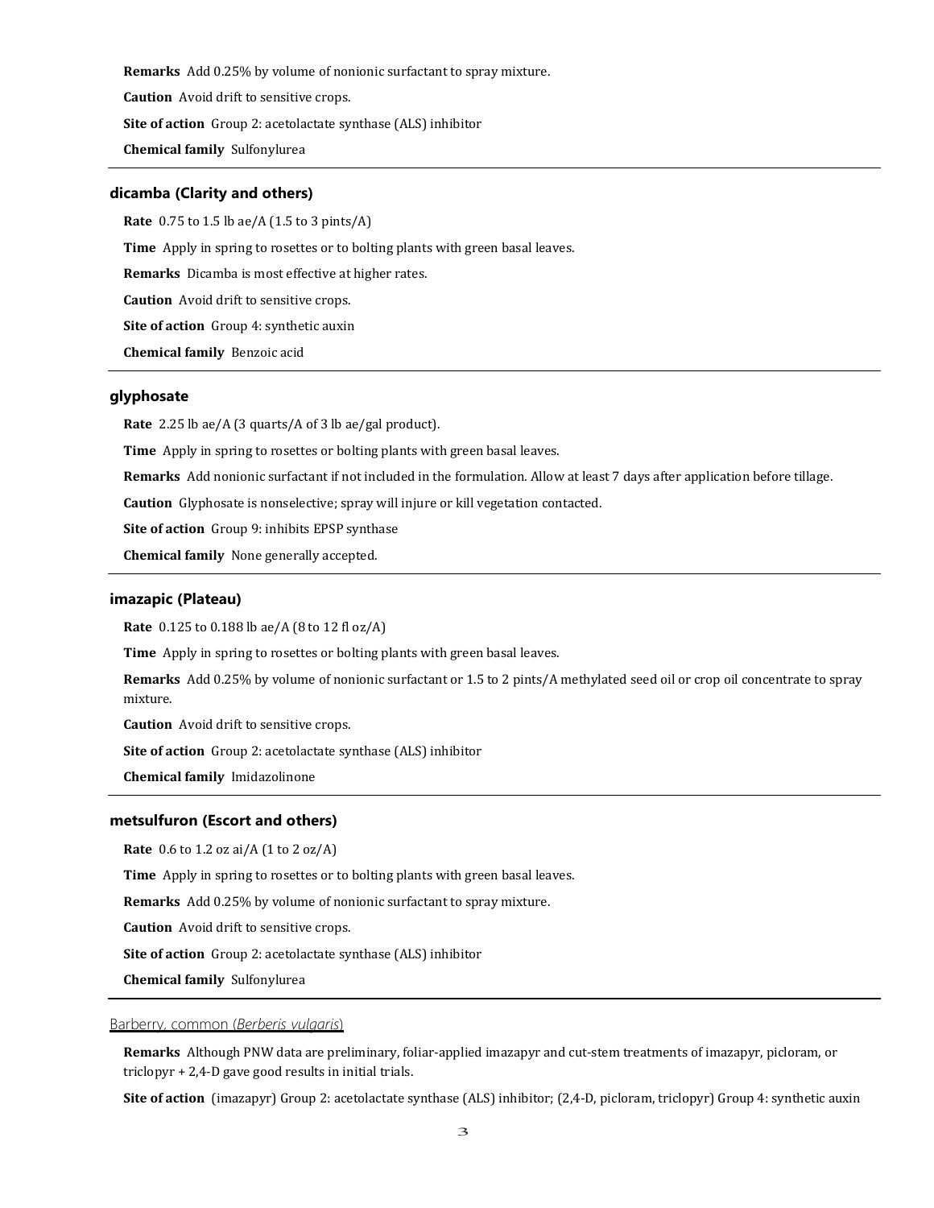**Remarks** Add 0.25% by volume of nonionic surfactant to spray mixture.

**Caution** Avoid drift to sensitive crops.

**Site of action** Group 2: acetolactate synthase (ALS) inhibitor

**Chemical family** Sulfonylurea

---

### dicamba (Clarity and others)

**Rate** 0.75 to 1.5 lb ae/A (1.5 to 3 pints/A)

**Time** Apply in spring to rosettes or to bolting plants with green basal leaves.

**Remarks** Dicamba is most effective at higher rates.

**Caution** Avoid drift to sensitive crops.

**Site of action** Group 4: synthetic auxin

**Chemical family** Benzoic acid

---

### glyphosate

**Rate** 2.25 lb ae/A (3 quarts/A of 3 lb ae/gal product).

**Time** Apply in spring to rosettes or bolting plants with green basal leaves.

**Remarks** Add nonionic surfactant if not included in the formulation. Allow at least 7 days after application before tillage.

**Caution** Glyphosate is nonselective; spray will injure or kill vegetation contacted.

**Site of action** Group 9: inhibits EPSP synthase

**Chemical family** None generally accepted.

---

### imazapic (Plateau)

**Rate** 0.125 to 0.188 lb ae/A (8 to 12 fl oz/A)

**Time** Apply in spring to rosettes or bolting plants with green basal leaves.

**Remarks** Add 0.25% by volume of nonionic surfactant or 1.5 to 2 pints/A methylated seed oil or crop oil concentrate to spray mixture.

**Caution** Avoid drift to sensitive crops.

**Site of action** Group 2: acetolactate synthase (ALS) inhibitor

**Chemical family** Imidazolinone

---

### metsulfuron (Escort and others)

**Rate** 0.6 to 1.2 oz ai/A (1 to 2 oz/A)

**Time** Apply in spring to rosettes or to bolting plants with green basal leaves.

**Remarks** Add 0.25% by volume of nonionic surfactant to spray mixture.

**Caution** Avoid drift to sensitive crops.

**Site of action** Group 2: acetolactate synthase (ALS) inhibitor

**Chemical family** Sulfonylurea

---

## Barberry, common (*Berberis vulgaris*)

**Remarks** Although PNW data are preliminary, foliar-applied imazapyr and cut-stem treatments of imazapyr, picloram, or triclopyr + 2,4-D gave good results in initial trials.

**Site of action** (imazapyr) Group 2: acetolactate synthase (ALS) inhibitor; (2,4-D, picloram, triclopyr) Group 4: synthetic auxin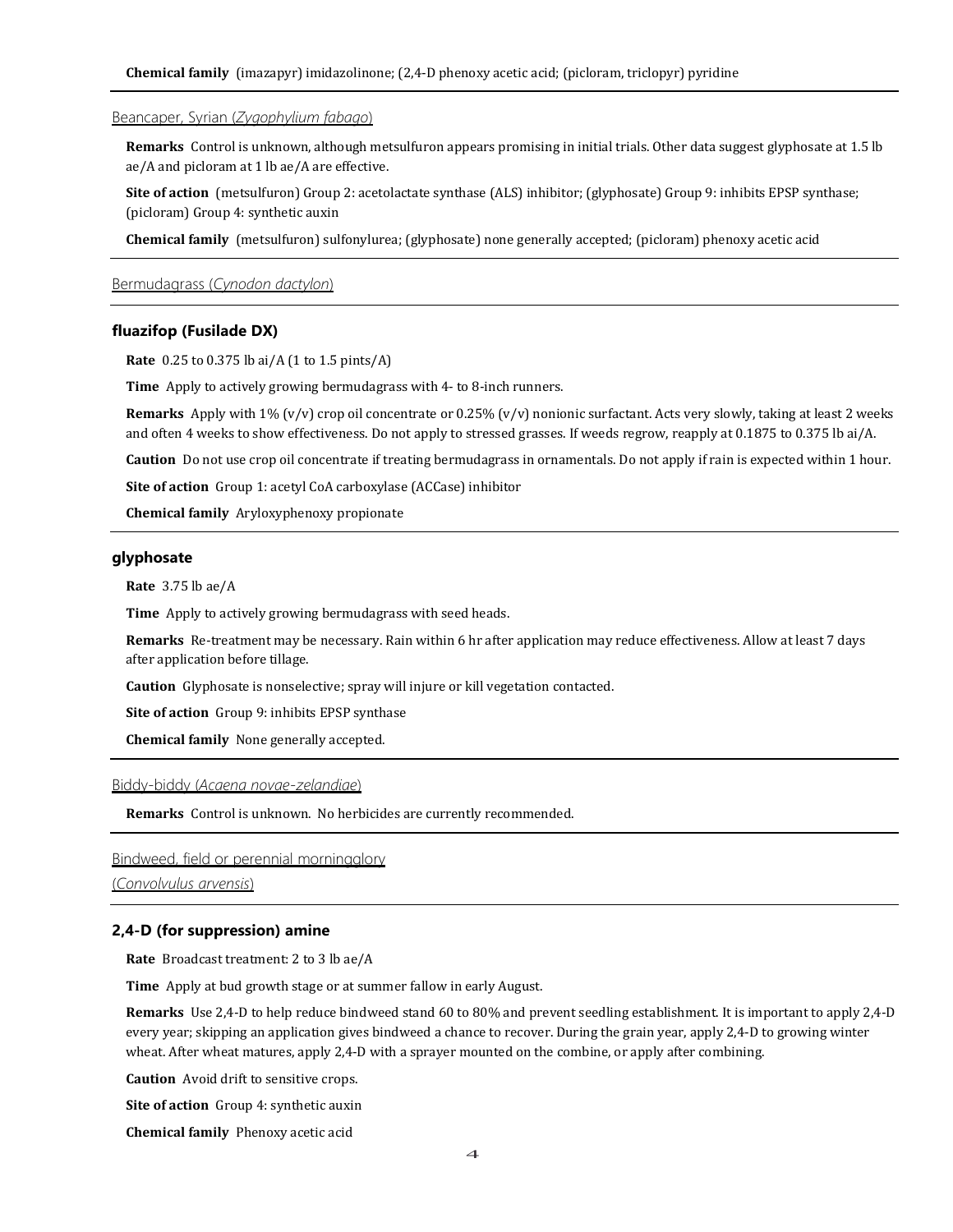**Chemical family** (imazapyr) imidazolinone; (2,4-D phenoxy acetic acid; (picloram, triclopyr) pyridine

## Beancaper, Syrian (*Zygophylium fabago*)

**Remarks** Control is unknown, although metsulfuron appears promising in initial trials. Other data suggest glyphosate at 1.5 lb ae/A and picloram at 1 lb ae/A are effective.

**Site of action** (metsulfuron) Group 2: acetolactate synthase (ALS) inhibitor; (glyphosate) Group 9: inhibits EPSP synthase; (picloram) Group 4: synthetic auxin

**Chemical family** (metsulfuron) sulfonylurea; (glyphosate) none generally accepted; (picloram) phenoxy acetic acid

## Bermudagrass (*Cynodon dactylon*)

### fluazifop (Fusilade DX)

**Rate** 0.25 to 0.375 lb ai/A (1 to 1.5 pints/A)

**Time** Apply to actively growing bermudagrass with 4- to 8-inch runners.

**Remarks** Apply with 1% (v/v) crop oil concentrate or 0.25% (v/v) nonionic surfactant. Acts very slowly, taking at least 2 weeks and often 4 weeks to show effectiveness. Do not apply to stressed grasses. If weeds regrow, reapply at 0.1875 to 0.375 lb ai/A.

**Caution** Do not use crop oil concentrate if treating bermudagrass in ornamentals. Do not apply if rain is expected within 1 hour.

**Site of action** Group 1: acetyl CoA carboxylase (ACCase) inhibitor

**Chemical family** Aryloxyphenoxy propionate

### glyphosate

**Rate** 3.75 lb ae/A

**Time** Apply to actively growing bermudagrass with seed heads.

**Remarks** Re-treatment may be necessary. Rain within 6 hr after application may reduce effectiveness. Allow at least 7 days after application before tillage.

**Caution** Glyphosate is nonselective; spray will injure or kill vegetation contacted.

**Site of action** Group 9: inhibits EPSP synthase

**Chemical family** None generally accepted.

## Biddy-biddy (*Acaena novae-zelandiae*)

**Remarks** Control is unknown. No herbicides are currently recommended.

## Bindweed, field or perennial morningglory (*Convolvulus arvensis*)

### 2,4-D (for suppression) amine

**Rate** Broadcast treatment: 2 to 3 lb ae/A

**Time** Apply at bud growth stage or at summer fallow in early August.

**Remarks** Use 2,4-D to help reduce bindweed stand 60 to 80% and prevent seedling establishment. It is important to apply 2,4-D every year; skipping an application gives bindweed a chance to recover. During the grain year, apply 2,4-D to growing winter wheat. After wheat matures, apply 2,4-D with a sprayer mounted on the combine, or apply after combining.

**Caution** Avoid drift to sensitive crops.

**Site of action** Group 4: synthetic auxin

**Chemical family** Phenoxy acetic acid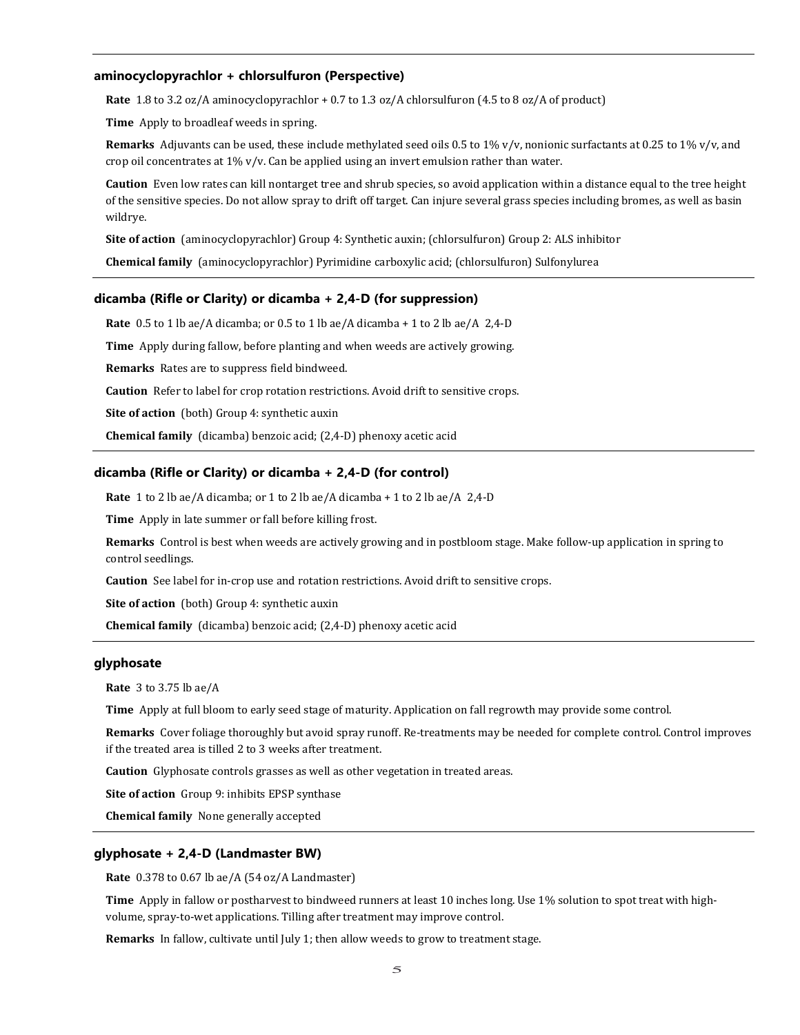### aminocyclopyrachlor + chlorsulfuron (Perspective)

**Rate** 1.8 to 3.2 oz/A aminocyclopyrachlor + 0.7 to 1.3 oz/A chlorsulfuron (4.5 to 8 oz/A of product)

**Time** Apply to broadleaf weeds in spring.

**Remarks** Adjuvants can be used, these include methylated seed oils 0.5 to 1% v/v, nonionic surfactants at 0.25 to 1% v/v, and crop oil concentrates at 1% v/v. Can be applied using an invert emulsion rather than water.

**Caution** Even low rates can kill nontarget tree and shrub species, so avoid application within a distance equal to the tree height of the sensitive species. Do not allow spray to drift off target. Can injure several grass species including bromes, as well as basin wildrye.

**Site of action** (aminocyclopyrachlor) Group 4: Synthetic auxin; (chlorsulfuron) Group 2: ALS inhibitor

**Chemical family** (aminocyclopyrachlor) Pyrimidine carboxylic acid; (chlorsulfuron) Sulfonylurea

### dicamba (Rifle or Clarity) or dicamba + 2,4-D (for suppression)

**Rate** 0.5 to 1 lb ae/A dicamba; or 0.5 to 1 lb ae/A dicamba + 1 to 2 lb ae/A 2,4-D

**Time** Apply during fallow, before planting and when weeds are actively growing.

**Remarks** Rates are to suppress field bindweed.

**Caution** Refer to label for crop rotation restrictions. Avoid drift to sensitive crops.

**Site of action** (both) Group 4: synthetic auxin

**Chemical family** (dicamba) benzoic acid; (2,4-D) phenoxy acetic acid

### dicamba (Rifle or Clarity) or dicamba + 2,4-D (for control)

**Rate** 1 to 2 lb ae/A dicamba; or 1 to 2 lb ae/A dicamba + 1 to 2 lb ae/A 2,4-D

**Time** Apply in late summer or fall before killing frost.

**Remarks** Control is best when weeds are actively growing and in postbloom stage. Make follow-up application in spring to control seedlings.

**Caution** See label for in-crop use and rotation restrictions. Avoid drift to sensitive crops.

**Site of action** (both) Group 4: synthetic auxin

**Chemical family** (dicamba) benzoic acid; (2,4-D) phenoxy acetic acid

### glyphosate

**Rate** 3 to 3.75 lb ae/A

**Time** Apply at full bloom to early seed stage of maturity. Application on fall regrowth may provide some control.

**Remarks** Cover foliage thoroughly but avoid spray runoff. Re-treatments may be needed for complete control. Control improves if the treated area is tilled 2 to 3 weeks after treatment.

**Caution** Glyphosate controls grasses as well as other vegetation in treated areas.

**Site of action** Group 9: inhibits EPSP synthase

**Chemical family** None generally accepted

### glyphosate + 2,4-D (Landmaster BW)

**Rate** 0.378 to 0.67 lb ae/A (54 oz/A Landmaster)

**Time** Apply in fallow or postharvest to bindweed runners at least 10 inches long. Use 1% solution to spot treat with high-volume, spray-to-wet applications. Tilling after treatment may improve control.

**Remarks** In fallow, cultivate until July 1; then allow weeds to grow to treatment stage.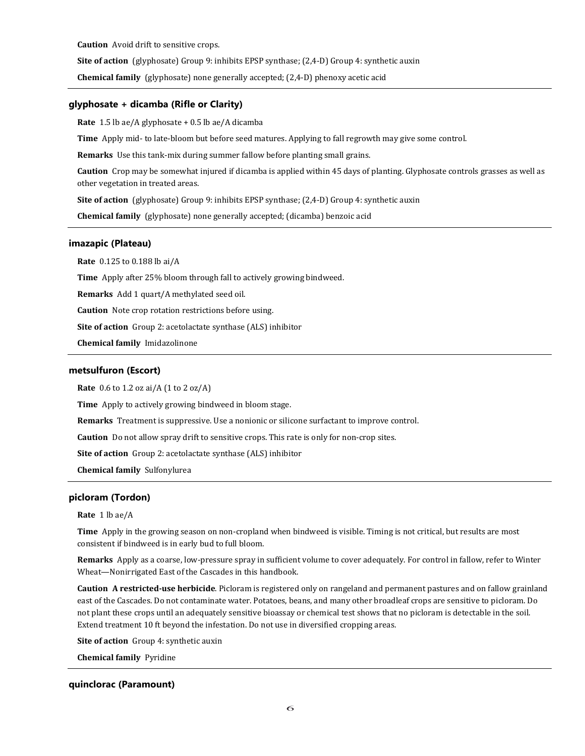**Caution** Avoid drift to sensitive crops.

**Site of action** (glyphosate) Group 9: inhibits EPSP synthase; (2,4-D) Group 4: synthetic auxin

**Chemical family** (glyphosate) none generally accepted; (2,4-D) phenoxy acetic acid

---

### glyphosate + dicamba (Rifle or Clarity)

**Rate** 1.5 lb ae/A glyphosate + 0.5 lb ae/A dicamba

**Time** Apply mid- to late-bloom but before seed matures. Applying to fall regrowth may give some control.

**Remarks** Use this tank-mix during summer fallow before planting small grains.

**Caution** Crop may be somewhat injured if dicamba is applied within 45 days of planting. Glyphosate controls grasses as well as other vegetation in treated areas.

**Site of action** (glyphosate) Group 9: inhibits EPSP synthase; (2,4-D) Group 4: synthetic auxin

**Chemical family** (glyphosate) none generally accepted; (dicamba) benzoic acid

---

### imazapic (Plateau)

**Rate** 0.125 to 0.188 lb ai/A

**Time** Apply after 25% bloom through fall to actively growing bindweed.

**Remarks** Add 1 quart/A methylated seed oil.

**Caution** Note crop rotation restrictions before using.

**Site of action** Group 2: acetolactate synthase (ALS) inhibitor

**Chemical family** Imidazolinone

---

### metsulfuron (Escort)

**Rate** 0.6 to 1.2 oz ai/A (1 to 2 oz/A)

**Time** Apply to actively growing bindweed in bloom stage.

**Remarks** Treatment is suppressive. Use a nonionic or silicone surfactant to improve control.

**Caution** Do not allow spray drift to sensitive crops. This rate is only for non-crop sites.

**Site of action** Group 2: acetolactate synthase (ALS) inhibitor

**Chemical family** Sulfonylurea

---

### picloram (Tordon)

**Rate** 1 lb ae/A

**Time** Apply in the growing season on non-cropland when bindweed is visible. Timing is not critical, but results are most consistent if bindweed is in early bud to full bloom.

**Remarks** Apply as a coarse, low-pressure spray in sufficient volume to cover adequately. For control in fallow, refer to Winter Wheat—Nonirrigated East of the Cascades in this handbook.

**Caution** **A restricted-use herbicide**. Picloram is registered only on rangeland and permanent pastures and on fallow grainland east of the Cascades. Do not contaminate water. Potatoes, beans, and many other broadleaf crops are sensitive to picloram. Do not plant these crops until an adequately sensitive bioassay or chemical test shows that no picloram is detectable in the soil. Extend treatment 10 ft beyond the infestation. Do not use in diversified cropping areas.

**Site of action** Group 4: synthetic auxin

**Chemical family** Pyridine

---

### quinclorac (Paramount)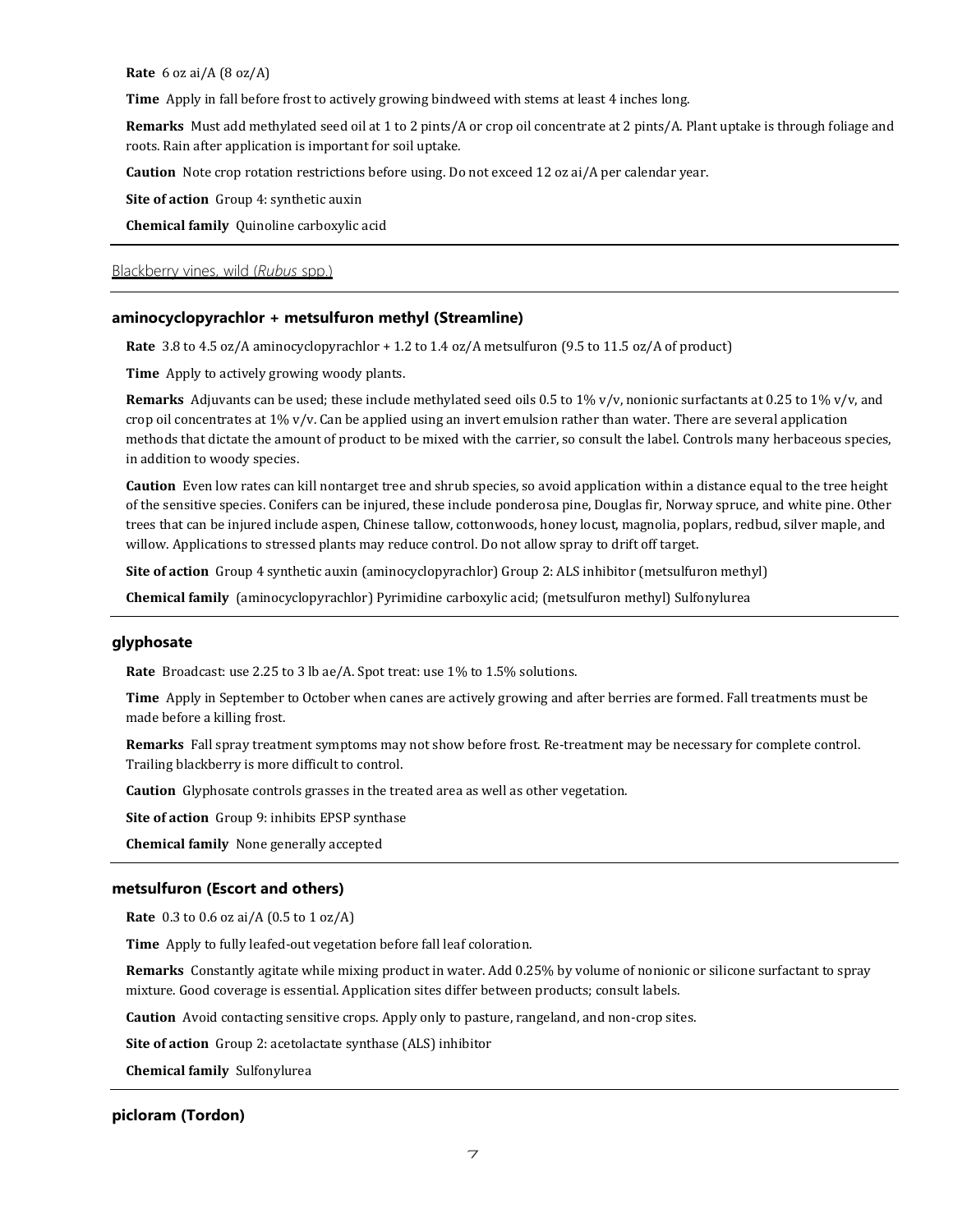**Rate** 6 oz ai/A (8 oz/A)

**Time** Apply in fall before frost to actively growing bindweed with stems at least 4 inches long.

**Remarks** Must add methylated seed oil at 1 to 2 pints/A or crop oil concentrate at 2 pints/A. Plant uptake is through foliage and roots. Rain after application is important for soil uptake.

**Caution** Note crop rotation restrictions before using. Do not exceed 12 oz ai/A per calendar year.

**Site of action** Group 4: synthetic auxin

**Chemical family** Quinoline carboxylic acid

---

## Blackberry vines, wild (*Rubus* spp.)

---

### aminocyclopyrachlor + metsulfuron methyl (Streamline)

**Rate** 3.8 to 4.5 oz/A aminocyclopyrachlor + 1.2 to 1.4 oz/A metsulfuron (9.5 to 11.5 oz/A of product)

**Time** Apply to actively growing woody plants.

**Remarks** Adjuvants can be used; these include methylated seed oils 0.5 to 1% v/v, nonionic surfactants at 0.25 to 1% v/v, and crop oil concentrates at 1% v/v. Can be applied using an invert emulsion rather than water. There are several application methods that dictate the amount of product to be mixed with the carrier, so consult the label. Controls many herbaceous species, in addition to woody species.

**Caution** Even low rates can kill nontarget tree and shrub species, so avoid application within a distance equal to the tree height of the sensitive species. Conifers can be injured, these include ponderosa pine, Douglas fir, Norway spruce, and white pine. Other trees that can be injured include aspen, Chinese tallow, cottonwoods, honey locust, magnolia, poplars, redbud, silver maple, and willow. Applications to stressed plants may reduce control. Do not allow spray to drift off target.

**Site of action** Group 4 synthetic auxin (aminocyclopyrachlor) Group 2: ALS inhibitor (metsulfuron methyl)

**Chemical family** (aminocyclopyrachlor) Pyrimidine carboxylic acid; (metsulfuron methyl) Sulfonylurea

---

### glyphosate

**Rate** Broadcast: use 2.25 to 3 lb ae/A. Spot treat: use 1% to 1.5% solutions.

**Time** Apply in September to October when canes are actively growing and after berries are formed. Fall treatments must be made before a killing frost.

**Remarks** Fall spray treatment symptoms may not show before frost. Re-treatment may be necessary for complete control. Trailing blackberry is more difficult to control.

**Caution** Glyphosate controls grasses in the treated area as well as other vegetation.

**Site of action** Group 9: inhibits EPSP synthase

**Chemical family** None generally accepted

---

### metsulfuron (Escort and others)

**Rate** 0.3 to 0.6 oz ai/A (0.5 to 1 oz/A)

**Time** Apply to fully leafed-out vegetation before fall leaf coloration.

**Remarks** Constantly agitate while mixing product in water. Add 0.25% by volume of nonionic or silicone surfactant to spray mixture. Good coverage is essential. Application sites differ between products; consult labels.

**Caution** Avoid contacting sensitive crops. Apply only to pasture, rangeland, and non-crop sites.

**Site of action** Group 2: acetolactate synthase (ALS) inhibitor

**Chemical family** Sulfonylurea

---

### picloram (Tordon)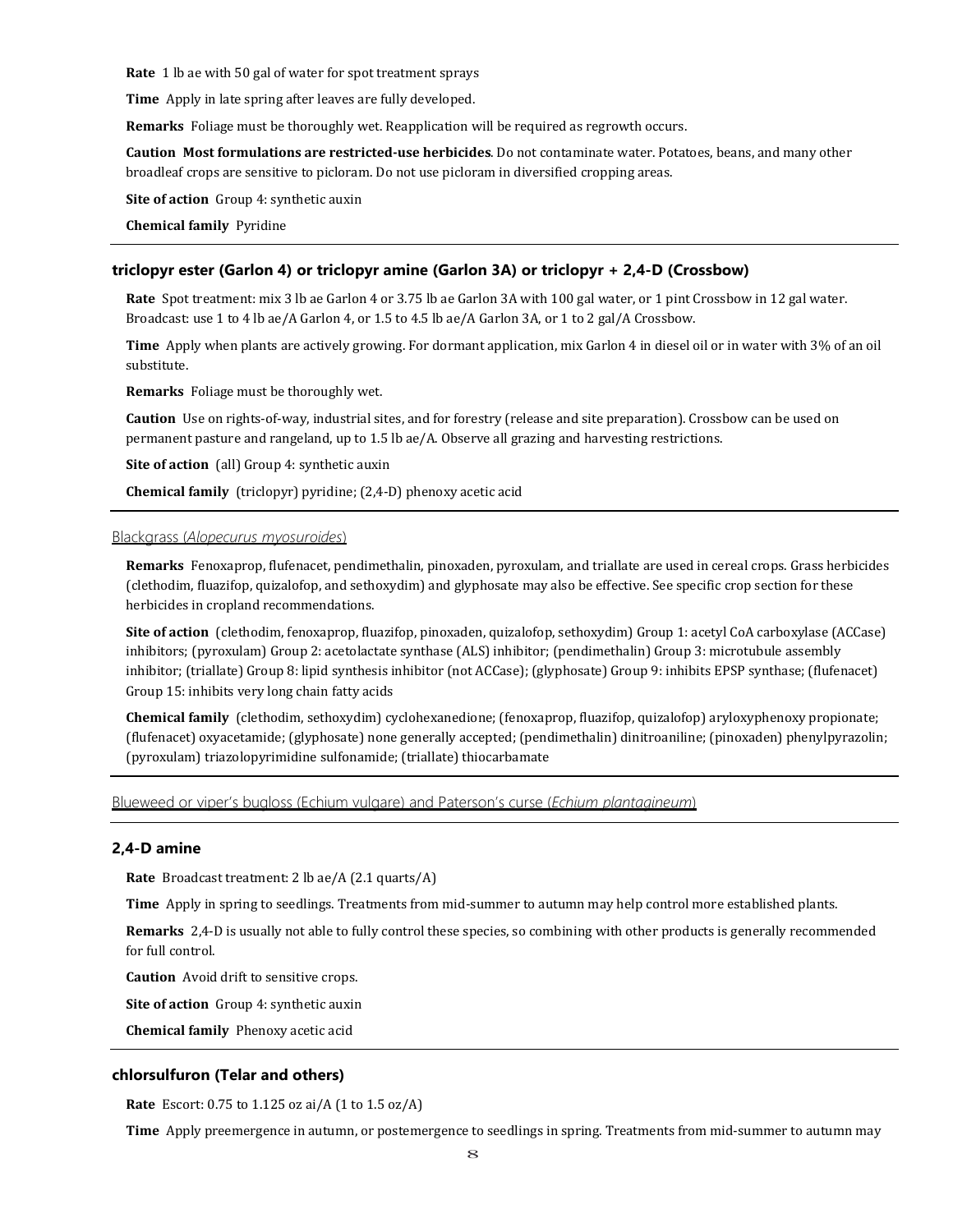**Rate** 1 lb ae with 50 gal of water for spot treatment sprays

**Time** Apply in late spring after leaves are fully developed.

**Remarks** Foliage must be thoroughly wet. Reapplication will be required as regrowth occurs.

**Caution** **Most formulations are restricted-use herbicides**. Do not contaminate water. Potatoes, beans, and many other broadleaf crops are sensitive to picloram. Do not use picloram in diversified cropping areas.

**Site of action** Group 4: synthetic auxin

**Chemical family** Pyridine

### triclopyr ester (Garlon 4) or triclopyr amine (Garlon 3A) or triclopyr + 2,4-D (Crossbow)

**Rate** Spot treatment: mix 3 lb ae Garlon 4 or 3.75 lb ae Garlon 3A with 100 gal water, or 1 pint Crossbow in 12 gal water. Broadcast: use 1 to 4 lb ae/A Garlon 4, or 1.5 to 4.5 lb ae/A Garlon 3A, or 1 to 2 gal/A Crossbow.

**Time** Apply when plants are actively growing. For dormant application, mix Garlon 4 in diesel oil or in water with 3% of an oil substitute.

**Remarks** Foliage must be thoroughly wet.

**Caution** Use on rights-of-way, industrial sites, and for forestry (release and site preparation). Crossbow can be used on permanent pasture and rangeland, up to 1.5 lb ae/A. Observe all grazing and harvesting restrictions.

**Site of action** (all) Group 4: synthetic auxin

**Chemical family** (triclopyr) pyridine; (2,4-D) phenoxy acetic acid

## Blackgrass (*Alopecurus myosuroides*)

**Remarks** Fenoxaprop, flufenacet, pendimethalin, pinoxaden, pyroxulam, and triallate are used in cereal crops. Grass herbicides (clethodim, fluazifop, quizalofop, and sethoxydim) and glyphosate may also be effective. See specific crop section for these herbicides in cropland recommendations.

**Site of action** (clethodim, fenoxaprop, fluazifop, pinoxaden, quizalofop, sethoxydim) Group 1: acetyl CoA carboxylase (ACCase) inhibitors; (pyroxulam) Group 2: acetolactate synthase (ALS) inhibitor; (pendimethalin) Group 3: microtubule assembly inhibitor; (triallate) Group 8: lipid synthesis inhibitor (not ACCase); (glyphosate) Group 9: inhibits EPSP synthase; (flufenacet) Group 15: inhibits very long chain fatty acids

**Chemical family** (clethodim, sethoxydim) cyclohexanedione; (fenoxaprop, fluazifop, quizalofop) aryloxyphenoxy propionate; (flufenacet) oxyacetamide; (glyphosate) none generally accepted; (pendimethalin) dinitroaniline; (pinoxaden) phenylpyrazolin; (pyroxulam) triazolopyrimidine sulfonamide; (triallate) thiocarbamate

## Blueweed or viper's bugloss (Echium vulgare) and Paterson's curse (*Echium plantagineum*)

### 2,4-D amine

**Rate** Broadcast treatment: 2 lb ae/A (2.1 quarts/A)

**Time** Apply in spring to seedlings. Treatments from mid-summer to autumn may help control more established plants.

**Remarks** 2,4-D is usually not able to fully control these species, so combining with other products is generally recommended for full control.

**Caution** Avoid drift to sensitive crops.

**Site of action** Group 4: synthetic auxin

**Chemical family** Phenoxy acetic acid

### chlorsulfuron (Telar and others)

**Rate** Escort: 0.75 to 1.125 oz ai/A (1 to 1.5 oz/A)

**Time** Apply preemergence in autumn, or postemergence to seedlings in spring. Treatments from mid-summer to autumn may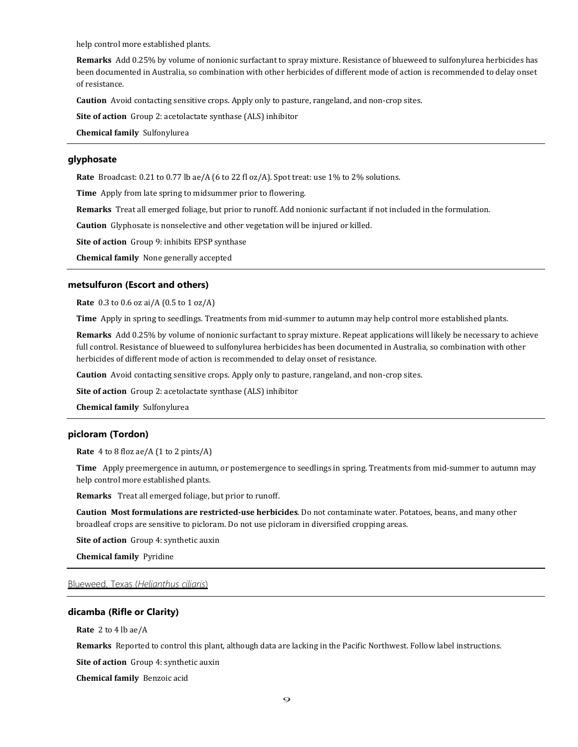help control more established plants.

**Remarks** Add 0.25% by volume of nonionic surfactant to spray mixture. Resistance of blueweed to sulfonylurea herbicides has been documented in Australia, so combination with other herbicides of different mode of action is recommended to delay onset of resistance.

**Caution** Avoid contacting sensitive crops. Apply only to pasture, rangeland, and non-crop sites.

**Site of action** Group 2: acetolactate synthase (ALS) inhibitor

**Chemical family** Sulfonylurea

---

### glyphosate

**Rate** Broadcast: 0.21 to 0.77 lb ae/A (6 to 22 fl oz/A). Spot treat: use 1% to 2% solutions.

**Time** Apply from late spring to midsummer prior to flowering.

**Remarks** Treat all emerged foliage, but prior to runoff. Add nonionic surfactant if not included in the formulation.

**Caution** Glyphosate is nonselective and other vegetation will be injured or killed.

**Site of action** Group 9: inhibits EPSP synthase

**Chemical family** None generally accepted

---

### metsulfuron (Escort and others)

**Rate** 0.3 to 0.6 oz ai/A (0.5 to 1 oz/A)

**Time** Apply in spring to seedlings. Treatments from mid-summer to autumn may help control more established plants.

**Remarks** Add 0.25% by volume of nonionic surfactant to spray mixture. Repeat applications will likely be necessary to achieve full control. Resistance of blueweed to sulfonylurea herbicides has been documented in Australia, so combination with other herbicides of different mode of action is recommended to delay onset of resistance.

**Caution** Avoid contacting sensitive crops. Apply only to pasture, rangeland, and non-crop sites.

**Site of action** Group 2: acetolactate synthase (ALS) inhibitor

**Chemical family** Sulfonylurea

---

### picloram (Tordon)

**Rate** 4 to 8 floz ae/A (1 to 2 pints/A)

**Time** Apply preemergence in autumn, or postemergence to seedlings in spring. Treatments from mid-summer to autumn may help control more established plants.

**Remarks** Treat all emerged foliage, but prior to runoff.

**Caution** **Most formulations are restricted-use herbicides**. Do not contaminate water. Potatoes, beans, and many other broadleaf crops are sensitive to picloram. Do not use picloram in diversified cropping areas.

**Site of action** Group 4: synthetic auxin

**Chemical family** Pyridine

---

## Blueweed, Texas (*Helianthus ciliaris*)

---

### dicamba (Rifle or Clarity)

**Rate** 2 to 4 lb ae/A

**Remarks** Reported to control this plant, although data are lacking in the Pacific Northwest. Follow label instructions.

**Site of action** Group 4: synthetic auxin

**Chemical family** Benzoic acid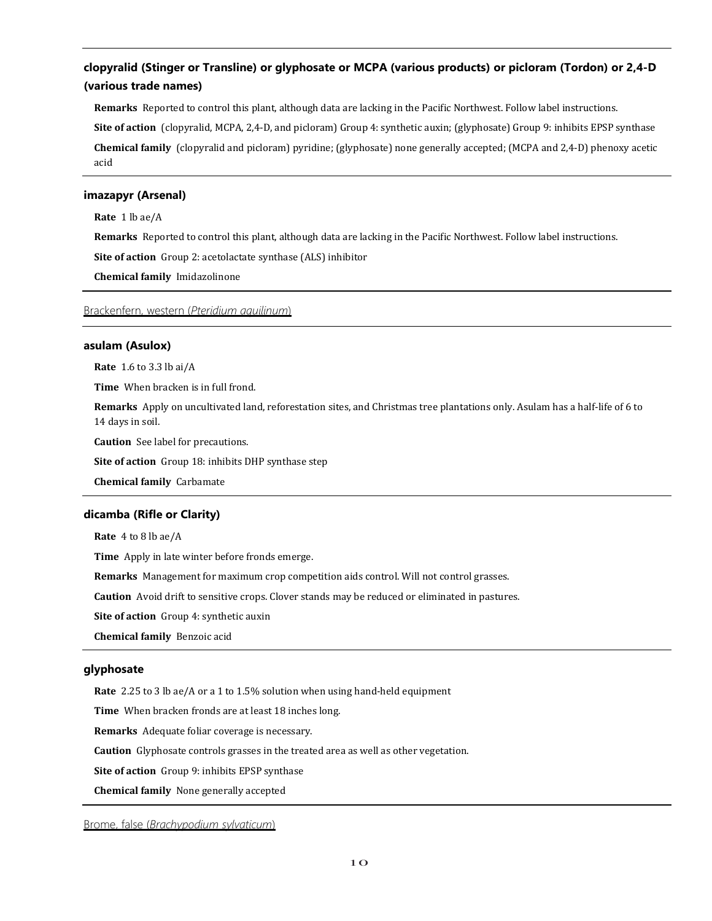### clopyralid (Stinger or Transline) or glyphosate or MCPA (various products) or picloram (Tordon) or 2,4-D (various trade names)

**Remarks** Reported to control this plant, although data are lacking in the Pacific Northwest. Follow label instructions.

**Site of action** (clopyralid, MCPA, 2,4-D, and picloram) Group 4: synthetic auxin; (glyphosate) Group 9: inhibits EPSP synthase

**Chemical family** (clopyralid and picloram) pyridine; (glyphosate) none generally accepted; (MCPA and 2,4-D) phenoxy acetic acid

### imazapyr (Arsenal)

**Rate** 1 lb ae/A

**Remarks** Reported to control this plant, although data are lacking in the Pacific Northwest. Follow label instructions.

**Site of action** Group 2: acetolactate synthase (ALS) inhibitor

**Chemical family** Imidazolinone

## Brackenfern, western (*Pteridium aquilinum*)

### asulam (Asulox)

**Rate** 1.6 to 3.3 lb ai/A

**Time** When bracken is in full frond.

**Remarks** Apply on uncultivated land, reforestation sites, and Christmas tree plantations only. Asulam has a half-life of 6 to 14 days in soil.

**Caution** See label for precautions.

**Site of action** Group 18: inhibits DHP synthase step

**Chemical family** Carbamate

### dicamba (Rifle or Clarity)

**Rate** 4 to 8 lb ae/A

**Time** Apply in late winter before fronds emerge.

**Remarks** Management for maximum crop competition aids control. Will not control grasses.

**Caution** Avoid drift to sensitive crops. Clover stands may be reduced or eliminated in pastures.

**Site of action** Group 4: synthetic auxin

**Chemical family** Benzoic acid

### glyphosate

**Rate** 2.25 to 3 lb ae/A or a 1 to 1.5% solution when using hand-held equipment

**Time** When bracken fronds are at least 18 inches long.

**Remarks** Adequate foliar coverage is necessary.

**Caution** Glyphosate controls grasses in the treated area as well as other vegetation.

**Site of action** Group 9: inhibits EPSP synthase

**Chemical family** None generally accepted

## Brome, false (*Brachypodium sylvaticum*)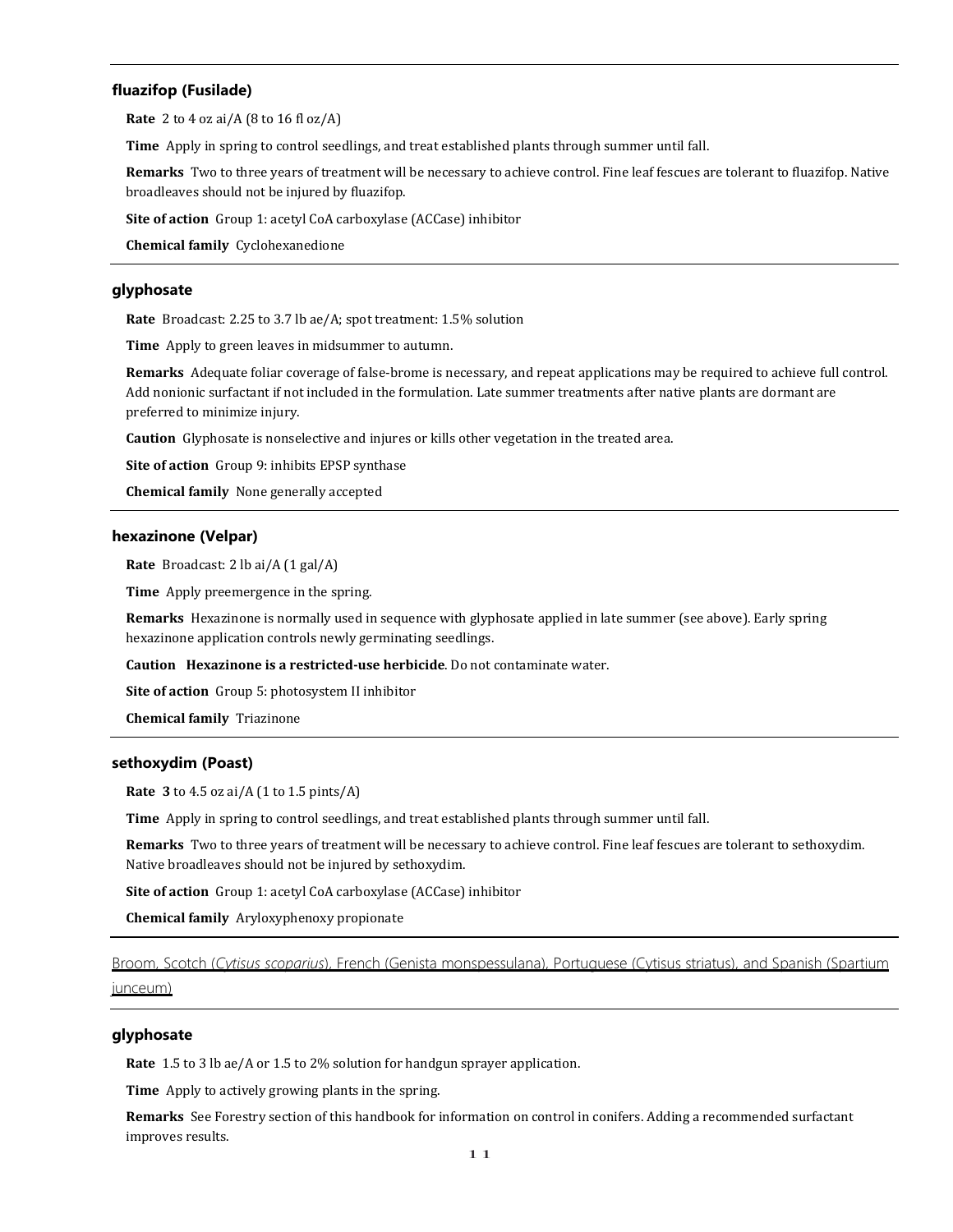### fluazifop (Fusilade)

**Rate** 2 to 4 oz ai/A (8 to 16 fl oz/A)

**Time** Apply in spring to control seedlings, and treat established plants through summer until fall.

**Remarks** Two to three years of treatment will be necessary to achieve control. Fine leaf fescues are tolerant to fluazifop. Native broadleaves should not be injured by fluazifop.

**Site of action** Group 1: acetyl CoA carboxylase (ACCase) inhibitor

**Chemical family** Cyclohexanedione

### glyphosate

**Rate** Broadcast: 2.25 to 3.7 lb ae/A; spot treatment: 1.5% solution

**Time** Apply to green leaves in midsummer to autumn.

**Remarks** Adequate foliar coverage of false-brome is necessary, and repeat applications may be required to achieve full control. Add nonionic surfactant if not included in the formulation. Late summer treatments after native plants are dormant are preferred to minimize injury.

**Caution** Glyphosate is nonselective and injures or kills other vegetation in the treated area.

**Site of action** Group 9: inhibits EPSP synthase

**Chemical family** None generally accepted

### hexazinone (Velpar)

**Rate** Broadcast: 2 lb ai/A (1 gal/A)

**Time** Apply preemergence in the spring.

**Remarks** Hexazinone is normally used in sequence with glyphosate applied in late summer (see above). Early spring hexazinone application controls newly germinating seedlings.

**Caution** **Hexazinone is a restricted-use herbicide**. Do not contaminate water.

**Site of action** Group 5: photosystem II inhibitor

**Chemical family** Triazinone

### sethoxydim (Poast)

**Rate** **3** to 4.5 oz ai/A (1 to 1.5 pints/A)

**Time** Apply in spring to control seedlings, and treat established plants through summer until fall.

**Remarks** Two to three years of treatment will be necessary to achieve control. Fine leaf fescues are tolerant to sethoxydim. Native broadleaves should not be injured by sethoxydim.

**Site of action** Group 1: acetyl CoA carboxylase (ACCase) inhibitor

**Chemical family** Aryloxyphenoxy propionate

## Broom, Scotch (*Cytisus scoparius*), French (Genista monspessulana), Portuguese (Cytisus striatus), and Spanish (Spartium junceum)

### glyphosate

**Rate** 1.5 to 3 lb ae/A or 1.5 to 2% solution for handgun sprayer application.

**Time** Apply to actively growing plants in the spring.

**Remarks** See Forestry section of this handbook for information on control in conifers. Adding a recommended surfactant improves results.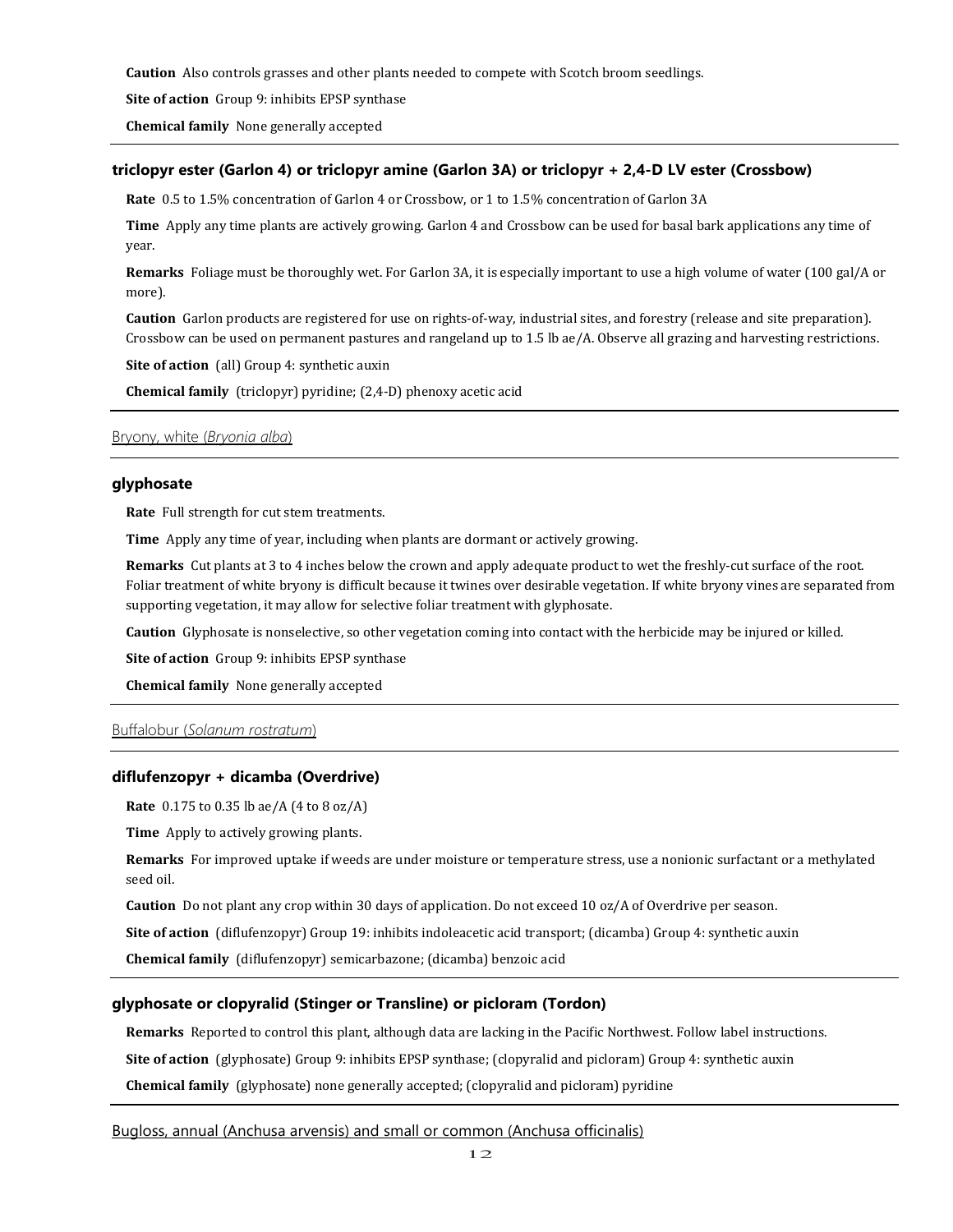**Caution** Also controls grasses and other plants needed to compete with Scotch broom seedlings.

**Site of action** Group 9: inhibits EPSP synthase

**Chemical family** None generally accepted

### triclopyr ester (Garlon 4) or triclopyr amine (Garlon 3A) or triclopyr + 2,4-D LV ester (Crossbow)

**Rate** 0.5 to 1.5% concentration of Garlon 4 or Crossbow, or 1 to 1.5% concentration of Garlon 3A

**Time** Apply any time plants are actively growing. Garlon 4 and Crossbow can be used for basal bark applications any time of year.

**Remarks** Foliage must be thoroughly wet. For Garlon 3A, it is especially important to use a high volume of water (100 gal/A or more).

**Caution** Garlon products are registered for use on rights-of-way, industrial sites, and forestry (release and site preparation). Crossbow can be used on permanent pastures and rangeland up to 1.5 lb ae/A. Observe all grazing and harvesting restrictions.

**Site of action** (all) Group 4: synthetic auxin

**Chemical family** (triclopyr) pyridine; (2,4-D) phenoxy acetic acid

## Bryony, white (*Bryonia alba*)

### glyphosate

**Rate** Full strength for cut stem treatments.

**Time** Apply any time of year, including when plants are dormant or actively growing.

**Remarks** Cut plants at 3 to 4 inches below the crown and apply adequate product to wet the freshly-cut surface of the root. Foliar treatment of white bryony is difficult because it twines over desirable vegetation. If white bryony vines are separated from supporting vegetation, it may allow for selective foliar treatment with glyphosate.

**Caution** Glyphosate is nonselective, so other vegetation coming into contact with the herbicide may be injured or killed.

**Site of action** Group 9: inhibits EPSP synthase

**Chemical family** None generally accepted

## Buffalobur (*Solanum rostratum*)

### diflufenzopyr + dicamba (Overdrive)

**Rate** 0.175 to 0.35 lb ae/A (4 to 8 oz/A)

**Time** Apply to actively growing plants.

**Remarks** For improved uptake if weeds are under moisture or temperature stress, use a nonionic surfactant or a methylated seed oil.

**Caution** Do not plant any crop within 30 days of application. Do not exceed 10 oz/A of Overdrive per season.

**Site of action** (diflufenzopyr) Group 19: inhibits indoleacetic acid transport; (dicamba) Group 4: synthetic auxin

**Chemical family** (diflufenzopyr) semicarbazone; (dicamba) benzoic acid

### glyphosate or clopyralid (Stinger or Transline) or picloram (Tordon)

**Remarks** Reported to control this plant, although data are lacking in the Pacific Northwest. Follow label instructions.

**Site of action** (glyphosate) Group 9: inhibits EPSP synthase; (clopyralid and picloram) Group 4: synthetic auxin

**Chemical family** (glyphosate) none generally accepted; (clopyralid and picloram) pyridine

## Bugloss, annual (Anchusa arvensis) and small or common (Anchusa officinalis)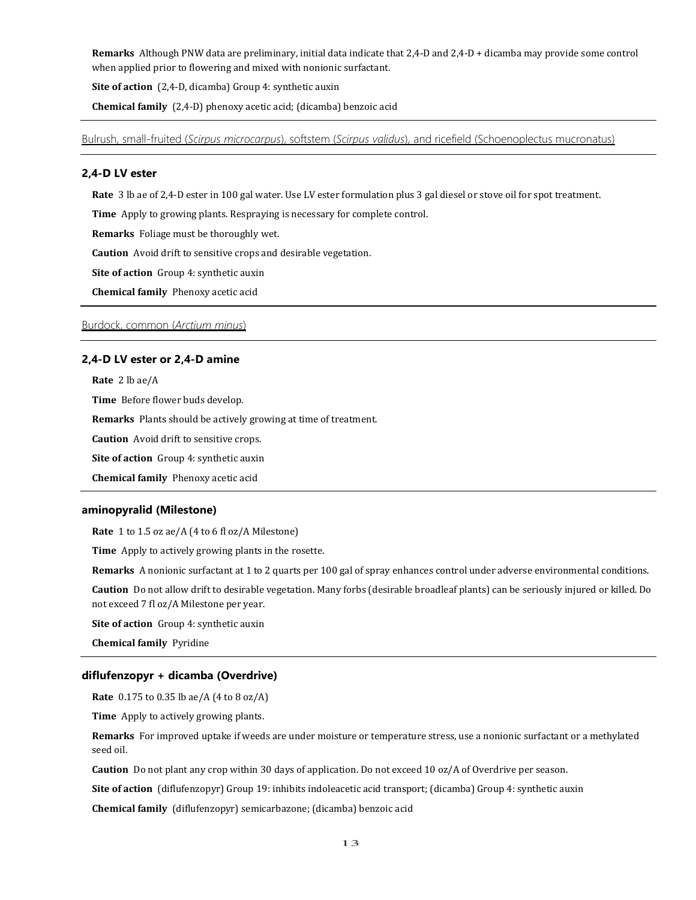**Remarks** Although PNW data are preliminary, initial data indicate that 2,4-D and 2,4-D + dicamba may provide some control when applied prior to flowering and mixed with nonionic surfactant.

**Site of action** (2,4-D, dicamba) Group 4: synthetic auxin

**Chemical family** (2,4-D) phenoxy acetic acid; (dicamba) benzoic acid

---

## Bulrush, small-fruited (*Scirpus microcarpus*), softstem (*Scirpus validus*), and ricefield (Schoenoplectus mucronatus)

### 2,4-D LV ester

**Rate** 3 lb ae of 2,4-D ester in 100 gal water. Use LV ester formulation plus 3 gal diesel or stove oil for spot treatment.

**Time** Apply to growing plants. Respraying is necessary for complete control.

**Remarks** Foliage must be thoroughly wet.

**Caution** Avoid drift to sensitive crops and desirable vegetation.

**Site of action** Group 4: synthetic auxin

**Chemical family** Phenoxy acetic acid

---

## Burdock, common (*Arctium minus*)

### 2,4-D LV ester or 2,4-D amine

**Rate** 2 lb ae/A

**Time** Before flower buds develop.

**Remarks** Plants should be actively growing at time of treatment.

**Caution** Avoid drift to sensitive crops.

**Site of action** Group 4: synthetic auxin

**Chemical family** Phenoxy acetic acid

### aminopyralid (Milestone)

**Rate** 1 to 1.5 oz ae/A (4 to 6 fl oz/A Milestone)

**Time** Apply to actively growing plants in the rosette.

**Remarks** A nonionic surfactant at 1 to 2 quarts per 100 gal of spray enhances control under adverse environmental conditions.

**Caution** Do not allow drift to desirable vegetation. Many forbs (desirable broadleaf plants) can be seriously injured or killed. Do not exceed 7 fl oz/A Milestone per year.

**Site of action** Group 4: synthetic auxin

**Chemical family** Pyridine

### diflufenzopyr + dicamba (Overdrive)

**Rate** 0.175 to 0.35 lb ae/A (4 to 8 oz/A)

**Time** Apply to actively growing plants.

**Remarks** For improved uptake if weeds are under moisture or temperature stress, use a nonionic surfactant or a methylated seed oil.

**Caution** Do not plant any crop within 30 days of application. Do not exceed 10 oz/A of Overdrive per season.

**Site of action** (diflufenzopyr) Group 19: inhibits indoleacetic acid transport; (dicamba) Group 4: synthetic auxin

**Chemical family** (diflufenzopyr) semicarbazone; (dicamba) benzoic acid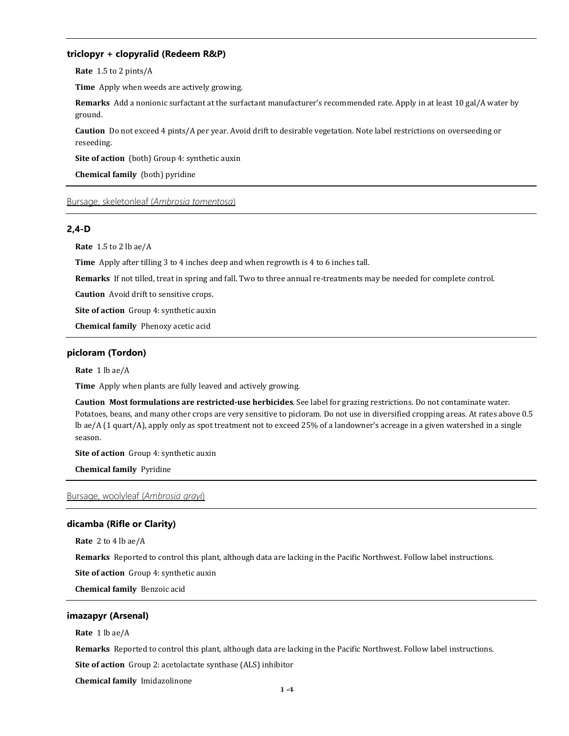### triclopyr + clopyralid (Redeem R&P)

**Rate** 1.5 to 2 pints/A

**Time** Apply when weeds are actively growing.

**Remarks** Add a nonionic surfactant at the surfactant manufacturer's recommended rate. Apply in at least 10 gal/A water by ground.

**Caution** Do not exceed 4 pints/A per year. Avoid drift to desirable vegetation. Note label restrictions on overseeding or reseeding.

**Site of action** (both) Group 4: synthetic auxin

**Chemical family** (both) pyridine

## Bursage, skeletonleaf (*Ambrosia tomentosa*)

### 2,4-D

**Rate** 1.5 to 2 lb ae/A

**Time** Apply after tilling 3 to 4 inches deep and when regrowth is 4 to 6 inches tall.

**Remarks** If not tilled, treat in spring and fall. Two to three annual re-treatments may be needed for complete control.

**Caution** Avoid drift to sensitive crops.

**Site of action** Group 4: synthetic auxin

**Chemical family** Phenoxy acetic acid

### picloram (Tordon)

**Rate** 1 lb ae/A

**Time** Apply when plants are fully leaved and actively growing.

**Caution** **Most formulations are restricted-use herbicides**. See label for grazing restrictions. Do not contaminate water. Potatoes, beans, and many other crops are very sensitive to picloram. Do not use in diversified cropping areas. At rates above 0.5 lb ae/A (1 quart/A), apply only as spot treatment not to exceed 25% of a landowner's acreage in a given watershed in a single season.

**Site of action** Group 4: synthetic auxin

**Chemical family** Pyridine

## Bursage, woolyleaf (*Ambrosia grayi*)

### dicamba (Rifle or Clarity)

**Rate** 2 to 4 lb ae/A

**Remarks** Reported to control this plant, although data are lacking in the Pacific Northwest. Follow label instructions.

**Site of action** Group 4: synthetic auxin

**Chemical family** Benzoic acid

### imazapyr (Arsenal)

**Rate** 1 lb ae/A

**Remarks** Reported to control this plant, although data are lacking in the Pacific Northwest. Follow label instructions.

**Site of action** Group 2: acetolactate synthase (ALS) inhibitor

**Chemical family** Imidazolinone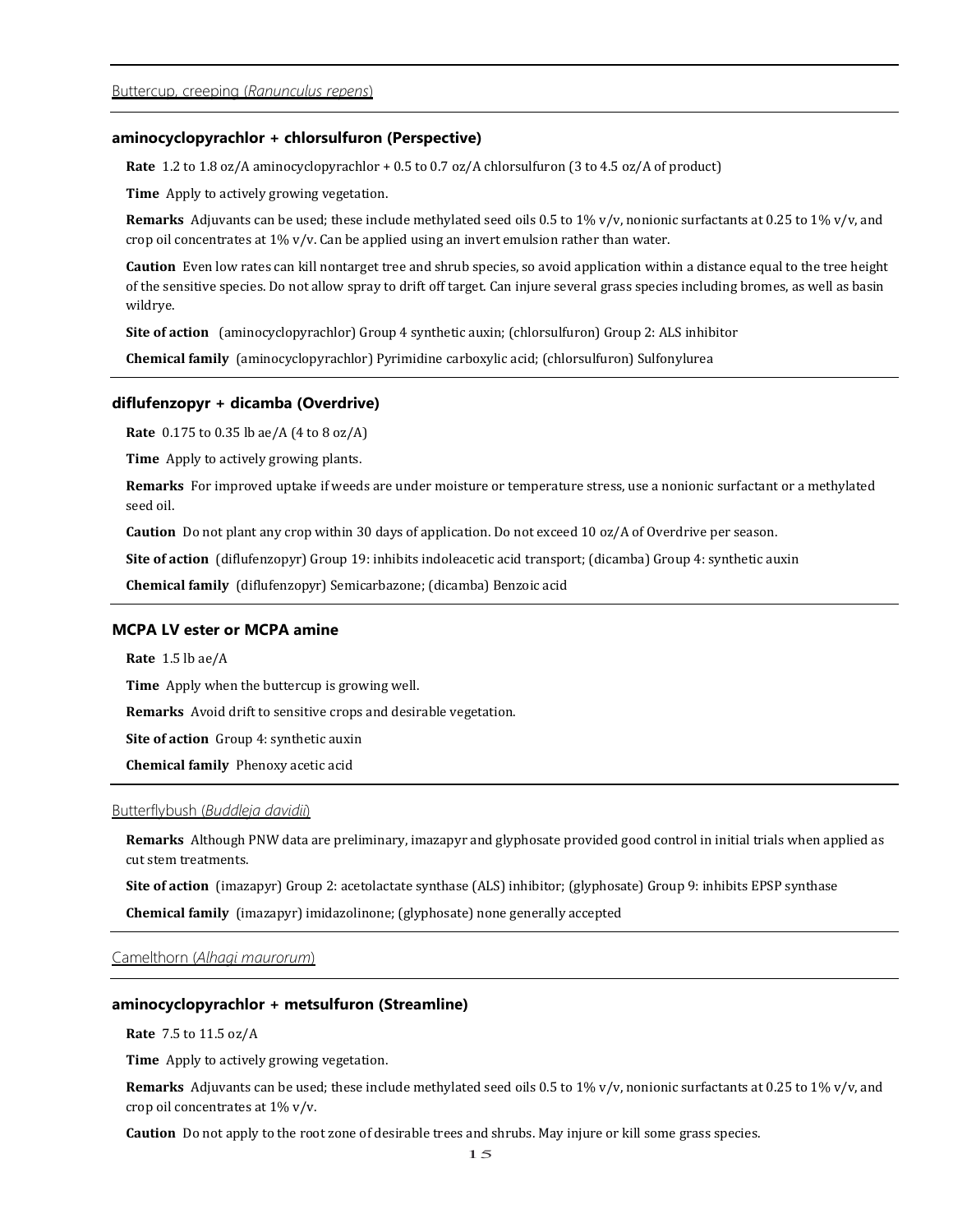## Buttercup, creeping (*Ranunculus repens*)

### aminocyclopyrachlor + chlorsulfuron (Perspective)

**Rate** 1.2 to 1.8 oz/A aminocyclopyrachlor + 0.5 to 0.7 oz/A chlorsulfuron (3 to 4.5 oz/A of product)

**Time** Apply to actively growing vegetation.

**Remarks** Adjuvants can be used; these include methylated seed oils 0.5 to 1% v/v, nonionic surfactants at 0.25 to 1% v/v, and crop oil concentrates at 1% v/v. Can be applied using an invert emulsion rather than water.

**Caution** Even low rates can kill nontarget tree and shrub species, so avoid application within a distance equal to the tree height of the sensitive species. Do not allow spray to drift off target. Can injure several grass species including bromes, as well as basin wildrye.

**Site of action** (aminocyclopyrachlor) Group 4 synthetic auxin; (chlorsulfuron) Group 2: ALS inhibitor

**Chemical family** (aminocyclopyrachlor) Pyrimidine carboxylic acid; (chlorsulfuron) Sulfonylurea

### diflufenzopyr + dicamba (Overdrive)

**Rate** 0.175 to 0.35 lb ae/A (4 to 8 oz/A)

**Time** Apply to actively growing plants.

**Remarks** For improved uptake if weeds are under moisture or temperature stress, use a nonionic surfactant or a methylated seed oil.

**Caution** Do not plant any crop within 30 days of application. Do not exceed 10 oz/A of Overdrive per season.

**Site of action** (diflufenzopyr) Group 19: inhibits indoleacetic acid transport; (dicamba) Group 4: synthetic auxin

**Chemical family** (diflufenzopyr) Semicarbazone; (dicamba) Benzoic acid

### MCPA LV ester or MCPA amine

**Rate** 1.5 lb ae/A

**Time** Apply when the buttercup is growing well.

**Remarks** Avoid drift to sensitive crops and desirable vegetation.

**Site of action** Group 4: synthetic auxin

**Chemical family** Phenoxy acetic acid

## Butterflybush (*Buddleja davidii*)

**Remarks** Although PNW data are preliminary, imazapyr and glyphosate provided good control in initial trials when applied as cut stem treatments.

**Site of action** (imazapyr) Group 2: acetolactate synthase (ALS) inhibitor; (glyphosate) Group 9: inhibits EPSP synthase

**Chemical family** (imazapyr) imidazolinone; (glyphosate) none generally accepted

## Camelthorn (*Alhagi maurorum*)

### aminocyclopyrachlor + metsulfuron (Streamline)

**Rate** 7.5 to 11.5 oz/A

**Time** Apply to actively growing vegetation.

**Remarks** Adjuvants can be used; these include methylated seed oils 0.5 to 1% v/v, nonionic surfactants at 0.25 to 1% v/v, and crop oil concentrates at 1% v/v.

**Caution** Do not apply to the root zone of desirable trees and shrubs. May injure or kill some grass species.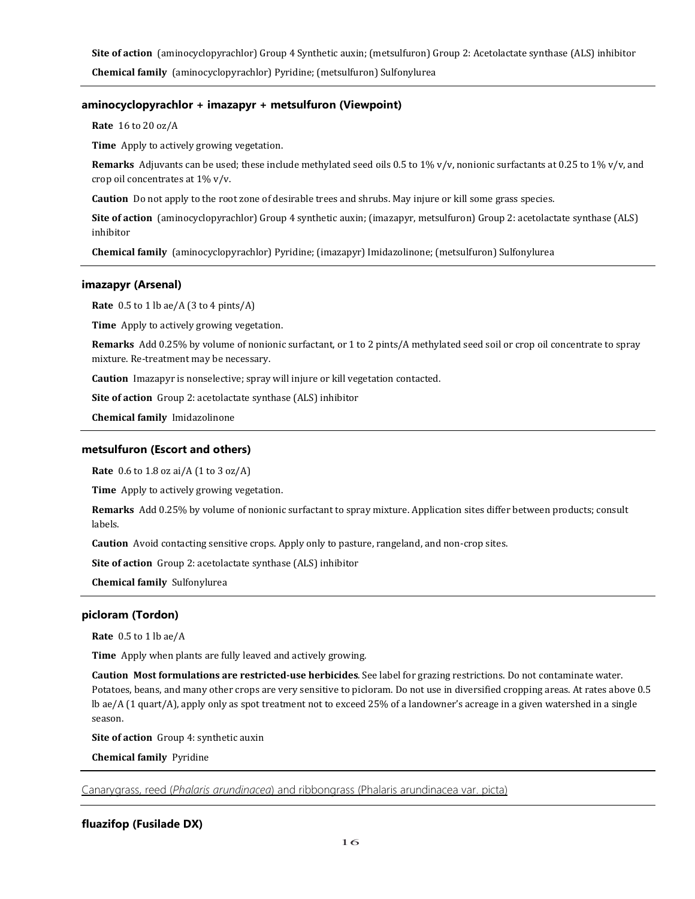**Site of action** (aminocyclopyrachlor) Group 4 Synthetic auxin; (metsulfuron) Group 2: Acetolactate synthase (ALS) inhibitor

**Chemical family** (aminocyclopyrachlor) Pyridine; (metsulfuron) Sulfonylurea

### aminocyclopyrachlor + imazapyr + metsulfuron (Viewpoint)

**Rate** 16 to 20 oz/A

**Time** Apply to actively growing vegetation.

**Remarks** Adjuvants can be used; these include methylated seed oils 0.5 to 1% v/v, nonionic surfactants at 0.25 to 1% v/v, and crop oil concentrates at 1% v/v.

**Caution** Do not apply to the root zone of desirable trees and shrubs. May injure or kill some grass species.

**Site of action** (aminocyclopyrachlor) Group 4 synthetic auxin; (imazapyr, metsulfuron) Group 2: acetolactate synthase (ALS) inhibitor

**Chemical family** (aminocyclopyrachlor) Pyridine; (imazapyr) Imidazolinone; (metsulfuron) Sulfonylurea

### imazapyr (Arsenal)

**Rate** 0.5 to 1 lb ae/A (3 to 4 pints/A)

**Time** Apply to actively growing vegetation.

**Remarks** Add 0.25% by volume of nonionic surfactant, or 1 to 2 pints/A methylated seed soil or crop oil concentrate to spray mixture. Re-treatment may be necessary.

**Caution** Imazapyr is nonselective; spray will injure or kill vegetation contacted.

**Site of action** Group 2: acetolactate synthase (ALS) inhibitor

**Chemical family** Imidazolinone

### metsulfuron (Escort and others)

**Rate** 0.6 to 1.8 oz ai/A (1 to 3 oz/A)

**Time** Apply to actively growing vegetation.

**Remarks** Add 0.25% by volume of nonionic surfactant to spray mixture. Application sites differ between products; consult labels.

**Caution** Avoid contacting sensitive crops. Apply only to pasture, rangeland, and non-crop sites.

**Site of action** Group 2: acetolactate synthase (ALS) inhibitor

**Chemical family** Sulfonylurea

### picloram (Tordon)

**Rate** 0.5 to 1 lb ae/A

**Time** Apply when plants are fully leaved and actively growing.

**Caution** **Most formulations are restricted-use herbicides**. See label for grazing restrictions. Do not contaminate water. Potatoes, beans, and many other crops are very sensitive to picloram. Do not use in diversified cropping areas. At rates above 0.5 lb ae/A (1 quart/A), apply only as spot treatment not to exceed 25% of a landowner's acreage in a given watershed in a single season.

**Site of action** Group 4: synthetic auxin

**Chemical family** Pyridine

## Canarygrass, reed (*Phalaris arundinacea*) and ribbongrass (Phalaris arundinacea var. picta)

### fluazifop (Fusilade DX)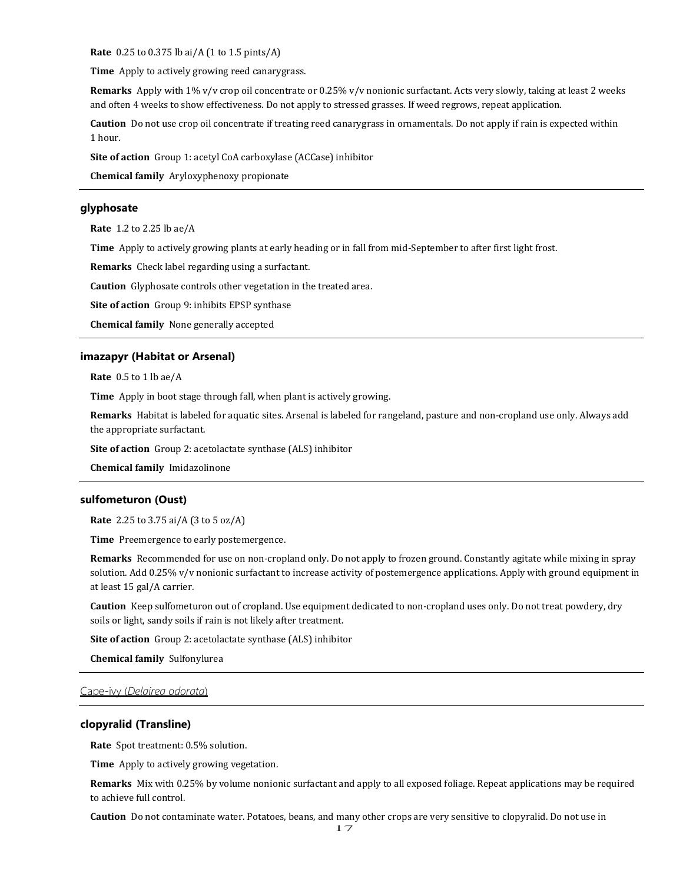**Rate** 0.25 to 0.375 lb ai/A (1 to 1.5 pints/A)

**Time** Apply to actively growing reed canarygrass.

**Remarks** Apply with 1% v/v crop oil concentrate or 0.25% v/v nonionic surfactant. Acts very slowly, taking at least 2 weeks and often 4 weeks to show effectiveness. Do not apply to stressed grasses. If weed regrows, repeat application.

**Caution** Do not use crop oil concentrate if treating reed canarygrass in ornamentals. Do not apply if rain is expected within 1 hour.

**Site of action** Group 1: acetyl CoA carboxylase (ACCase) inhibitor

**Chemical family** Aryloxyphenoxy propionate

---

### glyphosate

**Rate** 1.2 to 2.25 lb ae/A

**Time** Apply to actively growing plants at early heading or in fall from mid-September to after first light frost.

**Remarks** Check label regarding using a surfactant.

**Caution** Glyphosate controls other vegetation in the treated area.

**Site of action** Group 9: inhibits EPSP synthase

**Chemical family** None generally accepted

---

### imazapyr (Habitat or Arsenal)

**Rate** 0.5 to 1 lb ae/A

**Time** Apply in boot stage through fall, when plant is actively growing.

**Remarks** Habitat is labeled for aquatic sites. Arsenal is labeled for rangeland, pasture and non-cropland use only. Always add the appropriate surfactant.

**Site of action** Group 2: acetolactate synthase (ALS) inhibitor

**Chemical family** Imidazolinone

---

### sulfometuron (Oust)

**Rate** 2.25 to 3.75 ai/A (3 to 5 oz/A)

**Time** Preemergence to early postemergence.

**Remarks** Recommended for use on non-cropland only. Do not apply to frozen ground. Constantly agitate while mixing in spray solution. Add 0.25% v/v nonionic surfactant to increase activity of postemergence applications. Apply with ground equipment in at least 15 gal/A carrier.

**Caution** Keep sulfometuron out of cropland. Use equipment dedicated to non-cropland uses only. Do not treat powdery, dry soils or light, sandy soils if rain is not likely after treatment.

**Site of action** Group 2: acetolactate synthase (ALS) inhibitor

**Chemical family** Sulfonylurea

---

## Cape-ivy (*Delairea odorata*)

---

### clopyralid (Transline)

**Rate** Spot treatment: 0.5% solution.

**Time** Apply to actively growing vegetation.

**Remarks** Mix with 0.25% by volume nonionic surfactant and apply to all exposed foliage. Repeat applications may be required to achieve full control.

**Caution** Do not contaminate water. Potatoes, beans, and many other crops are very sensitive to clopyralid. Do not use in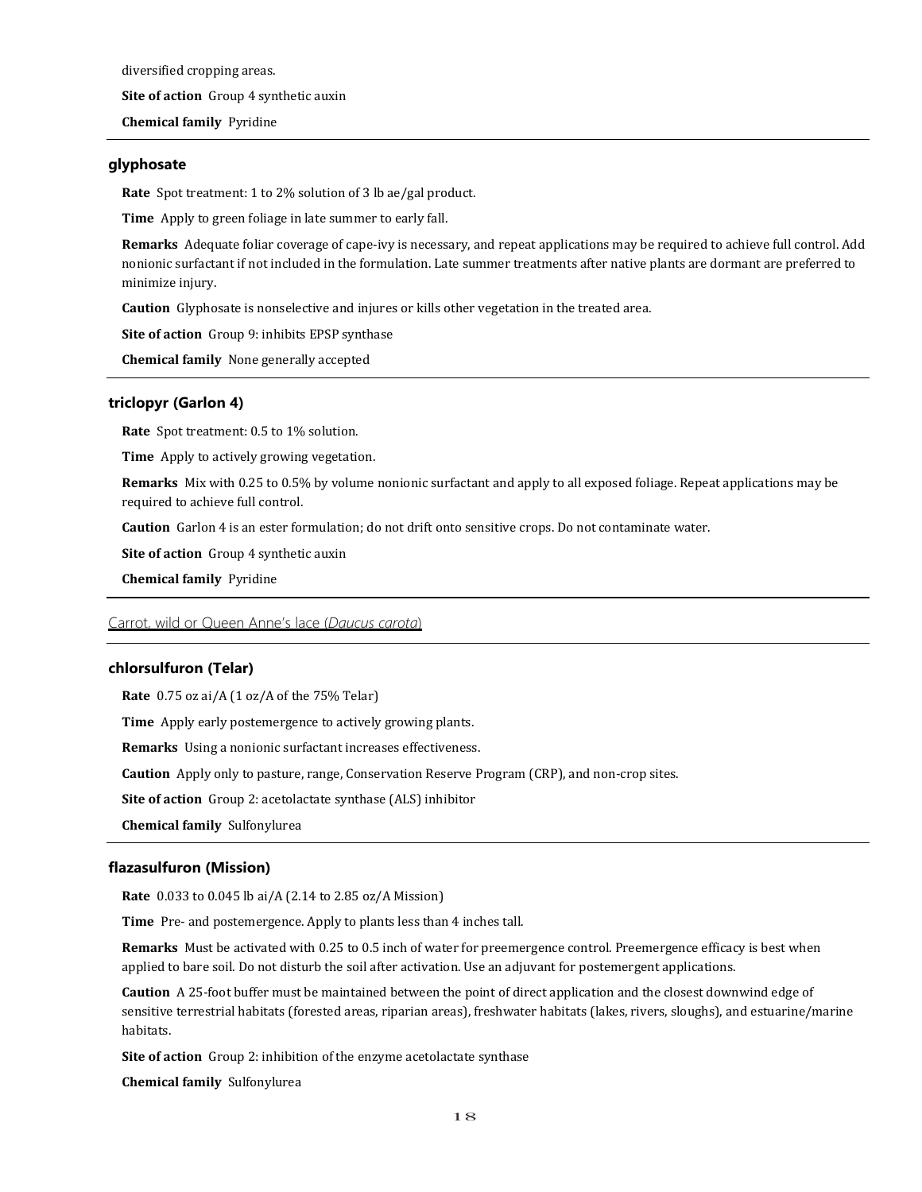diversified cropping areas.

**Site of action** Group 4 synthetic auxin

**Chemical family** Pyridine

### glyphosate

**Rate** Spot treatment: 1 to 2% solution of 3 lb ae/gal product.

**Time** Apply to green foliage in late summer to early fall.

**Remarks** Adequate foliar coverage of cape-ivy is necessary, and repeat applications may be required to achieve full control. Add nonionic surfactant if not included in the formulation. Late summer treatments after native plants are dormant are preferred to minimize injury.

**Caution** Glyphosate is nonselective and injures or kills other vegetation in the treated area.

**Site of action** Group 9: inhibits EPSP synthase

**Chemical family** None generally accepted

### triclopyr (Garlon 4)

**Rate** Spot treatment: 0.5 to 1% solution.

**Time** Apply to actively growing vegetation.

**Remarks** Mix with 0.25 to 0.5% by volume nonionic surfactant and apply to all exposed foliage. Repeat applications may be required to achieve full control.

**Caution** Garlon 4 is an ester formulation; do not drift onto sensitive crops. Do not contaminate water.

**Site of action** Group 4 synthetic auxin

**Chemical family** Pyridine

## Carrot, wild or Queen Anne's lace (*Daucus carota*)

### chlorsulfuron (Telar)

**Rate** 0.75 oz ai/A (1 oz/A of the 75% Telar)

**Time** Apply early postemergence to actively growing plants.

**Remarks** Using a nonionic surfactant increases effectiveness.

**Caution** Apply only to pasture, range, Conservation Reserve Program (CRP), and non-crop sites.

**Site of action** Group 2: acetolactate synthase (ALS) inhibitor

**Chemical family** Sulfonylurea

### flazasulfuron (Mission)

**Rate** 0.033 to 0.045 lb ai/A (2.14 to 2.85 oz/A Mission)

**Time** Pre- and postemergence. Apply to plants less than 4 inches tall.

**Remarks** Must be activated with 0.25 to 0.5 inch of water for preemergence control. Preemergence efficacy is best when applied to bare soil. Do not disturb the soil after activation. Use an adjuvant for postemergent applications.

**Caution** A 25-foot buffer must be maintained between the point of direct application and the closest downwind edge of sensitive terrestrial habitats (forested areas, riparian areas), freshwater habitats (lakes, rivers, sloughs), and estuarine/marine habitats.

**Site of action** Group 2: inhibition of the enzyme acetolactate synthase

**Chemical family** Sulfonylurea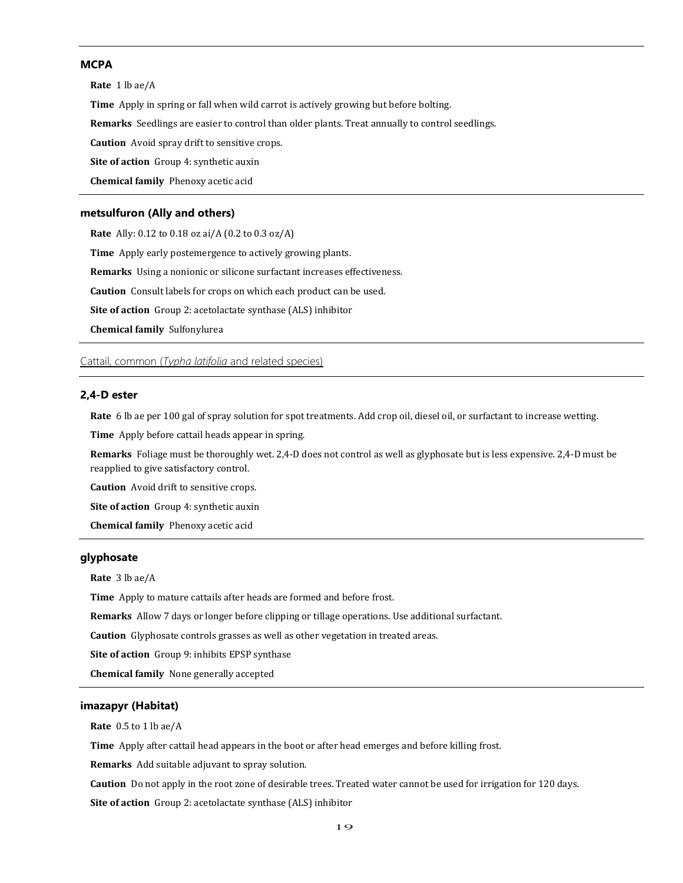### MCPA

**Rate** 1 lb ae/A

**Time** Apply in spring or fall when wild carrot is actively growing but before bolting.

**Remarks** Seedlings are easier to control than older plants. Treat annually to control seedlings.

**Caution** Avoid spray drift to sensitive crops.

**Site of action** Group 4: synthetic auxin

**Chemical family** Phenoxy acetic acid

### metsulfuron (Ally and others)

**Rate** Ally: 0.12 to 0.18 oz ai/A (0.2 to 0.3 oz/A)

**Time** Apply early postemergence to actively growing plants.

**Remarks** Using a nonionic or silicone surfactant increases effectiveness.

**Caution** Consult labels for crops on which each product can be used.

**Site of action** Group 2: acetolactate synthase (ALS) inhibitor

**Chemical family** Sulfonylurea

## Cattail, common (*Typha latifolia* and related species)

### 2,4-D ester

**Rate** 6 lb ae per 100 gal of spray solution for spot treatments. Add crop oil, diesel oil, or surfactant to increase wetting.

**Time** Apply before cattail heads appear in spring.

**Remarks** Foliage must be thoroughly wet. 2,4-D does not control as well as glyphosate but is less expensive. 2,4-D must be reapplied to give satisfactory control.

**Caution** Avoid drift to sensitive crops.

**Site of action** Group 4: synthetic auxin

**Chemical family** Phenoxy acetic acid

### glyphosate

**Rate** 3 lb ae/A

**Time** Apply to mature cattails after heads are formed and before frost.

**Remarks** Allow 7 days or longer before clipping or tillage operations. Use additional surfactant.

**Caution** Glyphosate controls grasses as well as other vegetation in treated areas.

**Site of action** Group 9: inhibits EPSP synthase

**Chemical family** None generally accepted

### imazapyr (Habitat)

**Rate** 0.5 to 1 lb ae/A

**Time** Apply after cattail head appears in the boot or after head emerges and before killing frost.

**Remarks** Add suitable adjuvant to spray solution.

**Caution** Do not apply in the root zone of desirable trees. Treated water cannot be used for irrigation for 120 days.

**Site of action** Group 2: acetolactate synthase (ALS) inhibitor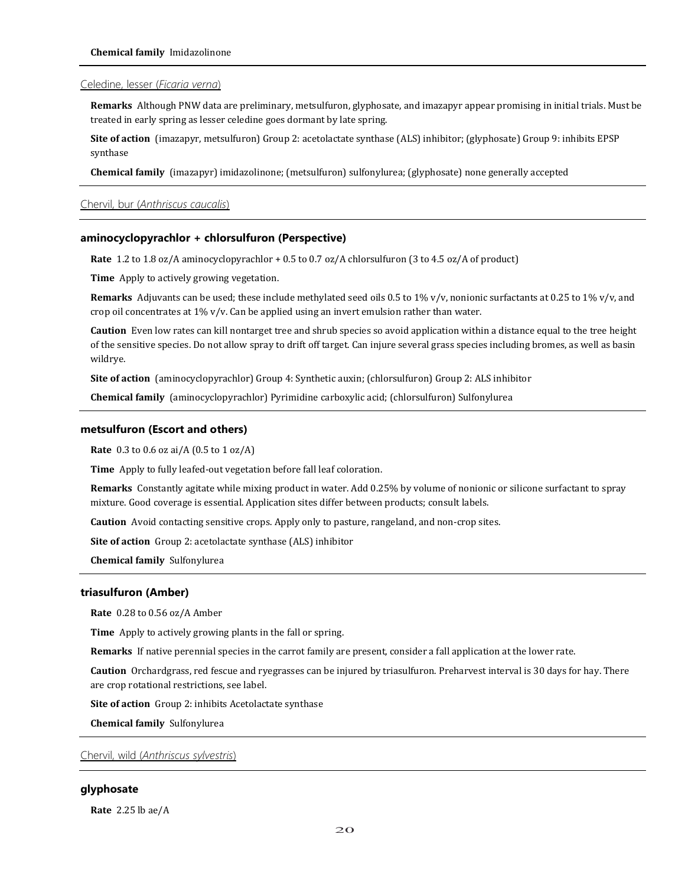**Chemical family** Imidazolinone

Celedine, lesser (*Ficaria verna*)

**Remarks** Although PNW data are preliminary, metsulfuron, glyphosate, and imazapyr appear promising in initial trials. Must be treated in early spring as lesser celedine goes dormant by late spring.

**Site of action** (imazapyr, metsulfuron) Group 2: acetolactate synthase (ALS) inhibitor; (glyphosate) Group 9: inhibits EPSP synthase

**Chemical family** (imazapyr) imidazolinone; (metsulfuron) sulfonylurea; (glyphosate) none generally accepted

Chervil, bur (*Anthriscus caucalis*)

### aminocyclopyrachlor + chlorsulfuron (Perspective)

**Rate** 1.2 to 1.8 oz/A aminocyclopyrachlor + 0.5 to 0.7 oz/A chlorsulfuron (3 to 4.5 oz/A of product)

**Time** Apply to actively growing vegetation.

**Remarks** Adjuvants can be used; these include methylated seed oils 0.5 to 1% v/v, nonionic surfactants at 0.25 to 1% v/v, and crop oil concentrates at 1% v/v. Can be applied using an invert emulsion rather than water.

**Caution** Even low rates can kill nontarget tree and shrub species so avoid application within a distance equal to the tree height of the sensitive species. Do not allow spray to drift off target. Can injure several grass species including bromes, as well as basin wildrye.

**Site of action** (aminocyclopyrachlor) Group 4: Synthetic auxin; (chlorsulfuron) Group 2: ALS inhibitor

**Chemical family** (aminocyclopyrachlor) Pyrimidine carboxylic acid; (chlorsulfuron) Sulfonylurea

### metsulfuron (Escort and others)

**Rate** 0.3 to 0.6 oz ai/A (0.5 to 1 oz/A)

**Time** Apply to fully leafed-out vegetation before fall leaf coloration.

**Remarks** Constantly agitate while mixing product in water. Add 0.25% by volume of nonionic or silicone surfactant to spray mixture. Good coverage is essential. Application sites differ between products; consult labels.

**Caution** Avoid contacting sensitive crops. Apply only to pasture, rangeland, and non-crop sites.

**Site of action** Group 2: acetolactate synthase (ALS) inhibitor

**Chemical family** Sulfonylurea

### triasulfuron (Amber)

**Rate** 0.28 to 0.56 oz/A Amber

**Time** Apply to actively growing plants in the fall or spring.

**Remarks** If native perennial species in the carrot family are present, consider a fall application at the lower rate.

**Caution** Orchardgrass, red fescue and ryegrasses can be injured by triasulfuron. Preharvest interval is 30 days for hay. There are crop rotational restrictions, see label.

**Site of action** Group 2: inhibits Acetolactate synthase

**Chemical family** Sulfonylurea

Chervil, wild (*Anthriscus sylvestris*)

### glyphosate

**Rate** 2.25 lb ae/A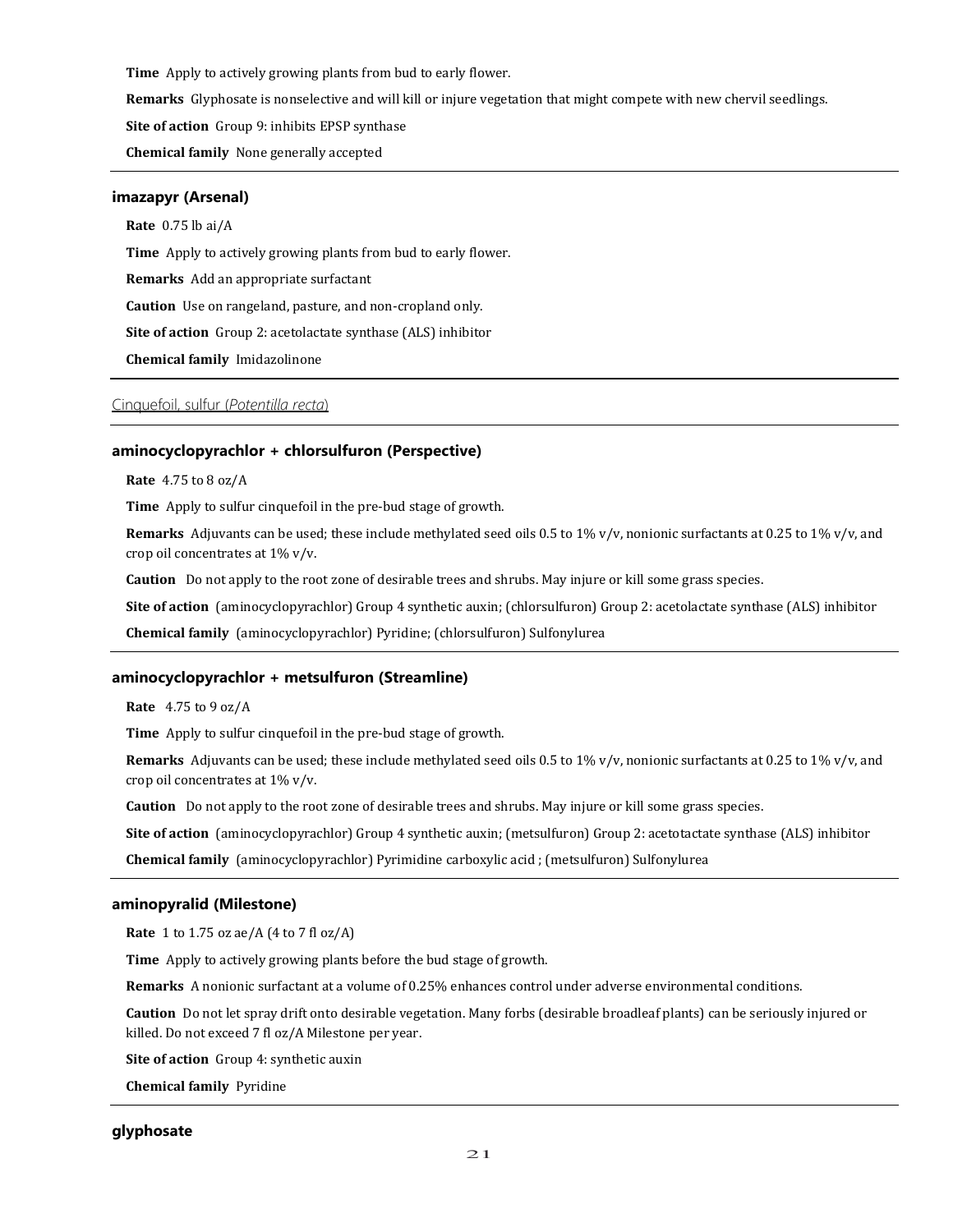**Time** Apply to actively growing plants from bud to early flower.

**Remarks** Glyphosate is nonselective and will kill or injure vegetation that might compete with new chervil seedlings.

**Site of action** Group 9: inhibits EPSP synthase

**Chemical family** None generally accepted

---

### imazapyr (Arsenal)

**Rate** 0.75 lb ai/A

**Time** Apply to actively growing plants from bud to early flower.

**Remarks** Add an appropriate surfactant

**Caution** Use on rangeland, pasture, and non-cropland only.

**Site of action** Group 2: acetolactate synthase (ALS) inhibitor

**Chemical family** Imidazolinone

---

## Cinquefoil, sulfur (*Potentilla recta*)

---

### aminocyclopyrachlor + chlorsulfuron (Perspective)

**Rate** 4.75 to 8 oz/A

**Time** Apply to sulfur cinquefoil in the pre-bud stage of growth.

**Remarks** Adjuvants can be used; these include methylated seed oils 0.5 to 1% v/v, nonionic surfactants at 0.25 to 1% v/v, and crop oil concentrates at 1% v/v.

**Caution** Do not apply to the root zone of desirable trees and shrubs. May injure or kill some grass species.

**Site of action** (aminocyclopyrachlor) Group 4 synthetic auxin; (chlorsulfuron) Group 2: acetolactate synthase (ALS) inhibitor

**Chemical family** (aminocyclopyrachlor) Pyridine; (chlorsulfuron) Sulfonylurea

---

### aminocyclopyrachlor + metsulfuron (Streamline)

**Rate** 4.75 to 9 oz/A

**Time** Apply to sulfur cinquefoil in the pre-bud stage of growth.

**Remarks** Adjuvants can be used; these include methylated seed oils 0.5 to 1% v/v, nonionic surfactants at 0.25 to 1% v/v, and crop oil concentrates at 1% v/v.

**Caution** Do not apply to the root zone of desirable trees and shrubs. May injure or kill some grass species.

**Site of action** (aminocyclopyrachlor) Group 4 synthetic auxin; (metsulfuron) Group 2: acetotactate synthase (ALS) inhibitor

**Chemical family** (aminocyclopyrachlor) Pyrimidine carboxylic acid ; (metsulfuron) Sulfonylurea

---

### aminopyralid (Milestone)

**Rate** 1 to 1.75 oz ae/A (4 to 7 fl oz/A)

**Time** Apply to actively growing plants before the bud stage of growth.

**Remarks** A nonionic surfactant at a volume of 0.25% enhances control under adverse environmental conditions.

**Caution** Do not let spray drift onto desirable vegetation. Many forbs (desirable broadleaf plants) can be seriously injured or killed. Do not exceed 7 fl oz/A Milestone per year.

**Site of action** Group 4: synthetic auxin

**Chemical family** Pyridine

---

### glyphosate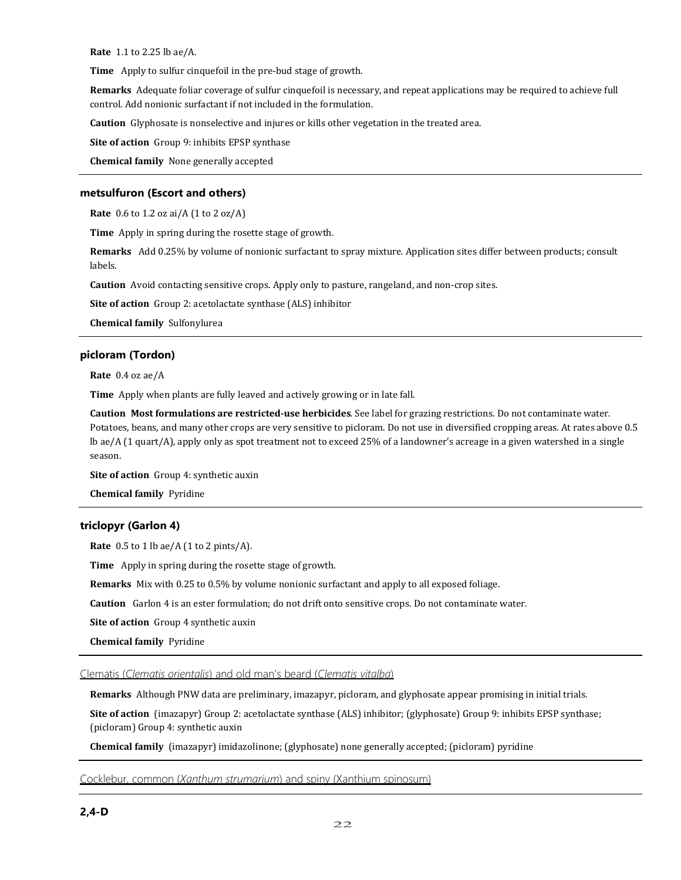**Rate** 1.1 to 2.25 lb ae/A.

**Time** Apply to sulfur cinquefoil in the pre-bud stage of growth.

**Remarks** Adequate foliar coverage of sulfur cinquefoil is necessary, and repeat applications may be required to achieve full control. Add nonionic surfactant if not included in the formulation.

**Caution** Glyphosate is nonselective and injures or kills other vegetation in the treated area.

**Site of action** Group 9: inhibits EPSP synthase

**Chemical family** None generally accepted

---

### metsulfuron (Escort and others)

**Rate** 0.6 to 1.2 oz ai/A (1 to 2 oz/A)

**Time** Apply in spring during the rosette stage of growth.

**Remarks** Add 0.25% by volume of nonionic surfactant to spray mixture. Application sites differ between products; consult labels.

**Caution** Avoid contacting sensitive crops. Apply only to pasture, rangeland, and non-crop sites.

**Site of action** Group 2: acetolactate synthase (ALS) inhibitor

**Chemical family** Sulfonylurea

---

### picloram (Tordon)

**Rate** 0.4 oz ae/A

**Time** Apply when plants are fully leaved and actively growing or in late fall.

**Caution** **Most formulations are restricted-use herbicides**. See label for grazing restrictions. Do not contaminate water. Potatoes, beans, and many other crops are very sensitive to picloram. Do not use in diversified cropping areas. At rates above 0.5 lb ae/A (1 quart/A), apply only as spot treatment not to exceed 25% of a landowner's acreage in a given watershed in a single season.

**Site of action** Group 4: synthetic auxin

**Chemical family** Pyridine

---

### triclopyr (Garlon 4)

**Rate** 0.5 to 1 lb ae/A (1 to 2 pints/A).

**Time** Apply in spring during the rosette stage of growth.

**Remarks** Mix with 0.25 to 0.5% by volume nonionic surfactant and apply to all exposed foliage.

**Caution** Garlon 4 is an ester formulation; do not drift onto sensitive crops. Do not contaminate water.

**Site of action** Group 4 synthetic auxin

**Chemical family** Pyridine

---

## Clematis (*Clematis orientalis*) and old man's beard (*Clematis vitalba*)

**Remarks** Although PNW data are preliminary, imazapyr, picloram, and glyphosate appear promising in initial trials.

**Site of action** (imazapyr) Group 2: acetolactate synthase (ALS) inhibitor; (glyphosate) Group 9: inhibits EPSP synthase; (picloram) Group 4: synthetic auxin

**Chemical family** (imazapyr) imidazolinone; (glyphosate) none generally accepted; (picloram) pyridine

---

## Cocklebur, common (*Xanthum strumarium*) and spiny (Xanthium spinosum)

---

### 2,4-D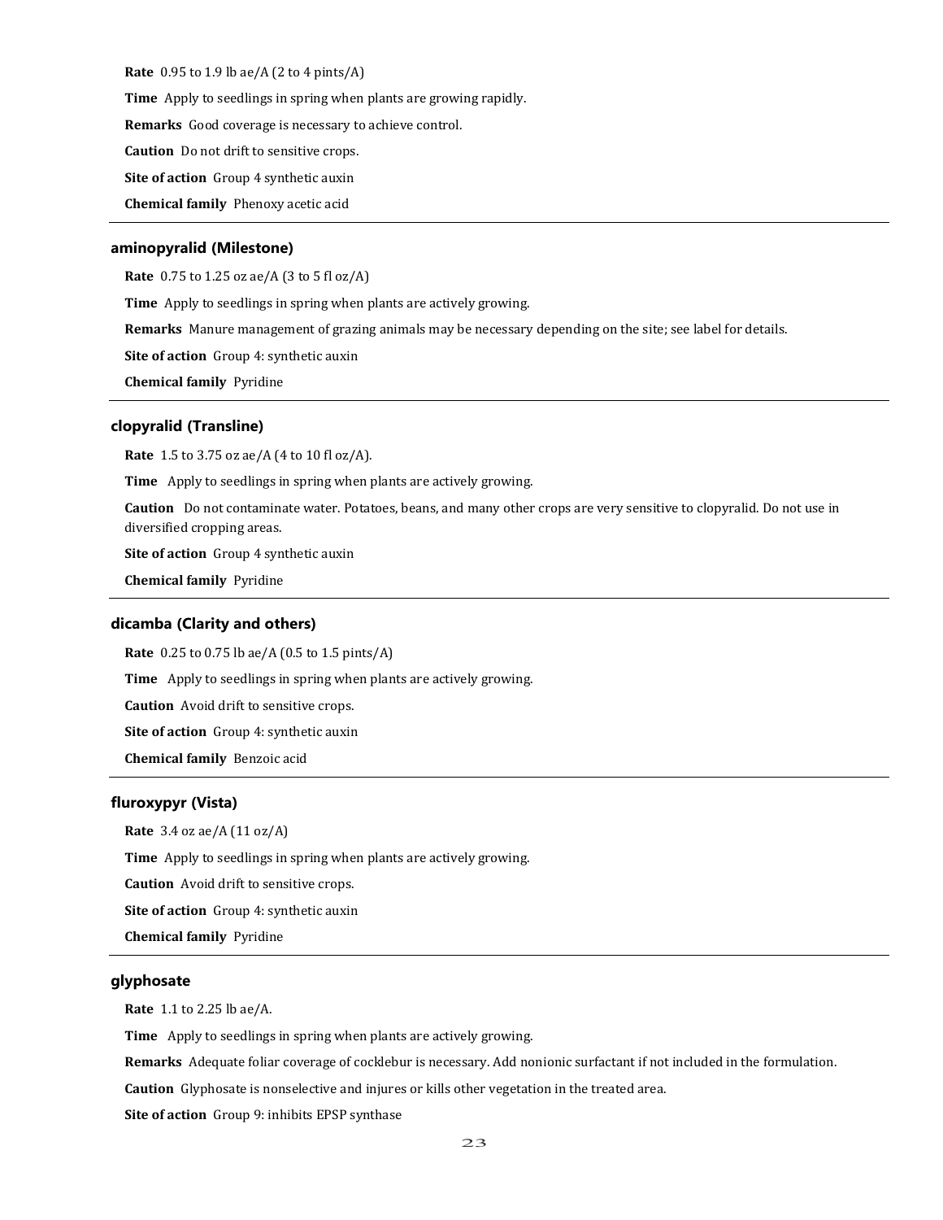**Rate** 0.95 to 1.9 lb ae/A (2 to 4 pints/A)

**Time** Apply to seedlings in spring when plants are growing rapidly.

**Remarks** Good coverage is necessary to achieve control.

**Caution** Do not drift to sensitive crops.

**Site of action** Group 4 synthetic auxin

**Chemical family** Phenoxy acetic acid

---

### aminopyralid (Milestone)

**Rate** 0.75 to 1.25 oz ae/A (3 to 5 fl oz/A)

**Time** Apply to seedlings in spring when plants are actively growing.

**Remarks** Manure management of grazing animals may be necessary depending on the site; see label for details.

**Site of action** Group 4: synthetic auxin

**Chemical family** Pyridine

---

### clopyralid (Transline)

**Rate** 1.5 to 3.75 oz ae/A (4 to 10 fl oz/A).

**Time** Apply to seedlings in spring when plants are actively growing.

**Caution** Do not contaminate water. Potatoes, beans, and many other crops are very sensitive to clopyralid. Do not use in diversified cropping areas.

**Site of action** Group 4 synthetic auxin

**Chemical family** Pyridine

---

### dicamba (Clarity and others)

**Rate** 0.25 to 0.75 lb ae/A (0.5 to 1.5 pints/A)

**Time** Apply to seedlings in spring when plants are actively growing.

**Caution** Avoid drift to sensitive crops.

**Site of action** Group 4: synthetic auxin

**Chemical family** Benzoic acid

---

### fluroxypyr (Vista)

**Rate** 3.4 oz ae/A (11 oz/A)

**Time** Apply to seedlings in spring when plants are actively growing.

**Caution** Avoid drift to sensitive crops.

**Site of action** Group 4: synthetic auxin

**Chemical family** Pyridine

---

### glyphosate

**Rate** 1.1 to 2.25 lb ae/A.

**Time** Apply to seedlings in spring when plants are actively growing.

**Remarks** Adequate foliar coverage of cocklebur is necessary. Add nonionic surfactant if not included in the formulation.

**Caution** Glyphosate is nonselective and injures or kills other vegetation in the treated area.

**Site of action** Group 9: inhibits EPSP synthase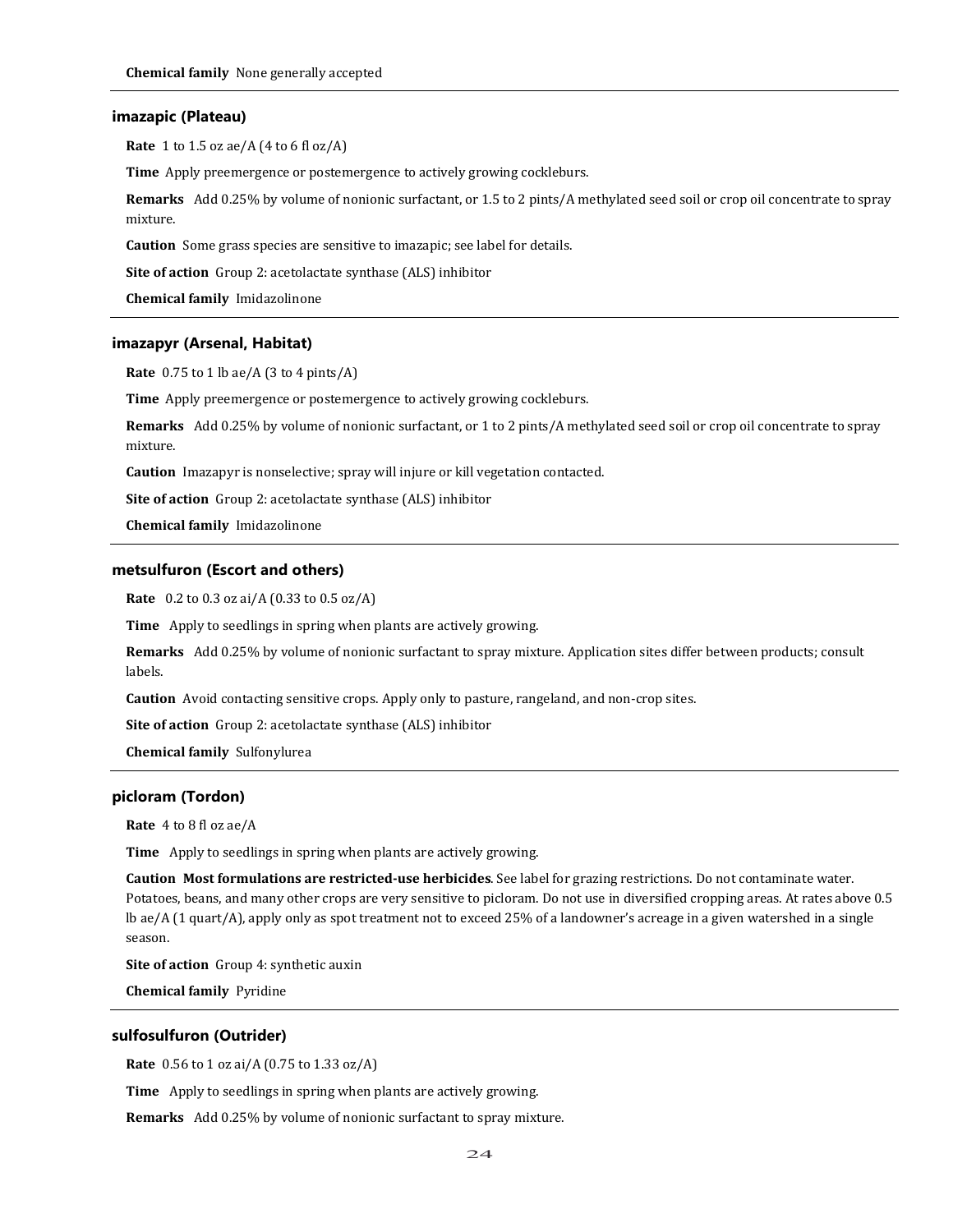**Chemical family** None generally accepted

### imazapic (Plateau)

**Rate** 1 to 1.5 oz ae/A (4 to 6 fl oz/A)

**Time** Apply preemergence or postemergence to actively growing cockleburs.

**Remarks** Add 0.25% by volume of nonionic surfactant, or 1.5 to 2 pints/A methylated seed soil or crop oil concentrate to spray mixture.

**Caution** Some grass species are sensitive to imazapic; see label for details.

**Site of action** Group 2: acetolactate synthase (ALS) inhibitor

**Chemical family** Imidazolinone

### imazapyr (Arsenal, Habitat)

**Rate** 0.75 to 1 lb ae/A (3 to 4 pints/A)

**Time** Apply preemergence or postemergence to actively growing cockleburs.

**Remarks** Add 0.25% by volume of nonionic surfactant, or 1 to 2 pints/A methylated seed soil or crop oil concentrate to spray mixture.

**Caution** Imazapyr is nonselective; spray will injure or kill vegetation contacted.

**Site of action** Group 2: acetolactate synthase (ALS) inhibitor

**Chemical family** Imidazolinone

### metsulfuron (Escort and others)

**Rate** 0.2 to 0.3 oz ai/A (0.33 to 0.5 oz/A)

**Time** Apply to seedlings in spring when plants are actively growing.

**Remarks** Add 0.25% by volume of nonionic surfactant to spray mixture. Application sites differ between products; consult labels.

**Caution** Avoid contacting sensitive crops. Apply only to pasture, rangeland, and non-crop sites.

**Site of action** Group 2: acetolactate synthase (ALS) inhibitor

**Chemical family** Sulfonylurea

### picloram (Tordon)

**Rate** 4 to 8 fl oz ae/A

**Time** Apply to seedlings in spring when plants are actively growing.

**Caution** **Most formulations are restricted-use herbicides**. See label for grazing restrictions. Do not contaminate water. Potatoes, beans, and many other crops are very sensitive to picloram. Do not use in diversified cropping areas. At rates above 0.5 lb ae/A (1 quart/A), apply only as spot treatment not to exceed 25% of a landowner's acreage in a given watershed in a single season.

**Site of action** Group 4: synthetic auxin

**Chemical family** Pyridine

### sulfosulfuron (Outrider)

**Rate** 0.56 to 1 oz ai/A (0.75 to 1.33 oz/A)

**Time** Apply to seedlings in spring when plants are actively growing.

**Remarks** Add 0.25% by volume of nonionic surfactant to spray mixture.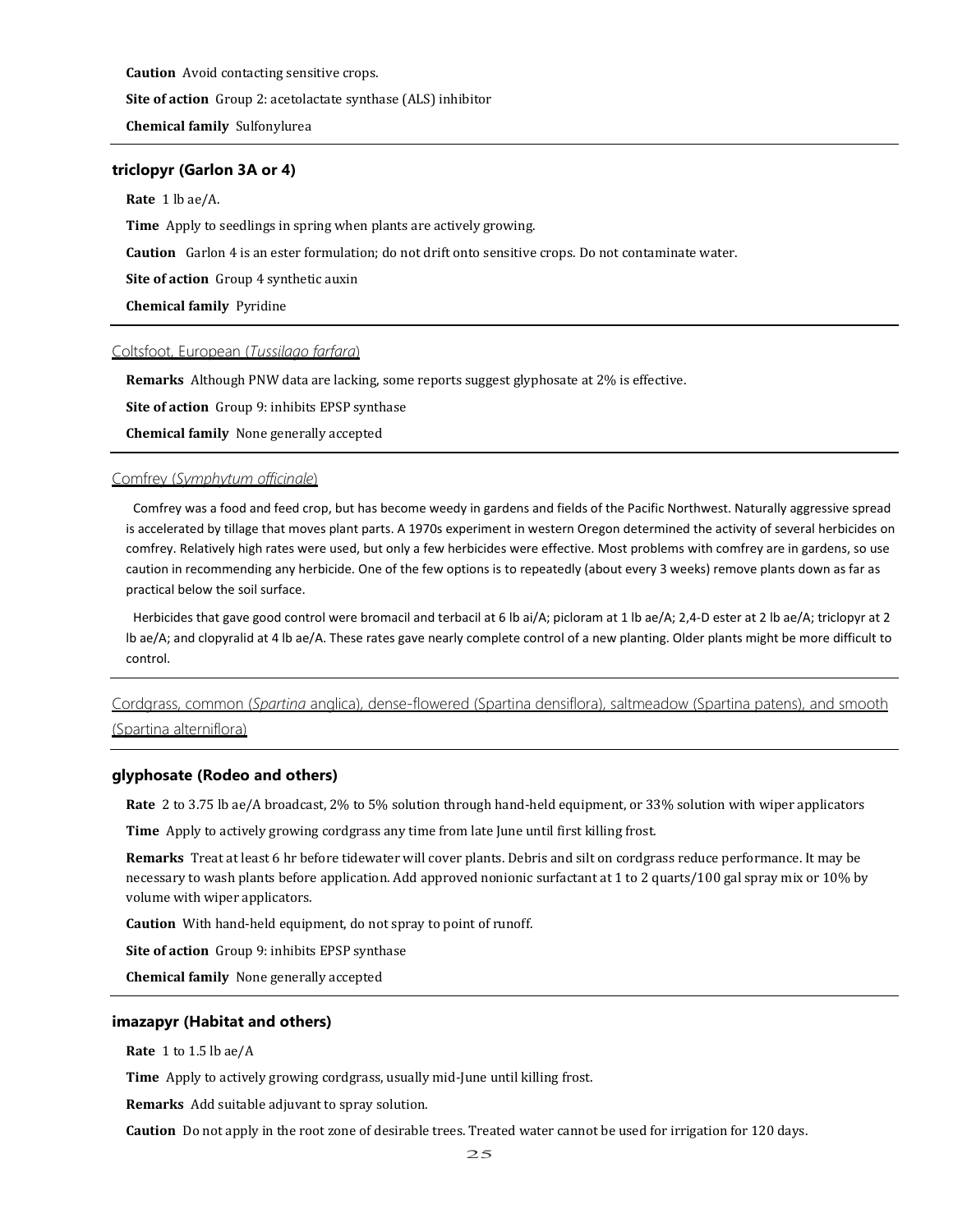**Caution** Avoid contacting sensitive crops.

**Site of action** Group 2: acetolactate synthase (ALS) inhibitor

**Chemical family** Sulfonylurea

---

### triclopyr (Garlon 3A or 4)

**Rate** 1 lb ae/A.

**Time** Apply to seedlings in spring when plants are actively growing.

**Caution** Garlon 4 is an ester formulation; do not drift onto sensitive crops. Do not contaminate water.

**Site of action** Group 4 synthetic auxin

**Chemical family** Pyridine

---

## Coltsfoot, European (*Tussilago farfara*)

**Remarks** Although PNW data are lacking, some reports suggest glyphosate at 2% is effective.

**Site of action** Group 9: inhibits EPSP synthase

**Chemical family** None generally accepted

---

## Comfrey (*Symphytum officinale*)

Comfrey was a food and feed crop, but has become weedy in gardens and fields of the Pacific Northwest. Naturally aggressive spread is accelerated by tillage that moves plant parts. A 1970s experiment in western Oregon determined the activity of several herbicides on comfrey. Relatively high rates were used, but only a few herbicides were effective. Most problems with comfrey are in gardens, so use caution in recommending any herbicide. One of the few options is to repeatedly (about every 3 weeks) remove plants down as far as practical below the soil surface.

Herbicides that gave good control were bromacil and terbacil at 6 lb ai/A; picloram at 1 lb ae/A; 2,4-D ester at 2 lb ae/A; triclopyr at 2 lb ae/A; and clopyralid at 4 lb ae/A. These rates gave nearly complete control of a new planting. Older plants might be more difficult to control.

---

## Cordgrass, common (*Spartina* anglica), dense-flowered (Spartina densiflora), saltmeadow (Spartina patens), and smooth (Spartina alterniflora)

---

### glyphosate (Rodeo and others)

**Rate** 2 to 3.75 lb ae/A broadcast, 2% to 5% solution through hand-held equipment, or 33% solution with wiper applicators

**Time** Apply to actively growing cordgrass any time from late June until first killing frost.

**Remarks** Treat at least 6 hr before tidewater will cover plants. Debris and silt on cordgrass reduce performance. It may be necessary to wash plants before application. Add approved nonionic surfactant at 1 to 2 quarts/100 gal spray mix or 10% by volume with wiper applicators.

**Caution** With hand-held equipment, do not spray to point of runoff.

**Site of action** Group 9: inhibits EPSP synthase

**Chemical family** None generally accepted

---

### imazapyr (Habitat and others)

**Rate** 1 to 1.5 lb ae/A

**Time** Apply to actively growing cordgrass, usually mid-June until killing frost.

**Remarks** Add suitable adjuvant to spray solution.

**Caution** Do not apply in the root zone of desirable trees. Treated water cannot be used for irrigation for 120 days.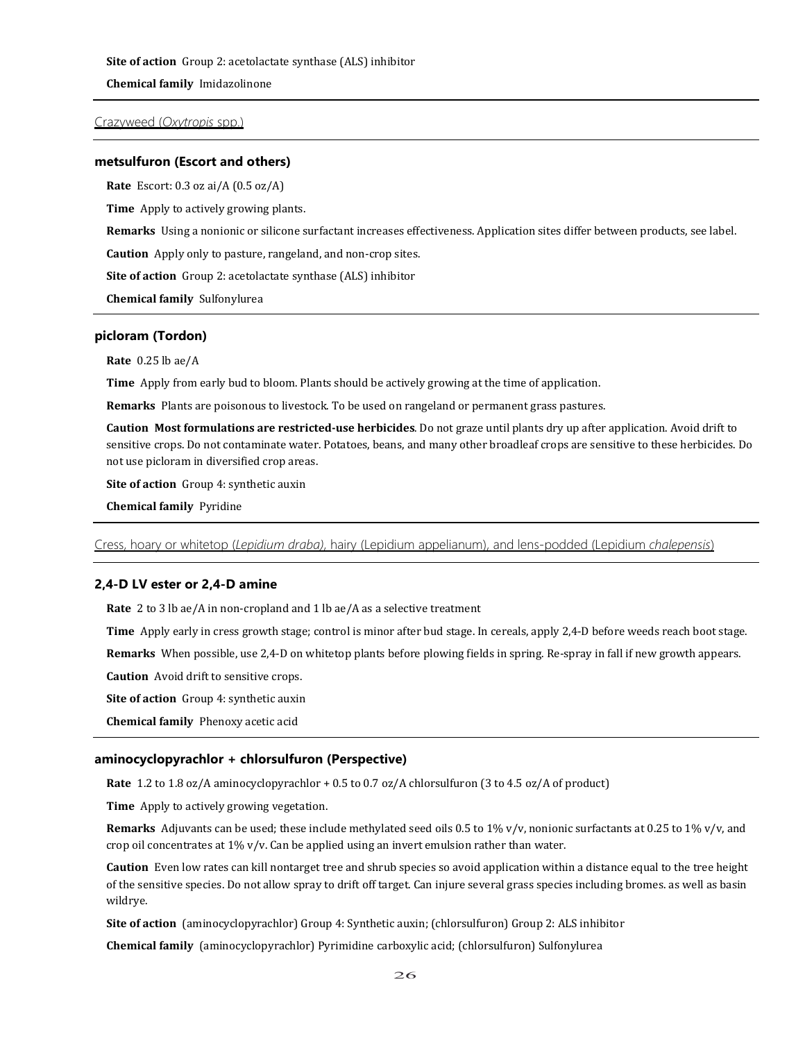**Site of action** Group 2: acetolactate synthase (ALS) inhibitor

**Chemical family** Imidazolinone

## Crazyweed (*Oxytropis* spp.)

### metsulfuron (Escort and others)

**Rate** Escort: 0.3 oz ai/A (0.5 oz/A)

**Time** Apply to actively growing plants.

**Remarks** Using a nonionic or silicone surfactant increases effectiveness. Application sites differ between products, see label.

**Caution** Apply only to pasture, rangeland, and non-crop sites.

**Site of action** Group 2: acetolactate synthase (ALS) inhibitor

**Chemical family** Sulfonylurea

### picloram (Tordon)

**Rate** 0.25 lb ae/A

**Time** Apply from early bud to bloom. Plants should be actively growing at the time of application.

**Remarks** Plants are poisonous to livestock. To be used on rangeland or permanent grass pastures.

**Caution** **Most formulations are restricted-use herbicides**. Do not graze until plants dry up after application. Avoid drift to sensitive crops. Do not contaminate water. Potatoes, beans, and many other broadleaf crops are sensitive to these herbicides. Do not use picloram in diversified crop areas.

**Site of action** Group 4: synthetic auxin

**Chemical family** Pyridine

## Cress, hoary or whitetop (*Lepidium draba)*, hairy (Lepidium appelianum), and lens-podded (Lepidium *chalepensis*)

### 2,4-D LV ester or 2,4-D amine

**Rate** 2 to 3 lb ae/A in non-cropland and 1 lb ae/A as a selective treatment

**Time** Apply early in cress growth stage; control is minor after bud stage. In cereals, apply 2,4-D before weeds reach boot stage.

**Remarks** When possible, use 2,4-D on whitetop plants before plowing fields in spring. Re-spray in fall if new growth appears.

**Caution** Avoid drift to sensitive crops.

**Site of action** Group 4: synthetic auxin

**Chemical family** Phenoxy acetic acid

### aminocyclopyrachlor + chlorsulfuron (Perspective)

**Rate** 1.2 to 1.8 oz/A aminocyclopyrachlor + 0.5 to 0.7 oz/A chlorsulfuron (3 to 4.5 oz/A of product)

**Time** Apply to actively growing vegetation.

**Remarks** Adjuvants can be used; these include methylated seed oils 0.5 to 1% v/v, nonionic surfactants at 0.25 to 1% v/v, and crop oil concentrates at 1% v/v. Can be applied using an invert emulsion rather than water.

**Caution** Even low rates can kill nontarget tree and shrub species so avoid application within a distance equal to the tree height of the sensitive species. Do not allow spray to drift off target. Can injure several grass species including bromes. as well as basin wildrye.

**Site of action** (aminocyclopyrachlor) Group 4: Synthetic auxin; (chlorsulfuron) Group 2: ALS inhibitor

**Chemical family** (aminocyclopyrachlor) Pyrimidine carboxylic acid; (chlorsulfuron) Sulfonylurea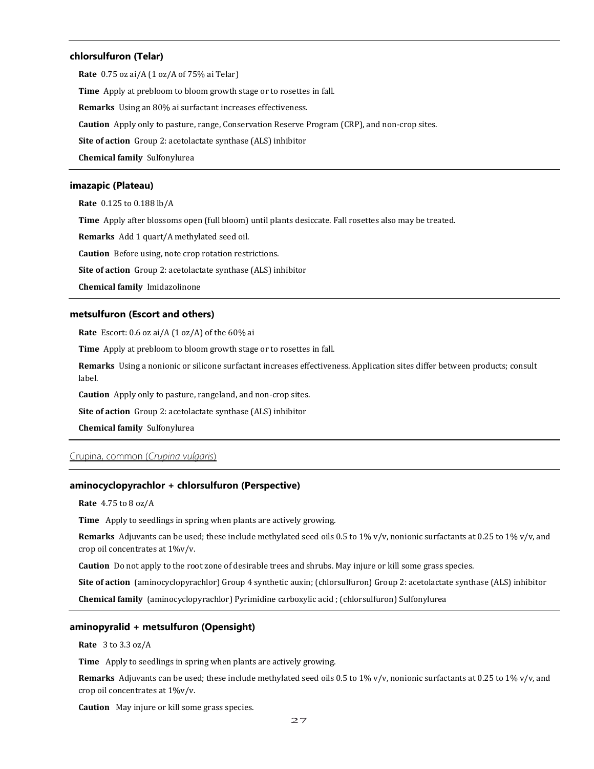### chlorsulfuron (Telar)

**Rate** 0.75 oz ai/A (1 oz/A of 75% ai Telar)

**Time** Apply at prebloom to bloom growth stage or to rosettes in fall.

**Remarks** Using an 80% ai surfactant increases effectiveness.

**Caution** Apply only to pasture, range, Conservation Reserve Program (CRP), and non-crop sites.

**Site of action** Group 2: acetolactate synthase (ALS) inhibitor

**Chemical family** Sulfonylurea

### imazapic (Plateau)

**Rate** 0.125 to 0.188 lb/A

**Time** Apply after blossoms open (full bloom) until plants desiccate. Fall rosettes also may be treated.

**Remarks** Add 1 quart/A methylated seed oil.

**Caution** Before using, note crop rotation restrictions.

**Site of action** Group 2: acetolactate synthase (ALS) inhibitor

**Chemical family** Imidazolinone

### metsulfuron (Escort and others)

**Rate** Escort: 0.6 oz ai/A (1 oz/A) of the 60% ai

**Time** Apply at prebloom to bloom growth stage or to rosettes in fall.

**Remarks** Using a nonionic or silicone surfactant increases effectiveness. Application sites differ between products; consult label.

**Caution** Apply only to pasture, rangeland, and non-crop sites.

**Site of action** Group 2: acetolactate synthase (ALS) inhibitor

**Chemical family** Sulfonylurea

## Crupina, common (*Crupina vulgaris*)

### aminocyclopyrachlor + chlorsulfuron (Perspective)

**Rate** 4.75 to 8 oz/A

**Time** Apply to seedlings in spring when plants are actively growing.

**Remarks** Adjuvants can be used; these include methylated seed oils 0.5 to 1% v/v, nonionic surfactants at 0.25 to 1% v/v, and crop oil concentrates at 1%v/v.

**Caution** Do not apply to the root zone of desirable trees and shrubs. May injure or kill some grass species.

**Site of action** (aminocyclopyrachlor) Group 4 synthetic auxin; (chlorsulfuron) Group 2: acetolactate synthase (ALS) inhibitor

**Chemical family** (aminocyclopyrachlor) Pyrimidine carboxylic acid ; (chlorsulfuron) Sulfonylurea

### aminopyralid + metsulfuron (Opensight)

**Rate** 3 to 3.3 oz/A

**Time** Apply to seedlings in spring when plants are actively growing.

**Remarks** Adjuvants can be used; these include methylated seed oils 0.5 to 1% v/v, nonionic surfactants at 0.25 to 1% v/v, and crop oil concentrates at 1%v/v.

**Caution** May injure or kill some grass species.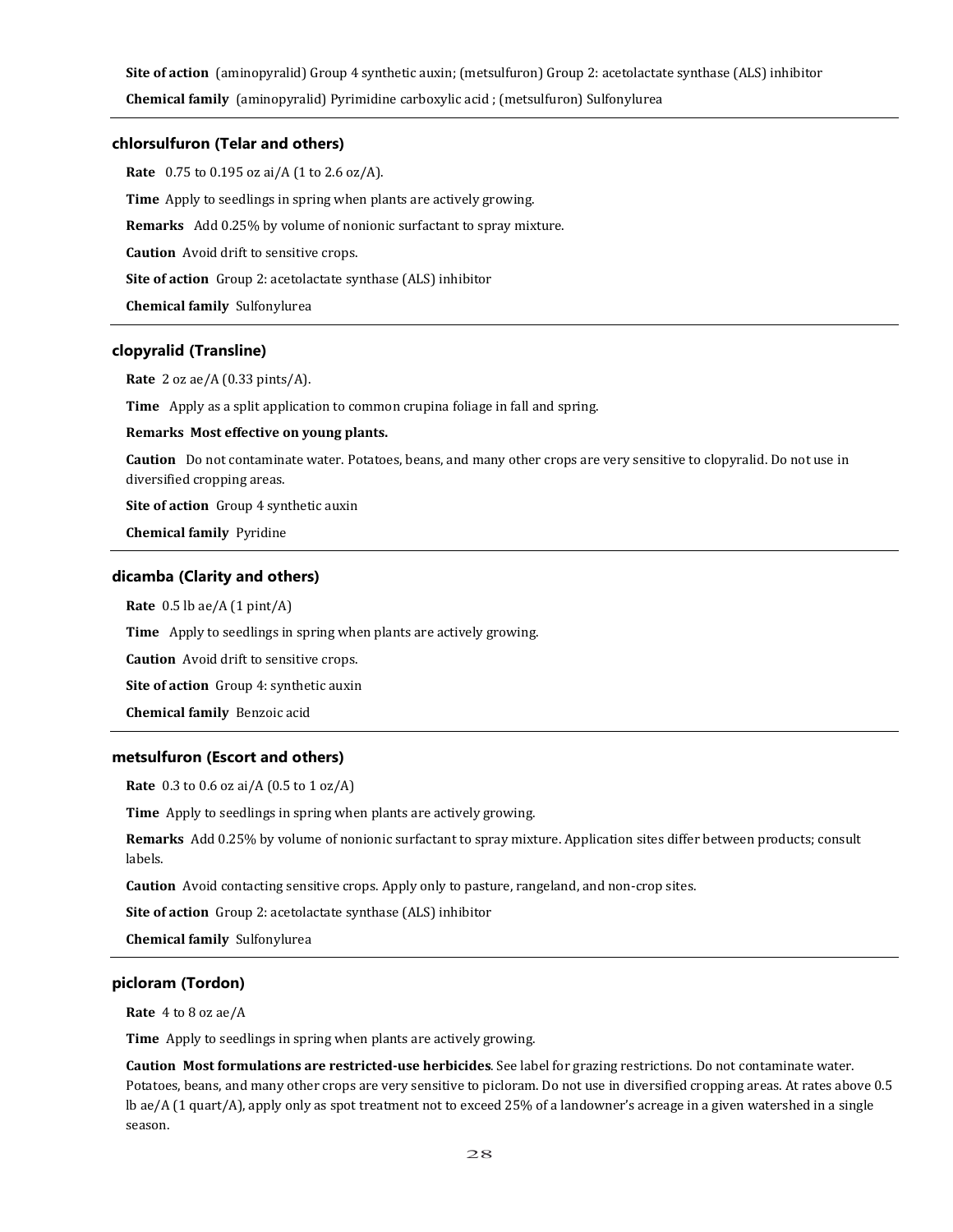**Site of action** (aminopyralid) Group 4 synthetic auxin; (metsulfuron) Group 2: acetolactate synthase (ALS) inhibitor

**Chemical family** (aminopyralid) Pyrimidine carboxylic acid ; (metsulfuron) Sulfonylurea

---

### chlorsulfuron (Telar and others)

**Rate** 0.75 to 0.195 oz ai/A (1 to 2.6 oz/A).

**Time** Apply to seedlings in spring when plants are actively growing.

**Remarks** Add 0.25% by volume of nonionic surfactant to spray mixture.

**Caution** Avoid drift to sensitive crops.

**Site of action** Group 2: acetolactate synthase (ALS) inhibitor

**Chemical family** Sulfonylurea

---

### clopyralid (Transline)

**Rate** 2 oz ae/A (0.33 pints/A).

**Time** Apply as a split application to common crupina foliage in fall and spring.

**Remarks Most effective on young plants.**

**Caution** Do not contaminate water. Potatoes, beans, and many other crops are very sensitive to clopyralid. Do not use in diversified cropping areas.

**Site of action** Group 4 synthetic auxin

**Chemical family** Pyridine

---

### dicamba (Clarity and others)

**Rate** 0.5 lb ae/A (1 pint/A)

**Time** Apply to seedlings in spring when plants are actively growing.

**Caution** Avoid drift to sensitive crops.

**Site of action** Group 4: synthetic auxin

**Chemical family** Benzoic acid

---

### metsulfuron (Escort and others)

**Rate** 0.3 to 0.6 oz ai/A (0.5 to 1 oz/A)

**Time** Apply to seedlings in spring when plants are actively growing.

**Remarks** Add 0.25% by volume of nonionic surfactant to spray mixture. Application sites differ between products; consult labels.

**Caution** Avoid contacting sensitive crops. Apply only to pasture, rangeland, and non-crop sites.

**Site of action** Group 2: acetolactate synthase (ALS) inhibitor

**Chemical family** Sulfonylurea

---

### picloram (Tordon)

**Rate** 4 to 8 oz ae/A

**Time** Apply to seedlings in spring when plants are actively growing.

**Caution Most formulations are restricted-use herbicides**. See label for grazing restrictions. Do not contaminate water. Potatoes, beans, and many other crops are very sensitive to picloram. Do not use in diversified cropping areas. At rates above 0.5 lb ae/A (1 quart/A), apply only as spot treatment not to exceed 25% of a landowner's acreage in a given watershed in a single season.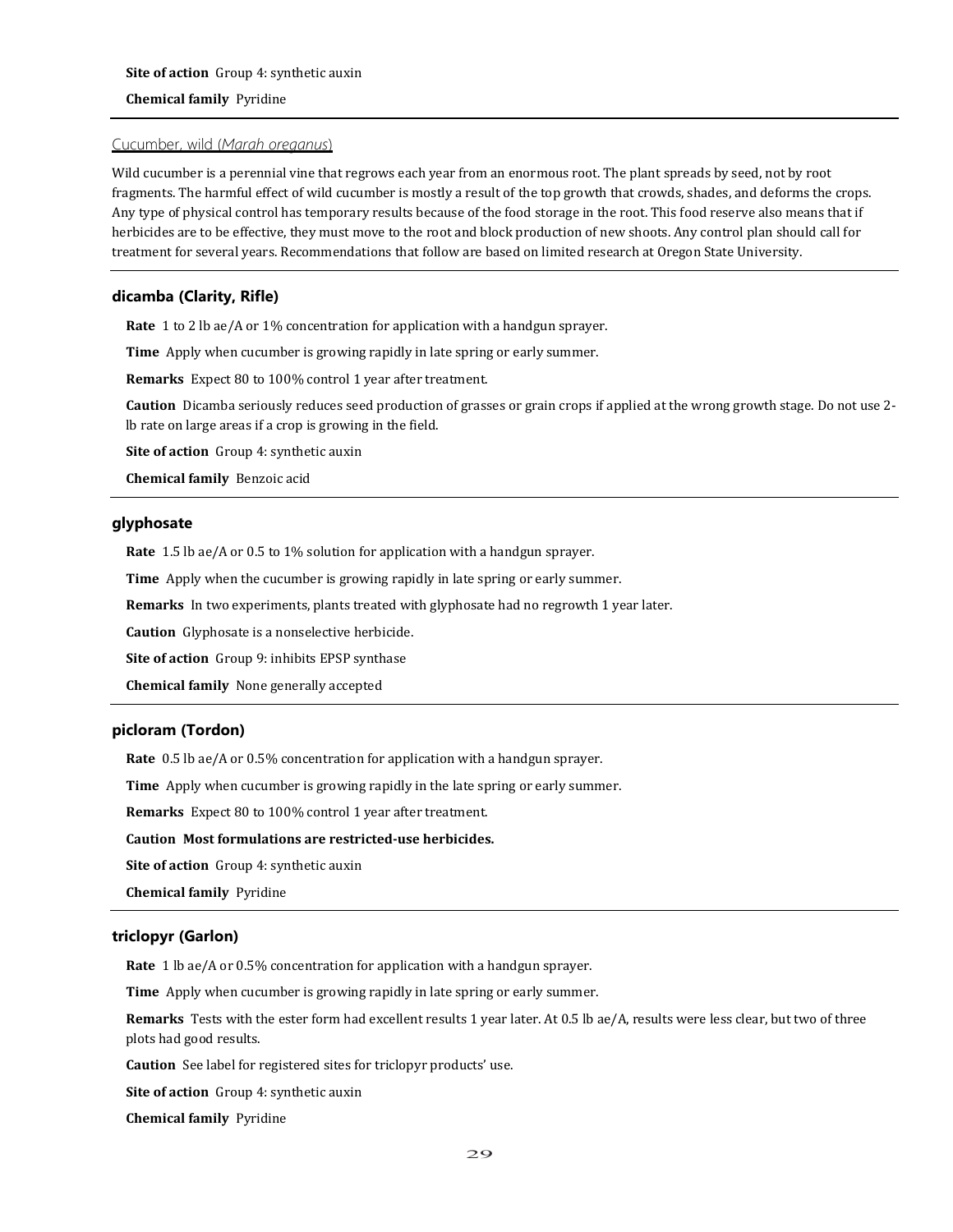**Site of action** Group 4: synthetic auxin

**Chemical family** Pyridine

---

## Cucumber, wild (*Marah oreganus*)

Wild cucumber is a perennial vine that regrows each year from an enormous root. The plant spreads by seed, not by root fragments. The harmful effect of wild cucumber is mostly a result of the top growth that crowds, shades, and deforms the crops. Any type of physical control has temporary results because of the food storage in the root. This food reserve also means that if herbicides are to be effective, they must move to the root and block production of new shoots. Any control plan should call for treatment for several years. Recommendations that follow are based on limited research at Oregon State University.

---

### dicamba (Clarity, Rifle)

**Rate** 1 to 2 lb ae/A or 1% concentration for application with a handgun sprayer.

**Time** Apply when cucumber is growing rapidly in late spring or early summer.

**Remarks** Expect 80 to 100% control 1 year after treatment.

**Caution** Dicamba seriously reduces seed production of grasses or grain crops if applied at the wrong growth stage. Do not use 2-lb rate on large areas if a crop is growing in the field.

**Site of action** Group 4: synthetic auxin

**Chemical family** Benzoic acid

---

### glyphosate

**Rate** 1.5 lb ae/A or 0.5 to 1% solution for application with a handgun sprayer.

**Time** Apply when the cucumber is growing rapidly in late spring or early summer.

**Remarks** In two experiments, plants treated with glyphosate had no regrowth 1 year later.

**Caution** Glyphosate is a nonselective herbicide.

**Site of action** Group 9: inhibits EPSP synthase

**Chemical family** None generally accepted

---

### picloram (Tordon)

**Rate** 0.5 lb ae/A or 0.5% concentration for application with a handgun sprayer.

**Time** Apply when cucumber is growing rapidly in the late spring or early summer.

**Remarks** Expect 80 to 100% control 1 year after treatment.

**Caution Most formulations are restricted-use herbicides.**

**Site of action** Group 4: synthetic auxin

**Chemical family** Pyridine

---

### triclopyr (Garlon)

**Rate** 1 lb ae/A or 0.5% concentration for application with a handgun sprayer.

**Time** Apply when cucumber is growing rapidly in late spring or early summer.

**Remarks** Tests with the ester form had excellent results 1 year later. At 0.5 lb ae/A, results were less clear, but two of three plots had good results.

**Caution** See label for registered sites for triclopyr products' use.

**Site of action** Group 4: synthetic auxin

**Chemical family** Pyridine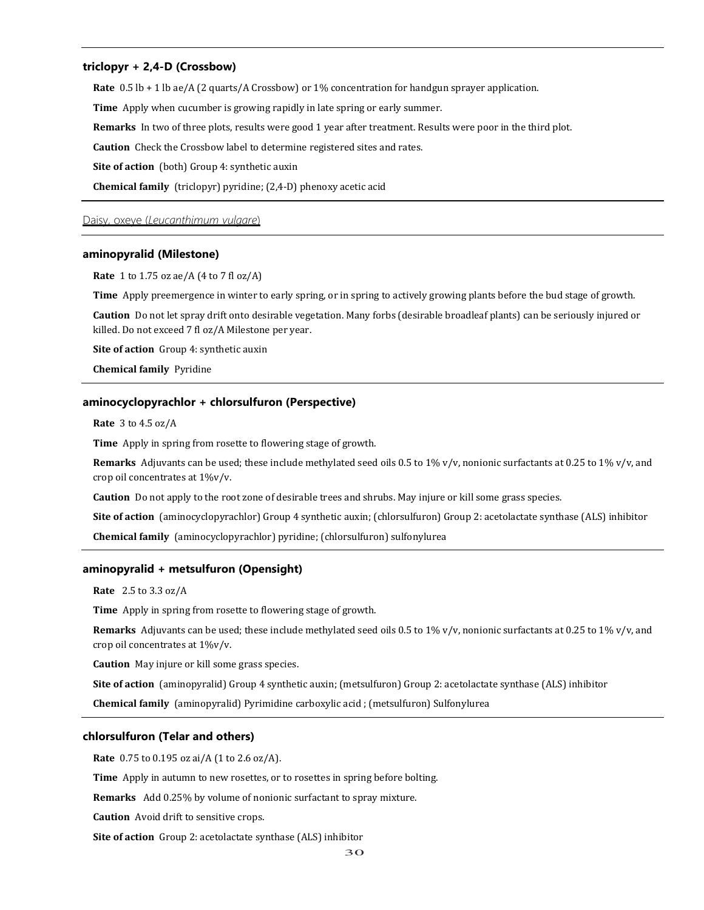### triclopyr + 2,4-D (Crossbow)

**Rate** 0.5 lb + 1 lb ae/A (2 quarts/A Crossbow) or 1% concentration for handgun sprayer application.

**Time** Apply when cucumber is growing rapidly in late spring or early summer.

**Remarks** In two of three plots, results were good 1 year after treatment. Results were poor in the third plot.

**Caution** Check the Crossbow label to determine registered sites and rates.

**Site of action** (both) Group 4: synthetic auxin

**Chemical family** (triclopyr) pyridine; (2,4-D) phenoxy acetic acid

## Daisy, oxeye (*Leucanthimum vulgare*)

### aminopyralid (Milestone)

**Rate** 1 to 1.75 oz ae/A (4 to 7 fl oz/A)

**Time** Apply preemergence in winter to early spring, or in spring to actively growing plants before the bud stage of growth.

**Caution** Do not let spray drift onto desirable vegetation. Many forbs (desirable broadleaf plants) can be seriously injured or killed. Do not exceed 7 fl oz/A Milestone per year.

**Site of action** Group 4: synthetic auxin

**Chemical family** Pyridine

### aminocyclopyrachlor + chlorsulfuron (Perspective)

**Rate** 3 to 4.5 oz/A

**Time** Apply in spring from rosette to flowering stage of growth.

**Remarks** Adjuvants can be used; these include methylated seed oils 0.5 to 1% v/v, nonionic surfactants at 0.25 to 1% v/v, and crop oil concentrates at 1%v/v.

**Caution** Do not apply to the root zone of desirable trees and shrubs. May injure or kill some grass species.

**Site of action** (aminocyclopyrachlor) Group 4 synthetic auxin; (chlorsulfuron) Group 2: acetolactate synthase (ALS) inhibitor

**Chemical family** (aminocyclopyrachlor) pyridine; (chlorsulfuron) sulfonylurea

### aminopyralid + metsulfuron (Opensight)

**Rate** 2.5 to 3.3 oz/A

**Time** Apply in spring from rosette to flowering stage of growth.

**Remarks** Adjuvants can be used; these include methylated seed oils 0.5 to 1% v/v, nonionic surfactants at 0.25 to 1% v/v, and crop oil concentrates at 1%v/v.

**Caution** May injure or kill some grass species.

**Site of action** (aminopyralid) Group 4 synthetic auxin; (metsulfuron) Group 2: acetolactate synthase (ALS) inhibitor

**Chemical family** (aminopyralid) Pyrimidine carboxylic acid ; (metsulfuron) Sulfonylurea

### chlorsulfuron (Telar and others)

**Rate** 0.75 to 0.195 oz ai/A (1 to 2.6 oz/A).

**Time** Apply in autumn to new rosettes, or to rosettes in spring before bolting.

**Remarks** Add 0.25% by volume of nonionic surfactant to spray mixture.

**Caution** Avoid drift to sensitive crops.

**Site of action** Group 2: acetolactate synthase (ALS) inhibitor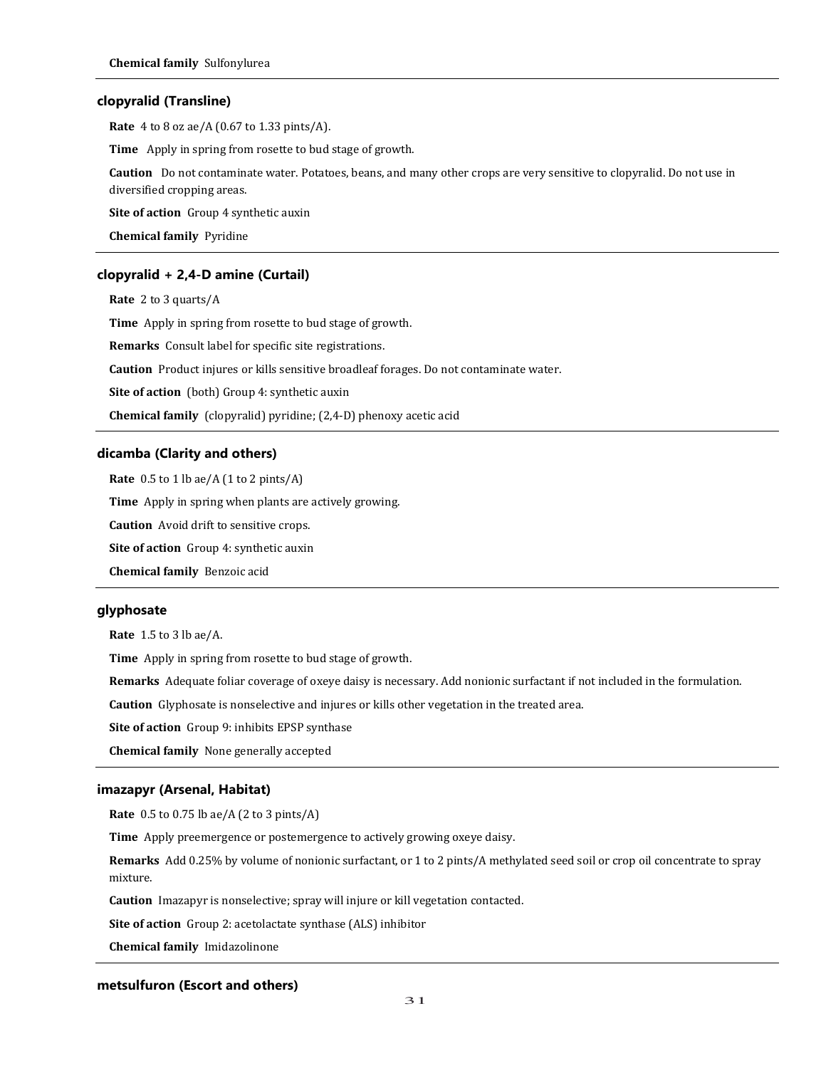**Chemical family** Sulfonylurea

### clopyralid (Transline)

**Rate** 4 to 8 oz ae/A (0.67 to 1.33 pints/A).

**Time** Apply in spring from rosette to bud stage of growth.

**Caution** Do not contaminate water. Potatoes, beans, and many other crops are very sensitive to clopyralid. Do not use in diversified cropping areas.

**Site of action** Group 4 synthetic auxin

**Chemical family** Pyridine

### clopyralid + 2,4-D amine (Curtail)

**Rate** 2 to 3 quarts/A

**Time** Apply in spring from rosette to bud stage of growth.

**Remarks** Consult label for specific site registrations.

**Caution** Product injures or kills sensitive broadleaf forages. Do not contaminate water.

**Site of action** (both) Group 4: synthetic auxin

**Chemical family** (clopyralid) pyridine; (2,4-D) phenoxy acetic acid

### dicamba (Clarity and others)

**Rate** 0.5 to 1 lb ae/A (1 to 2 pints/A)

**Time** Apply in spring when plants are actively growing.

**Caution** Avoid drift to sensitive crops.

**Site of action** Group 4: synthetic auxin

**Chemical family** Benzoic acid

### glyphosate

**Rate** 1.5 to 3 lb ae/A.

**Time** Apply in spring from rosette to bud stage of growth.

**Remarks** Adequate foliar coverage of oxeye daisy is necessary. Add nonionic surfactant if not included in the formulation.

**Caution** Glyphosate is nonselective and injures or kills other vegetation in the treated area.

**Site of action** Group 9: inhibits EPSP synthase

**Chemical family** None generally accepted

### imazapyr (Arsenal, Habitat)

**Rate** 0.5 to 0.75 lb ae/A (2 to 3 pints/A)

**Time** Apply preemergence or postemergence to actively growing oxeye daisy.

**Remarks** Add 0.25% by volume of nonionic surfactant, or 1 to 2 pints/A methylated seed soil or crop oil concentrate to spray mixture.

**Caution** Imazapyr is nonselective; spray will injure or kill vegetation contacted.

**Site of action** Group 2: acetolactate synthase (ALS) inhibitor

**Chemical family** Imidazolinone

### metsulfuron (Escort and others)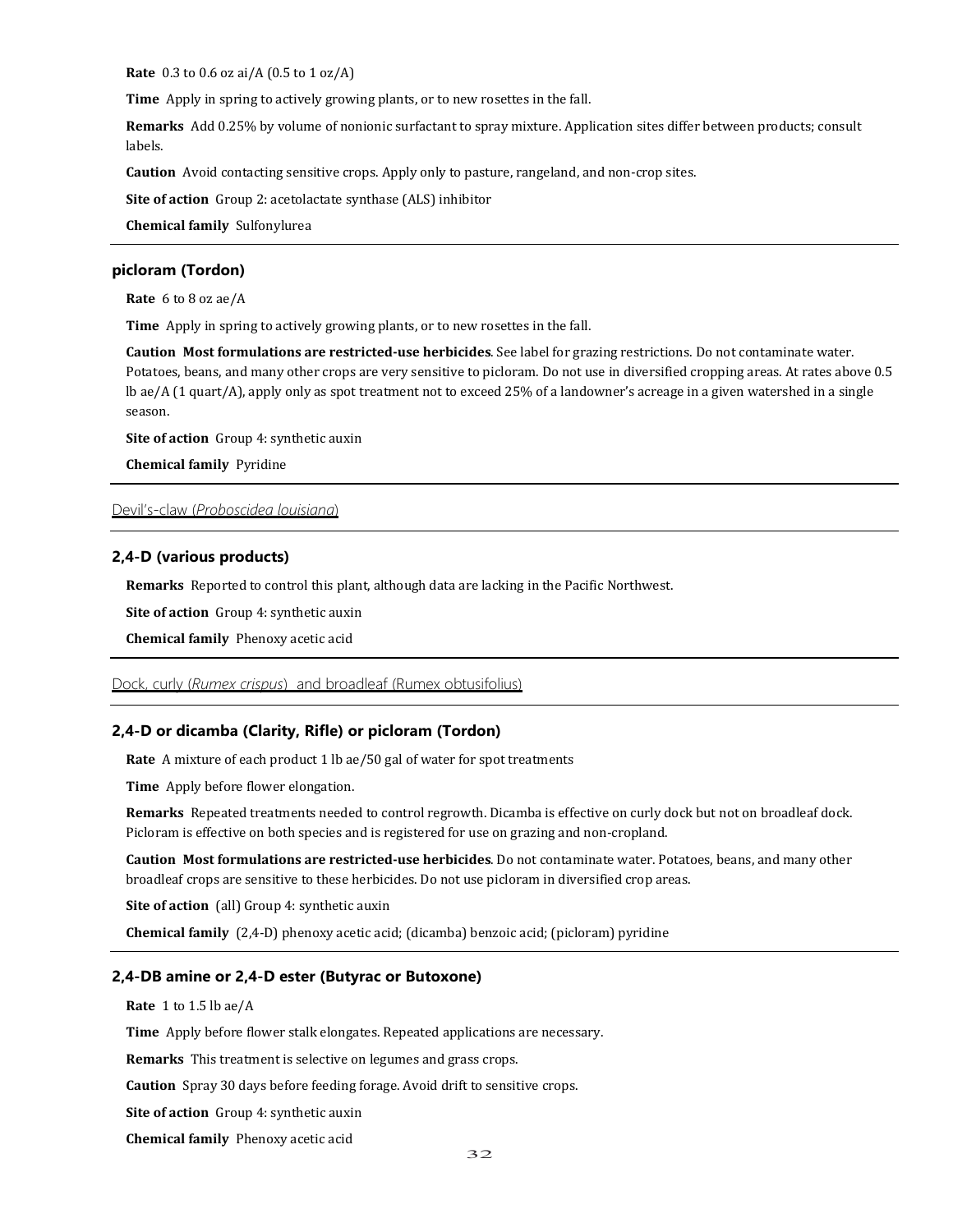**Rate** 0.3 to 0.6 oz ai/A (0.5 to 1 oz/A)

**Time** Apply in spring to actively growing plants, or to new rosettes in the fall.

**Remarks** Add 0.25% by volume of nonionic surfactant to spray mixture. Application sites differ between products; consult labels.

**Caution** Avoid contacting sensitive crops. Apply only to pasture, rangeland, and non-crop sites.

**Site of action** Group 2: acetolactate synthase (ALS) inhibitor

**Chemical family** Sulfonylurea

---

### picloram (Tordon)

**Rate** 6 to 8 oz ae/A

**Time** Apply in spring to actively growing plants, or to new rosettes in the fall.

**Caution** **Most formulations are restricted-use herbicides**. See label for grazing restrictions. Do not contaminate water. Potatoes, beans, and many other crops are very sensitive to picloram. Do not use in diversified cropping areas. At rates above 0.5 lb ae/A (1 quart/A), apply only as spot treatment not to exceed 25% of a landowner's acreage in a given watershed in a single season.

**Site of action** Group 4: synthetic auxin

**Chemical family** Pyridine

---

## Devil's-claw (*Proboscidea louisiana*)

### 2,4-D (various products)

**Remarks** Reported to control this plant, although data are lacking in the Pacific Northwest.

**Site of action** Group 4: synthetic auxin

**Chemical family** Phenoxy acetic acid

---

## Dock, curly (*Rumex crispus*) and broadleaf (Rumex obtusifolius)

### 2,4-D or dicamba (Clarity, Rifle) or picloram (Tordon)

**Rate** A mixture of each product 1 lb ae/50 gal of water for spot treatments

**Time** Apply before flower elongation.

**Remarks** Repeated treatments needed to control regrowth. Dicamba is effective on curly dock but not on broadleaf dock. Picloram is effective on both species and is registered for use on grazing and non-cropland.

**Caution** **Most formulations are restricted-use herbicides**. Do not contaminate water. Potatoes, beans, and many other broadleaf crops are sensitive to these herbicides. Do not use picloram in diversified crop areas.

**Site of action** (all) Group 4: synthetic auxin

**Chemical family** (2,4-D) phenoxy acetic acid; (dicamba) benzoic acid; (picloram) pyridine

---

### 2,4-DB amine or 2,4-D ester (Butyrac or Butoxone)

**Rate** 1 to 1.5 lb ae/A

**Time** Apply before flower stalk elongates. Repeated applications are necessary.

**Remarks** This treatment is selective on legumes and grass crops.

**Caution** Spray 30 days before feeding forage. Avoid drift to sensitive crops.

**Site of action** Group 4: synthetic auxin

**Chemical family** Phenoxy acetic acid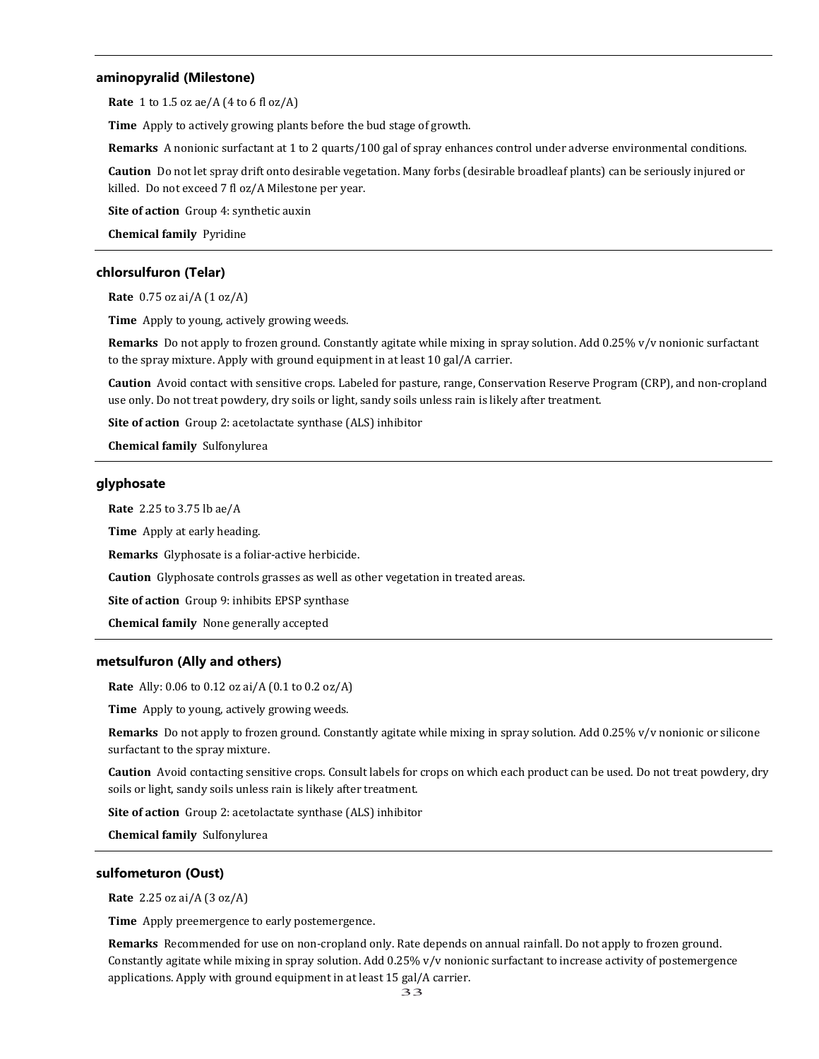### aminopyralid (Milestone)

**Rate** 1 to 1.5 oz ae/A (4 to 6 fl oz/A)

**Time** Apply to actively growing plants before the bud stage of growth.

**Remarks** A nonionic surfactant at 1 to 2 quarts/100 gal of spray enhances control under adverse environmental conditions.

**Caution** Do not let spray drift onto desirable vegetation. Many forbs (desirable broadleaf plants) can be seriously injured or killed. Do not exceed 7 fl oz/A Milestone per year.

**Site of action** Group 4: synthetic auxin

**Chemical family** Pyridine

### chlorsulfuron (Telar)

**Rate** 0.75 oz ai/A (1 oz/A)

**Time** Apply to young, actively growing weeds.

**Remarks** Do not apply to frozen ground. Constantly agitate while mixing in spray solution. Add 0.25% v/v nonionic surfactant to the spray mixture. Apply with ground equipment in at least 10 gal/A carrier.

**Caution** Avoid contact with sensitive crops. Labeled for pasture, range, Conservation Reserve Program (CRP), and non-cropland use only. Do not treat powdery, dry soils or light, sandy soils unless rain is likely after treatment.

**Site of action** Group 2: acetolactate synthase (ALS) inhibitor

**Chemical family** Sulfonylurea

### glyphosate

**Rate** 2.25 to 3.75 lb ae/A

**Time** Apply at early heading.

**Remarks** Glyphosate is a foliar-active herbicide.

**Caution** Glyphosate controls grasses as well as other vegetation in treated areas.

**Site of action** Group 9: inhibits EPSP synthase

**Chemical family** None generally accepted

### metsulfuron (Ally and others)

**Rate** Ally: 0.06 to 0.12 oz ai/A (0.1 to 0.2 oz/A)

**Time** Apply to young, actively growing weeds.

**Remarks** Do not apply to frozen ground. Constantly agitate while mixing in spray solution. Add 0.25% v/v nonionic or silicone surfactant to the spray mixture.

**Caution** Avoid contacting sensitive crops. Consult labels for crops on which each product can be used. Do not treat powdery, dry soils or light, sandy soils unless rain is likely after treatment.

**Site of action** Group 2: acetolactate synthase (ALS) inhibitor

**Chemical family** Sulfonylurea

### sulfometuron (Oust)

**Rate** 2.25 oz ai/A (3 oz/A)

**Time** Apply preemergence to early postemergence.

**Remarks** Recommended for use on non-cropland only. Rate depends on annual rainfall. Do not apply to frozen ground. Constantly agitate while mixing in spray solution. Add 0.25% v/v nonionic surfactant to increase activity of postemergence applications. Apply with ground equipment in at least 15 gal/A carrier.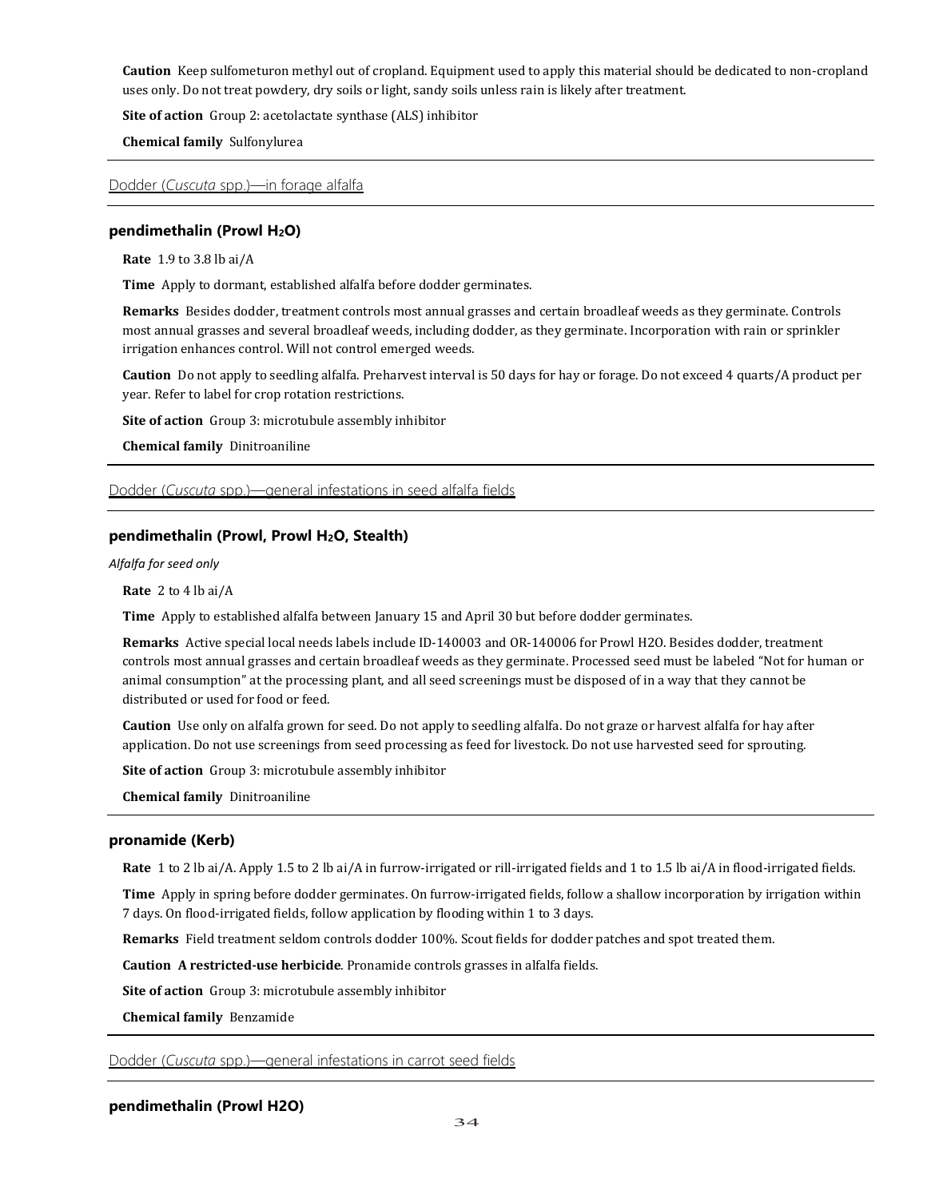**Caution** Keep sulfometuron methyl out of cropland. Equipment used to apply this material should be dedicated to non-cropland uses only. Do not treat powdery, dry soils or light, sandy soils unless rain is likely after treatment.

**Site of action** Group 2: acetolactate synthase (ALS) inhibitor

**Chemical family** Sulfonylurea

---

Dodder (*Cuscuta* spp.)—in forage alfalfa

---

### pendimethalin (Prowl $H_2O$)

**Rate** 1.9 to 3.8 lb ai/A

**Time** Apply to dormant, established alfalfa before dodder germinates.

**Remarks** Besides dodder, treatment controls most annual grasses and certain broadleaf weeds as they germinate. Controls most annual grasses and several broadleaf weeds, including dodder, as they germinate. Incorporation with rain or sprinkler irrigation enhances control. Will not control emerged weeds.

**Caution** Do not apply to seedling alfalfa. Preharvest interval is 50 days for hay or forage. Do not exceed 4 quarts/A product per year. Refer to label for crop rotation restrictions.

**Site of action** Group 3: microtubule assembly inhibitor

**Chemical family** Dinitroaniline

---

Dodder (*Cuscuta* spp.)—general infestations in seed alfalfa fields

---

### pendimethalin (Prowl, Prowl $H_2O$, Stealth)

*Alfalfa for seed only*

**Rate** 2 to 4 lb ai/A

**Time** Apply to established alfalfa between January 15 and April 30 but before dodder germinates.

**Remarks** Active special local needs labels include ID-140003 and OR-140006 for Prowl H2O. Besides dodder, treatment controls most annual grasses and certain broadleaf weeds as they germinate. Processed seed must be labeled "Not for human or animal consumption" at the processing plant, and all seed screenings must be disposed of in a way that they cannot be distributed or used for food or feed.

**Caution** Use only on alfalfa grown for seed. Do not apply to seedling alfalfa. Do not graze or harvest alfalfa for hay after application. Do not use screenings from seed processing as feed for livestock. Do not use harvested seed for sprouting.

**Site of action** Group 3: microtubule assembly inhibitor

**Chemical family** Dinitroaniline

---

### pronamide (Kerb)

**Rate** 1 to 2 lb ai/A. Apply 1.5 to 2 lb ai/A in furrow-irrigated or rill-irrigated fields and 1 to 1.5 lb ai/A in flood-irrigated fields.

**Time** Apply in spring before dodder germinates. On furrow-irrigated fields, follow a shallow incorporation by irrigation within 7 days. On flood-irrigated fields, follow application by flooding within 1 to 3 days.

**Remarks** Field treatment seldom controls dodder 100%. Scout fields for dodder patches and spot treated them.

**Caution** **A restricted-use herbicide**. Pronamide controls grasses in alfalfa fields.

**Site of action** Group 3: microtubule assembly inhibitor

**Chemical family** Benzamide

---

Dodder (*Cuscuta* spp.)—general infestations in carrot seed fields

---

### pendimethalin (Prowl H2O)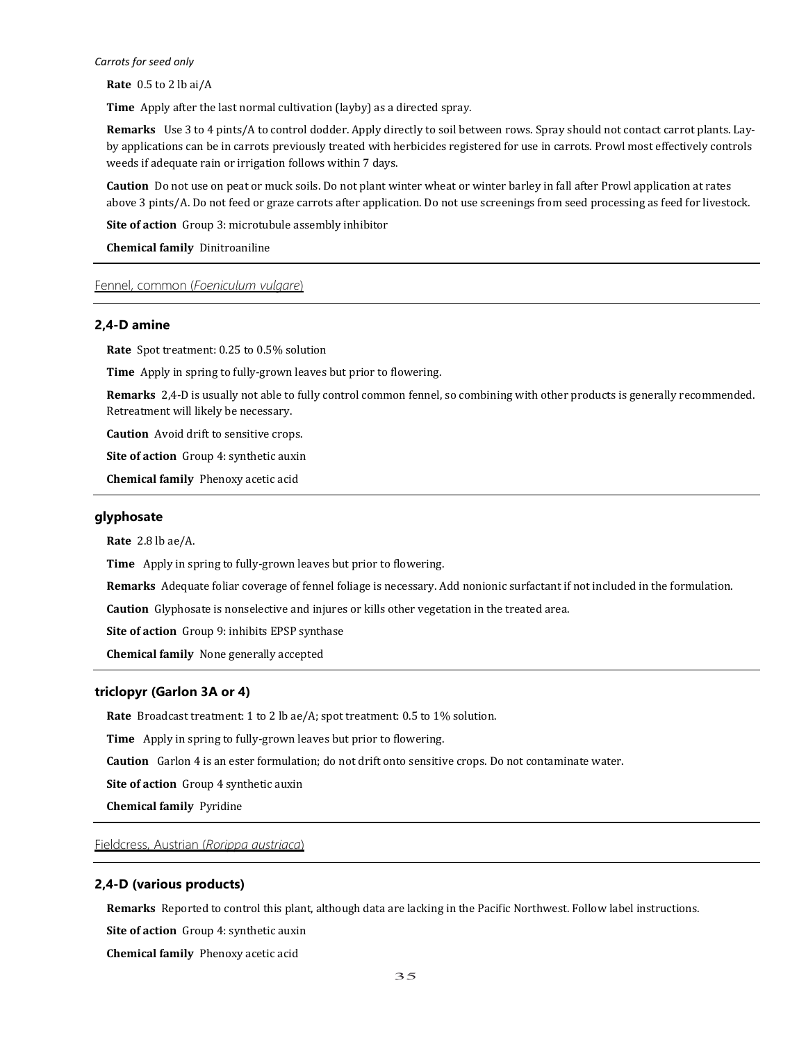*Carrots for seed only*

**Rate** 0.5 to 2 lb ai/A

**Time** Apply after the last normal cultivation (layby) as a directed spray.

**Remarks** Use 3 to 4 pints/A to control dodder. Apply directly to soil between rows. Spray should not contact carrot plants. Lay-by applications can be in carrots previously treated with herbicides registered for use in carrots. Prowl most effectively controls weeds if adequate rain or irrigation follows within 7 days.

**Caution** Do not use on peat or muck soils. Do not plant winter wheat or winter barley in fall after Prowl application at rates above 3 pints/A. Do not feed or graze carrots after application. Do not use screenings from seed processing as feed for livestock.

**Site of action** Group 3: microtubule assembly inhibitor

**Chemical family** Dinitroaniline

## Fennel, common (*Foeniculum vulgare*)

### 2,4-D amine

**Rate** Spot treatment: 0.25 to 0.5% solution

**Time** Apply in spring to fully-grown leaves but prior to flowering.

**Remarks** 2,4-D is usually not able to fully control common fennel, so combining with other products is generally recommended. Retreatment will likely be necessary.

**Caution** Avoid drift to sensitive crops.

**Site of action** Group 4: synthetic auxin

**Chemical family** Phenoxy acetic acid

### glyphosate

**Rate** 2.8 lb ae/A.

**Time** Apply in spring to fully-grown leaves but prior to flowering.

**Remarks** Adequate foliar coverage of fennel foliage is necessary. Add nonionic surfactant if not included in the formulation.

**Caution** Glyphosate is nonselective and injures or kills other vegetation in the treated area.

**Site of action** Group 9: inhibits EPSP synthase

**Chemical family** None generally accepted

### triclopyr (Garlon 3A or 4)

**Rate** Broadcast treatment: 1 to 2 lb ae/A; spot treatment: 0.5 to 1% solution.

**Time** Apply in spring to fully-grown leaves but prior to flowering.

**Caution** Garlon 4 is an ester formulation; do not drift onto sensitive crops. Do not contaminate water.

**Site of action** Group 4 synthetic auxin

**Chemical family** Pyridine

## Fieldcress, Austrian (*Rorippa austriaca*)

### 2,4-D (various products)

**Remarks** Reported to control this plant, although data are lacking in the Pacific Northwest. Follow label instructions.

**Site of action** Group 4: synthetic auxin

**Chemical family** Phenoxy acetic acid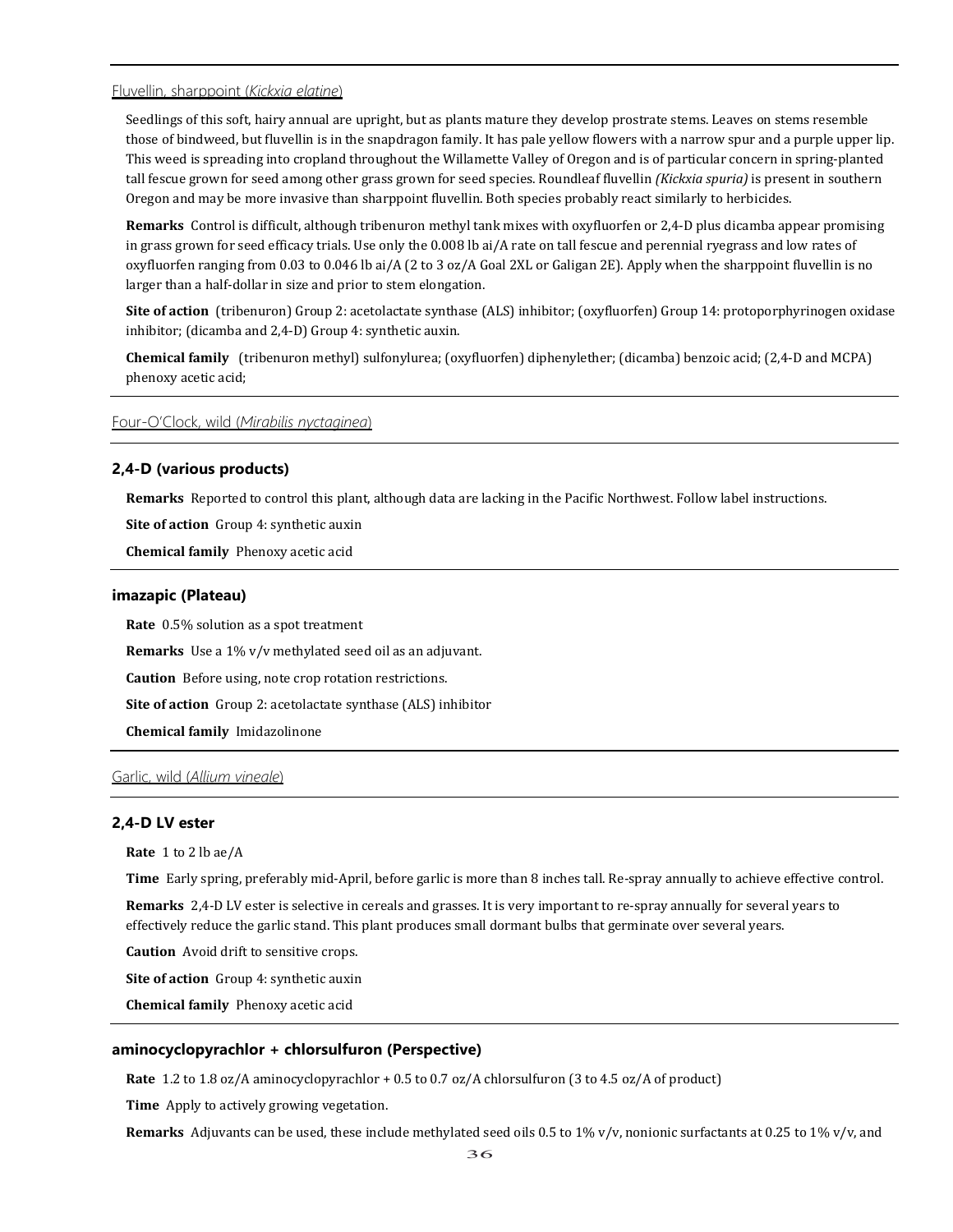## Fluvellin, sharppoint (*Kickxia elatine*)

Seedlings of this soft, hairy annual are upright, but as plants mature they develop prostrate stems. Leaves on stems resemble those of bindweed, but fluvellin is in the snapdragon family. It has pale yellow flowers with a narrow spur and a purple upper lip. This weed is spreading into cropland throughout the Willamette Valley of Oregon and is of particular concern in spring-planted tall fescue grown for seed among other grass grown for seed species. Roundleaf fluvellin *(Kickxia spuria)* is present in southern Oregon and may be more invasive than sharppoint fluvellin. Both species probably react similarly to herbicides.

**Remarks** Control is difficult, although tribenuron methyl tank mixes with oxyfluorfen or 2,4-D plus dicamba appear promising in grass grown for seed efficacy trials. Use only the 0.008 lb ai/A rate on tall fescue and perennial ryegrass and low rates of oxyfluorfen ranging from 0.03 to 0.046 lb ai/A (2 to 3 oz/A Goal 2XL or Galigan 2E). Apply when the sharppoint fluvellin is no larger than a half-dollar in size and prior to stem elongation.

**Site of action** (tribenuron) Group 2: acetolactate synthase (ALS) inhibitor; (oxyfluorfen) Group 14: protoporphyrinogen oxidase inhibitor; (dicamba and 2,4-D) Group 4: synthetic auxin.

**Chemical family** (tribenuron methyl) sulfonylurea; (oxyfluorfen) diphenylether; (dicamba) benzoic acid; (2,4-D and MCPA) phenoxy acetic acid;

## Four-O'Clock, wild (*Mirabilis nyctaginea*)

### 2,4-D (various products)

**Remarks** Reported to control this plant, although data are lacking in the Pacific Northwest. Follow label instructions.

**Site of action** Group 4: synthetic auxin

**Chemical family** Phenoxy acetic acid

### imazapic (Plateau)

**Rate** 0.5% solution as a spot treatment

**Remarks** Use a 1% v/v methylated seed oil as an adjuvant.

**Caution** Before using, note crop rotation restrictions.

**Site of action** Group 2: acetolactate synthase (ALS) inhibitor

**Chemical family** Imidazolinone

## Garlic, wild (*Allium vineale*)

### 2,4-D LV ester

**Rate** 1 to 2 lb ae/A

**Time** Early spring, preferably mid-April, before garlic is more than 8 inches tall. Re-spray annually to achieve effective control.

**Remarks** 2,4-D LV ester is selective in cereals and grasses. It is very important to re-spray annually for several years to effectively reduce the garlic stand. This plant produces small dormant bulbs that germinate over several years.

**Caution** Avoid drift to sensitive crops.

**Site of action** Group 4: synthetic auxin

**Chemical family** Phenoxy acetic acid

### aminocyclopyrachlor + chlorsulfuron (Perspective)

**Rate** 1.2 to 1.8 oz/A aminocyclopyrachlor + 0.5 to 0.7 oz/A chlorsulfuron (3 to 4.5 oz/A of product)

**Time** Apply to actively growing vegetation.

**Remarks** Adjuvants can be used, these include methylated seed oils 0.5 to 1% v/v, nonionic surfactants at 0.25 to 1% v/v, and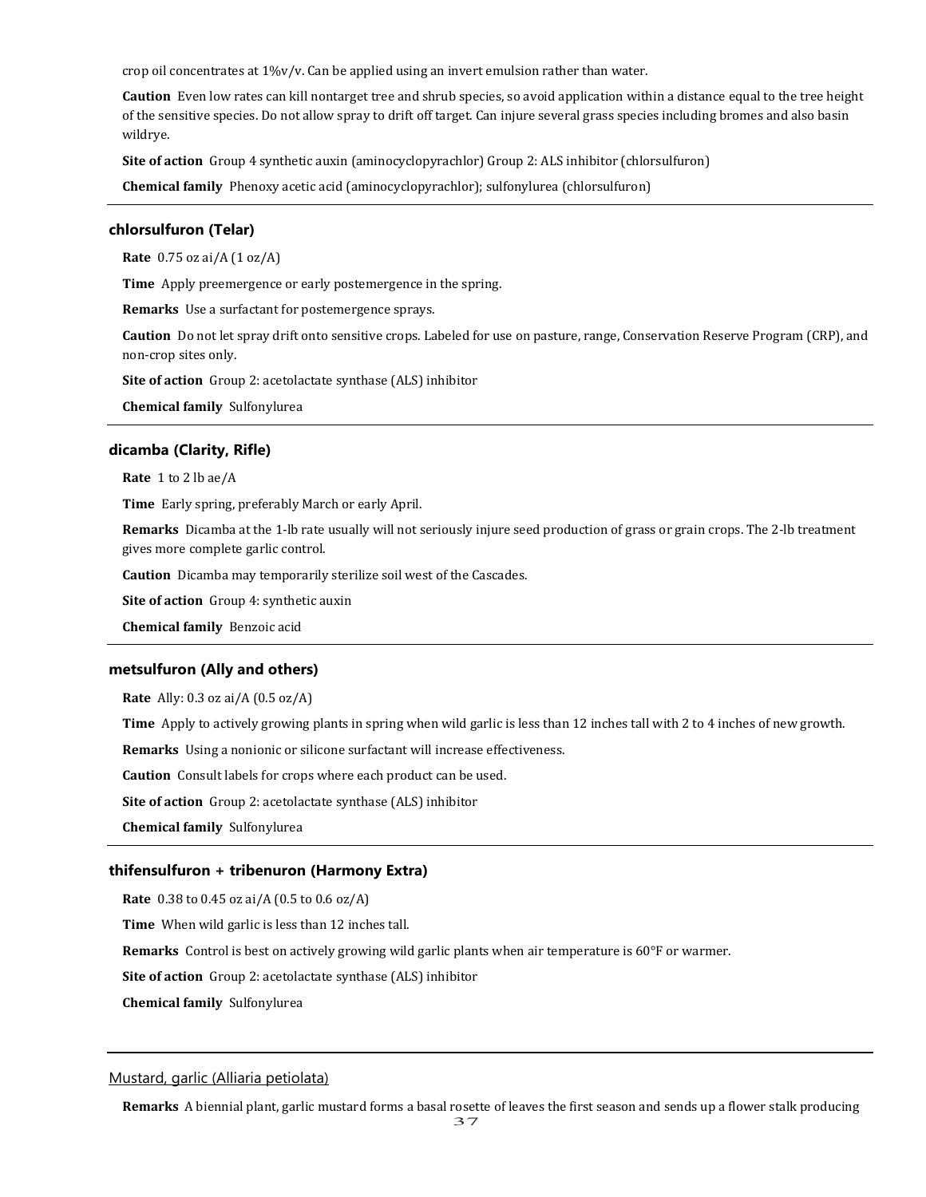crop oil concentrates at 1%v/v. Can be applied using an invert emulsion rather than water.

**Caution** Even low rates can kill nontarget tree and shrub species, so avoid application within a distance equal to the tree height of the sensitive species. Do not allow spray to drift off target. Can injure several grass species including bromes and also basin wildrye.

**Site of action** Group 4 synthetic auxin (aminocyclopyrachlor) Group 2: ALS inhibitor (chlorsulfuron)

**Chemical family** Phenoxy acetic acid (aminocyclopyrachlor); sulfonylurea (chlorsulfuron)

---

### chlorsulfuron (Telar)

**Rate** 0.75 oz ai/A (1 oz/A)

**Time** Apply preemergence or early postemergence in the spring.

**Remarks** Use a surfactant for postemergence sprays.

**Caution** Do not let spray drift onto sensitive crops. Labeled for use on pasture, range, Conservation Reserve Program (CRP), and non-crop sites only.

**Site of action** Group 2: acetolactate synthase (ALS) inhibitor

**Chemical family** Sulfonylurea

---

### dicamba (Clarity, Rifle)

**Rate** 1 to 2 lb ae/A

**Time** Early spring, preferably March or early April.

**Remarks** Dicamba at the 1-lb rate usually will not seriously injure seed production of grass or grain crops. The 2-lb treatment gives more complete garlic control.

**Caution** Dicamba may temporarily sterilize soil west of the Cascades.

**Site of action** Group 4: synthetic auxin

**Chemical family** Benzoic acid

---

### metsulfuron (Ally and others)

**Rate** Ally: 0.3 oz ai/A (0.5 oz/A)

**Time** Apply to actively growing plants in spring when wild garlic is less than 12 inches tall with 2 to 4 inches of new growth.

**Remarks** Using a nonionic or silicone surfactant will increase effectiveness.

**Caution** Consult labels for crops where each product can be used.

**Site of action** Group 2: acetolactate synthase (ALS) inhibitor

**Chemical family** Sulfonylurea

---

### thifensulfuron + tribenuron (Harmony Extra)

**Rate** 0.38 to 0.45 oz ai/A (0.5 to 0.6 oz/A)

**Time** When wild garlic is less than 12 inches tall.

**Remarks** Control is best on actively growing wild garlic plants when air temperature is 60°F or warmer.

**Site of action** Group 2: acetolactate synthase (ALS) inhibitor

**Chemical family** Sulfonylurea

---

## Mustard, garlic (Alliaria petiolata)

**Remarks** A biennial plant, garlic mustard forms a basal rosette of leaves the first season and sends up a flower stalk producing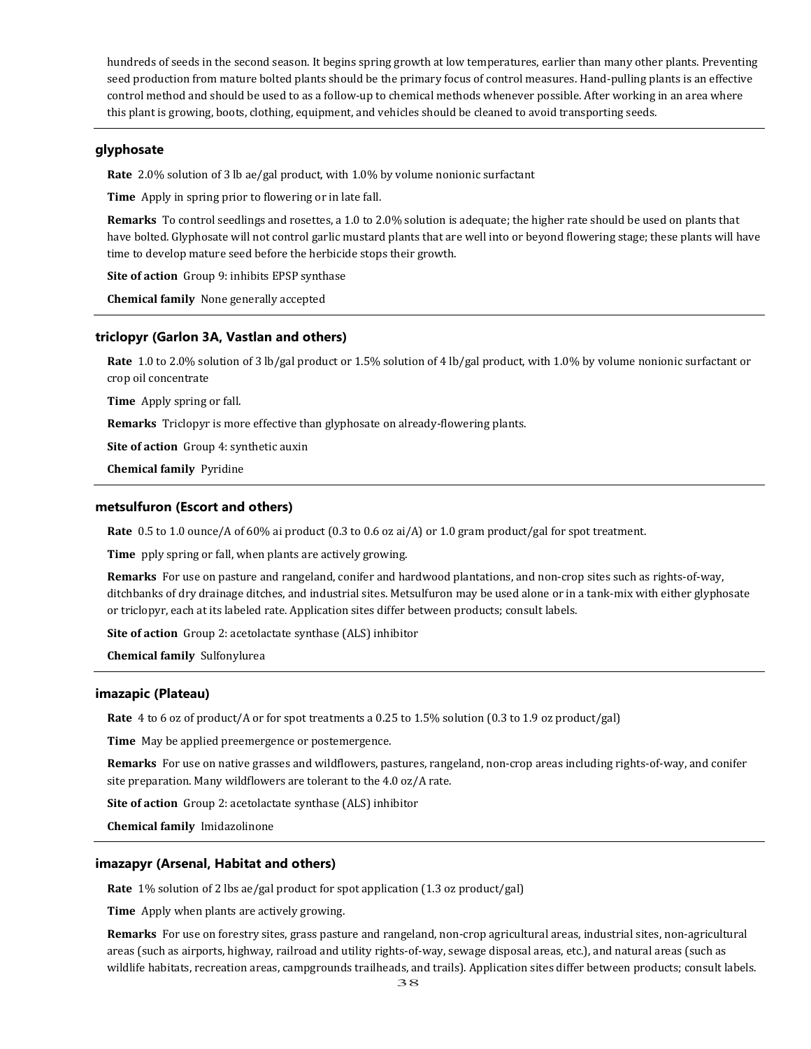hundreds of seeds in the second season. It begins spring growth at low temperatures, earlier than many other plants. Preventing seed production from mature bolted plants should be the primary focus of control measures. Hand-pulling plants is an effective control method and should be used to as a follow-up to chemical methods whenever possible. After working in an area where this plant is growing, boots, clothing, equipment, and vehicles should be cleaned to avoid transporting seeds.

---

### glyphosate

**Rate** 2.0% solution of 3 lb ae/gal product, with 1.0% by volume nonionic surfactant

**Time** Apply in spring prior to flowering or in late fall.

**Remarks** To control seedlings and rosettes, a 1.0 to 2.0% solution is adequate; the higher rate should be used on plants that have bolted. Glyphosate will not control garlic mustard plants that are well into or beyond flowering stage; these plants will have time to develop mature seed before the herbicide stops their growth.

**Site of action** Group 9: inhibits EPSP synthase

**Chemical family** None generally accepted

---

### triclopyr (Garlon 3A, Vastlan and others)

**Rate** 1.0 to 2.0% solution of 3 lb/gal product or 1.5% solution of 4 lb/gal product, with 1.0% by volume nonionic surfactant or crop oil concentrate

**Time** Apply spring or fall.

**Remarks** Triclopyr is more effective than glyphosate on already-flowering plants.

**Site of action** Group 4: synthetic auxin

**Chemical family** Pyridine

---

### metsulfuron (Escort and others)

**Rate** 0.5 to 1.0 ounce/A of 60% ai product (0.3 to 0.6 oz ai/A) or 1.0 gram product/gal for spot treatment.

**Time** pply spring or fall, when plants are actively growing.

**Remarks** For use on pasture and rangeland, conifer and hardwood plantations, and non-crop sites such as rights-of-way, ditchbanks of dry drainage ditches, and industrial sites. Metsulfuron may be used alone or in a tank-mix with either glyphosate or triclopyr, each at its labeled rate. Application sites differ between products; consult labels.

**Site of action** Group 2: acetolactate synthase (ALS) inhibitor

**Chemical family** Sulfonylurea

---

### imazapic (Plateau)

**Rate** 4 to 6 oz of product/A or for spot treatments a 0.25 to 1.5% solution (0.3 to 1.9 oz product/gal)

**Time** May be applied preemergence or postemergence.

**Remarks** For use on native grasses and wildflowers, pastures, rangeland, non-crop areas including rights-of-way, and conifer site preparation. Many wildflowers are tolerant to the 4.0 oz/A rate.

**Site of action** Group 2: acetolactate synthase (ALS) inhibitor

**Chemical family** Imidazolinone

---

### imazapyr (Arsenal, Habitat and others)

**Rate** 1% solution of 2 lbs ae/gal product for spot application (1.3 oz product/gal)

**Time** Apply when plants are actively growing.

**Remarks** For use on forestry sites, grass pasture and rangeland, non-crop agricultural areas, industrial sites, non-agricultural areas (such as airports, highway, railroad and utility rights-of-way, sewage disposal areas, etc.), and natural areas (such as wildlife habitats, recreation areas, campgrounds trailheads, and trails). Application sites differ between products; consult labels.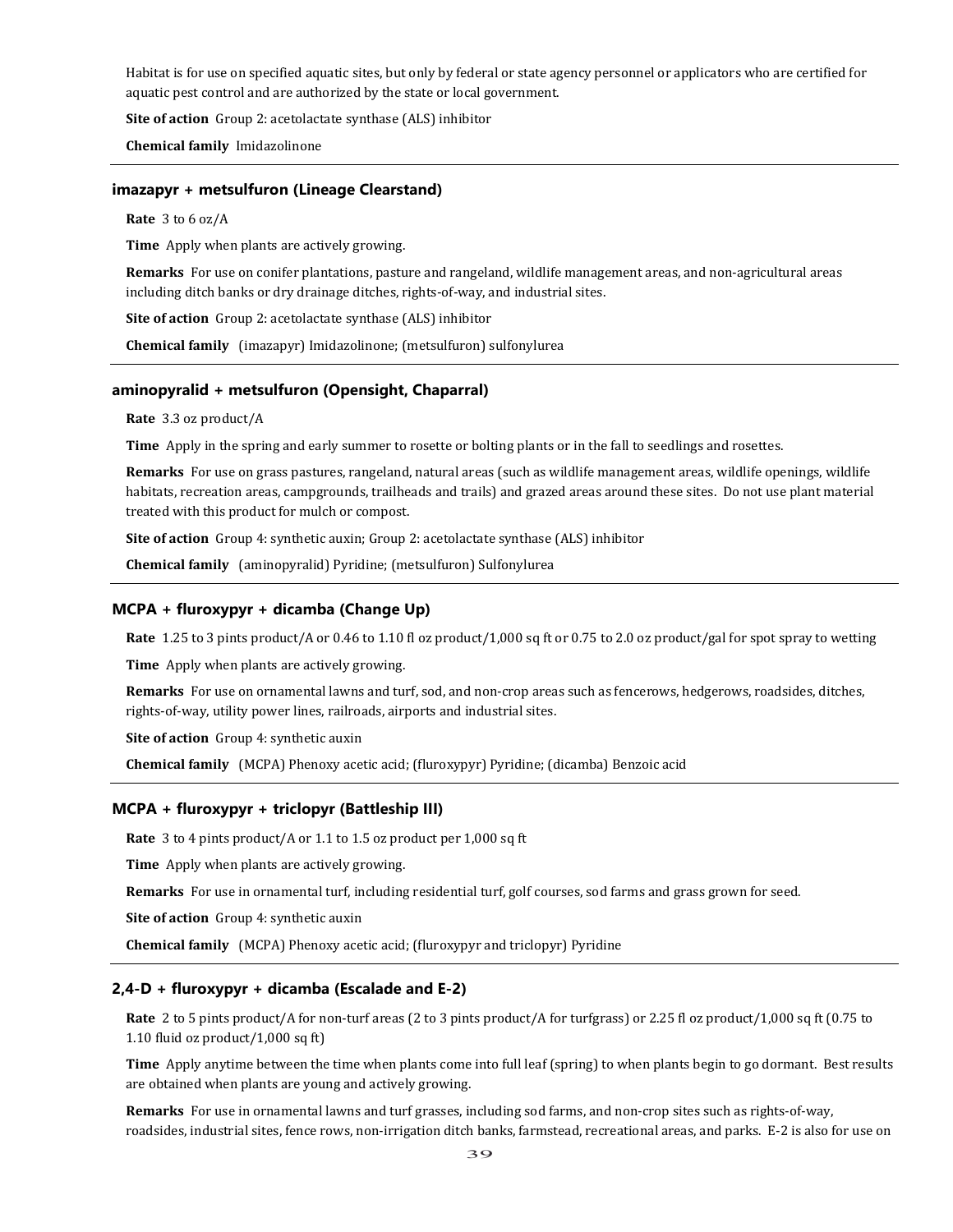Habitat is for use on specified aquatic sites, but only by federal or state agency personnel or applicators who are certified for aquatic pest control and are authorized by the state or local government.

**Site of action** Group 2: acetolactate synthase (ALS) inhibitor

**Chemical family** Imidazolinone

---

### imazapyr + metsulfuron (Lineage Clearstand)

**Rate** 3 to 6 oz/A

**Time** Apply when plants are actively growing.

**Remarks** For use on conifer plantations, pasture and rangeland, wildlife management areas, and non-agricultural areas including ditch banks or dry drainage ditches, rights-of-way, and industrial sites.

**Site of action** Group 2: acetolactate synthase (ALS) inhibitor

**Chemical family** (imazapyr) Imidazolinone; (metsulfuron) sulfonylurea

---

### aminopyralid + metsulfuron (Opensight, Chaparral)

**Rate** 3.3 oz product/A

**Time** Apply in the spring and early summer to rosette or bolting plants or in the fall to seedlings and rosettes.

**Remarks** For use on grass pastures, rangeland, natural areas (such as wildlife management areas, wildlife openings, wildlife habitats, recreation areas, campgrounds, trailheads and trails) and grazed areas around these sites. Do not use plant material treated with this product for mulch or compost.

**Site of action** Group 4: synthetic auxin; Group 2: acetolactate synthase (ALS) inhibitor

**Chemical family** (aminopyralid) Pyridine; (metsulfuron) Sulfonylurea

---

### MCPA + fluroxypyr + dicamba (Change Up)

**Rate** 1.25 to 3 pints product/A or 0.46 to 1.10 fl oz product/1,000 sq ft or 0.75 to 2.0 oz product/gal for spot spray to wetting

**Time** Apply when plants are actively growing.

**Remarks** For use on ornamental lawns and turf, sod, and non-crop areas such as fencerows, hedgerows, roadsides, ditches, rights-of-way, utility power lines, railroads, airports and industrial sites.

**Site of action** Group 4: synthetic auxin

**Chemical family** (MCPA) Phenoxy acetic acid; (fluroxypyr) Pyridine; (dicamba) Benzoic acid

---

### MCPA + fluroxypyr + triclopyr (Battleship III)

**Rate** 3 to 4 pints product/A or 1.1 to 1.5 oz product per 1,000 sq ft

**Time** Apply when plants are actively growing.

**Remarks** For use in ornamental turf, including residential turf, golf courses, sod farms and grass grown for seed.

**Site of action** Group 4: synthetic auxin

**Chemical family** (MCPA) Phenoxy acetic acid; (fluroxypyr and triclopyr) Pyridine

---

### 2,4-D + fluroxypyr + dicamba (Escalade and E-2)

**Rate** 2 to 5 pints product/A for non-turf areas (2 to 3 pints product/A for turfgrass) or 2.25 fl oz product/1,000 sq ft (0.75 to 1.10 fluid oz product/1,000 sq ft)

**Time** Apply anytime between the time when plants come into full leaf (spring) to when plants begin to go dormant. Best results are obtained when plants are young and actively growing.

**Remarks** For use in ornamental lawns and turf grasses, including sod farms, and non-crop sites such as rights-of-way, roadsides, industrial sites, fence rows, non-irrigation ditch banks, farmstead, recreational areas, and parks. E-2 is also for use on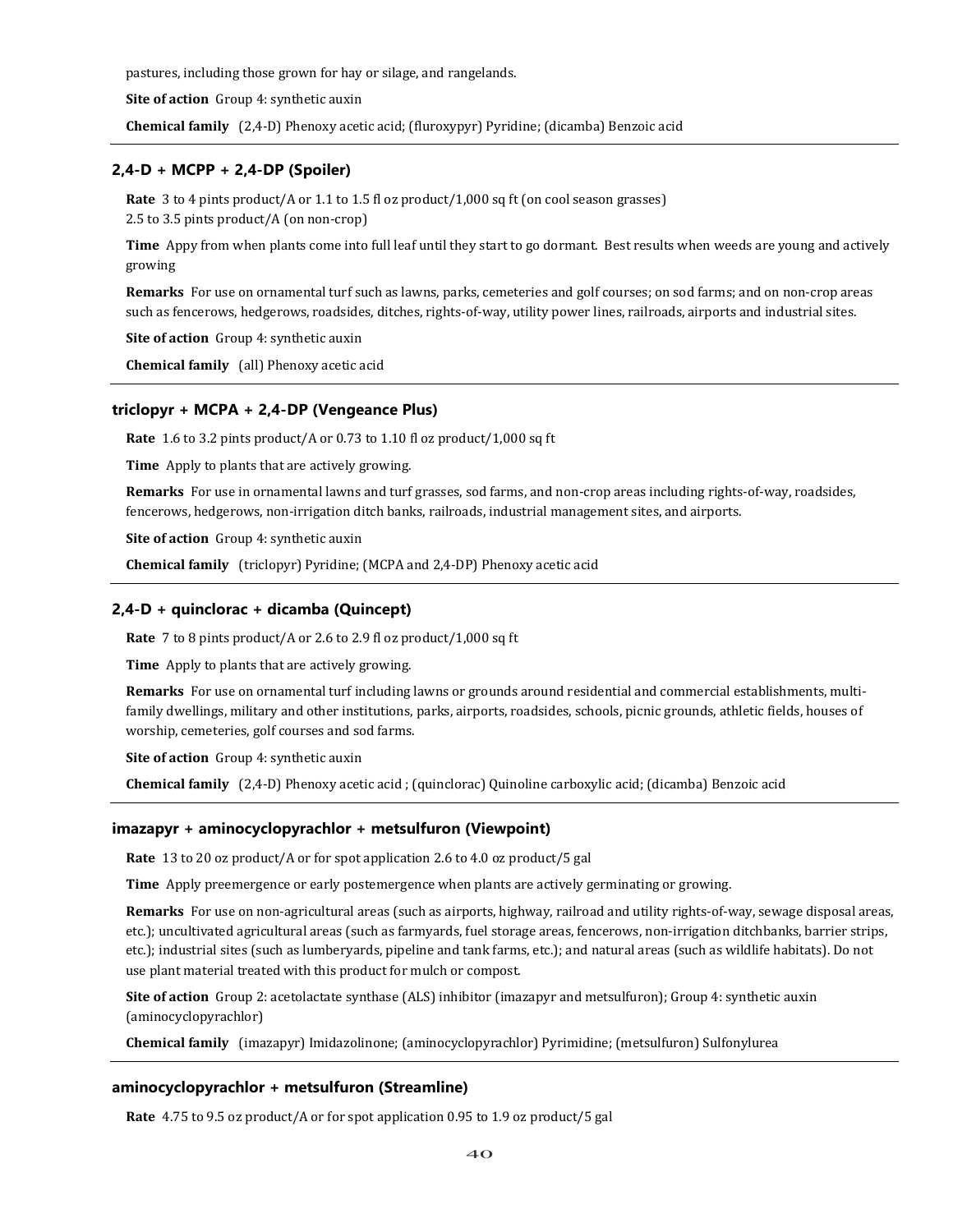pastures, including those grown for hay or silage, and rangelands.

**Site of action** Group 4: synthetic auxin

**Chemical family** (2,4-D) Phenoxy acetic acid; (fluroxypyr) Pyridine; (dicamba) Benzoic acid

### 2,4-D + MCPP + 2,4-DP (Spoiler)

**Rate** 3 to 4 pints product/A or 1.1 to 1.5 fl oz product/1,000 sq ft (on cool season grasses)
2.5 to 3.5 pints product/A (on non-crop)

**Time** Appy from when plants come into full leaf until they start to go dormant. Best results when weeds are young and actively growing

**Remarks** For use on ornamental turf such as lawns, parks, cemeteries and golf courses; on sod farms; and on non-crop areas such as fencerows, hedgerows, roadsides, ditches, rights-of-way, utility power lines, railroads, airports and industrial sites.

**Site of action** Group 4: synthetic auxin

**Chemical family** (all) Phenoxy acetic acid

### triclopyr + MCPA + 2,4-DP (Vengeance Plus)

**Rate** 1.6 to 3.2 pints product/A or 0.73 to 1.10 fl oz product/1,000 sq ft

**Time** Apply to plants that are actively growing.

**Remarks** For use in ornamental lawns and turf grasses, sod farms, and non-crop areas including rights-of-way, roadsides, fencerows, hedgerows, non-irrigation ditch banks, railroads, industrial management sites, and airports.

**Site of action** Group 4: synthetic auxin

**Chemical family** (triclopyr) Pyridine; (MCPA and 2,4-DP) Phenoxy acetic acid

### 2,4-D + quinclorac + dicamba (Quincept)

**Rate** 7 to 8 pints product/A or 2.6 to 2.9 fl oz product/1,000 sq ft

**Time** Apply to plants that are actively growing.

**Remarks** For use on ornamental turf including lawns or grounds around residential and commercial establishments, multi-family dwellings, military and other institutions, parks, airports, roadsides, schools, picnic grounds, athletic fields, houses of worship, cemeteries, golf courses and sod farms.

**Site of action** Group 4: synthetic auxin

**Chemical family** (2,4-D) Phenoxy acetic acid ; (quinclorac) Quinoline carboxylic acid; (dicamba) Benzoic acid

### imazapyr + aminocyclopyrachlor + metsulfuron (Viewpoint)

**Rate** 13 to 20 oz product/A or for spot application 2.6 to 4.0 oz product/5 gal

**Time** Apply preemergence or early postemergence when plants are actively germinating or growing.

**Remarks** For use on non-agricultural areas (such as airports, highway, railroad and utility rights-of-way, sewage disposal areas, etc.); uncultivated agricultural areas (such as farmyards, fuel storage areas, fencerows, non-irrigation ditchbanks, barrier strips, etc.); industrial sites (such as lumberyards, pipeline and tank farms, etc.); and natural areas (such as wildlife habitats). Do not use plant material treated with this product for mulch or compost.

**Site of action** Group 2: acetolactate synthase (ALS) inhibitor (imazapyr and metsulfuron); Group 4: synthetic auxin (aminocyclopyrachlor)

**Chemical family** (imazapyr) Imidazolinone; (aminocyclopyrachlor) Pyrimidine; (metsulfuron) Sulfonylurea

### aminocyclopyrachlor + metsulfuron (Streamline)

**Rate** 4.75 to 9.5 oz product/A or for spot application 0.95 to 1.9 oz product/5 gal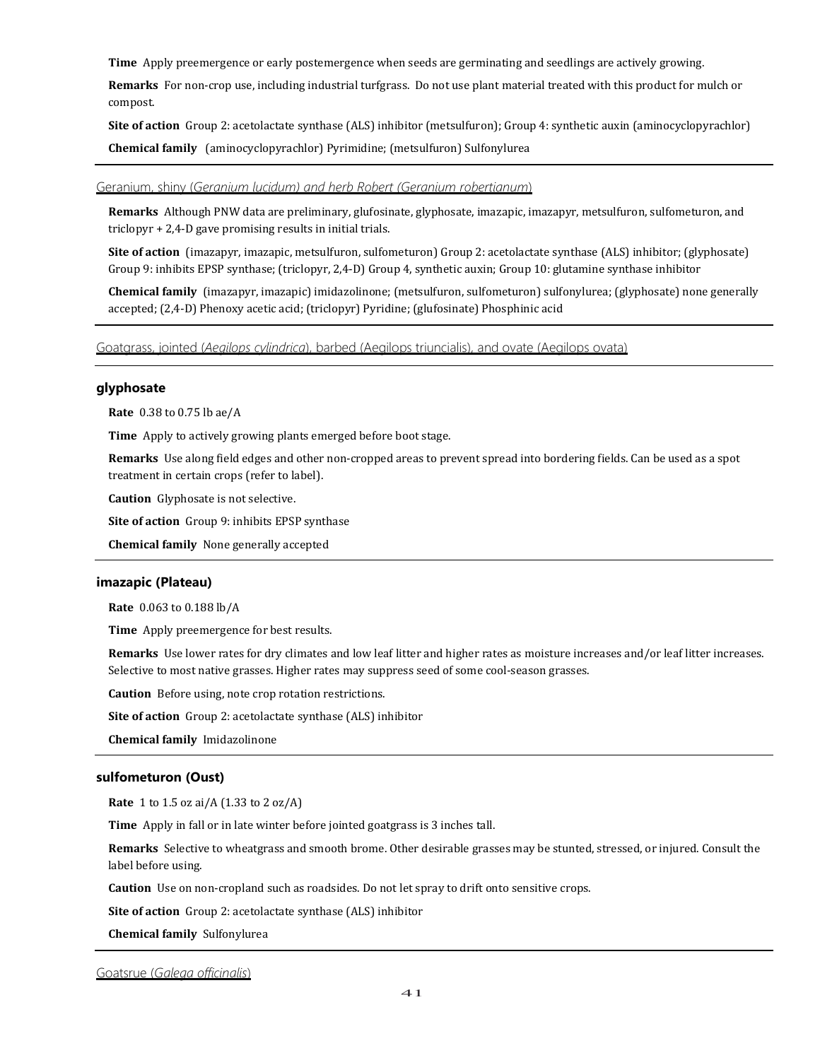**Time** Apply preemergence or early postemergence when seeds are germinating and seedlings are actively growing.

**Remarks** For non-crop use, including industrial turfgrass. Do not use plant material treated with this product for mulch or compost.

**Site of action** Group 2: acetolactate synthase (ALS) inhibitor (metsulfuron); Group 4: synthetic auxin (aminocyclopyrachlor)

**Chemical family** (aminocyclopyrachlor) Pyrimidine; (metsulfuron) Sulfonylurea

## Geranium, shiny (*Geranium lucidum) and herb Robert (Geranium robertianum*)

**Remarks** Although PNW data are preliminary, glufosinate, glyphosate, imazapic, imazapyr, metsulfuron, sulfometuron, and triclopyr + 2,4-D gave promising results in initial trials.

**Site of action** (imazapyr, imazapic, metsulfuron, sulfometuron) Group 2: acetolactate synthase (ALS) inhibitor; (glyphosate) Group 9: inhibits EPSP synthase; (triclopyr, 2,4-D) Group 4, synthetic auxin; Group 10: glutamine synthase inhibitor

**Chemical family** (imazapyr, imazapic) imidazolinone; (metsulfuron, sulfometuron) sulfonylurea; (glyphosate) none generally accepted; (2,4-D) Phenoxy acetic acid; (triclopyr) Pyridine; (glufosinate) Phosphinic acid

## Goatgrass, jointed (*Aegilops cylindrica*), barbed (Aegilops triuncialis), and ovate (Aegilops ovata)

### glyphosate

**Rate** 0.38 to 0.75 lb ae/A

**Time** Apply to actively growing plants emerged before boot stage.

**Remarks** Use along field edges and other non-cropped areas to prevent spread into bordering fields. Can be used as a spot treatment in certain crops (refer to label).

**Caution** Glyphosate is not selective.

**Site of action** Group 9: inhibits EPSP synthase

**Chemical family** None generally accepted

### imazapic (Plateau)

**Rate** 0.063 to 0.188 lb/A

**Time** Apply preemergence for best results.

**Remarks** Use lower rates for dry climates and low leaf litter and higher rates as moisture increases and/or leaf litter increases. Selective to most native grasses. Higher rates may suppress seed of some cool-season grasses.

**Caution** Before using, note crop rotation restrictions.

**Site of action** Group 2: acetolactate synthase (ALS) inhibitor

**Chemical family** Imidazolinone

### sulfometuron (Oust)

**Rate** 1 to 1.5 oz ai/A (1.33 to 2 oz/A)

**Time** Apply in fall or in late winter before jointed goatgrass is 3 inches tall.

**Remarks** Selective to wheatgrass and smooth brome. Other desirable grasses may be stunted, stressed, or injured. Consult the label before using.

**Caution** Use on non-cropland such as roadsides. Do not let spray to drift onto sensitive crops.

**Site of action** Group 2: acetolactate synthase (ALS) inhibitor

**Chemical family** Sulfonylurea

## Goatsrue (*Galega officinalis*)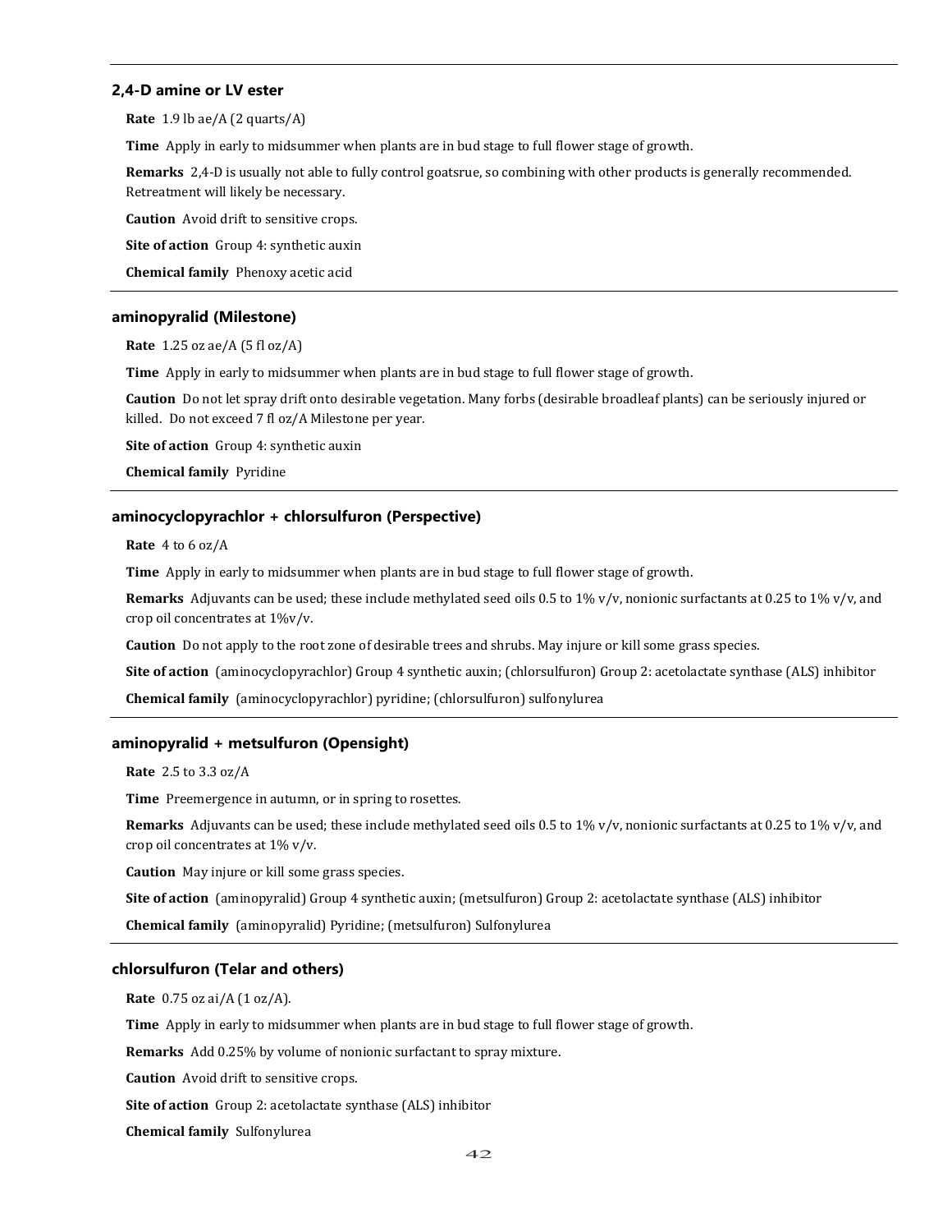### 2,4-D amine or LV ester

**Rate** 1.9 lb ae/A (2 quarts/A)

**Time** Apply in early to midsummer when plants are in bud stage to full flower stage of growth.

**Remarks** 2,4-D is usually not able to fully control goatsrue, so combining with other products is generally recommended. Retreatment will likely be necessary.

**Caution** Avoid drift to sensitive crops.

**Site of action** Group 4: synthetic auxin

**Chemical family** Phenoxy acetic acid

### aminopyralid (Milestone)

**Rate** 1.25 oz ae/A (5 fl oz/A)

**Time** Apply in early to midsummer when plants are in bud stage to full flower stage of growth.

**Caution** Do not let spray drift onto desirable vegetation. Many forbs (desirable broadleaf plants) can be seriously injured or killed. Do not exceed 7 fl oz/A Milestone per year.

**Site of action** Group 4: synthetic auxin

**Chemical family** Pyridine

### aminocyclopyrachlor + chlorsulfuron (Perspective)

**Rate** 4 to 6 oz/A

**Time** Apply in early to midsummer when plants are in bud stage to full flower stage of growth.

**Remarks** Adjuvants can be used; these include methylated seed oils 0.5 to 1% v/v, nonionic surfactants at 0.25 to 1% v/v, and crop oil concentrates at 1%v/v.

**Caution** Do not apply to the root zone of desirable trees and shrubs. May injure or kill some grass species.

**Site of action** (aminocyclopyrachlor) Group 4 synthetic auxin; (chlorsulfuron) Group 2: acetolactate synthase (ALS) inhibitor

**Chemical family** (aminocyclopyrachlor) pyridine; (chlorsulfuron) sulfonylurea

### aminopyralid + metsulfuron (Opensight)

**Rate** 2.5 to 3.3 oz/A

**Time** Preemergence in autumn, or in spring to rosettes.

**Remarks** Adjuvants can be used; these include methylated seed oils 0.5 to 1% v/v, nonionic surfactants at 0.25 to 1% v/v, and crop oil concentrates at 1% v/v.

**Caution** May injure or kill some grass species.

**Site of action** (aminopyralid) Group 4 synthetic auxin; (metsulfuron) Group 2: acetolactate synthase (ALS) inhibitor

**Chemical family** (aminopyralid) Pyridine; (metsulfuron) Sulfonylurea

### chlorsulfuron (Telar and others)

**Rate** 0.75 oz ai/A (1 oz/A).

**Time** Apply in early to midsummer when plants are in bud stage to full flower stage of growth.

**Remarks** Add 0.25% by volume of nonionic surfactant to spray mixture.

**Caution** Avoid drift to sensitive crops.

**Site of action** Group 2: acetolactate synthase (ALS) inhibitor

**Chemical family** Sulfonylurea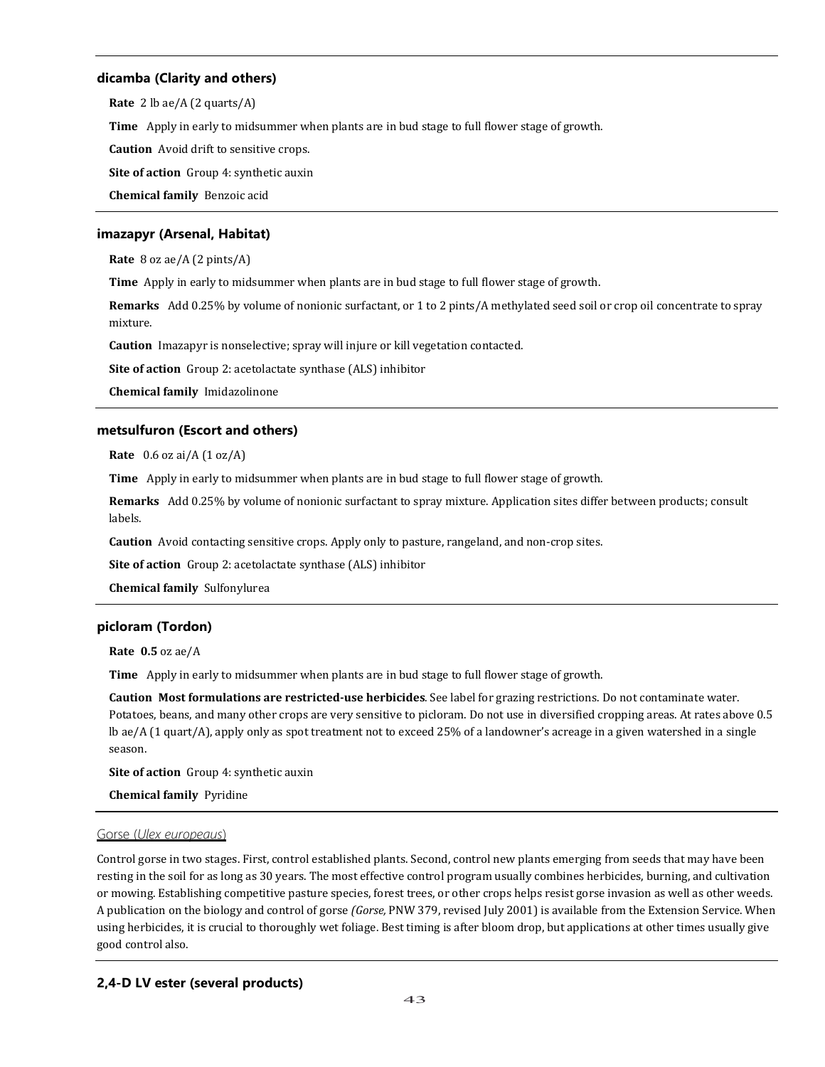### dicamba (Clarity and others)

**Rate** 2 lb ae/A (2 quarts/A)

**Time** Apply in early to midsummer when plants are in bud stage to full flower stage of growth.

**Caution** Avoid drift to sensitive crops.

**Site of action** Group 4: synthetic auxin

**Chemical family** Benzoic acid

### imazapyr (Arsenal, Habitat)

**Rate** 8 oz ae/A (2 pints/A)

**Time** Apply in early to midsummer when plants are in bud stage to full flower stage of growth.

**Remarks** Add 0.25% by volume of nonionic surfactant, or 1 to 2 pints/A methylated seed soil or crop oil concentrate to spray mixture.

**Caution** Imazapyr is nonselective; spray will injure or kill vegetation contacted.

**Site of action** Group 2: acetolactate synthase (ALS) inhibitor

**Chemical family** Imidazolinone

### metsulfuron (Escort and others)

**Rate** 0.6 oz ai/A (1 oz/A)

**Time** Apply in early to midsummer when plants are in bud stage to full flower stage of growth.

**Remarks** Add 0.25% by volume of nonionic surfactant to spray mixture. Application sites differ between products; consult labels.

**Caution** Avoid contacting sensitive crops. Apply only to pasture, rangeland, and non-crop sites.

**Site of action** Group 2: acetolactate synthase (ALS) inhibitor

**Chemical family** Sulfonylurea

### picloram (Tordon)

**Rate** **0.5** oz ae/A

**Time** Apply in early to midsummer when plants are in bud stage to full flower stage of growth.

**Caution** **Most formulations are restricted-use herbicides**. See label for grazing restrictions. Do not contaminate water. Potatoes, beans, and many other crops are very sensitive to picloram. Do not use in diversified cropping areas. At rates above 0.5 lb ae/A (1 quart/A), apply only as spot treatment not to exceed 25% of a landowner's acreage in a given watershed in a single season.

**Site of action** Group 4: synthetic auxin

**Chemical family** Pyridine

## Gorse (*Ulex europeaus*)

Control gorse in two stages. First, control established plants. Second, control new plants emerging from seeds that may have been resting in the soil for as long as 30 years. The most effective control program usually combines herbicides, burning, and cultivation or mowing. Establishing competitive pasture species, forest trees, or other crops helps resist gorse invasion as well as other weeds. A publication on the biology and control of gorse *(Gorse,* PNW 379, revised July 2001) is available from the Extension Service. When using herbicides, it is crucial to thoroughly wet foliage. Best timing is after bloom drop, but applications at other times usually give good control also.

### 2,4-D LV ester (several products)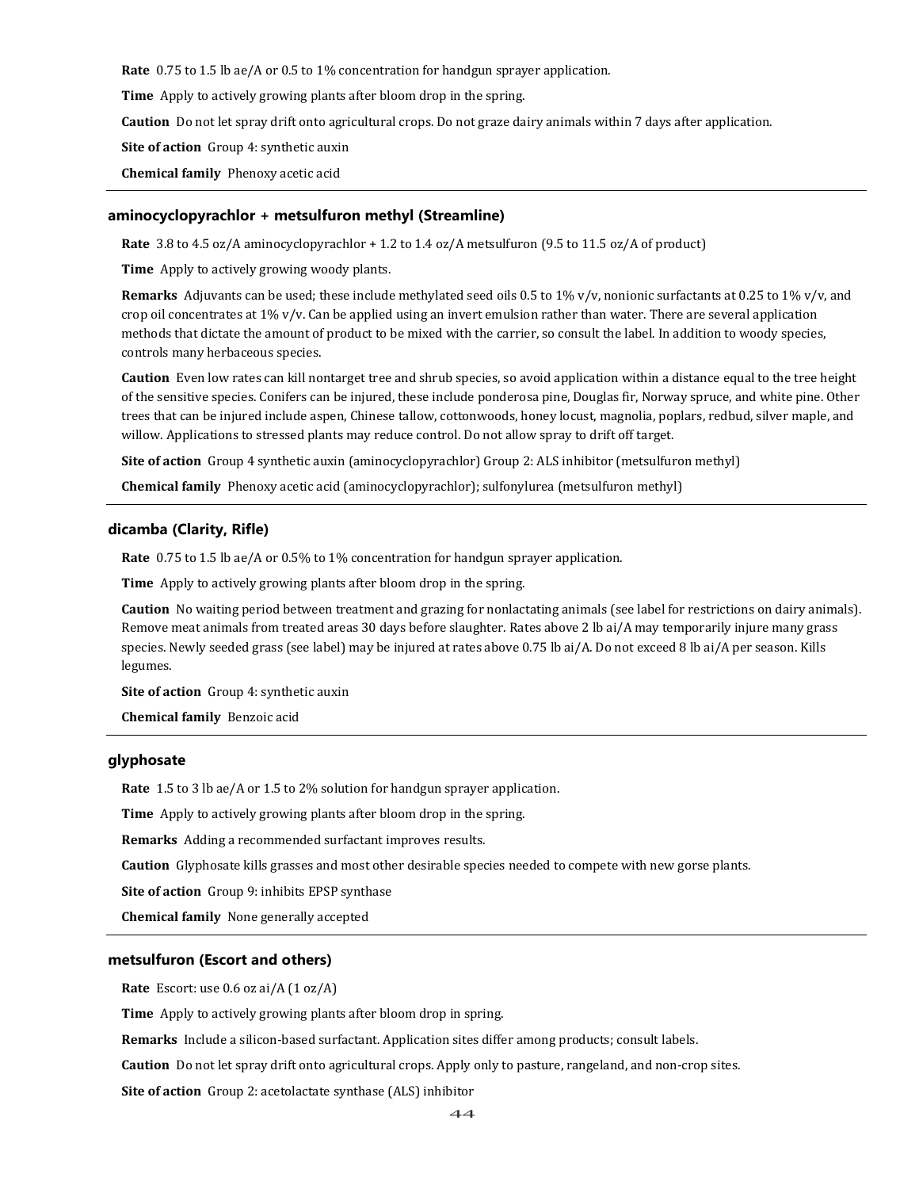**Rate** 0.75 to 1.5 lb ae/A or 0.5 to 1% concentration for handgun sprayer application.

**Time** Apply to actively growing plants after bloom drop in the spring.

**Caution** Do not let spray drift onto agricultural crops. Do not graze dairy animals within 7 days after application.

**Site of action** Group 4: synthetic auxin

**Chemical family** Phenoxy acetic acid

---

### aminocyclopyrachlor + metsulfuron methyl (Streamline)

**Rate** 3.8 to 4.5 oz/A aminocyclopyrachlor + 1.2 to 1.4 oz/A metsulfuron (9.5 to 11.5 oz/A of product)

**Time** Apply to actively growing woody plants.

**Remarks** Adjuvants can be used; these include methylated seed oils 0.5 to 1% v/v, nonionic surfactants at 0.25 to 1% v/v, and crop oil concentrates at 1% v/v. Can be applied using an invert emulsion rather than water. There are several application methods that dictate the amount of product to be mixed with the carrier, so consult the label. In addition to woody species, controls many herbaceous species.

**Caution** Even low rates can kill nontarget tree and shrub species, so avoid application within a distance equal to the tree height of the sensitive species. Conifers can be injured, these include ponderosa pine, Douglas fir, Norway spruce, and white pine. Other trees that can be injured include aspen, Chinese tallow, cottonwoods, honey locust, magnolia, poplars, redbud, silver maple, and willow. Applications to stressed plants may reduce control. Do not allow spray to drift off target.

**Site of action** Group 4 synthetic auxin (aminocyclopyrachlor) Group 2: ALS inhibitor (metsulfuron methyl)

**Chemical family** Phenoxy acetic acid (aminocyclopyrachlor); sulfonylurea (metsulfuron methyl)

---

### dicamba (Clarity, Rifle)

**Rate** 0.75 to 1.5 lb ae/A or 0.5% to 1% concentration for handgun sprayer application.

**Time** Apply to actively growing plants after bloom drop in the spring.

**Caution** No waiting period between treatment and grazing for nonlactating animals (see label for restrictions on dairy animals). Remove meat animals from treated areas 30 days before slaughter. Rates above 2 lb ai/A may temporarily injure many grass species. Newly seeded grass (see label) may be injured at rates above 0.75 lb ai/A. Do not exceed 8 lb ai/A per season. Kills legumes.

**Site of action** Group 4: synthetic auxin

**Chemical family** Benzoic acid

---

### glyphosate

**Rate** 1.5 to 3 lb ae/A or 1.5 to 2% solution for handgun sprayer application.

**Time** Apply to actively growing plants after bloom drop in the spring.

**Remarks** Adding a recommended surfactant improves results.

**Caution** Glyphosate kills grasses and most other desirable species needed to compete with new gorse plants.

**Site of action** Group 9: inhibits EPSP synthase

**Chemical family** None generally accepted

---

### metsulfuron (Escort and others)

**Rate** Escort: use 0.6 oz ai/A (1 oz/A)

**Time** Apply to actively growing plants after bloom drop in spring.

**Remarks** Include a silicon-based surfactant. Application sites differ among products; consult labels.

**Caution** Do not let spray drift onto agricultural crops. Apply only to pasture, rangeland, and non-crop sites.

**Site of action** Group 2: acetolactate synthase (ALS) inhibitor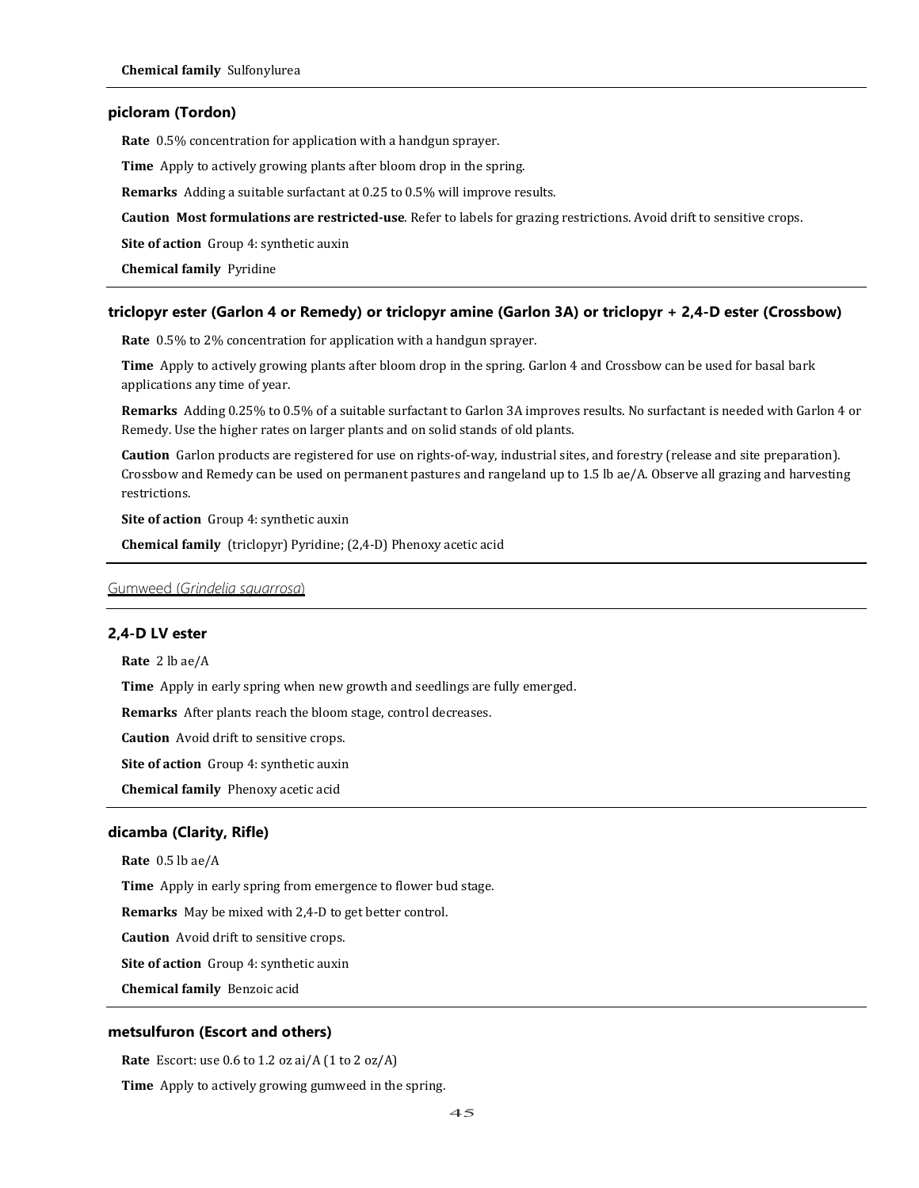**Chemical family** Sulfonylurea

### picloram (Tordon)

**Rate** 0.5% concentration for application with a handgun sprayer.

**Time** Apply to actively growing plants after bloom drop in the spring.

**Remarks** Adding a suitable surfactant at 0.25 to 0.5% will improve results.

**Caution** **Most formulations are restricted-use**. Refer to labels for grazing restrictions. Avoid drift to sensitive crops.

**Site of action** Group 4: synthetic auxin

**Chemical family** Pyridine

### triclopyr ester (Garlon 4 or Remedy) or triclopyr amine (Garlon 3A) or triclopyr + 2,4-D ester (Crossbow)

**Rate** 0.5% to 2% concentration for application with a handgun sprayer.

**Time** Apply to actively growing plants after bloom drop in the spring. Garlon 4 and Crossbow can be used for basal bark applications any time of year.

**Remarks** Adding 0.25% to 0.5% of a suitable surfactant to Garlon 3A improves results. No surfactant is needed with Garlon 4 or Remedy. Use the higher rates on larger plants and on solid stands of old plants.

**Caution** Garlon products are registered for use on rights-of-way, industrial sites, and forestry (release and site preparation). Crossbow and Remedy can be used on permanent pastures and rangeland up to 1.5 lb ae/A. Observe all grazing and harvesting restrictions.

**Site of action** Group 4: synthetic auxin

**Chemical family** (triclopyr) Pyridine; (2,4-D) Phenoxy acetic acid

## Gumweed (*Grindelia squarrosa*)

### 2,4-D LV ester

**Rate** 2 lb ae/A

**Time** Apply in early spring when new growth and seedlings are fully emerged.

**Remarks** After plants reach the bloom stage, control decreases.

**Caution** Avoid drift to sensitive crops.

**Site of action** Group 4: synthetic auxin

**Chemical family** Phenoxy acetic acid

### dicamba (Clarity, Rifle)

**Rate** 0.5 lb ae/A

**Time** Apply in early spring from emergence to flower bud stage.

**Remarks** May be mixed with 2,4-D to get better control.

**Caution** Avoid drift to sensitive crops.

**Site of action** Group 4: synthetic auxin

**Chemical family** Benzoic acid

### metsulfuron (Escort and others)

**Rate** Escort: use 0.6 to 1.2 oz ai/A (1 to 2 oz/A)

**Time** Apply to actively growing gumweed in the spring.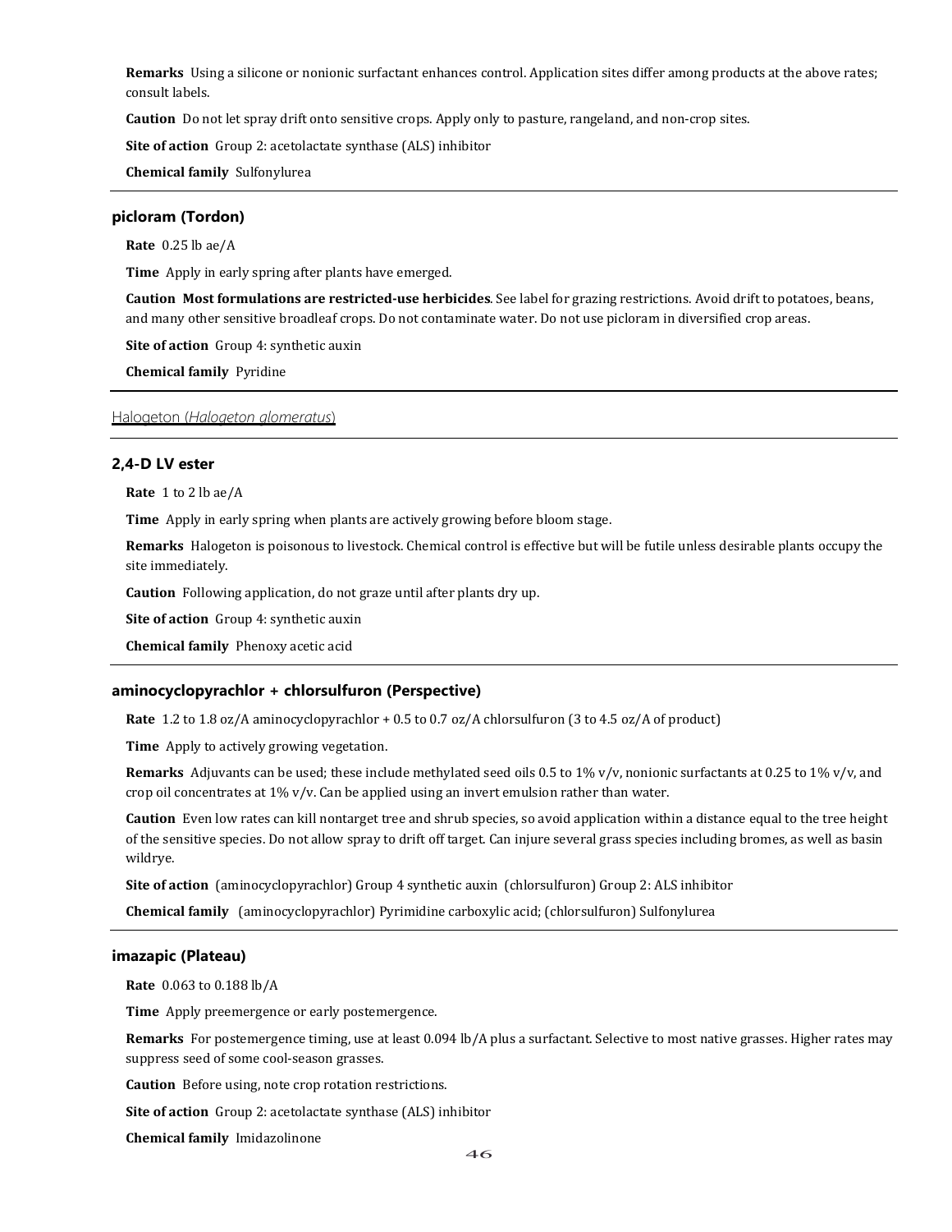**Remarks** Using a silicone or nonionic surfactant enhances control. Application sites differ among products at the above rates; consult labels.

**Caution** Do not let spray drift onto sensitive crops. Apply only to pasture, rangeland, and non-crop sites.

**Site of action** Group 2: acetolactate synthase (ALS) inhibitor

**Chemical family** Sulfonylurea

---

### picloram (Tordon)

**Rate** 0.25 lb ae/A

**Time** Apply in early spring after plants have emerged.

**Caution** **Most formulations are restricted-use herbicides**. See label for grazing restrictions. Avoid drift to potatoes, beans, and many other sensitive broadleaf crops. Do not contaminate water. Do not use picloram in diversified crop areas.

**Site of action** Group 4: synthetic auxin

**Chemical family** Pyridine

---

## Halogeton (*Halogeton glomeratus*)

### 2,4-D LV ester

**Rate** 1 to 2 lb ae/A

**Time** Apply in early spring when plants are actively growing before bloom stage.

**Remarks** Halogeton is poisonous to livestock. Chemical control is effective but will be futile unless desirable plants occupy the site immediately.

**Caution** Following application, do not graze until after plants dry up.

**Site of action** Group 4: synthetic auxin

**Chemical family** Phenoxy acetic acid

---

### aminocyclopyrachlor + chlorsulfuron (Perspective)

**Rate** 1.2 to 1.8 oz/A aminocyclopyrachlor + 0.5 to 0.7 oz/A chlorsulfuron (3 to 4.5 oz/A of product)

**Time** Apply to actively growing vegetation.

**Remarks** Adjuvants can be used; these include methylated seed oils 0.5 to 1% v/v, nonionic surfactants at 0.25 to 1% v/v, and crop oil concentrates at 1% v/v. Can be applied using an invert emulsion rather than water.

**Caution** Even low rates can kill nontarget tree and shrub species, so avoid application within a distance equal to the tree height of the sensitive species. Do not allow spray to drift off target. Can injure several grass species including bromes, as well as basin wildrye.

**Site of action** (aminocyclopyrachlor) Group 4 synthetic auxin (chlorsulfuron) Group 2: ALS inhibitor

**Chemical family** (aminocyclopyrachlor) Pyrimidine carboxylic acid; (chlorsulfuron) Sulfonylurea

---

### imazapic (Plateau)

**Rate** 0.063 to 0.188 lb/A

**Time** Apply preemergence or early postemergence.

**Remarks** For postemergence timing, use at least 0.094 lb/A plus a surfactant. Selective to most native grasses. Higher rates may suppress seed of some cool-season grasses.

**Caution** Before using, note crop rotation restrictions.

**Site of action** Group 2: acetolactate synthase (ALS) inhibitor

**Chemical family** Imidazolinone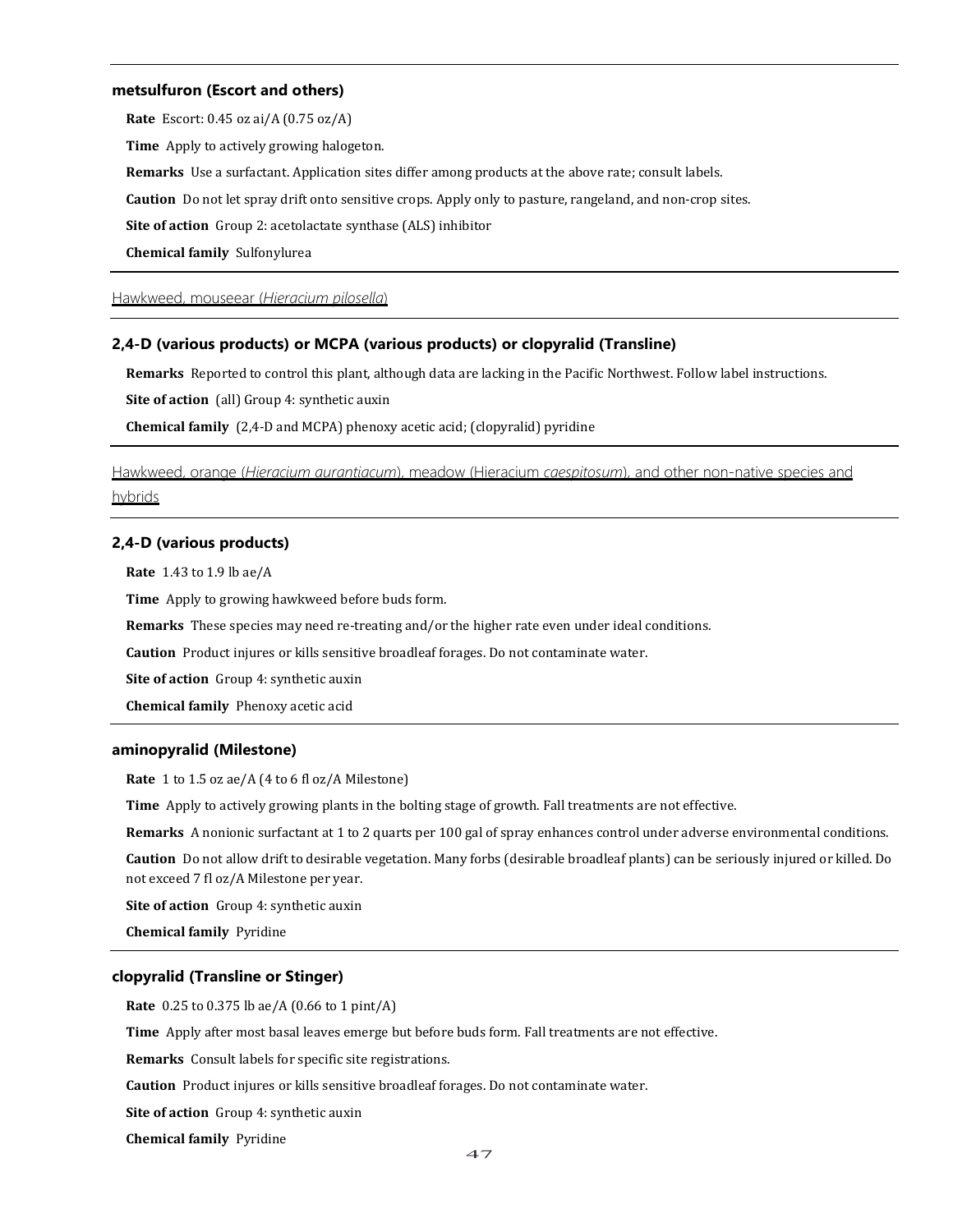### metsulfuron (Escort and others)

**Rate** Escort: 0.45 oz ai/A (0.75 oz/A)

**Time** Apply to actively growing halogeton.

**Remarks** Use a surfactant. Application sites differ among products at the above rate; consult labels.

**Caution** Do not let spray drift onto sensitive crops. Apply only to pasture, rangeland, and non-crop sites.

**Site of action** Group 2: acetolactate synthase (ALS) inhibitor

**Chemical family** Sulfonylurea

## Hawkweed, mouseear (*Hieracium pilosella*)

### 2,4-D (various products) or MCPA (various products) or clopyralid (Transline)

**Remarks** Reported to control this plant, although data are lacking in the Pacific Northwest. Follow label instructions.

**Site of action** (all) Group 4: synthetic auxin

**Chemical family** (2,4-D and MCPA) phenoxy acetic acid; (clopyralid) pyridine

## Hawkweed, orange (*Hieracium aurantiacum*), meadow (Hieracium *caespitosum*), and other non-native species and hybrids

### 2,4-D (various products)

**Rate** 1.43 to 1.9 lb ae/A

**Time** Apply to growing hawkweed before buds form.

**Remarks** These species may need re-treating and/or the higher rate even under ideal conditions.

**Caution** Product injures or kills sensitive broadleaf forages. Do not contaminate water.

**Site of action** Group 4: synthetic auxin

**Chemical family** Phenoxy acetic acid

### aminopyralid (Milestone)

**Rate** 1 to 1.5 oz ae/A (4 to 6 fl oz/A Milestone)

**Time** Apply to actively growing plants in the bolting stage of growth. Fall treatments are not effective.

**Remarks** A nonionic surfactant at 1 to 2 quarts per 100 gal of spray enhances control under adverse environmental conditions.

**Caution** Do not allow drift to desirable vegetation. Many forbs (desirable broadleaf plants) can be seriously injured or killed. Do not exceed 7 fl oz/A Milestone per year.

**Site of action** Group 4: synthetic auxin

**Chemical family** Pyridine

### clopyralid (Transline or Stinger)

**Rate** 0.25 to 0.375 lb ae/A (0.66 to 1 pint/A)

**Time** Apply after most basal leaves emerge but before buds form. Fall treatments are not effective.

**Remarks** Consult labels for specific site registrations.

**Caution** Product injures or kills sensitive broadleaf forages. Do not contaminate water.

**Site of action** Group 4: synthetic auxin

**Chemical family** Pyridine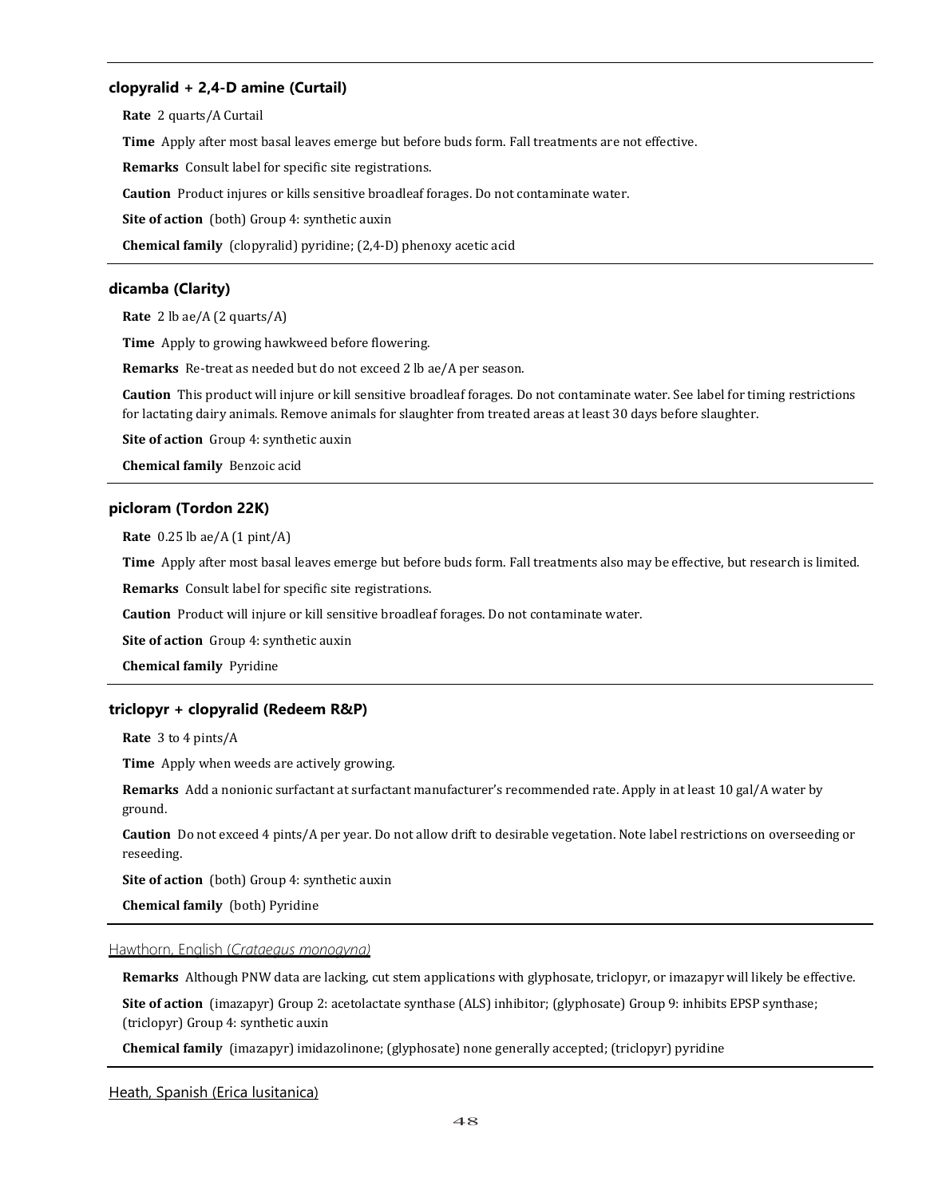### clopyralid + 2,4-D amine (Curtail)

**Rate** 2 quarts/A Curtail

**Time** Apply after most basal leaves emerge but before buds form. Fall treatments are not effective.

**Remarks** Consult label for specific site registrations.

**Caution** Product injures or kills sensitive broadleaf forages. Do not contaminate water.

**Site of action** (both) Group 4: synthetic auxin

**Chemical family** (clopyralid) pyridine; (2,4-D) phenoxy acetic acid

### dicamba (Clarity)

**Rate** 2 lb ae/A (2 quarts/A)

**Time** Apply to growing hawkweed before flowering.

**Remarks** Re-treat as needed but do not exceed 2 lb ae/A per season.

**Caution** This product will injure or kill sensitive broadleaf forages. Do not contaminate water. See label for timing restrictions for lactating dairy animals. Remove animals for slaughter from treated areas at least 30 days before slaughter.

**Site of action** Group 4: synthetic auxin

**Chemical family** Benzoic acid

### picloram (Tordon 22K)

**Rate** 0.25 lb ae/A (1 pint/A)

**Time** Apply after most basal leaves emerge but before buds form. Fall treatments also may be effective, but research is limited.

**Remarks** Consult label for specific site registrations.

**Caution** Product will injure or kill sensitive broadleaf forages. Do not contaminate water.

**Site of action** Group 4: synthetic auxin

**Chemical family** Pyridine

### triclopyr + clopyralid (Redeem R&P)

**Rate** 3 to 4 pints/A

**Time** Apply when weeds are actively growing.

**Remarks** Add a nonionic surfactant at surfactant manufacturer's recommended rate. Apply in at least 10 gal/A water by ground.

**Caution** Do not exceed 4 pints/A per year. Do not allow drift to desirable vegetation. Note label restrictions on overseeding or reseeding.

**Site of action** (both) Group 4: synthetic auxin

**Chemical family** (both) Pyridine

## Hawthorn, English (*Crataegus monogyna)*

**Remarks** Although PNW data are lacking, cut stem applications with glyphosate, triclopyr, or imazapyr will likely be effective.

**Site of action** (imazapyr) Group 2: acetolactate synthase (ALS) inhibitor; (glyphosate) Group 9: inhibits EPSP synthase; (triclopyr) Group 4: synthetic auxin

**Chemical family** (imazapyr) imidazolinone; (glyphosate) none generally accepted; (triclopyr) pyridine

## Heath, Spanish (Erica lusitanica)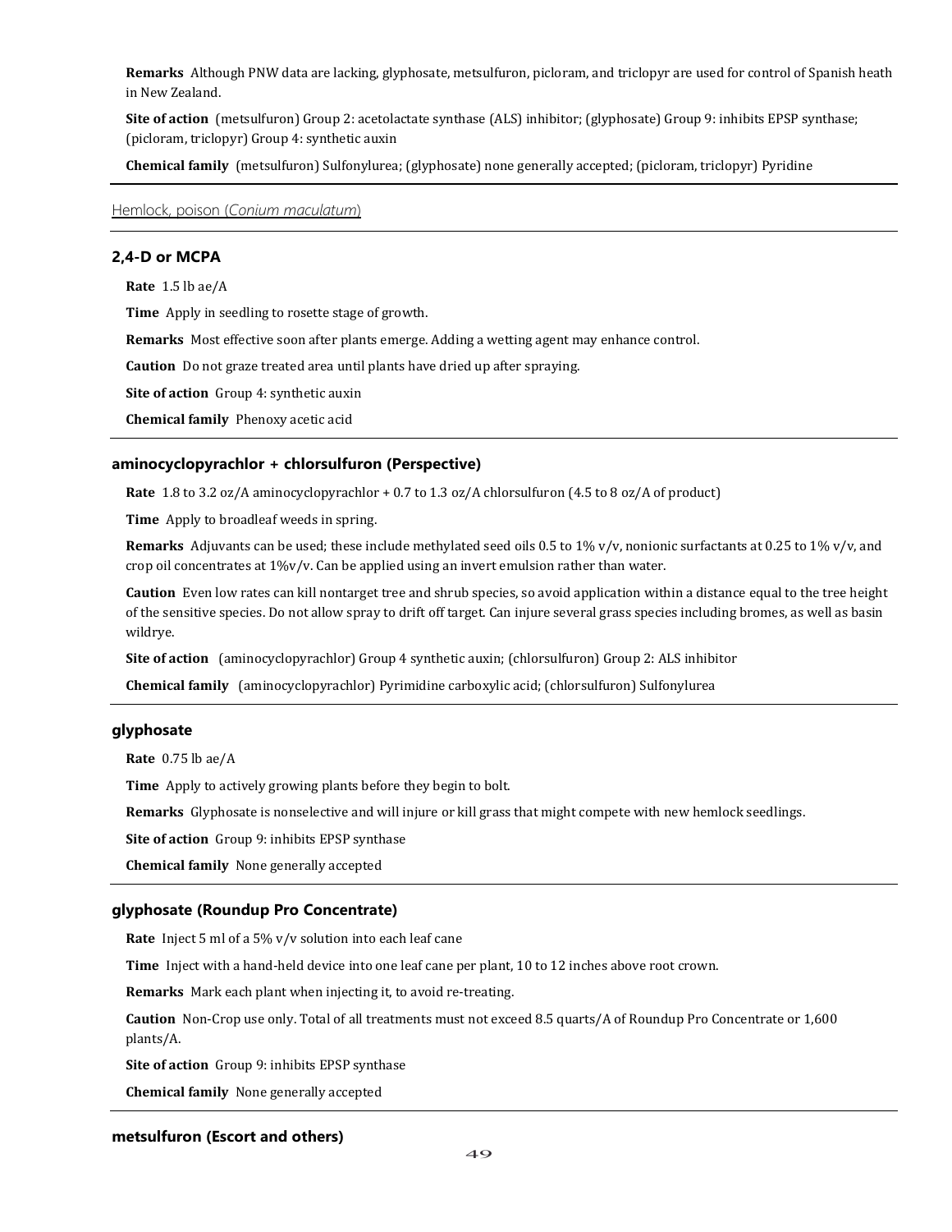**Remarks** Although PNW data are lacking, glyphosate, metsulfuron, picloram, and triclopyr are used for control of Spanish heath in New Zealand.

**Site of action** (metsulfuron) Group 2: acetolactate synthase (ALS) inhibitor; (glyphosate) Group 9: inhibits EPSP synthase; (picloram, triclopyr) Group 4: synthetic auxin

**Chemical family** (metsulfuron) Sulfonylurea; (glyphosate) none generally accepted; (picloram, triclopyr) Pyridine

---

## Hemlock, poison (*Conium maculatum*)

---

### 2,4-D or MCPA

**Rate** 1.5 lb ae/A

**Time** Apply in seedling to rosette stage of growth.

**Remarks** Most effective soon after plants emerge. Adding a wetting agent may enhance control.

**Caution** Do not graze treated area until plants have dried up after spraying.

**Site of action** Group 4: synthetic auxin

**Chemical family** Phenoxy acetic acid

---

### aminocyclopyrachlor + chlorsulfuron (Perspective)

**Rate** 1.8 to 3.2 oz/A aminocyclopyrachlor + 0.7 to 1.3 oz/A chlorsulfuron (4.5 to 8 oz/A of product)

**Time** Apply to broadleaf weeds in spring.

**Remarks** Adjuvants can be used; these include methylated seed oils 0.5 to 1% v/v, nonionic surfactants at 0.25 to 1% v/v, and crop oil concentrates at 1%v/v. Can be applied using an invert emulsion rather than water.

**Caution** Even low rates can kill nontarget tree and shrub species, so avoid application within a distance equal to the tree height of the sensitive species. Do not allow spray to drift off target. Can injure several grass species including bromes, as well as basin wildrye.

**Site of action** (aminocyclopyrachlor) Group 4 synthetic auxin; (chlorsulfuron) Group 2: ALS inhibitor

**Chemical family** (aminocyclopyrachlor) Pyrimidine carboxylic acid; (chlorsulfuron) Sulfonylurea

---

### glyphosate

**Rate** 0.75 lb ae/A

**Time** Apply to actively growing plants before they begin to bolt.

**Remarks** Glyphosate is nonselective and will injure or kill grass that might compete with new hemlock seedlings.

**Site of action** Group 9: inhibits EPSP synthase

**Chemical family** None generally accepted

---

### glyphosate (Roundup Pro Concentrate)

**Rate** Inject 5 ml of a 5% v/v solution into each leaf cane

**Time** Inject with a hand-held device into one leaf cane per plant, 10 to 12 inches above root crown.

**Remarks** Mark each plant when injecting it, to avoid re-treating.

**Caution** Non-Crop use only. Total of all treatments must not exceed 8.5 quarts/A of Roundup Pro Concentrate or 1,600 plants/A.

**Site of action** Group 9: inhibits EPSP synthase

**Chemical family** None generally accepted

---

### metsulfuron (Escort and others)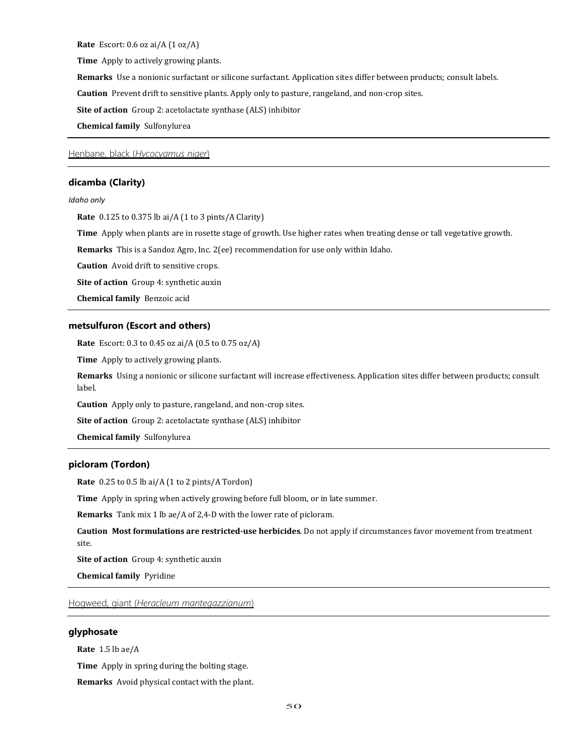**Rate** Escort: 0.6 oz ai/A (1 oz/A)

**Time** Apply to actively growing plants.

**Remarks** Use a nonionic surfactant or silicone surfactant. Application sites differ between products; consult labels.

**Caution** Prevent drift to sensitive plants. Apply only to pasture, rangeland, and non-crop sites.

**Site of action** Group 2: acetolactate synthase (ALS) inhibitor

**Chemical family** Sulfonylurea

---

## Henbane, black (*Hycocyamus niger*)

### dicamba (Clarity)

*Idaho only*

**Rate** 0.125 to 0.375 lb ai/A (1 to 3 pints/A Clarity)

**Time** Apply when plants are in rosette stage of growth. Use higher rates when treating dense or tall vegetative growth.

**Remarks** This is a Sandoz Agro, Inc. 2(ee) recommendation for use only within Idaho.

**Caution** Avoid drift to sensitive crops.

**Site of action** Group 4: synthetic auxin

**Chemical family** Benzoic acid

### metsulfuron (Escort and others)

**Rate** Escort: 0.3 to 0.45 oz ai/A (0.5 to 0.75 oz/A)

**Time** Apply to actively growing plants.

**Remarks** Using a nonionic or silicone surfactant will increase effectiveness. Application sites differ between products; consult label.

**Caution** Apply only to pasture, rangeland, and non-crop sites.

**Site of action** Group 2: acetolactate synthase (ALS) inhibitor

**Chemical family** Sulfonylurea

### picloram (Tordon)

**Rate** 0.25 to 0.5 lb ai/A (1 to 2 pints/A Tordon)

**Time** Apply in spring when actively growing before full bloom, or in late summer.

**Remarks** Tank mix 1 lb ae/A of 2,4-D with the lower rate of picloram.

**Caution** **Most formulations are restricted-use herbicides**. Do not apply if circumstances favor movement from treatment site.

**Site of action** Group 4: synthetic auxin

**Chemical family** Pyridine

---

## Hogweed, giant (*Heracleum mantegazzianum*)

### glyphosate

**Rate** 1.5 lb ae/A

**Time** Apply in spring during the bolting stage.

**Remarks** Avoid physical contact with the plant.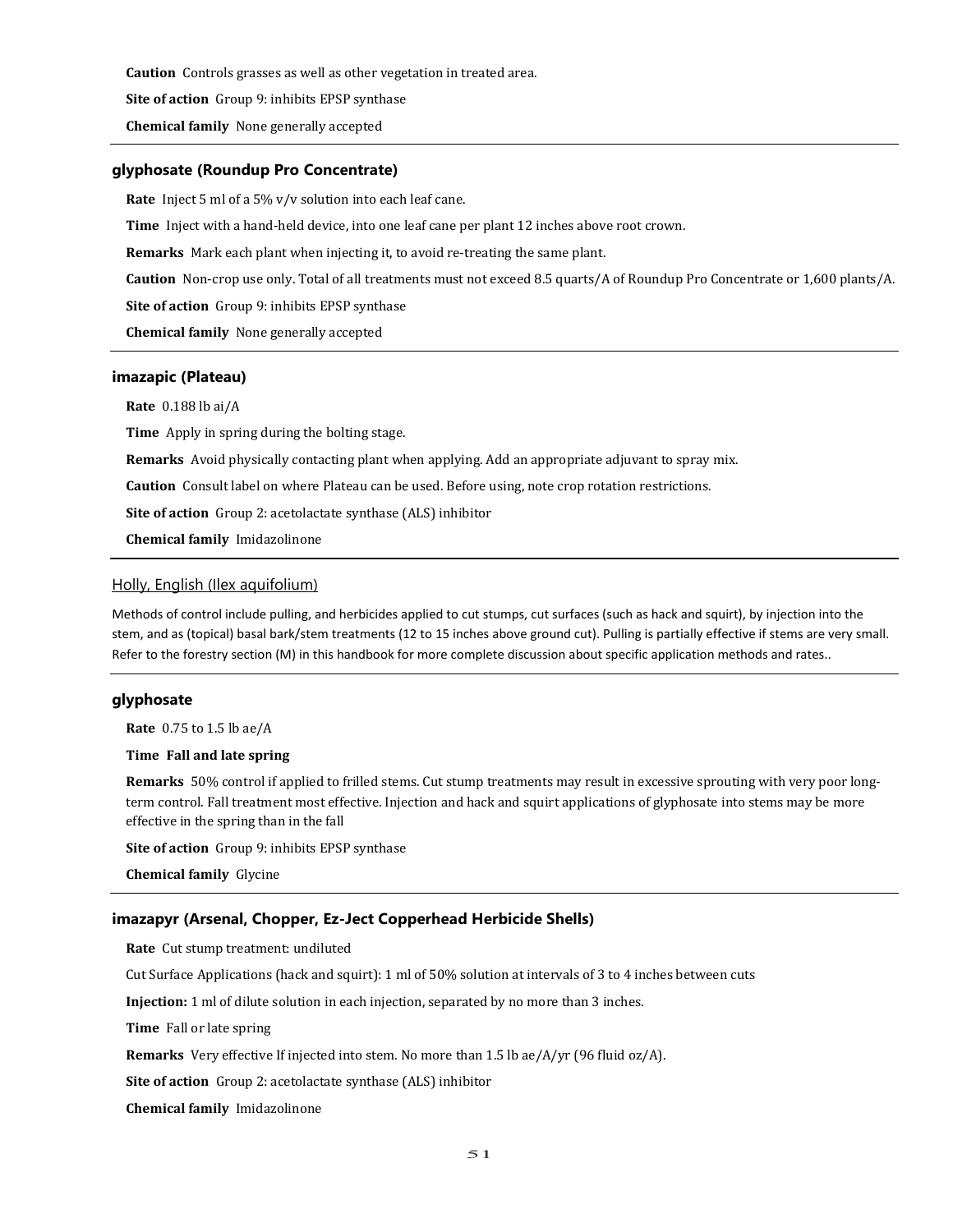**Caution** Controls grasses as well as other vegetation in treated area.

**Site of action** Group 9: inhibits EPSP synthase

**Chemical family** None generally accepted

### glyphosate (Roundup Pro Concentrate)

**Rate** Inject 5 ml of a 5% v/v solution into each leaf cane.

**Time** Inject with a hand-held device, into one leaf cane per plant 12 inches above root crown.

**Remarks** Mark each plant when injecting it, to avoid re-treating the same plant.

**Caution** Non-crop use only. Total of all treatments must not exceed 8.5 quarts/A of Roundup Pro Concentrate or 1,600 plants/A.

**Site of action** Group 9: inhibits EPSP synthase

**Chemical family** None generally accepted

### imazapic (Plateau)

**Rate** 0.188 lb ai/A

**Time** Apply in spring during the bolting stage.

**Remarks** Avoid physically contacting plant when applying. Add an appropriate adjuvant to spray mix.

**Caution** Consult label on where Plateau can be used. Before using, note crop rotation restrictions.

**Site of action** Group 2: acetolactate synthase (ALS) inhibitor

**Chemical family** Imidazolinone

## Holly, English (Ilex aquifolium)

Methods of control include pulling, and herbicides applied to cut stumps, cut surfaces (such as hack and squirt), by injection into the stem, and as (topical) basal bark/stem treatments (12 to 15 inches above ground cut). Pulling is partially effective if stems are very small. Refer to the forestry section (M) in this handbook for more complete discussion about specific application methods and rates..

### glyphosate

**Rate** 0.75 to 1.5 lb ae/A

**Time Fall and late spring**

**Remarks** 50% control if applied to frilled stems. Cut stump treatments may result in excessive sprouting with very poor long-term control. Fall treatment most effective. Injection and hack and squirt applications of glyphosate into stems may be more effective in the spring than in the fall

**Site of action** Group 9: inhibits EPSP synthase

**Chemical family** Glycine

### imazapyr (Arsenal, Chopper, Ez-Ject Copperhead Herbicide Shells)

**Rate** Cut stump treatment: undiluted

Cut Surface Applications (hack and squirt): 1 ml of 50% solution at intervals of 3 to 4 inches between cuts

**Injection:** 1 ml of dilute solution in each injection, separated by no more than 3 inches.

**Time** Fall or late spring

**Remarks** Very effective If injected into stem. No more than 1.5 lb ae/A/yr (96 fluid oz/A).

**Site of action** Group 2: acetolactate synthase (ALS) inhibitor

**Chemical family** Imidazolinone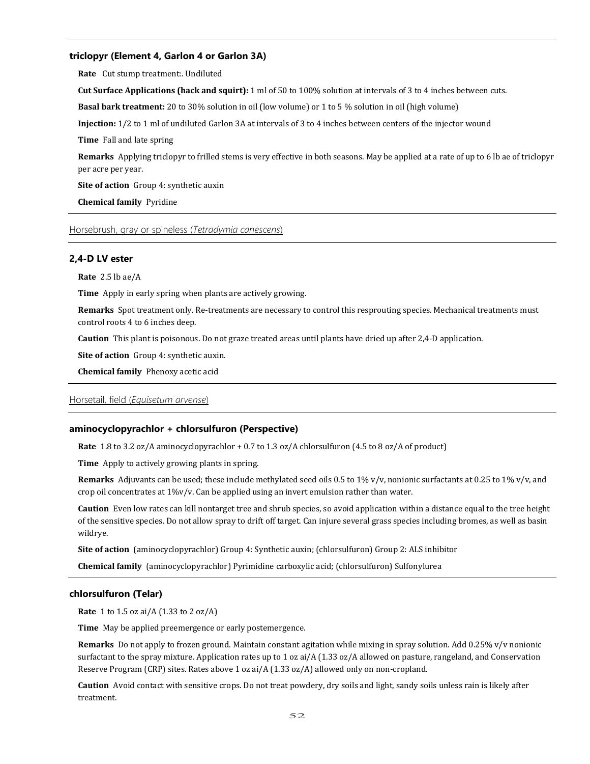### triclopyr (Element 4, Garlon 4 or Garlon 3A)

**Rate** Cut stump treatment:. Undiluted

**Cut Surface Applications (hack and squirt):** 1 ml of 50 to 100% solution at intervals of 3 to 4 inches between cuts.

**Basal bark treatment:** 20 to 30% solution in oil (low volume) or 1 to 5 % solution in oil (high volume)

**Injection:** 1/2 to 1 ml of undiluted Garlon 3A at intervals of 3 to 4 inches between centers of the injector wound

**Time** Fall and late spring

**Remarks** Applying triclopyr to frilled stems is very effective in both seasons. May be applied at a rate of up to 6 lb ae of triclopyr per acre per year.

**Site of action** Group 4: synthetic auxin

**Chemical family** Pyridine

## Horsebrush, gray or spineless (*Tetradymia canescens*)

### 2,4-D LV ester

**Rate** 2.5 lb ae/A

**Time** Apply in early spring when plants are actively growing.

**Remarks** Spot treatment only. Re-treatments are necessary to control this resprouting species. Mechanical treatments must control roots 4 to 6 inches deep.

**Caution** This plant is poisonous. Do not graze treated areas until plants have dried up after 2,4-D application.

**Site of action** Group 4: synthetic auxin.

**Chemical family** Phenoxy acetic acid

## Horsetail, field (*Equisetum arvense*)

### aminocyclopyrachlor + chlorsulfuron (Perspective)

**Rate** 1.8 to 3.2 oz/A aminocyclopyrachlor + 0.7 to 1.3 oz/A chlorsulfuron (4.5 to 8 oz/A of product)

**Time** Apply to actively growing plants in spring.

**Remarks** Adjuvants can be used; these include methylated seed oils 0.5 to 1% v/v, nonionic surfactants at 0.25 to 1% v/v, and crop oil concentrates at 1%v/v. Can be applied using an invert emulsion rather than water.

**Caution** Even low rates can kill nontarget tree and shrub species, so avoid application within a distance equal to the tree height of the sensitive species. Do not allow spray to drift off target. Can injure several grass species including bromes, as well as basin wildrye.

**Site of action** (aminocyclopyrachlor) Group 4: Synthetic auxin; (chlorsulfuron) Group 2: ALS inhibitor

**Chemical family** (aminocyclopyrachlor) Pyrimidine carboxylic acid; (chlorsulfuron) Sulfonylurea

### chlorsulfuron (Telar)

**Rate** 1 to 1.5 oz ai/A (1.33 to 2 oz/A)

**Time** May be applied preemergence or early postemergence.

**Remarks** Do not apply to frozen ground. Maintain constant agitation while mixing in spray solution. Add 0.25% v/v nonionic surfactant to the spray mixture. Application rates up to 1 oz ai/A (1.33 oz/A allowed on pasture, rangeland, and Conservation Reserve Program (CRP) sites. Rates above 1 oz ai/A (1.33 oz/A) allowed only on non-cropland.

**Caution** Avoid contact with sensitive crops. Do not treat powdery, dry soils and light, sandy soils unless rain is likely after treatment.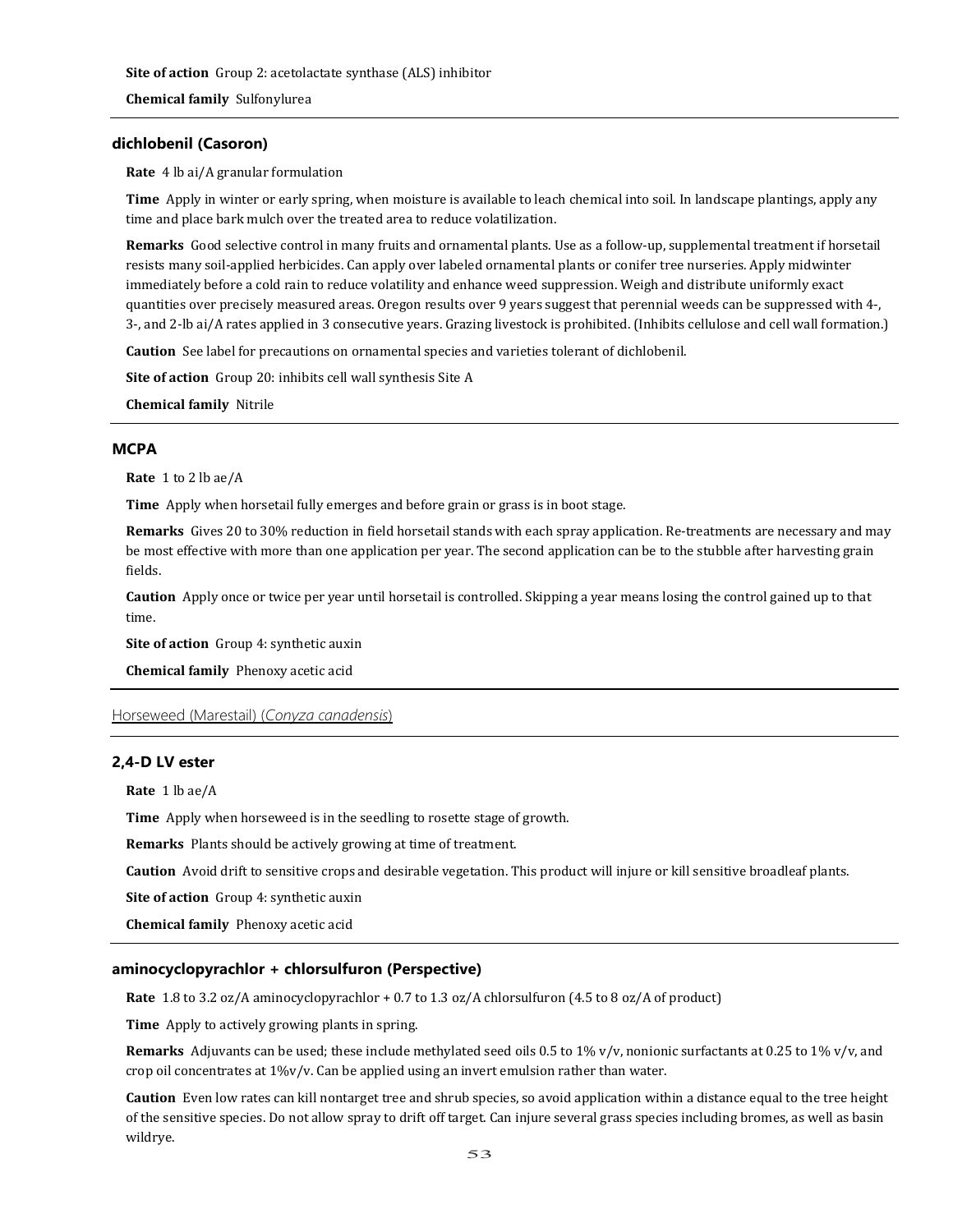**Site of action** Group 2: acetolactate synthase (ALS) inhibitor

**Chemical family** Sulfonylurea

### dichlobenil (Casoron)

**Rate** 4 lb ai/A granular formulation

**Time** Apply in winter or early spring, when moisture is available to leach chemical into soil. In landscape plantings, apply any time and place bark mulch over the treated area to reduce volatilization.

**Remarks** Good selective control in many fruits and ornamental plants. Use as a follow-up, supplemental treatment if horsetail resists many soil-applied herbicides. Can apply over labeled ornamental plants or conifer tree nurseries. Apply midwinter immediately before a cold rain to reduce volatility and enhance weed suppression. Weigh and distribute uniformly exact quantities over precisely measured areas. Oregon results over 9 years suggest that perennial weeds can be suppressed with 4-, 3-, and 2-lb ai/A rates applied in 3 consecutive years. Grazing livestock is prohibited. (Inhibits cellulose and cell wall formation.)

**Caution** See label for precautions on ornamental species and varieties tolerant of dichlobenil.

**Site of action** Group 20: inhibits cell wall synthesis Site A

**Chemical family** Nitrile

### MCPA

**Rate** 1 to 2 lb ae/A

**Time** Apply when horsetail fully emerges and before grain or grass is in boot stage.

**Remarks** Gives 20 to 30% reduction in field horsetail stands with each spray application. Re-treatments are necessary and may be most effective with more than one application per year. The second application can be to the stubble after harvesting grain fields.

**Caution** Apply once or twice per year until horsetail is controlled. Skipping a year means losing the control gained up to that time.

**Site of action** Group 4: synthetic auxin

**Chemical family** Phenoxy acetic acid

## Horseweed (Marestail) (*Conyza canadensis*)

### 2,4-D LV ester

**Rate** 1 lb ae/A

**Time** Apply when horseweed is in the seedling to rosette stage of growth.

**Remarks** Plants should be actively growing at time of treatment.

**Caution** Avoid drift to sensitive crops and desirable vegetation. This product will injure or kill sensitive broadleaf plants.

**Site of action** Group 4: synthetic auxin

**Chemical family** Phenoxy acetic acid

### aminocyclopyrachlor + chlorsulfuron (Perspective)

**Rate** 1.8 to 3.2 oz/A aminocyclopyrachlor + 0.7 to 1.3 oz/A chlorsulfuron (4.5 to 8 oz/A of product)

**Time** Apply to actively growing plants in spring.

**Remarks** Adjuvants can be used; these include methylated seed oils 0.5 to 1% v/v, nonionic surfactants at 0.25 to 1% v/v, and crop oil concentrates at 1%v/v. Can be applied using an invert emulsion rather than water.

**Caution** Even low rates can kill nontarget tree and shrub species, so avoid application within a distance equal to the tree height of the sensitive species. Do not allow spray to drift off target. Can injure several grass species including bromes, as well as basin wildrye.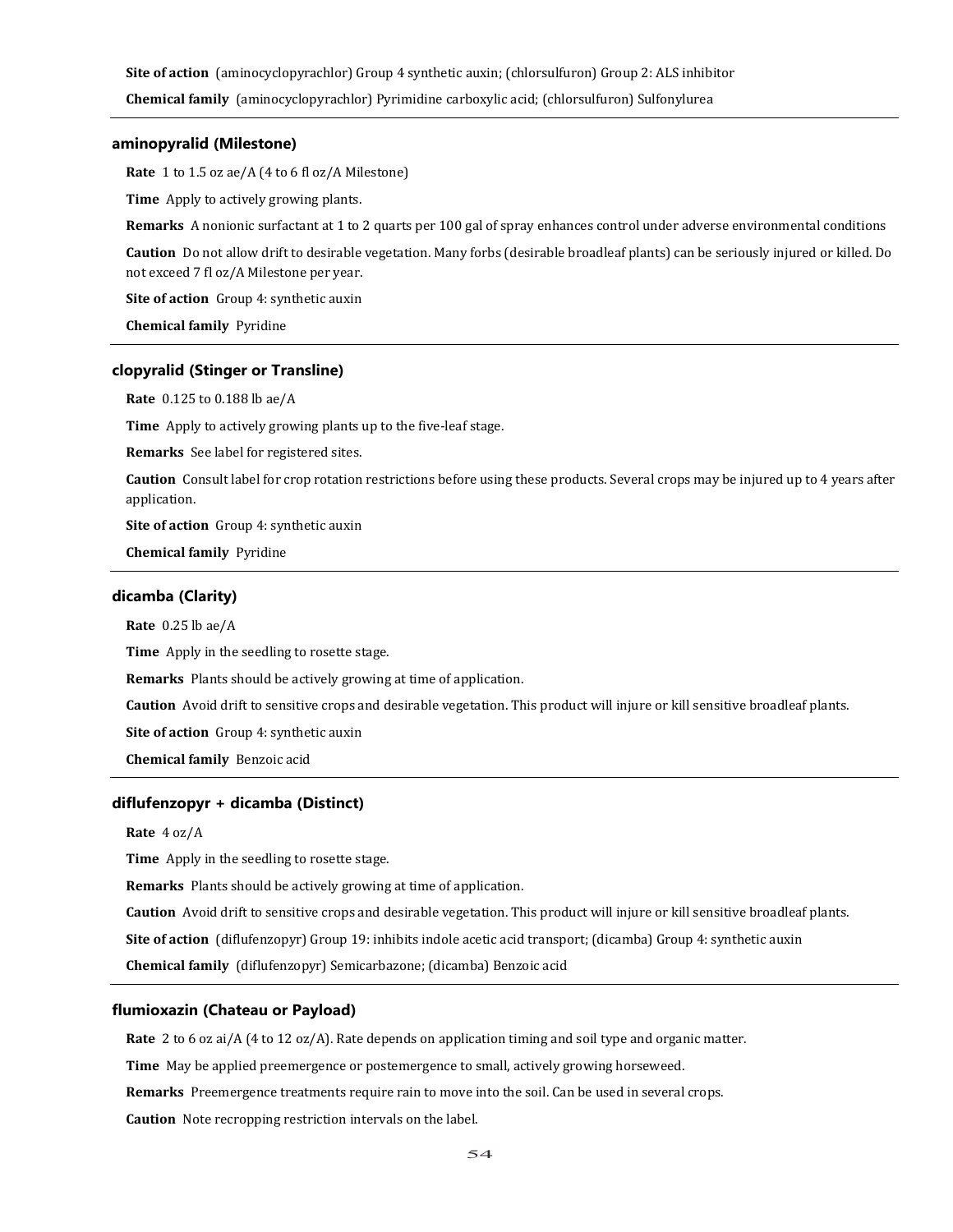**Site of action** (aminocyclopyrachlor) Group 4 synthetic auxin; (chlorsulfuron) Group 2: ALS inhibitor

**Chemical family** (aminocyclopyrachlor) Pyrimidine carboxylic acid; (chlorsulfuron) Sulfonylurea

---

### aminopyralid (Milestone)

**Rate** 1 to 1.5 oz ae/A (4 to 6 fl oz/A Milestone)

**Time** Apply to actively growing plants.

**Remarks** A nonionic surfactant at 1 to 2 quarts per 100 gal of spray enhances control under adverse environmental conditions

**Caution** Do not allow drift to desirable vegetation. Many forbs (desirable broadleaf plants) can be seriously injured or killed. Do not exceed 7 fl oz/A Milestone per year.

**Site of action** Group 4: synthetic auxin

**Chemical family** Pyridine

---

### clopyralid (Stinger or Transline)

**Rate** 0.125 to 0.188 lb ae/A

**Time** Apply to actively growing plants up to the five-leaf stage.

**Remarks** See label for registered sites.

**Caution** Consult label for crop rotation restrictions before using these products. Several crops may be injured up to 4 years after application.

**Site of action** Group 4: synthetic auxin

**Chemical family** Pyridine

---

### dicamba (Clarity)

**Rate** 0.25 lb ae/A

**Time** Apply in the seedling to rosette stage.

**Remarks** Plants should be actively growing at time of application.

**Caution** Avoid drift to sensitive crops and desirable vegetation. This product will injure or kill sensitive broadleaf plants.

**Site of action** Group 4: synthetic auxin

**Chemical family** Benzoic acid

---

### diflufenzopyr + dicamba (Distinct)

**Rate** 4 oz/A

**Time** Apply in the seedling to rosette stage.

**Remarks** Plants should be actively growing at time of application.

**Caution** Avoid drift to sensitive crops and desirable vegetation. This product will injure or kill sensitive broadleaf plants.

**Site of action** (diflufenzopyr) Group 19: inhibits indole acetic acid transport; (dicamba) Group 4: synthetic auxin

**Chemical family** (diflufenzopyr) Semicarbazone; (dicamba) Benzoic acid

---

### flumioxazin (Chateau or Payload)

**Rate** 2 to 6 oz ai/A (4 to 12 oz/A). Rate depends on application timing and soil type and organic matter.

**Time** May be applied preemergence or postemergence to small, actively growing horseweed.

**Remarks** Preemergence treatments require rain to move into the soil. Can be used in several crops.

**Caution** Note recropping restriction intervals on the label.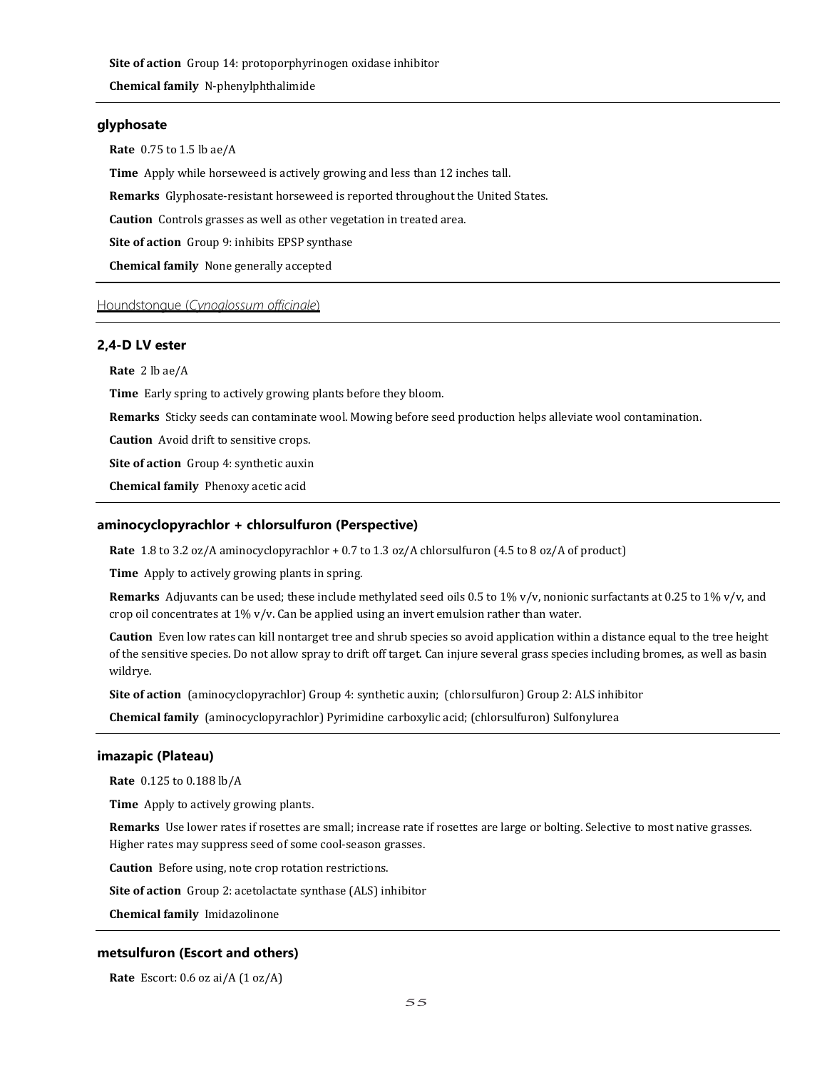**Site of action** Group 14: protoporphyrinogen oxidase inhibitor

**Chemical family** N-phenylphthalimide

### glyphosate

**Rate** 0.75 to 1.5 lb ae/A

**Time** Apply while horseweed is actively growing and less than 12 inches tall.

**Remarks** Glyphosate-resistant horseweed is reported throughout the United States.

**Caution** Controls grasses as well as other vegetation in treated area.

**Site of action** Group 9: inhibits EPSP synthase

**Chemical family** None generally accepted

## Houndstongue (*Cynoglossum officinale*)

### 2,4-D LV ester

**Rate** 2 lb ae/A

**Time** Early spring to actively growing plants before they bloom.

**Remarks** Sticky seeds can contaminate wool. Mowing before seed production helps alleviate wool contamination.

**Caution** Avoid drift to sensitive crops.

**Site of action** Group 4: synthetic auxin

**Chemical family** Phenoxy acetic acid

### aminocyclopyrachlor + chlorsulfuron (Perspective)

**Rate** 1.8 to 3.2 oz/A aminocyclopyrachlor + 0.7 to 1.3 oz/A chlorsulfuron (4.5 to 8 oz/A of product)

**Time** Apply to actively growing plants in spring.

**Remarks** Adjuvants can be used; these include methylated seed oils 0.5 to 1% v/v, nonionic surfactants at 0.25 to 1% v/v, and crop oil concentrates at 1% v/v. Can be applied using an invert emulsion rather than water.

**Caution** Even low rates can kill nontarget tree and shrub species so avoid application within a distance equal to the tree height of the sensitive species. Do not allow spray to drift off target. Can injure several grass species including bromes, as well as basin wildrye.

**Site of action** (aminocyclopyrachlor) Group 4: synthetic auxin; (chlorsulfuron) Group 2: ALS inhibitor

**Chemical family** (aminocyclopyrachlor) Pyrimidine carboxylic acid; (chlorsulfuron) Sulfonylurea

### imazapic (Plateau)

**Rate** 0.125 to 0.188 lb/A

**Time** Apply to actively growing plants.

**Remarks** Use lower rates if rosettes are small; increase rate if rosettes are large or bolting. Selective to most native grasses. Higher rates may suppress seed of some cool-season grasses.

**Caution** Before using, note crop rotation restrictions.

**Site of action** Group 2: acetolactate synthase (ALS) inhibitor

**Chemical family** Imidazolinone

### metsulfuron (Escort and others)

**Rate** Escort: 0.6 oz ai/A (1 oz/A)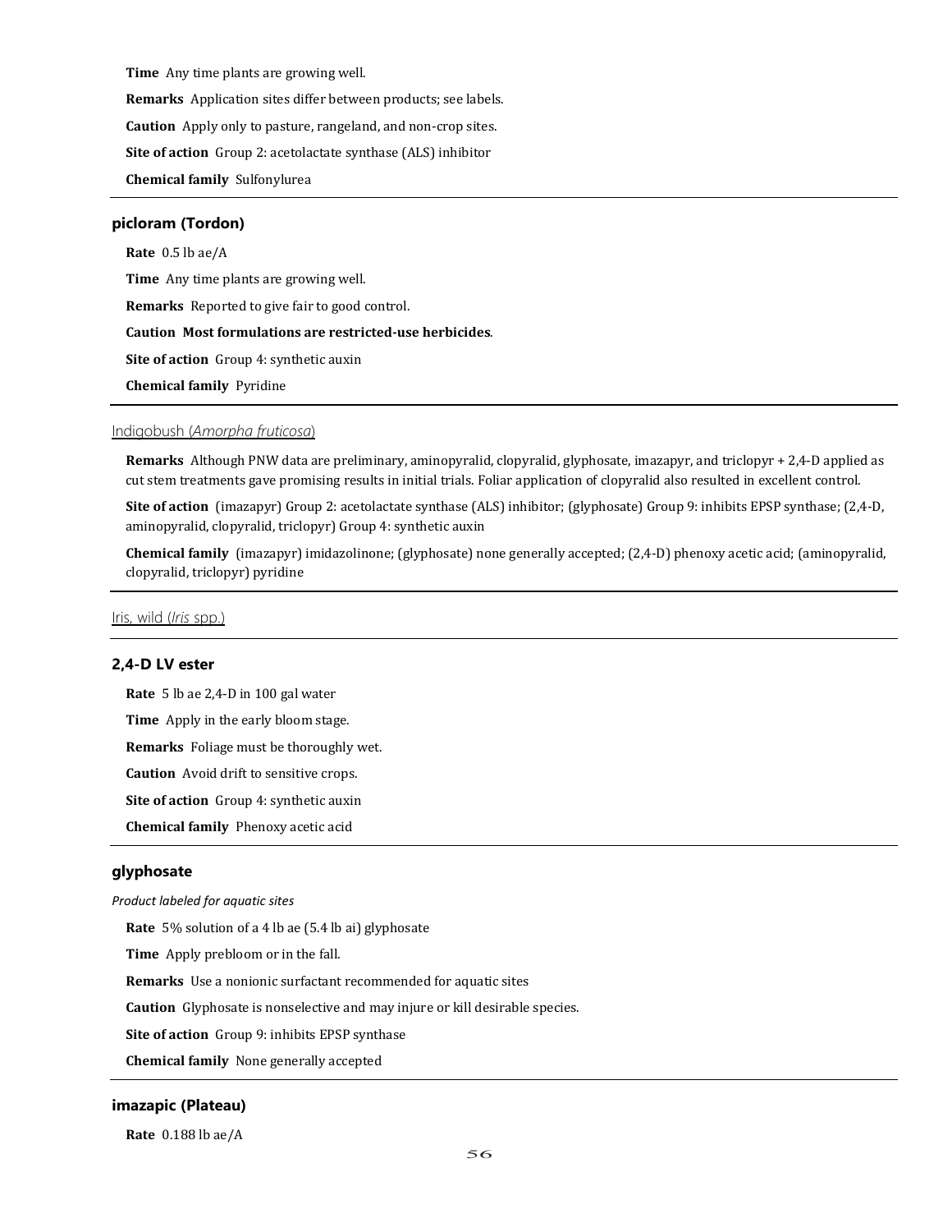**Time** Any time plants are growing well.

**Remarks** Application sites differ between products; see labels.

**Caution** Apply only to pasture, rangeland, and non-crop sites.

**Site of action** Group 2: acetolactate synthase (ALS) inhibitor

**Chemical family** Sulfonylurea

---

### picloram (Tordon)

**Rate** 0.5 lb ae/A

**Time** Any time plants are growing well.

**Remarks** Reported to give fair to good control.

**Caution** **Most formulations are restricted-use herbicides**.

**Site of action** Group 4: synthetic auxin

**Chemical family** Pyridine

---

## Indigobush (*Amorpha fruticosa*)

**Remarks** Although PNW data are preliminary, aminopyralid, clopyralid, glyphosate, imazapyr, and triclopyr + 2,4-D applied as cut stem treatments gave promising results in initial trials. Foliar application of clopyralid also resulted in excellent control.

**Site of action** (imazapyr) Group 2: acetolactate synthase (ALS) inhibitor; (glyphosate) Group 9: inhibits EPSP synthase; (2,4-D, aminopyralid, clopyralid, triclopyr) Group 4: synthetic auxin

**Chemical family** (imazapyr) imidazolinone; (glyphosate) none generally accepted; (2,4-D) phenoxy acetic acid; (aminopyralid, clopyralid, triclopyr) pyridine

---

## Iris, wild (*Iris* spp.)

---

### 2,4-D LV ester

**Rate** 5 lb ae 2,4-D in 100 gal water

**Time** Apply in the early bloom stage.

**Remarks** Foliage must be thoroughly wet.

**Caution** Avoid drift to sensitive crops.

**Site of action** Group 4: synthetic auxin

**Chemical family** Phenoxy acetic acid

---

### glyphosate

*Product labeled for aquatic sites*

**Rate** 5% solution of a 4 lb ae (5.4 lb ai) glyphosate

**Time** Apply prebloom or in the fall.

**Remarks** Use a nonionic surfactant recommended for aquatic sites

**Caution** Glyphosate is nonselective and may injure or kill desirable species.

**Site of action** Group 9: inhibits EPSP synthase

**Chemical family** None generally accepted

---

### imazapic (Plateau)

**Rate** 0.188 lb ae/A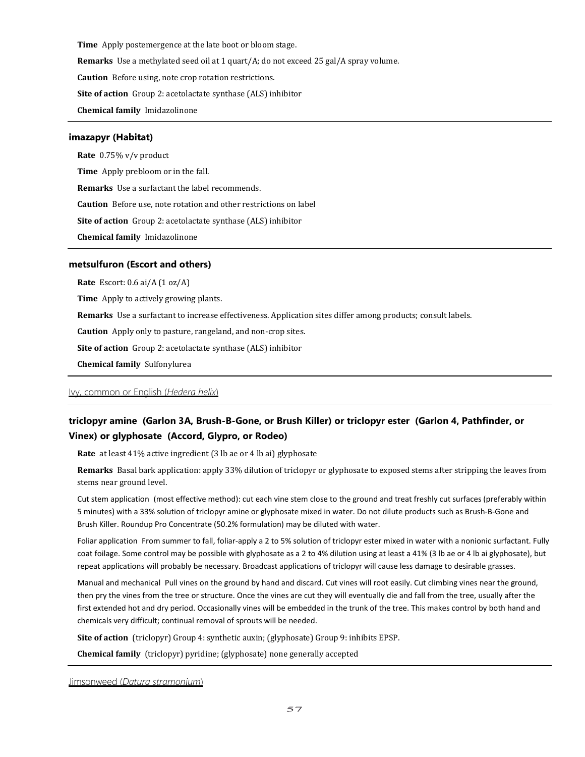**Time** Apply postemergence at the late boot or bloom stage.

**Remarks** Use a methylated seed oil at 1 quart/A; do not exceed 25 gal/A spray volume.

**Caution** Before using, note crop rotation restrictions.

**Site of action** Group 2: acetolactate synthase (ALS) inhibitor

**Chemical family** Imidazolinone

---

### imazapyr (Habitat)

**Rate** 0.75% v/v product

**Time** Apply prebloom or in the fall.

**Remarks** Use a surfactant the label recommends.

**Caution** Before use, note rotation and other restrictions on label

**Site of action** Group 2: acetolactate synthase (ALS) inhibitor

**Chemical family** Imidazolinone

---

### metsulfuron (Escort and others)

**Rate** Escort: 0.6 ai/A (1 oz/A)

**Time** Apply to actively growing plants.

**Remarks** Use a surfactant to increase effectiveness. Application sites differ among products; consult labels.

**Caution** Apply only to pasture, rangeland, and non-crop sites.

**Site of action** Group 2: acetolactate synthase (ALS) inhibitor

**Chemical family** Sulfonylurea

---

## Ivy, common or English (*Hedera helix*)

---

### triclopyr amine (Garlon 3A, Brush-B-Gone, or Brush Killer) or triclopyr ester (Garlon 4, Pathfinder, or Vinex) or glyphosate (Accord, Glypro, or Rodeo)

**Rate** at least 41% active ingredient (3 lb ae or 4 lb ai) glyphosate

**Remarks** Basal bark application: apply 33% dilution of triclopyr or glyphosate to exposed stems after stripping the leaves from stems near ground level.

Cut stem application (most effective method): cut each vine stem close to the ground and treat freshly cut surfaces (preferably within 5 minutes) with a 33% solution of triclopyr amine or glyphosate mixed in water. Do not dilute products such as Brush-B-Gone and Brush Killer. Roundup Pro Concentrate (50.2% formulation) may be diluted with water.

Foliar application From summer to fall, foliar-apply a 2 to 5% solution of triclopyr ester mixed in water with a nonionic surfactant. Fully coat foilage. Some control may be possible with glyphosate as a 2 to 4% dilution using at least a 41% (3 lb ae or 4 lb ai glyphosate), but repeat applications will probably be necessary. Broadcast applications of triclopyr will cause less damage to desirable grasses.

Manual and mechanical Pull vines on the ground by hand and discard. Cut vines will root easily. Cut climbing vines near the ground, then pry the vines from the tree or structure. Once the vines are cut they will eventually die and fall from the tree, usually after the first extended hot and dry period. Occasionally vines will be embedded in the trunk of the tree. This makes control by both hand and chemicals very difficult; continual removal of sprouts will be needed.

**Site of action** (triclopyr) Group 4: synthetic auxin; (glyphosate) Group 9: inhibits EPSP.

**Chemical family** (triclopyr) pyridine; (glyphosate) none generally accepted

---

## Jimsonweed (*Datura stramonium*)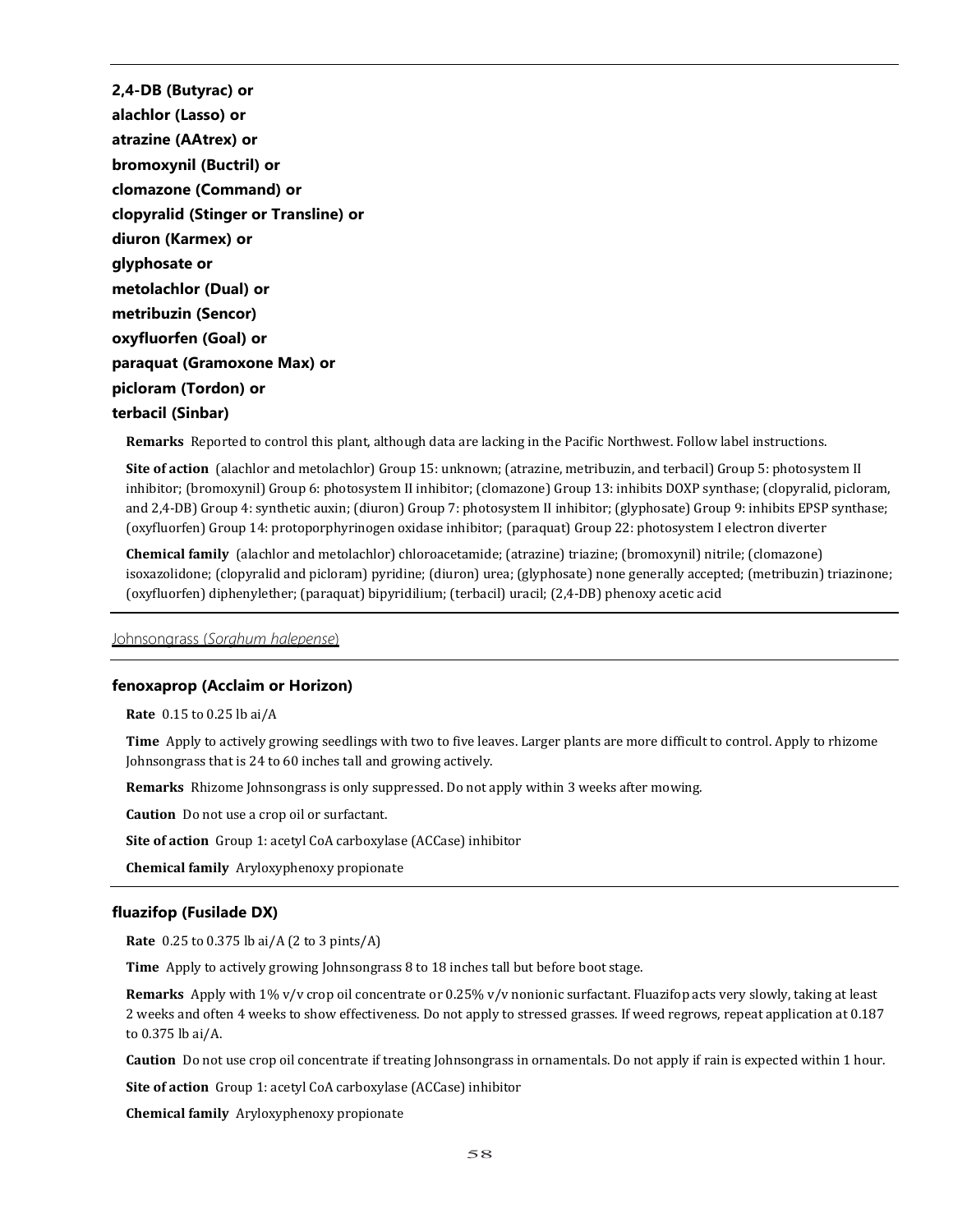**2,4-DB (Butyrac) or**
**alachlor (Lasso) or**
**atrazine (AAtrex) or**
**bromoxynil (Buctril) or**
**clomazone (Command) or**
**clopyralid (Stinger or Transline) or**
**diuron (Karmex) or**
**glyphosate or**
**metolachlor (Dual) or**
**metribuzin (Sencor)**
**oxyfluorfen (Goal) or**
**paraquat (Gramoxone Max) or**
**picloram (Tordon) or**
**terbacil (Sinbar)**

**Remarks** Reported to control this plant, although data are lacking in the Pacific Northwest. Follow label instructions.

**Site of action** (alachlor and metolachlor) Group 15: unknown; (atrazine, metribuzin, and terbacil) Group 5: photosystem II inhibitor; (bromoxynil) Group 6: photosystem II inhibitor; (clomazone) Group 13: inhibits DOXP synthase; (clopyralid, picloram, and 2,4-DB) Group 4: synthetic auxin; (diuron) Group 7: photosystem II inhibitor; (glyphosate) Group 9: inhibits EPSP synthase; (oxyfluorfen) Group 14: protoporphyrinogen oxidase inhibitor; (paraquat) Group 22: photosystem I electron diverter

**Chemical family** (alachlor and metolachlor) chloroacetamide; (atrazine) triazine; (bromoxynil) nitrile; (clomazone) isoxazolidone; (clopyralid and picloram) pyridine; (diuron) urea; (glyphosate) none generally accepted; (metribuzin) triazinone; (oxyfluorfen) diphenylether; (paraquat) bipyridilium; (terbacil) uracil; (2,4-DB) phenoxy acetic acid

---

Johnsongrass (*Sorghum halepense*)

---

### fenoxaprop (Acclaim or Horizon)

**Rate** 0.15 to 0.25 lb ai/A

**Time** Apply to actively growing seedlings with two to five leaves. Larger plants are more difficult to control. Apply to rhizome Johnsongrass that is 24 to 60 inches tall and growing actively.

**Remarks** Rhizome Johnsongrass is only suppressed. Do not apply within 3 weeks after mowing.

**Caution** Do not use a crop oil or surfactant.

**Site of action** Group 1: acetyl CoA carboxylase (ACCase) inhibitor

**Chemical family** Aryloxyphenoxy propionate

---

### fluazifop (Fusilade DX)

**Rate** 0.25 to 0.375 lb ai/A (2 to 3 pints/A)

**Time** Apply to actively growing Johnsongrass 8 to 18 inches tall but before boot stage.

**Remarks** Apply with 1% v/v crop oil concentrate or 0.25% v/v nonionic surfactant. Fluazifop acts very slowly, taking at least 2 weeks and often 4 weeks to show effectiveness. Do not apply to stressed grasses. If weed regrows, repeat application at 0.187 to 0.375 lb ai/A.

**Caution** Do not use crop oil concentrate if treating Johnsongrass in ornamentals. Do not apply if rain is expected within 1 hour.

**Site of action** Group 1: acetyl CoA carboxylase (ACCase) inhibitor

**Chemical family** Aryloxyphenoxy propionate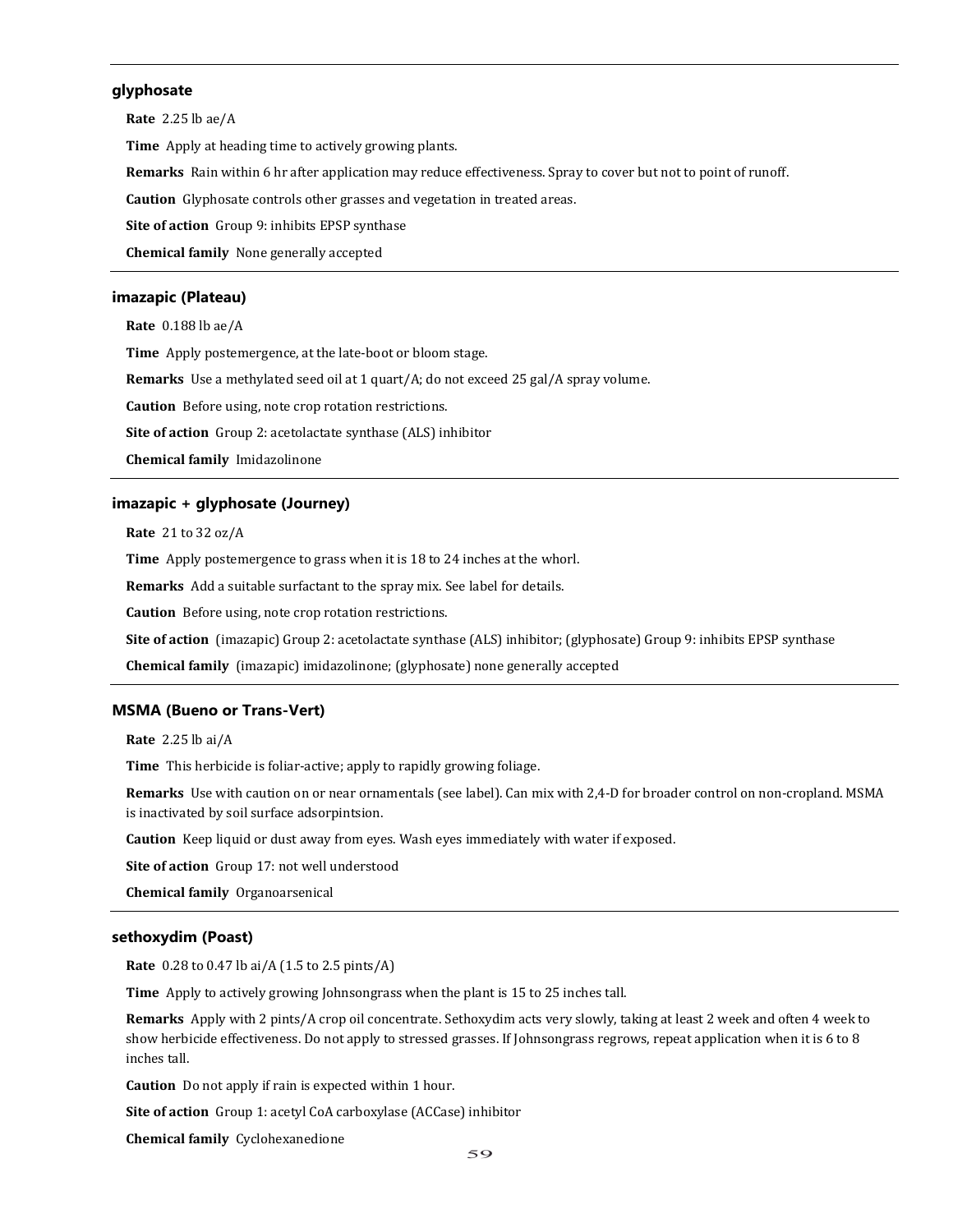### glyphosate

**Rate** 2.25 lb ae/A

**Time** Apply at heading time to actively growing plants.

**Remarks** Rain within 6 hr after application may reduce effectiveness. Spray to cover but not to point of runoff.

**Caution** Glyphosate controls other grasses and vegetation in treated areas.

**Site of action** Group 9: inhibits EPSP synthase

**Chemical family** None generally accepted

### imazapic (Plateau)

**Rate** 0.188 lb ae/A

**Time** Apply postemergence, at the late-boot or bloom stage.

**Remarks** Use a methylated seed oil at 1 quart/A; do not exceed 25 gal/A spray volume.

**Caution** Before using, note crop rotation restrictions.

**Site of action** Group 2: acetolactate synthase (ALS) inhibitor

**Chemical family** Imidazolinone

### imazapic + glyphosate (Journey)

**Rate** 21 to 32 oz/A

**Time** Apply postemergence to grass when it is 18 to 24 inches at the whorl.

**Remarks** Add a suitable surfactant to the spray mix. See label for details.

**Caution** Before using, note crop rotation restrictions.

**Site of action** (imazapic) Group 2: acetolactate synthase (ALS) inhibitor; (glyphosate) Group 9: inhibits EPSP synthase

**Chemical family** (imazapic) imidazolinone; (glyphosate) none generally accepted

### MSMA (Bueno or Trans-Vert)

**Rate** 2.25 lb ai/A

**Time** This herbicide is foliar-active; apply to rapidly growing foliage.

**Remarks** Use with caution on or near ornamentals (see label). Can mix with 2,4-D for broader control on non-cropland. MSMA is inactivated by soil surface adsorpintsion.

**Caution** Keep liquid or dust away from eyes. Wash eyes immediately with water if exposed.

**Site of action** Group 17: not well understood

**Chemical family** Organoarsenical

### sethoxydim (Poast)

**Rate** 0.28 to 0.47 lb ai/A (1.5 to 2.5 pints/A)

**Time** Apply to actively growing Johnsongrass when the plant is 15 to 25 inches tall.

**Remarks** Apply with 2 pints/A crop oil concentrate. Sethoxydim acts very slowly, taking at least 2 week and often 4 week to show herbicide effectiveness. Do not apply to stressed grasses. If Johnsongrass regrows, repeat application when it is 6 to 8 inches tall.

**Caution** Do not apply if rain is expected within 1 hour.

**Site of action** Group 1: acetyl CoA carboxylase (ACCase) inhibitor

**Chemical family** Cyclohexanedione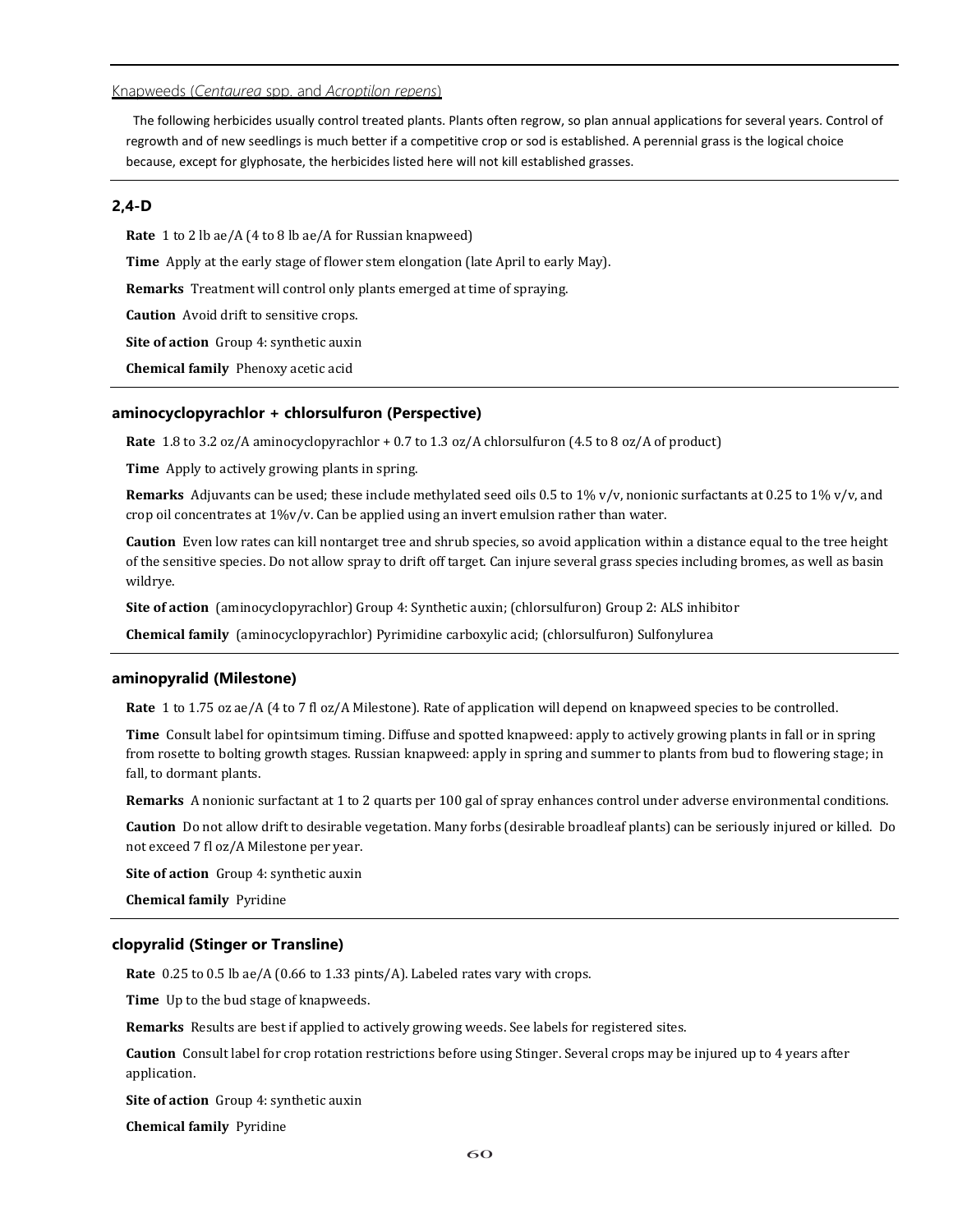## Knapweeds (*Centaurea* spp. and *Acroptilon repens*)

The following herbicides usually control treated plants. Plants often regrow, so plan annual applications for several years. Control of regrowth and of new seedlings is much better if a competitive crop or sod is established. A perennial grass is the logical choice because, except for glyphosate, the herbicides listed here will not kill established grasses.

### 2,4-D

**Rate** 1 to 2 lb ae/A (4 to 8 lb ae/A for Russian knapweed)

**Time** Apply at the early stage of flower stem elongation (late April to early May).

**Remarks** Treatment will control only plants emerged at time of spraying.

**Caution** Avoid drift to sensitive crops.

**Site of action** Group 4: synthetic auxin

**Chemical family** Phenoxy acetic acid

### aminocyclopyrachlor + chlorsulfuron (Perspective)

**Rate** 1.8 to 3.2 oz/A aminocyclopyrachlor + 0.7 to 1.3 oz/A chlorsulfuron (4.5 to 8 oz/A of product)

**Time** Apply to actively growing plants in spring.

**Remarks** Adjuvants can be used; these include methylated seed oils 0.5 to 1% v/v, nonionic surfactants at 0.25 to 1% v/v, and crop oil concentrates at 1%v/v. Can be applied using an invert emulsion rather than water.

**Caution** Even low rates can kill nontarget tree and shrub species, so avoid application within a distance equal to the tree height of the sensitive species. Do not allow spray to drift off target. Can injure several grass species including bromes, as well as basin wildrye.

**Site of action** (aminocyclopyrachlor) Group 4: Synthetic auxin; (chlorsulfuron) Group 2: ALS inhibitor

**Chemical family** (aminocyclopyrachlor) Pyrimidine carboxylic acid; (chlorsulfuron) Sulfonylurea

### aminopyralid (Milestone)

**Rate** 1 to 1.75 oz ae/A (4 to 7 fl oz/A Milestone). Rate of application will depend on knapweed species to be controlled.

**Time** Consult label for opintsimum timing. Diffuse and spotted knapweed: apply to actively growing plants in fall or in spring from rosette to bolting growth stages. Russian knapweed: apply in spring and summer to plants from bud to flowering stage; in fall, to dormant plants.

**Remarks** A nonionic surfactant at 1 to 2 quarts per 100 gal of spray enhances control under adverse environmental conditions.

**Caution** Do not allow drift to desirable vegetation. Many forbs (desirable broadleaf plants) can be seriously injured or killed. Do not exceed 7 fl oz/A Milestone per year.

**Site of action** Group 4: synthetic auxin

**Chemical family** Pyridine

### clopyralid (Stinger or Transline)

**Rate** 0.25 to 0.5 lb ae/A (0.66 to 1.33 pints/A). Labeled rates vary with crops.

**Time** Up to the bud stage of knapweeds.

**Remarks** Results are best if applied to actively growing weeds. See labels for registered sites.

**Caution** Consult label for crop rotation restrictions before using Stinger. Several crops may be injured up to 4 years after application.

**Site of action** Group 4: synthetic auxin

**Chemical family** Pyridine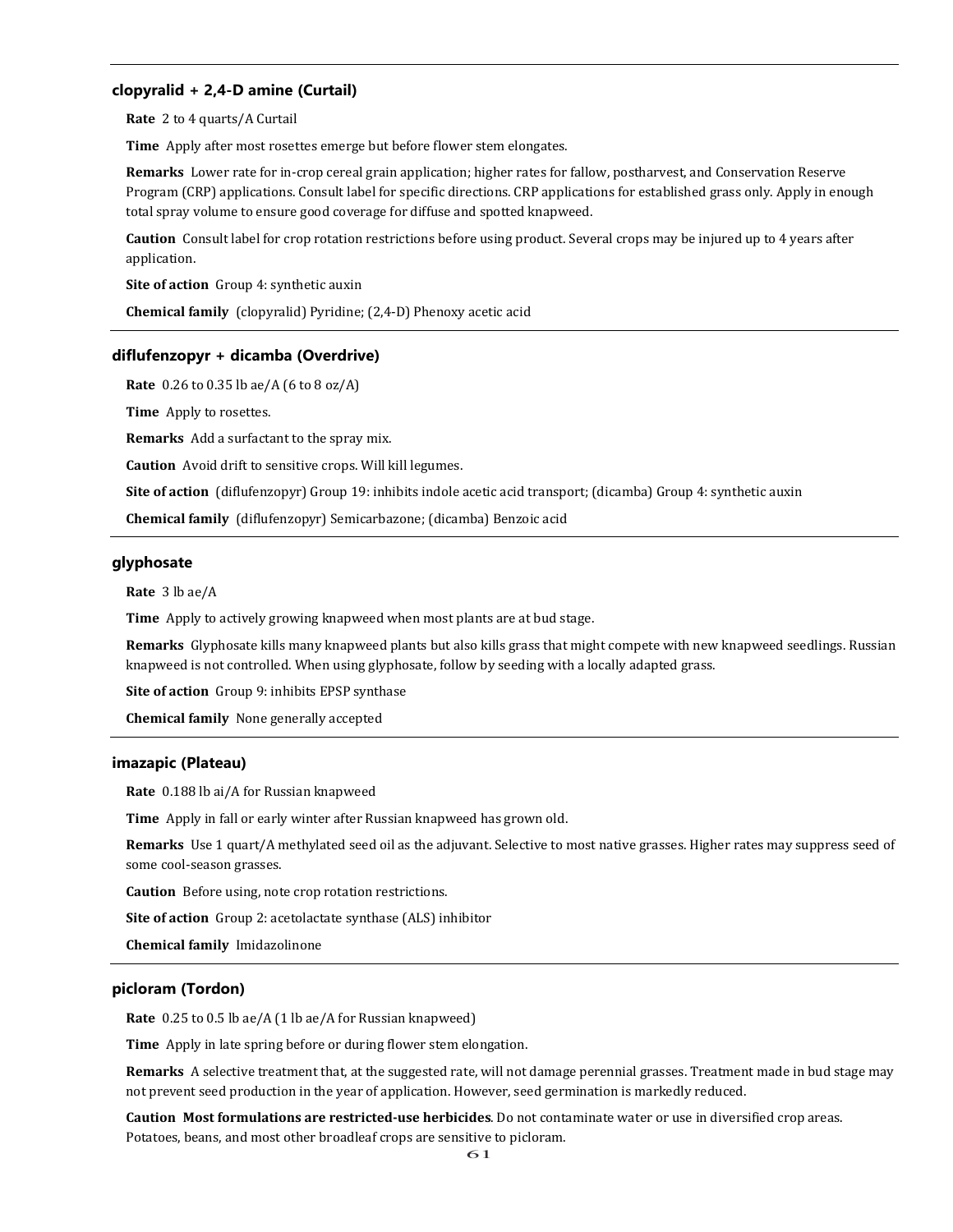### clopyralid + 2,4-D amine (Curtail)

**Rate** 2 to 4 quarts/A Curtail

**Time** Apply after most rosettes emerge but before flower stem elongates.

**Remarks** Lower rate for in-crop cereal grain application; higher rates for fallow, postharvest, and Conservation Reserve Program (CRP) applications. Consult label for specific directions. CRP applications for established grass only. Apply in enough total spray volume to ensure good coverage for diffuse and spotted knapweed.

**Caution** Consult label for crop rotation restrictions before using product. Several crops may be injured up to 4 years after application.

**Site of action** Group 4: synthetic auxin

**Chemical family** (clopyralid) Pyridine; (2,4-D) Phenoxy acetic acid

### diflufenzopyr + dicamba (Overdrive)

**Rate** 0.26 to 0.35 lb ae/A (6 to 8 oz/A)

**Time** Apply to rosettes.

**Remarks** Add a surfactant to the spray mix.

**Caution** Avoid drift to sensitive crops. Will kill legumes.

**Site of action** (diflufenzopyr) Group 19: inhibits indole acetic acid transport; (dicamba) Group 4: synthetic auxin

**Chemical family** (diflufenzopyr) Semicarbazone; (dicamba) Benzoic acid

### glyphosate

**Rate** 3 lb ae/A

**Time** Apply to actively growing knapweed when most plants are at bud stage.

**Remarks** Glyphosate kills many knapweed plants but also kills grass that might compete with new knapweed seedlings. Russian knapweed is not controlled. When using glyphosate, follow by seeding with a locally adapted grass.

**Site of action** Group 9: inhibits EPSP synthase

**Chemical family** None generally accepted

### imazapic (Plateau)

**Rate** 0.188 lb ai/A for Russian knapweed

**Time** Apply in fall or early winter after Russian knapweed has grown old.

**Remarks** Use 1 quart/A methylated seed oil as the adjuvant. Selective to most native grasses. Higher rates may suppress seed of some cool-season grasses.

**Caution** Before using, note crop rotation restrictions.

**Site of action** Group 2: acetolactate synthase (ALS) inhibitor

**Chemical family** Imidazolinone

### picloram (Tordon)

**Rate** 0.25 to 0.5 lb ae/A (1 lb ae/A for Russian knapweed)

**Time** Apply in late spring before or during flower stem elongation.

**Remarks** A selective treatment that, at the suggested rate, will not damage perennial grasses. Treatment made in bud stage may not prevent seed production in the year of application. However, seed germination is markedly reduced.

**Caution** **Most formulations are restricted-use herbicides**. Do not contaminate water or use in diversified crop areas. Potatoes, beans, and most other broadleaf crops are sensitive to picloram.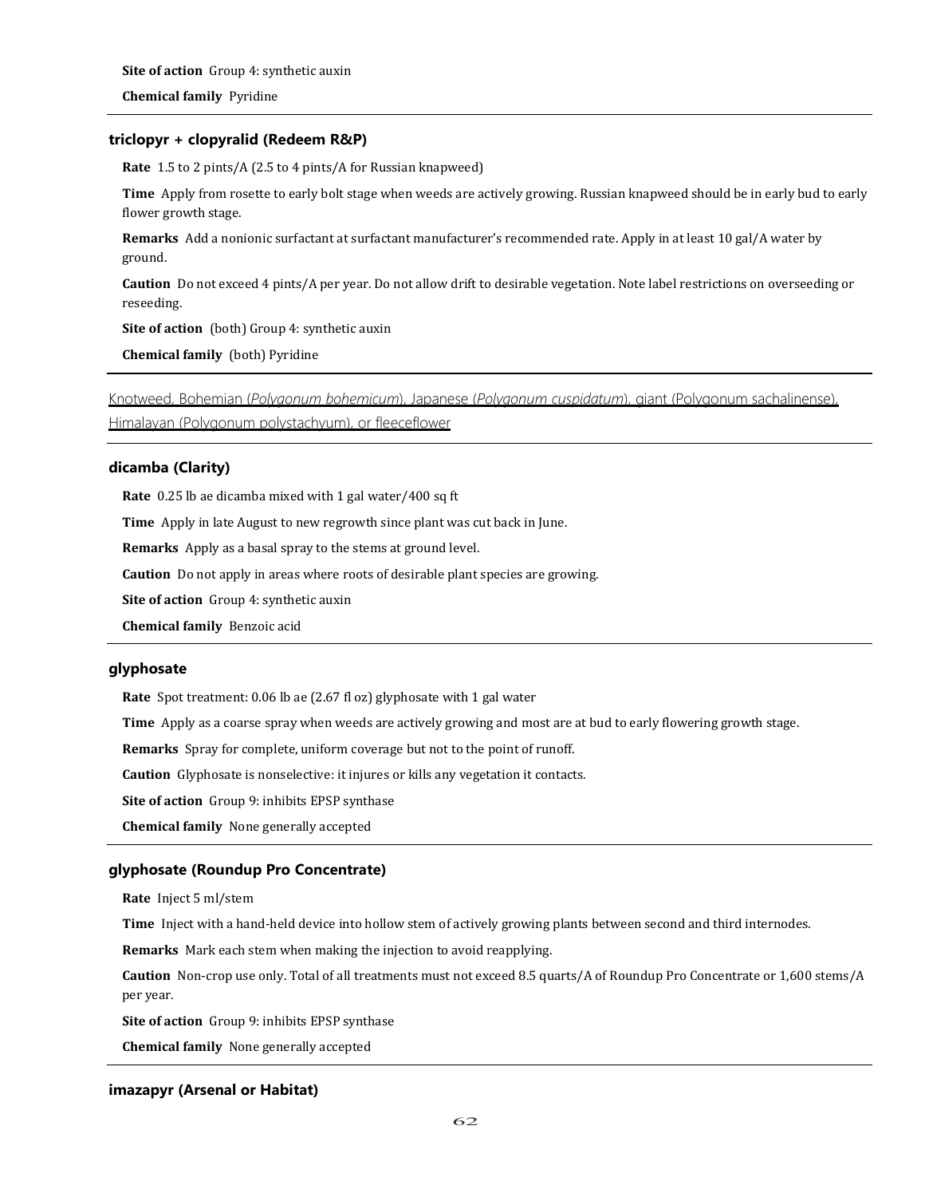**Site of action** Group 4: synthetic auxin

**Chemical family** Pyridine

### triclopyr + clopyralid (Redeem R&P)

**Rate** 1.5 to 2 pints/A (2.5 to 4 pints/A for Russian knapweed)

**Time** Apply from rosette to early bolt stage when weeds are actively growing. Russian knapweed should be in early bud to early flower growth stage.

**Remarks** Add a nonionic surfactant at surfactant manufacturer's recommended rate. Apply in at least 10 gal/A water by ground.

**Caution** Do not exceed 4 pints/A per year. Do not allow drift to desirable vegetation. Note label restrictions on overseeding or reseeding.

**Site of action** (both) Group 4: synthetic auxin

**Chemical family** (both) Pyridine

## Knotweed, Bohemian (*Polygonum bohemicum*), Japanese (*Polygonum cuspidatum*), giant (Polygonum sachalinense), Himalayan (Polygonum polystachyum), or fleeceflower

### dicamba (Clarity)

**Rate** 0.25 lb ae dicamba mixed with 1 gal water/400 sq ft

**Time** Apply in late August to new regrowth since plant was cut back in June.

**Remarks** Apply as a basal spray to the stems at ground level.

**Caution** Do not apply in areas where roots of desirable plant species are growing.

**Site of action** Group 4: synthetic auxin

**Chemical family** Benzoic acid

### glyphosate

**Rate** Spot treatment: 0.06 lb ae (2.67 fl oz) glyphosate with 1 gal water

**Time** Apply as a coarse spray when weeds are actively growing and most are at bud to early flowering growth stage.

**Remarks** Spray for complete, uniform coverage but not to the point of runoff.

**Caution** Glyphosate is nonselective: it injures or kills any vegetation it contacts.

**Site of action** Group 9: inhibits EPSP synthase

**Chemical family** None generally accepted

### glyphosate (Roundup Pro Concentrate)

**Rate** Inject 5 ml/stem

**Time** Inject with a hand-held device into hollow stem of actively growing plants between second and third internodes.

**Remarks** Mark each stem when making the injection to avoid reapplying.

**Caution** Non-crop use only. Total of all treatments must not exceed 8.5 quarts/A of Roundup Pro Concentrate or 1,600 stems/A per year.

**Site of action** Group 9: inhibits EPSP synthase

**Chemical family** None generally accepted

### imazapyr (Arsenal or Habitat)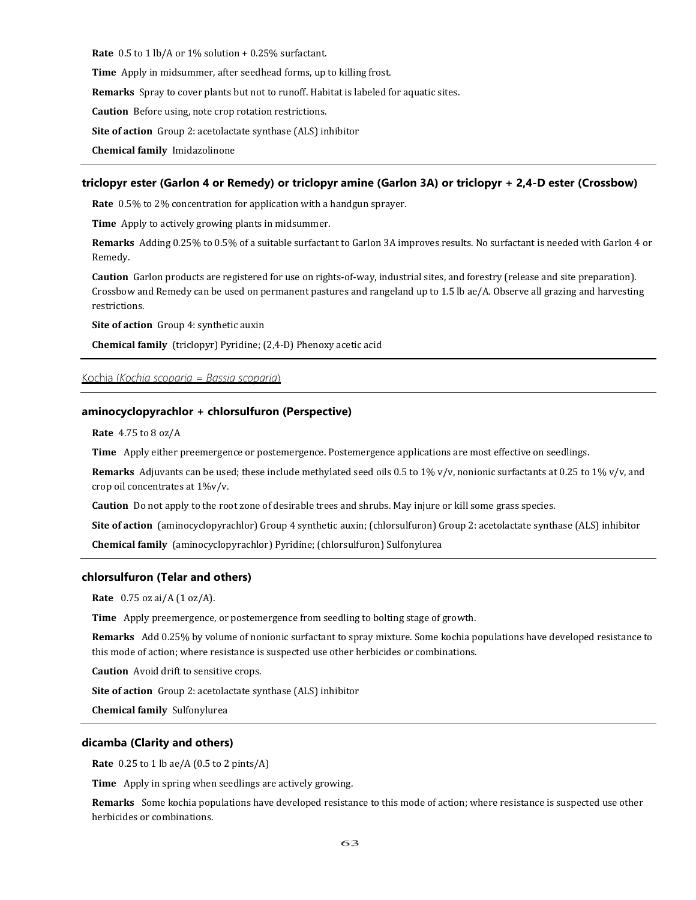**Rate** 0.5 to 1 lb/A or 1% solution + 0.25% surfactant.

**Time** Apply in midsummer, after seedhead forms, up to killing frost.

**Remarks** Spray to cover plants but not to runoff. Habitat is labeled for aquatic sites.

**Caution** Before using, note crop rotation restrictions.

**Site of action** Group 2: acetolactate synthase (ALS) inhibitor

**Chemical family** Imidazolinone

---

### triclopyr ester (Garlon 4 or Remedy) or triclopyr amine (Garlon 3A) or triclopyr + 2,4-D ester (Crossbow)

**Rate** 0.5% to 2% concentration for application with a handgun sprayer.

**Time** Apply to actively growing plants in midsummer.

**Remarks** Adding 0.25% to 0.5% of a suitable surfactant to Garlon 3A improves results. No surfactant is needed with Garlon 4 or Remedy.

**Caution** Garlon products are registered for use on rights-of-way, industrial sites, and forestry (release and site preparation). Crossbow and Remedy can be used on permanent pastures and rangeland up to 1.5 lb ae/A. Observe all grazing and harvesting restrictions.

**Site of action** Group 4: synthetic auxin

**Chemical family** (triclopyr) Pyridine; (2,4-D) Phenoxy acetic acid

---

## Kochia (*Kochia scoparia = Bassia scoparia*)

---

### aminocyclopyrachlor + chlorsulfuron (Perspective)

**Rate** 4.75 to 8 oz/A

**Time** Apply either preemergence or postemergence. Postemergence applications are most effective on seedlings.

**Remarks** Adjuvants can be used; these include methylated seed oils 0.5 to 1% v/v, nonionic surfactants at 0.25 to 1% v/v, and crop oil concentrates at 1%v/v.

**Caution** Do not apply to the root zone of desirable trees and shrubs. May injure or kill some grass species.

**Site of action** (aminocyclopyrachlor) Group 4 synthetic auxin; (chlorsulfuron) Group 2: acetolactate synthase (ALS) inhibitor

**Chemical family** (aminocyclopyrachlor) Pyridine; (chlorsulfuron) Sulfonylurea

---

### chlorsulfuron (Telar and others)

**Rate** 0.75 oz ai/A (1 oz/A).

**Time** Apply preemergence, or postemergence from seedling to bolting stage of growth.

**Remarks** Add 0.25% by volume of nonionic surfactant to spray mixture. Some kochia populations have developed resistance to this mode of action; where resistance is suspected use other herbicides or combinations.

**Caution** Avoid drift to sensitive crops.

**Site of action** Group 2: acetolactate synthase (ALS) inhibitor

**Chemical family** Sulfonylurea

---

### dicamba (Clarity and others)

**Rate** 0.25 to 1 lb ae/A (0.5 to 2 pints/A)

**Time** Apply in spring when seedlings are actively growing.

**Remarks** Some kochia populations have developed resistance to this mode of action; where resistance is suspected use other herbicides or combinations.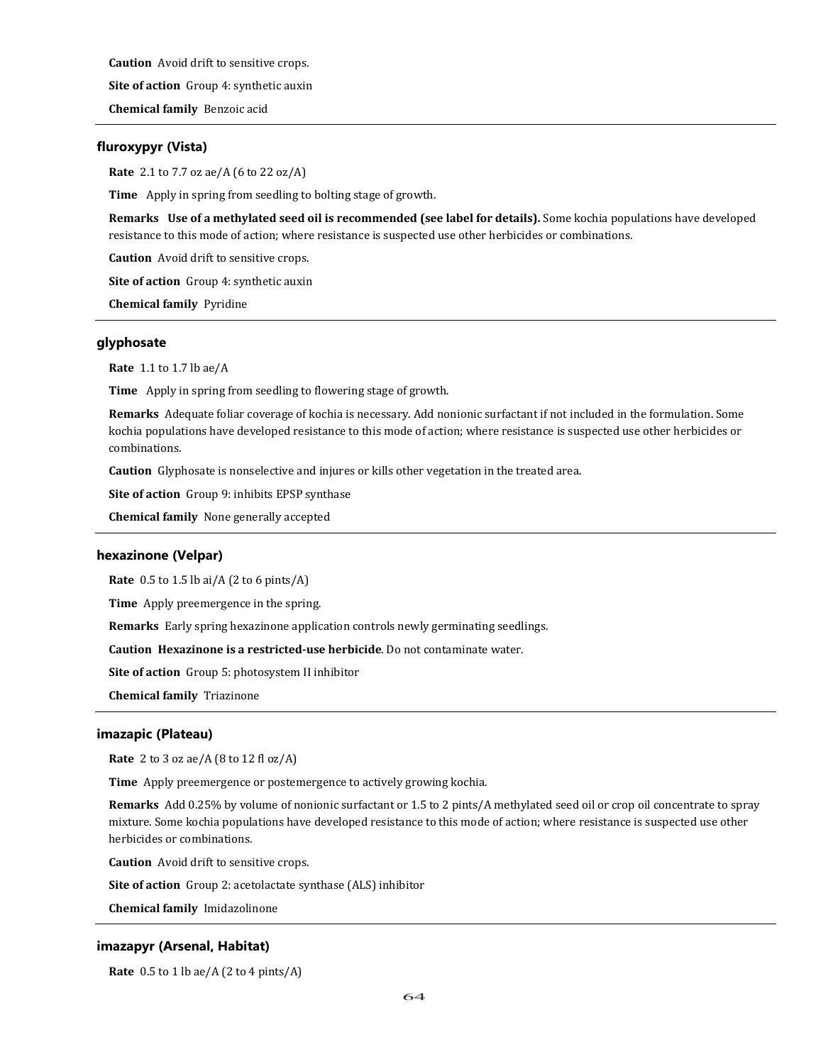**Caution** Avoid drift to sensitive crops.

**Site of action** Group 4: synthetic auxin

**Chemical family** Benzoic acid

---

### fluroxypyr (Vista)

**Rate** 2.1 to 7.7 oz ae/A (6 to 22 oz/A)

**Time** Apply in spring from seedling to bolting stage of growth.

**Remarks** **Use of a methylated seed oil is recommended (see label for details).** Some kochia populations have developed resistance to this mode of action; where resistance is suspected use other herbicides or combinations.

**Caution** Avoid drift to sensitive crops.

**Site of action** Group 4: synthetic auxin

**Chemical family** Pyridine

---

### glyphosate

**Rate** 1.1 to 1.7 lb ae/A

**Time** Apply in spring from seedling to flowering stage of growth.

**Remarks** Adequate foliar coverage of kochia is necessary. Add nonionic surfactant if not included in the formulation. Some kochia populations have developed resistance to this mode of action; where resistance is suspected use other herbicides or combinations.

**Caution** Glyphosate is nonselective and injures or kills other vegetation in the treated area.

**Site of action** Group 9: inhibits EPSP synthase

**Chemical family** None generally accepted

---

### hexazinone (Velpar)

**Rate** 0.5 to 1.5 lb ai/A (2 to 6 pints/A)

**Time** Apply preemergence in the spring.

**Remarks** Early spring hexazinone application controls newly germinating seedlings.

**Caution** **Hexazinone is a restricted-use herbicide**. Do not contaminate water.

**Site of action** Group 5: photosystem II inhibitor

**Chemical family** Triazinone

---

### imazapic (Plateau)

**Rate** 2 to 3 oz ae/A (8 to 12 fl oz/A)

**Time** Apply preemergence or postemergence to actively growing kochia.

**Remarks** Add 0.25% by volume of nonionic surfactant or 1.5 to 2 pints/A methylated seed oil or crop oil concentrate to spray mixture. Some kochia populations have developed resistance to this mode of action; where resistance is suspected use other herbicides or combinations.

**Caution** Avoid drift to sensitive crops.

**Site of action** Group 2: acetolactate synthase (ALS) inhibitor

**Chemical family** Imidazolinone

---

### imazapyr (Arsenal, Habitat)

**Rate** 0.5 to 1 lb ae/A (2 to 4 pints/A)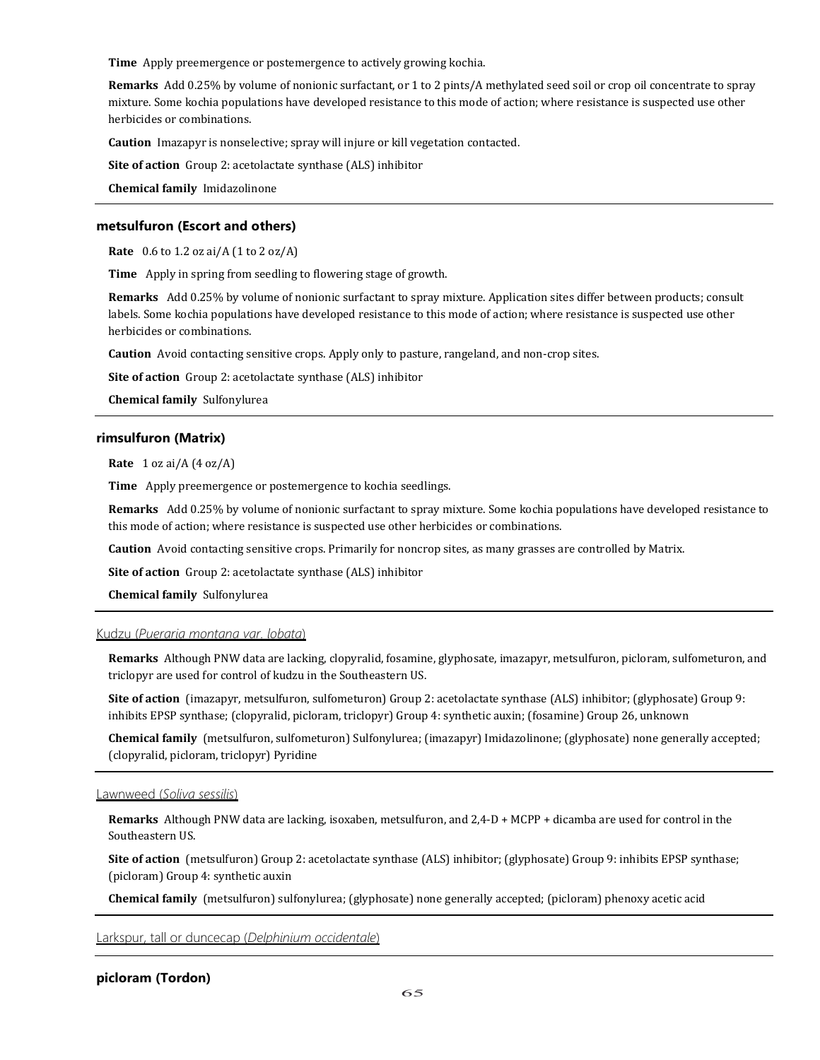**Time** Apply preemergence or postemergence to actively growing kochia.

**Remarks** Add 0.25% by volume of nonionic surfactant, or 1 to 2 pints/A methylated seed soil or crop oil concentrate to spray mixture. Some kochia populations have developed resistance to this mode of action; where resistance is suspected use other herbicides or combinations.

**Caution** Imazapyr is nonselective; spray will injure or kill vegetation contacted.

**Site of action** Group 2: acetolactate synthase (ALS) inhibitor

**Chemical family** Imidazolinone

---

### metsulfuron (Escort and others)

**Rate** 0.6 to 1.2 oz ai/A (1 to 2 oz/A)

**Time** Apply in spring from seedling to flowering stage of growth.

**Remarks** Add 0.25% by volume of nonionic surfactant to spray mixture. Application sites differ between products; consult labels. Some kochia populations have developed resistance to this mode of action; where resistance is suspected use other herbicides or combinations.

**Caution** Avoid contacting sensitive crops. Apply only to pasture, rangeland, and non-crop sites.

**Site of action** Group 2: acetolactate synthase (ALS) inhibitor

**Chemical family** Sulfonylurea

---

### rimsulfuron (Matrix)

**Rate** 1 oz ai/A (4 oz/A)

**Time** Apply preemergence or postemergence to kochia seedlings.

**Remarks** Add 0.25% by volume of nonionic surfactant to spray mixture. Some kochia populations have developed resistance to this mode of action; where resistance is suspected use other herbicides or combinations.

**Caution** Avoid contacting sensitive crops. Primarily for noncrop sites, as many grasses are controlled by Matrix.

**Site of action** Group 2: acetolactate synthase (ALS) inhibitor

**Chemical family** Sulfonylurea

---

## Kudzu (*Pueraria montana var. lobata*)

**Remarks** Although PNW data are lacking, clopyralid, fosamine, glyphosate, imazapyr, metsulfuron, picloram, sulfometuron, and triclopyr are used for control of kudzu in the Southeastern US.

**Site of action** (imazapyr, metsulfuron, sulfometuron) Group 2: acetolactate synthase (ALS) inhibitor; (glyphosate) Group 9: inhibits EPSP synthase; (clopyralid, picloram, triclopyr) Group 4: synthetic auxin; (fosamine) Group 26, unknown

**Chemical family** (metsulfuron, sulfometuron) Sulfonylurea; (imazapyr) Imidazolinone; (glyphosate) none generally accepted; (clopyralid, picloram, triclopyr) Pyridine

---

## Lawnweed (*Soliva sessilis*)

**Remarks** Although PNW data are lacking, isoxaben, metsulfuron, and 2,4-D + MCPP + dicamba are used for control in the Southeastern US.

**Site of action** (metsulfuron) Group 2: acetolactate synthase (ALS) inhibitor; (glyphosate) Group 9: inhibits EPSP synthase; (picloram) Group 4: synthetic auxin

**Chemical family** (metsulfuron) sulfonylurea; (glyphosate) none generally accepted; (picloram) phenoxy acetic acid

---

## Larkspur, tall or duncecap (*Delphinium occidentale*)

---

### picloram (Tordon)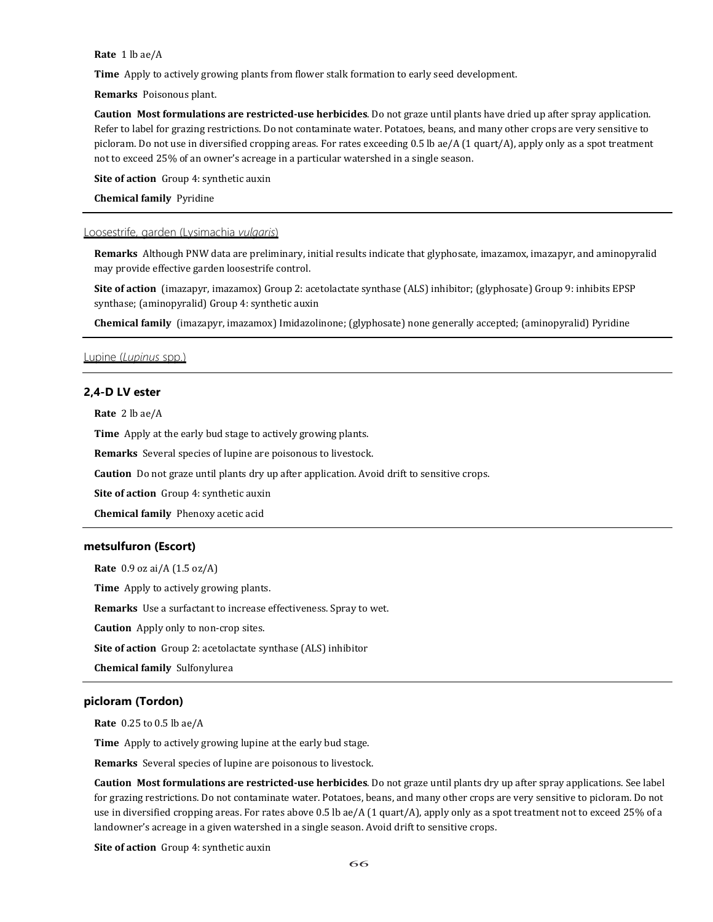**Rate** 1 lb ae/A

**Time** Apply to actively growing plants from flower stalk formation to early seed development.

**Remarks** Poisonous plant.

**Caution** **Most formulations are restricted-use herbicides**. Do not graze until plants have dried up after spray application. Refer to label for grazing restrictions. Do not contaminate water. Potatoes, beans, and many other crops are very sensitive to picloram. Do not use in diversified cropping areas. For rates exceeding 0.5 lb ae/A (1 quart/A), apply only as a spot treatment not to exceed 25% of an owner's acreage in a particular watershed in a single season.

**Site of action** Group 4: synthetic auxin

**Chemical family** Pyridine

---

## Loosestrife, garden (Lysimachia *vulgaris*)

**Remarks** Although PNW data are preliminary, initial results indicate that glyphosate, imazamox, imazapyr, and aminopyralid may provide effective garden loosestrife control.

**Site of action** (imazapyr, imazamox) Group 2: acetolactate synthase (ALS) inhibitor; (glyphosate) Group 9: inhibits EPSP synthase; (aminopyralid) Group 4: synthetic auxin

**Chemical family** (imazapyr, imazamox) Imidazolinone; (glyphosate) none generally accepted; (aminopyralid) Pyridine

---

## Lupine (*Lupinus* spp.)

---

### 2,4-D LV ester

**Rate** 2 lb ae/A

**Time** Apply at the early bud stage to actively growing plants.

**Remarks** Several species of lupine are poisonous to livestock.

**Caution** Do not graze until plants dry up after application. Avoid drift to sensitive crops.

**Site of action** Group 4: synthetic auxin

**Chemical family** Phenoxy acetic acid

---

### metsulfuron (Escort)

**Rate** 0.9 oz ai/A (1.5 oz/A)

**Time** Apply to actively growing plants.

**Remarks** Use a surfactant to increase effectiveness. Spray to wet.

**Caution** Apply only to non-crop sites.

**Site of action** Group 2: acetolactate synthase (ALS) inhibitor

**Chemical family** Sulfonylurea

---

### picloram (Tordon)

**Rate** 0.25 to 0.5 lb ae/A

**Time** Apply to actively growing lupine at the early bud stage.

**Remarks** Several species of lupine are poisonous to livestock.

**Caution** **Most formulations are restricted-use herbicides**. Do not graze until plants dry up after spray applications. See label for grazing restrictions. Do not contaminate water. Potatoes, beans, and many other crops are very sensitive to picloram. Do not use in diversified cropping areas. For rates above 0.5 lb ae/A (1 quart/A), apply only as a spot treatment not to exceed 25% of a landowner's acreage in a given watershed in a single season. Avoid drift to sensitive crops.

**Site of action** Group 4: synthetic auxin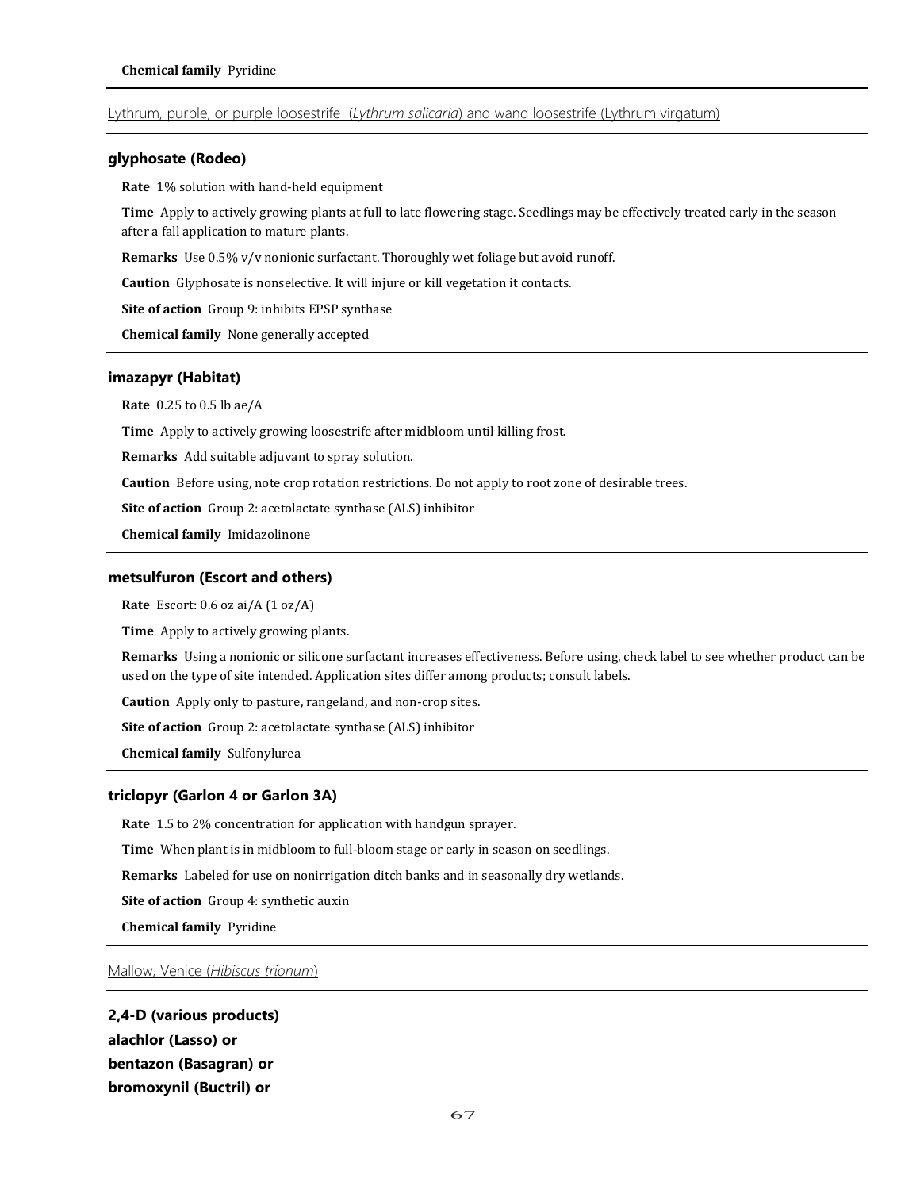**Chemical family** Pyridine

---

Lythrum, purple, or purple loosestrife (*Lythrum salicaria*) and wand loosestrife (Lythrum virgatum)

---

#### glyphosate (Rodeo)

**Rate** 1% solution with hand-held equipment

**Time** Apply to actively growing plants at full to late flowering stage. Seedlings may be effectively treated early in the season after a fall application to mature plants.

**Remarks** Use 0.5% v/v nonionic surfactant. Thoroughly wet foliage but avoid runoff.

**Caution** Glyphosate is nonselective. It will injure or kill vegetation it contacts.

**Site of action** Group 9: inhibits EPSP synthase

**Chemical family** None generally accepted

---

#### imazapyr (Habitat)

**Rate** 0.25 to 0.5 lb ae/A

**Time** Apply to actively growing loosestrife after midbloom until killing frost.

**Remarks** Add suitable adjuvant to spray solution.

**Caution** Before using, note crop rotation restrictions. Do not apply to root zone of desirable trees.

**Site of action** Group 2: acetolactate synthase (ALS) inhibitor

**Chemical family** Imidazolinone

---

#### metsulfuron (Escort and others)

**Rate** Escort: 0.6 oz ai/A (1 oz/A)

**Time** Apply to actively growing plants.

**Remarks** Using a nonionic or silicone surfactant increases effectiveness. Before using, check label to see whether product can be used on the type of site intended. Application sites differ among products; consult labels.

**Caution** Apply only to pasture, rangeland, and non-crop sites.

**Site of action** Group 2: acetolactate synthase (ALS) inhibitor

**Chemical family** Sulfonylurea

---

#### triclopyr (Garlon 4 or Garlon 3A)

**Rate** 1.5 to 2% concentration for application with handgun sprayer.

**Time** When plant is in midbloom to full-bloom stage or early in season on seedlings.

**Remarks** Labeled for use on nonirrigation ditch banks and in seasonally dry wetlands.

**Site of action** Group 4: synthetic auxin

**Chemical family** Pyridine

---

Mallow, Venice (*Hibiscus trionum*)

---

**2,4-D (various products)**
**alachlor (Lasso) or**
**bentazon (Basagran) or**
**bromoxynil (Buctril) or**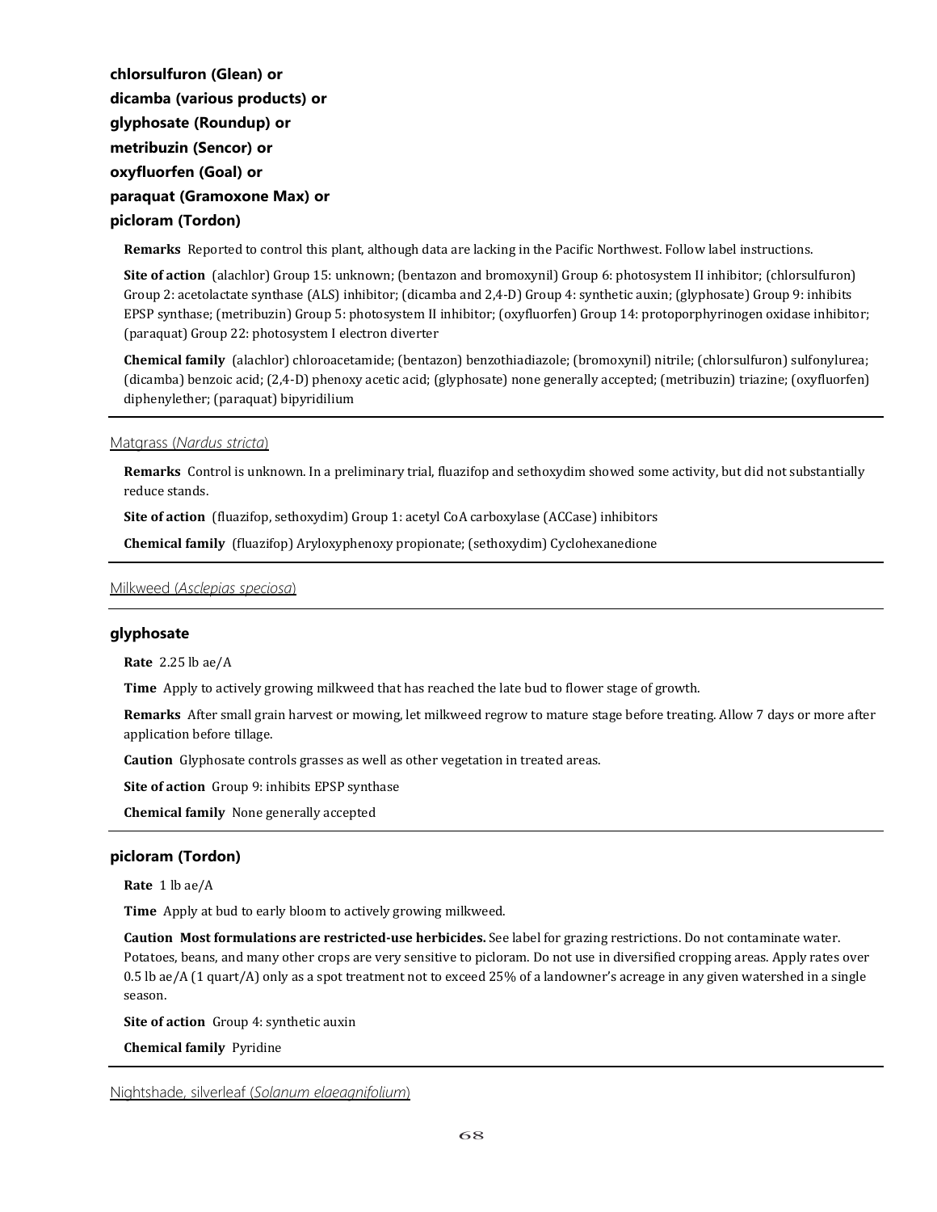**chlorsulfuron (Glean) or**
**dicamba (various products) or**
**glyphosate (Roundup) or**
**metribuzin (Sencor) or**
**oxyfluorfen (Goal) or**
**paraquat (Gramoxone Max) or**
**picloram (Tordon)**

**Remarks** Reported to control this plant, although data are lacking in the Pacific Northwest. Follow label instructions.

**Site of action** (alachlor) Group 15: unknown; (bentazon and bromoxynil) Group 6: photosystem II inhibitor; (chlorsulfuron) Group 2: acetolactate synthase (ALS) inhibitor; (dicamba and 2,4-D) Group 4: synthetic auxin; (glyphosate) Group 9: inhibits EPSP synthase; (metribuzin) Group 5: photosystem II inhibitor; (oxyfluorfen) Group 14: protoporphyrinogen oxidase inhibitor; (paraquat) Group 22: photosystem I electron diverter

**Chemical family** (alachlor) chloroacetamide; (bentazon) benzothiadiazole; (bromoxynil) nitrile; (chlorsulfuron) sulfonylurea; (dicamba) benzoic acid; (2,4-D) phenoxy acetic acid; (glyphosate) none generally accepted; (metribuzin) triazine; (oxyfluorfen) diphenylether; (paraquat) bipyridilium

---

## Matgrass (*Nardus stricta*)

**Remarks** Control is unknown. In a preliminary trial, fluazifop and sethoxydim showed some activity, but did not substantially reduce stands.

**Site of action** (fluazifop, sethoxydim) Group 1: acetyl CoA carboxylase (ACCase) inhibitors

**Chemical family** (fluazifop) Aryloxyphenoxy propionate; (sethoxydim) Cyclohexanedione

---

## Milkweed (*Asclepias speciosa*)

### glyphosate

**Rate** 2.25 lb ae/A

**Time** Apply to actively growing milkweed that has reached the late bud to flower stage of growth.

**Remarks** After small grain harvest or mowing, let milkweed regrow to mature stage before treating. Allow 7 days or more after application before tillage.

**Caution** Glyphosate controls grasses as well as other vegetation in treated areas.

**Site of action** Group 9: inhibits EPSP synthase

**Chemical family** None generally accepted

### picloram (Tordon)

**Rate** 1 lb ae/A

**Time** Apply at bud to early bloom to actively growing milkweed.

**Caution** **Most formulations are restricted-use herbicides.** See label for grazing restrictions. Do not contaminate water. Potatoes, beans, and many other crops are very sensitive to picloram. Do not use in diversified cropping areas. Apply rates over 0.5 lb ae/A (1 quart/A) only as a spot treatment not to exceed 25% of a landowner's acreage in any given watershed in a single season.

**Site of action** Group 4: synthetic auxin

**Chemical family** Pyridine

---

## Nightshade, silverleaf (*Solanum elaeagnifolium*)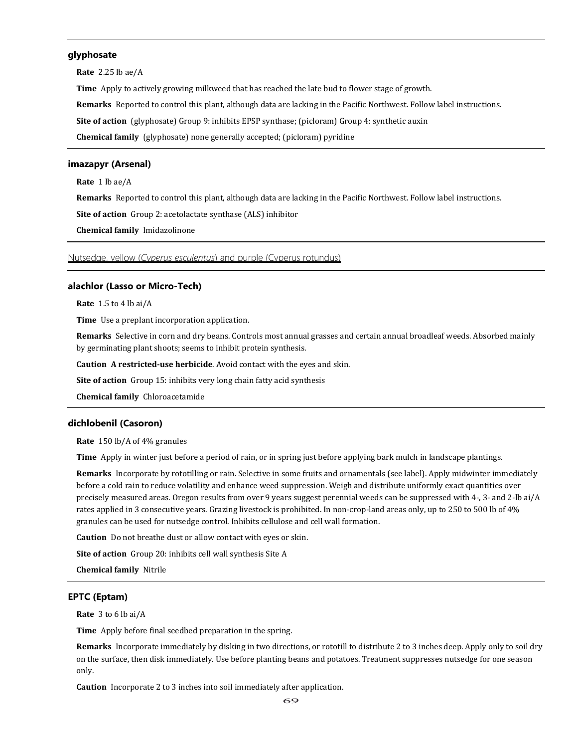### glyphosate

**Rate** 2.25 lb ae/A

**Time** Apply to actively growing milkweed that has reached the late bud to flower stage of growth.

**Remarks** Reported to control this plant, although data are lacking in the Pacific Northwest. Follow label instructions.

**Site of action** (glyphosate) Group 9: inhibits EPSP synthase; (picloram) Group 4: synthetic auxin

**Chemical family** (glyphosate) none generally accepted; (picloram) pyridine

### imazapyr (Arsenal)

**Rate** 1 lb ae/A

**Remarks** Reported to control this plant, although data are lacking in the Pacific Northwest. Follow label instructions.

**Site of action** Group 2: acetolactate synthase (ALS) inhibitor

**Chemical family** Imidazolinone

## Nutsedge, yellow (*Cyperus esculentus*) and purple (Cyperus rotundus)

### alachlor (Lasso or Micro-Tech)

**Rate** 1.5 to 4 lb ai/A

**Time** Use a preplant incorporation application.

**Remarks** Selective in corn and dry beans. Controls most annual grasses and certain annual broadleaf weeds. Absorbed mainly by germinating plant shoots; seems to inhibit protein synthesis.

**Caution** **A restricted-use herbicide**. Avoid contact with the eyes and skin.

**Site of action** Group 15: inhibits very long chain fatty acid synthesis

**Chemical family** Chloroacetamide

### dichlobenil (Casoron)

**Rate** 150 lb/A of 4% granules

**Time** Apply in winter just before a period of rain, or in spring just before applying bark mulch in landscape plantings.

**Remarks** Incorporate by rototilling or rain. Selective in some fruits and ornamentals (see label). Apply midwinter immediately before a cold rain to reduce volatility and enhance weed suppression. Weigh and distribute uniformly exact quantities over precisely measured areas. Oregon results from over 9 years suggest perennial weeds can be suppressed with 4-, 3- and 2-lb ai/A rates applied in 3 consecutive years. Grazing livestock is prohibited. In non-crop-land areas only, up to 250 to 500 lb of 4% granules can be used for nutsedge control. Inhibits cellulose and cell wall formation.

**Caution** Do not breathe dust or allow contact with eyes or skin.

**Site of action** Group 20: inhibits cell wall synthesis Site A

**Chemical family** Nitrile

### EPTC (Eptam)

**Rate** 3 to 6 lb ai/A

**Time** Apply before final seedbed preparation in the spring.

**Remarks** Incorporate immediately by disking in two directions, or rototill to distribute 2 to 3 inches deep. Apply only to soil dry on the surface, then disk immediately. Use before planting beans and potatoes. Treatment suppresses nutsedge for one season only.

**Caution** Incorporate 2 to 3 inches into soil immediately after application.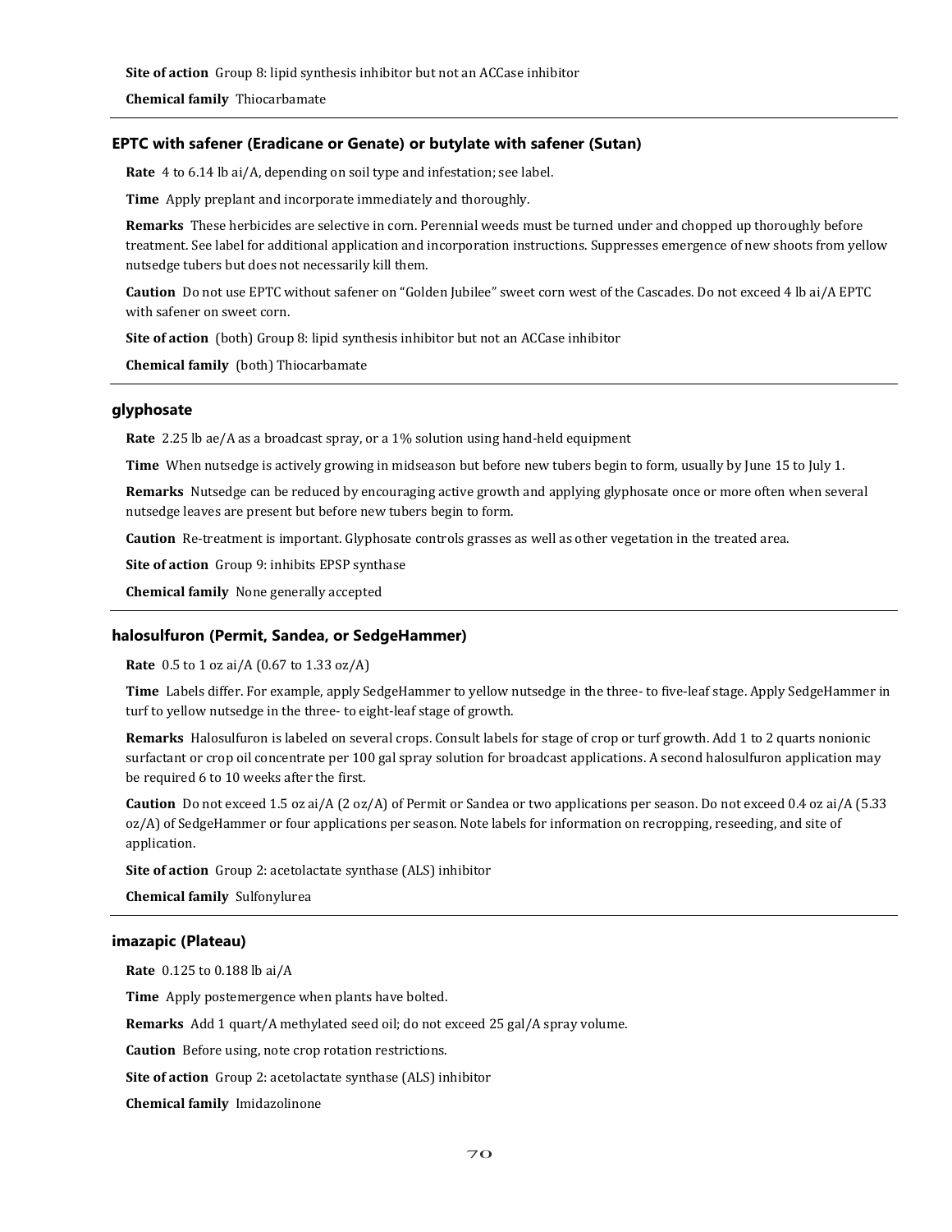**Site of action** Group 8: lipid synthesis inhibitor but not an ACCase inhibitor

**Chemical family** Thiocarbamate

### EPTC with safener (Eradicane or Genate) or butylate with safener (Sutan)

**Rate** 4 to 6.14 lb ai/A, depending on soil type and infestation; see label.

**Time** Apply preplant and incorporate immediately and thoroughly.

**Remarks** These herbicides are selective in corn. Perennial weeds must be turned under and chopped up thoroughly before treatment. See label for additional application and incorporation instructions. Suppresses emergence of new shoots from yellow nutsedge tubers but does not necessarily kill them.

**Caution** Do not use EPTC without safener on "Golden Jubilee" sweet corn west of the Cascades. Do not exceed 4 lb ai/A EPTC with safener on sweet corn.

**Site of action** (both) Group 8: lipid synthesis inhibitor but not an ACCase inhibitor

**Chemical family** (both) Thiocarbamate

### glyphosate

**Rate** 2.25 lb ae/A as a broadcast spray, or a 1% solution using hand-held equipment

**Time** When nutsedge is actively growing in midseason but before new tubers begin to form, usually by June 15 to July 1.

**Remarks** Nutsedge can be reduced by encouraging active growth and applying glyphosate once or more often when several nutsedge leaves are present but before new tubers begin to form.

**Caution** Re-treatment is important. Glyphosate controls grasses as well as other vegetation in the treated area.

**Site of action** Group 9: inhibits EPSP synthase

**Chemical family** None generally accepted

### halosulfuron (Permit, Sandea, or SedgeHammer)

**Rate** 0.5 to 1 oz ai/A (0.67 to 1.33 oz/A)

**Time** Labels differ. For example, apply SedgeHammer to yellow nutsedge in the three- to five-leaf stage. Apply SedgeHammer in turf to yellow nutsedge in the three- to eight-leaf stage of growth.

**Remarks** Halosulfuron is labeled on several crops. Consult labels for stage of crop or turf growth. Add 1 to 2 quarts nonionic surfactant or crop oil concentrate per 100 gal spray solution for broadcast applications. A second halosulfuron application may be required 6 to 10 weeks after the first.

**Caution** Do not exceed 1.5 oz ai/A (2 oz/A) of Permit or Sandea or two applications per season. Do not exceed 0.4 oz ai/A (5.33 oz/A) of SedgeHammer or four applications per season. Note labels for information on recropping, reseeding, and site of application.

**Site of action** Group 2: acetolactate synthase (ALS) inhibitor

**Chemical family** Sulfonylurea

### imazapic (Plateau)

**Rate** 0.125 to 0.188 lb ai/A

**Time** Apply postemergence when plants have bolted.

**Remarks** Add 1 quart/A methylated seed oil; do not exceed 25 gal/A spray volume.

**Caution** Before using, note crop rotation restrictions.

**Site of action** Group 2: acetolactate synthase (ALS) inhibitor

**Chemical family** Imidazolinone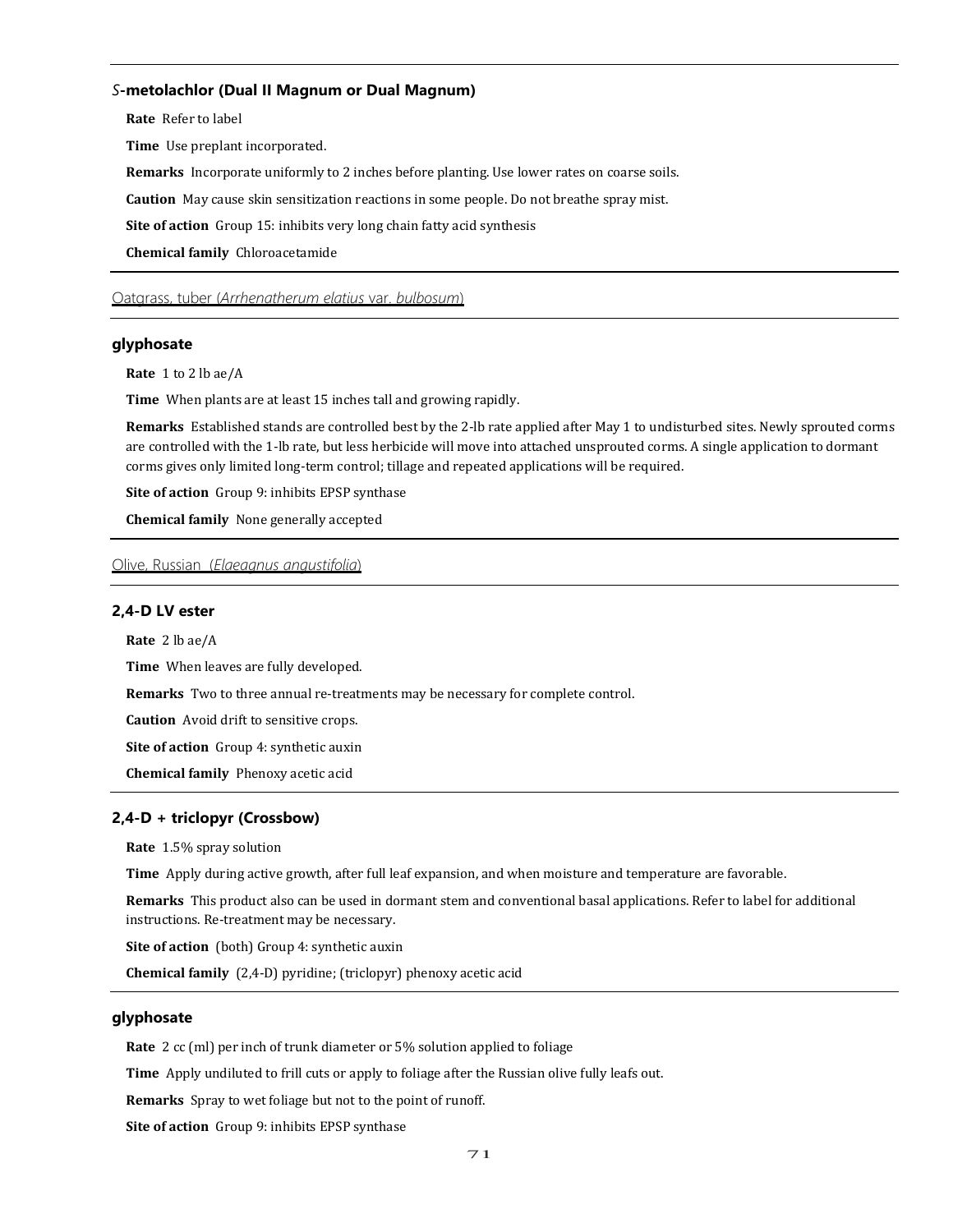### *S*-metolachlor (Dual II Magnum or Dual Magnum)

**Rate** Refer to label

**Time** Use preplant incorporated.

**Remarks** Incorporate uniformly to 2 inches before planting. Use lower rates on coarse soils.

**Caution** May cause skin sensitization reactions in some people. Do not breathe spray mist.

**Site of action** Group 15: inhibits very long chain fatty acid synthesis

**Chemical family** Chloroacetamide

## Oatgrass, tuber (*Arrhenatherum elatius* var. *bulbosum*)

### glyphosate

**Rate** 1 to 2 lb ae/A

**Time** When plants are at least 15 inches tall and growing rapidly.

**Remarks** Established stands are controlled best by the 2-lb rate applied after May 1 to undisturbed sites. Newly sprouted corms are controlled with the 1-lb rate, but less herbicide will move into attached unsprouted corms. A single application to dormant corms gives only limited long-term control; tillage and repeated applications will be required.

**Site of action** Group 9: inhibits EPSP synthase

**Chemical family** None generally accepted

## Olive, Russian (*Elaeagnus angustifolia*)

### 2,4-D LV ester

**Rate** 2 lb ae/A

**Time** When leaves are fully developed.

**Remarks** Two to three annual re-treatments may be necessary for complete control.

**Caution** Avoid drift to sensitive crops.

**Site of action** Group 4: synthetic auxin

**Chemical family** Phenoxy acetic acid

### 2,4-D + triclopyr (Crossbow)

**Rate** 1.5% spray solution

**Time** Apply during active growth, after full leaf expansion, and when moisture and temperature are favorable.

**Remarks** This product also can be used in dormant stem and conventional basal applications. Refer to label for additional instructions. Re-treatment may be necessary.

**Site of action** (both) Group 4: synthetic auxin

**Chemical family** (2,4-D) pyridine; (triclopyr) phenoxy acetic acid

### glyphosate

**Rate** 2 cc (ml) per inch of trunk diameter or 5% solution applied to foliage

**Time** Apply undiluted to frill cuts or apply to foliage after the Russian olive fully leafs out.

**Remarks** Spray to wet foliage but not to the point of runoff.

**Site of action** Group 9: inhibits EPSP synthase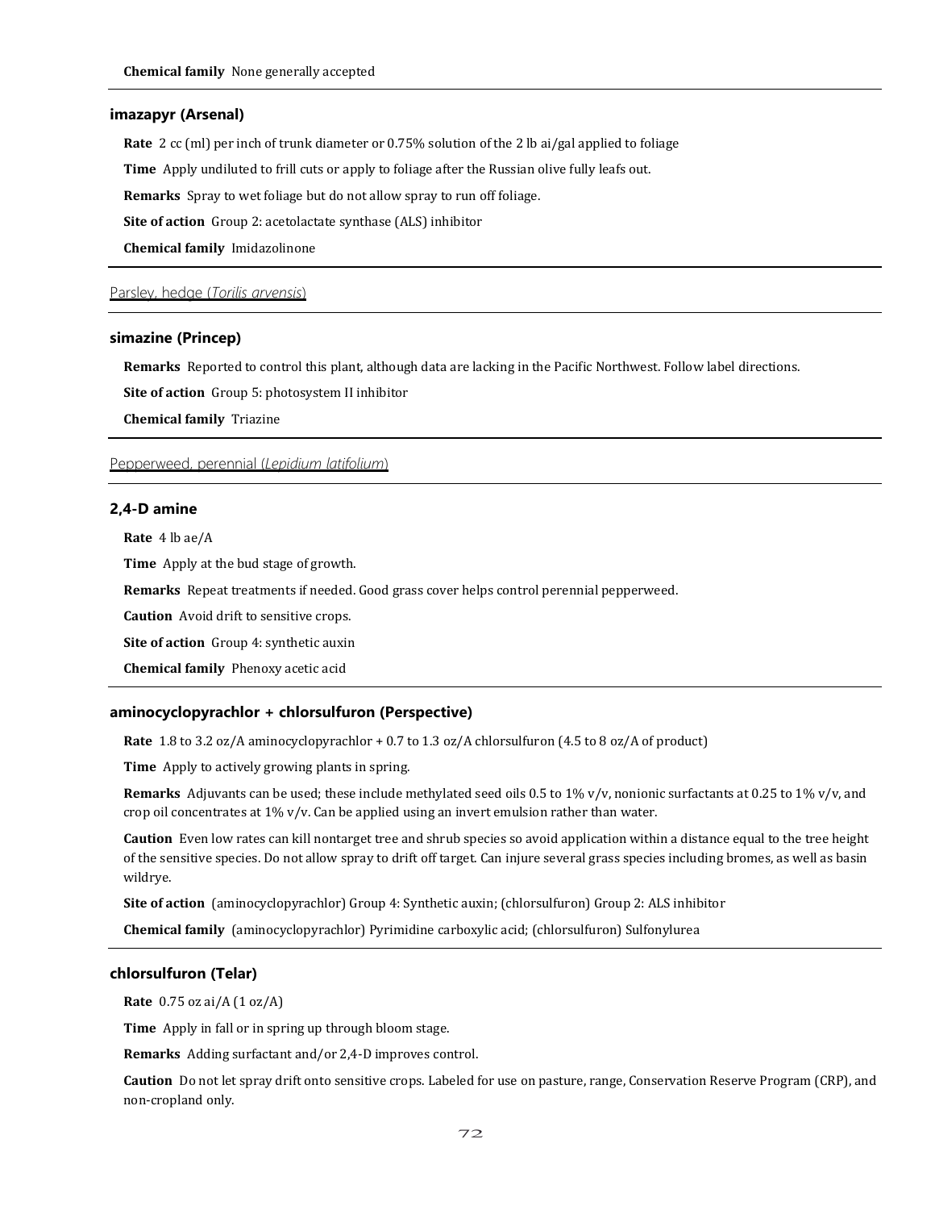**Chemical family** None generally accepted

### imazapyr (Arsenal)

**Rate** 2 cc (ml) per inch of trunk diameter or 0.75% solution of the 2 lb ai/gal applied to foliage

**Time** Apply undiluted to frill cuts or apply to foliage after the Russian olive fully leafs out.

**Remarks** Spray to wet foliage but do not allow spray to run off foliage.

**Site of action** Group 2: acetolactate synthase (ALS) inhibitor

**Chemical family** Imidazolinone

## Parsley, hedge (*Torilis arvensis*)

### simazine (Princep)

**Remarks** Reported to control this plant, although data are lacking in the Pacific Northwest. Follow label directions.

**Site of action** Group 5: photosystem II inhibitor

**Chemical family** Triazine

## Pepperweed, perennial (*Lepidium latifolium*)

### 2,4-D amine

**Rate** 4 lb ae/A

**Time** Apply at the bud stage of growth.

**Remarks** Repeat treatments if needed. Good grass cover helps control perennial pepperweed.

**Caution** Avoid drift to sensitive crops.

**Site of action** Group 4: synthetic auxin

**Chemical family** Phenoxy acetic acid

### aminocyclopyrachlor + chlorsulfuron (Perspective)

**Rate** 1.8 to 3.2 oz/A aminocyclopyrachlor + 0.7 to 1.3 oz/A chlorsulfuron (4.5 to 8 oz/A of product)

**Time** Apply to actively growing plants in spring.

**Remarks** Adjuvants can be used; these include methylated seed oils 0.5 to 1% v/v, nonionic surfactants at 0.25 to 1% v/v, and crop oil concentrates at 1% v/v. Can be applied using an invert emulsion rather than water.

**Caution** Even low rates can kill nontarget tree and shrub species so avoid application within a distance equal to the tree height of the sensitive species. Do not allow spray to drift off target. Can injure several grass species including bromes, as well as basin wildrye.

**Site of action** (aminocyclopyrachlor) Group 4: Synthetic auxin; (chlorsulfuron) Group 2: ALS inhibitor

**Chemical family** (aminocyclopyrachlor) Pyrimidine carboxylic acid; (chlorsulfuron) Sulfonylurea

### chlorsulfuron (Telar)

**Rate** 0.75 oz ai/A (1 oz/A)

**Time** Apply in fall or in spring up through bloom stage.

**Remarks** Adding surfactant and/or 2,4-D improves control.

**Caution** Do not let spray drift onto sensitive crops. Labeled for use on pasture, range, Conservation Reserve Program (CRP), and non-cropland only.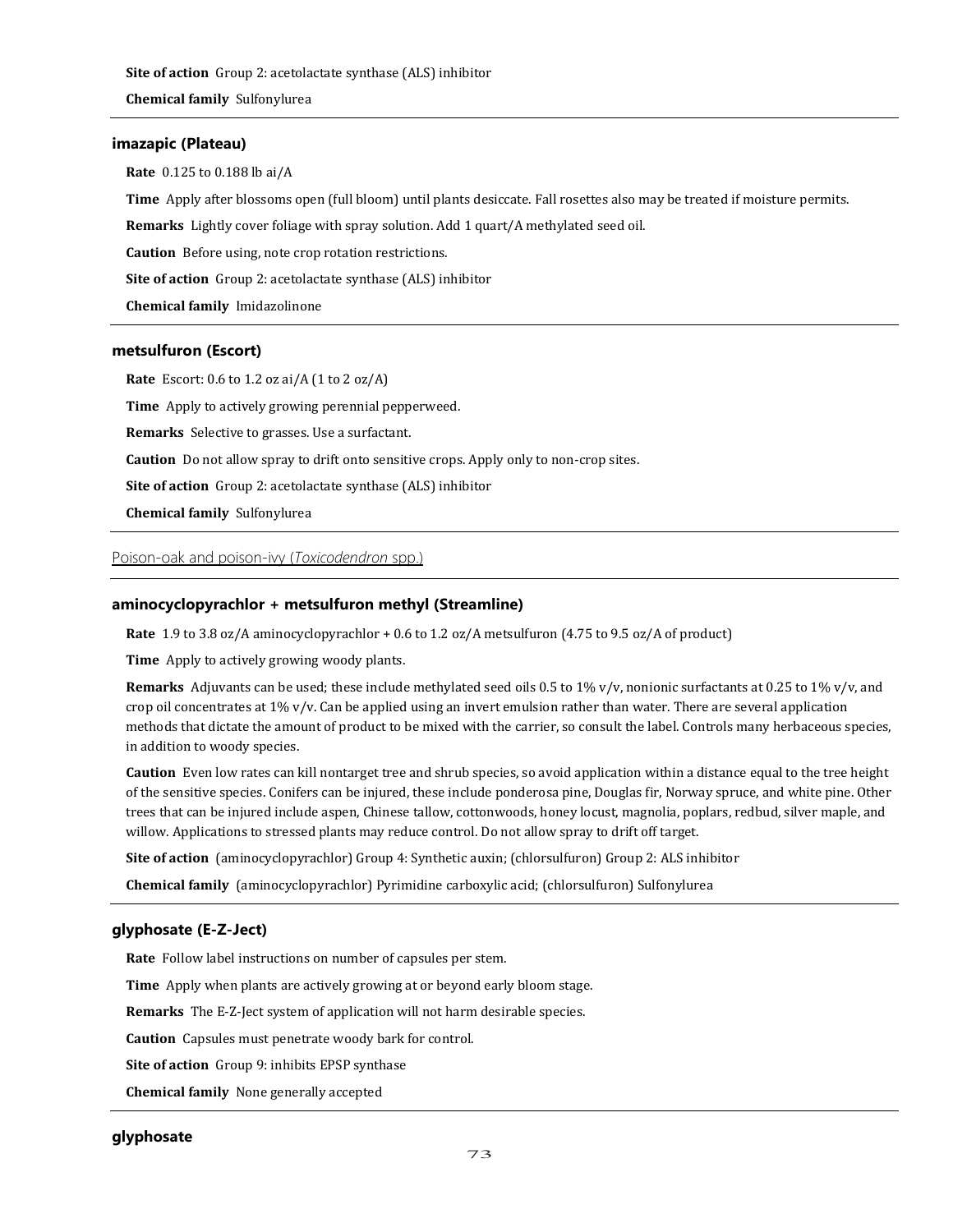**Site of action** Group 2: acetolactate synthase (ALS) inhibitor

**Chemical family** Sulfonylurea

---

### imazapic (Plateau)

**Rate** 0.125 to 0.188 lb ai/A

**Time** Apply after blossoms open (full bloom) until plants desiccate. Fall rosettes also may be treated if moisture permits.

**Remarks** Lightly cover foliage with spray solution. Add 1 quart/A methylated seed oil.

**Caution** Before using, note crop rotation restrictions.

**Site of action** Group 2: acetolactate synthase (ALS) inhibitor

**Chemical family** Imidazolinone

---

### metsulfuron (Escort)

**Rate** Escort: 0.6 to 1.2 oz ai/A (1 to 2 oz/A)

**Time** Apply to actively growing perennial pepperweed.

**Remarks** Selective to grasses. Use a surfactant.

**Caution** Do not allow spray to drift onto sensitive crops. Apply only to non-crop sites.

**Site of action** Group 2: acetolactate synthase (ALS) inhibitor

**Chemical family** Sulfonylurea

---

## Poison-oak and poison-ivy (*Toxicodendron* spp.)

---

### aminocyclopyrachlor + metsulfuron methyl (Streamline)

**Rate** 1.9 to 3.8 oz/A aminocyclopyrachlor + 0.6 to 1.2 oz/A metsulfuron (4.75 to 9.5 oz/A of product)

**Time** Apply to actively growing woody plants.

**Remarks** Adjuvants can be used; these include methylated seed oils 0.5 to 1% v/v, nonionic surfactants at 0.25 to 1% v/v, and crop oil concentrates at 1% v/v. Can be applied using an invert emulsion rather than water. There are several application methods that dictate the amount of product to be mixed with the carrier, so consult the label. Controls many herbaceous species, in addition to woody species.

**Caution** Even low rates can kill nontarget tree and shrub species, so avoid application within a distance equal to the tree height of the sensitive species. Conifers can be injured, these include ponderosa pine, Douglas fir, Norway spruce, and white pine. Other trees that can be injured include aspen, Chinese tallow, cottonwoods, honey locust, magnolia, poplars, redbud, silver maple, and willow. Applications to stressed plants may reduce control. Do not allow spray to drift off target.

**Site of action** (aminocyclopyrachlor) Group 4: Synthetic auxin; (chlorsulfuron) Group 2: ALS inhibitor

**Chemical family** (aminocyclopyrachlor) Pyrimidine carboxylic acid; (chlorsulfuron) Sulfonylurea

---

### glyphosate (E-Z-Ject)

**Rate** Follow label instructions on number of capsules per stem.

**Time** Apply when plants are actively growing at or beyond early bloom stage.

**Remarks** The E-Z-Ject system of application will not harm desirable species.

**Caution** Capsules must penetrate woody bark for control.

**Site of action** Group 9: inhibits EPSP synthase

**Chemical family** None generally accepted

---

### glyphosate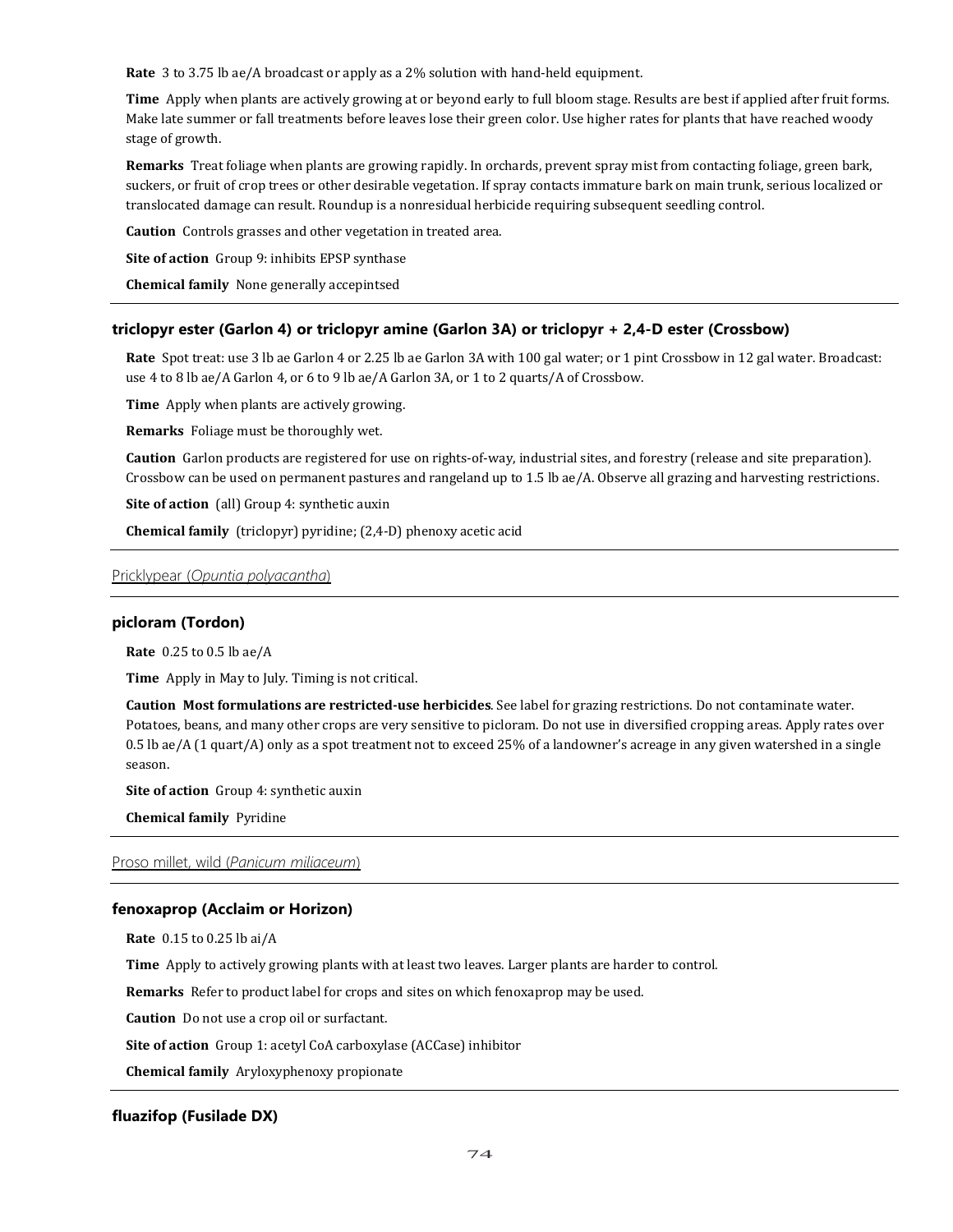**Rate** 3 to 3.75 lb ae/A broadcast or apply as a 2% solution with hand-held equipment.

**Time** Apply when plants are actively growing at or beyond early to full bloom stage. Results are best if applied after fruit forms. Make late summer or fall treatments before leaves lose their green color. Use higher rates for plants that have reached woody stage of growth.

**Remarks** Treat foliage when plants are growing rapidly. In orchards, prevent spray mist from contacting foliage, green bark, suckers, or fruit of crop trees or other desirable vegetation. If spray contacts immature bark on main trunk, serious localized or translocated damage can result. Roundup is a nonresidual herbicide requiring subsequent seedling control.

**Caution** Controls grasses and other vegetation in treated area.

**Site of action** Group 9: inhibits EPSP synthase

**Chemical family** None generally accepintsed

### triclopyr ester (Garlon 4) or triclopyr amine (Garlon 3A) or triclopyr + 2,4-D ester (Crossbow)

**Rate** Spot treat: use 3 lb ae Garlon 4 or 2.25 lb ae Garlon 3A with 100 gal water; or 1 pint Crossbow in 12 gal water. Broadcast: use 4 to 8 lb ae/A Garlon 4, or 6 to 9 lb ae/A Garlon 3A, or 1 to 2 quarts/A of Crossbow.

**Time** Apply when plants are actively growing.

**Remarks** Foliage must be thoroughly wet.

**Caution** Garlon products are registered for use on rights-of-way, industrial sites, and forestry (release and site preparation). Crossbow can be used on permanent pastures and rangeland up to 1.5 lb ae/A. Observe all grazing and harvesting restrictions.

**Site of action** (all) Group 4: synthetic auxin

**Chemical family** (triclopyr) pyridine; (2,4-D) phenoxy acetic acid

## Pricklypear (*Opuntia polyacantha*)

### picloram (Tordon)

**Rate** 0.25 to 0.5 lb ae/A

**Time** Apply in May to July. Timing is not critical.

**Caution** **Most formulations are restricted-use herbicides**. See label for grazing restrictions. Do not contaminate water. Potatoes, beans, and many other crops are very sensitive to picloram. Do not use in diversified cropping areas. Apply rates over 0.5 lb ae/A (1 quart/A) only as a spot treatment not to exceed 25% of a landowner's acreage in any given watershed in a single season.

**Site of action** Group 4: synthetic auxin

**Chemical family** Pyridine

## Proso millet, wild (*Panicum miliaceum*)

### fenoxaprop (Acclaim or Horizon)

**Rate** 0.15 to 0.25 lb ai/A

**Time** Apply to actively growing plants with at least two leaves. Larger plants are harder to control.

**Remarks** Refer to product label for crops and sites on which fenoxaprop may be used.

**Caution** Do not use a crop oil or surfactant.

**Site of action** Group 1: acetyl CoA carboxylase (ACCase) inhibitor

**Chemical family** Aryloxyphenoxy propionate

### fluazifop (Fusilade DX)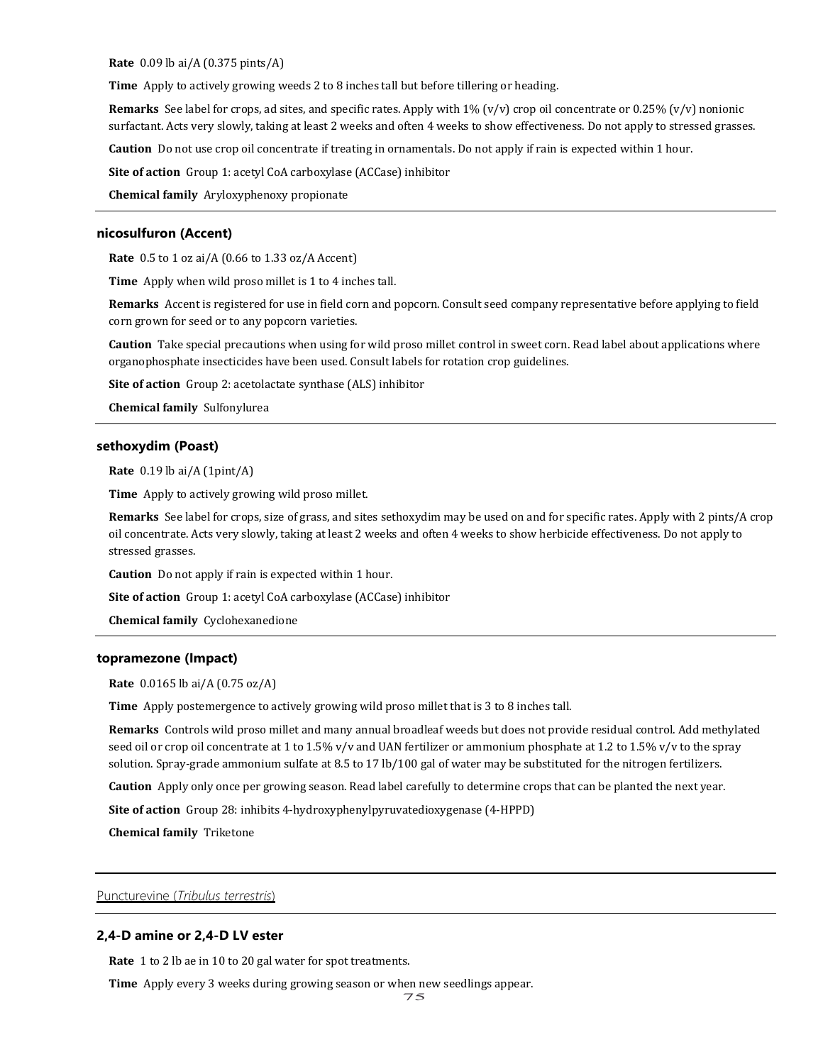**Rate** 0.09 lb ai/A (0.375 pints/A)

**Time** Apply to actively growing weeds 2 to 8 inches tall but before tillering or heading.

**Remarks** See label for crops, ad sites, and specific rates. Apply with 1% (v/v) crop oil concentrate or 0.25% (v/v) nonionic surfactant. Acts very slowly, taking at least 2 weeks and often 4 weeks to show effectiveness. Do not apply to stressed grasses.

**Caution** Do not use crop oil concentrate if treating in ornamentals. Do not apply if rain is expected within 1 hour.

**Site of action** Group 1: acetyl CoA carboxylase (ACCase) inhibitor

**Chemical family** Aryloxyphenoxy propionate

---

### nicosulfuron (Accent)

**Rate** 0.5 to 1 oz ai/A (0.66 to 1.33 oz/A Accent)

**Time** Apply when wild proso millet is 1 to 4 inches tall.

**Remarks** Accent is registered for use in field corn and popcorn. Consult seed company representative before applying to field corn grown for seed or to any popcorn varieties.

**Caution** Take special precautions when using for wild proso millet control in sweet corn. Read label about applications where organophosphate insecticides have been used. Consult labels for rotation crop guidelines.

**Site of action** Group 2: acetolactate synthase (ALS) inhibitor

**Chemical family** Sulfonylurea

---

### sethoxydim (Poast)

**Rate** 0.19 lb ai/A (1pint/A)

**Time** Apply to actively growing wild proso millet.

**Remarks** See label for crops, size of grass, and sites sethoxydim may be used on and for specific rates. Apply with 2 pints/A crop oil concentrate. Acts very slowly, taking at least 2 weeks and often 4 weeks to show herbicide effectiveness. Do not apply to stressed grasses.

**Caution** Do not apply if rain is expected within 1 hour.

**Site of action** Group 1: acetyl CoA carboxylase (ACCase) inhibitor

**Chemical family** Cyclohexanedione

---

### topramezone (Impact)

**Rate** 0.0165 lb ai/A (0.75 oz/A)

**Time** Apply postemergence to actively growing wild proso millet that is 3 to 8 inches tall.

**Remarks** Controls wild proso millet and many annual broadleaf weeds but does not provide residual control. Add methylated seed oil or crop oil concentrate at 1 to 1.5% v/v and UAN fertilizer or ammonium phosphate at 1.2 to 1.5% v/v to the spray solution. Spray-grade ammonium sulfate at 8.5 to 17 lb/100 gal of water may be substituted for the nitrogen fertilizers.

**Caution** Apply only once per growing season. Read label carefully to determine crops that can be planted the next year.

**Site of action** Group 28: inhibits 4-hydroxyphenylpyruvatedioxygenase (4-HPPD)

**Chemical family** Triketone

---

## Puncturevine (*Tribulus terrestris*)

---

### 2,4-D amine or 2,4-D LV ester

**Rate** 1 to 2 lb ae in 10 to 20 gal water for spot treatments.

**Time** Apply every 3 weeks during growing season or when new seedlings appear.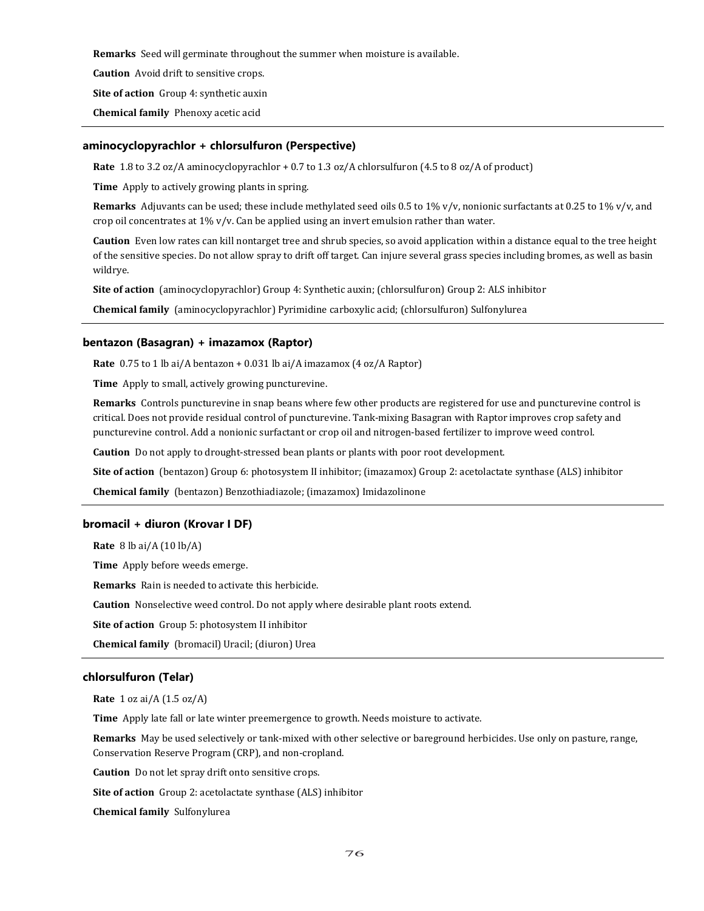**Remarks** Seed will germinate throughout the summer when moisture is available.

**Caution** Avoid drift to sensitive crops.

**Site of action** Group 4: synthetic auxin

**Chemical family** Phenoxy acetic acid

### aminocyclopyrachlor + chlorsulfuron (Perspective)

**Rate** 1.8 to 3.2 oz/A aminocyclopyrachlor + 0.7 to 1.3 oz/A chlorsulfuron (4.5 to 8 oz/A of product)

**Time** Apply to actively growing plants in spring.

**Remarks** Adjuvants can be used; these include methylated seed oils 0.5 to 1% v/v, nonionic surfactants at 0.25 to 1% v/v, and crop oil concentrates at 1% v/v. Can be applied using an invert emulsion rather than water.

**Caution** Even low rates can kill nontarget tree and shrub species, so avoid application within a distance equal to the tree height of the sensitive species. Do not allow spray to drift off target. Can injure several grass species including bromes, as well as basin wildrye.

**Site of action** (aminocyclopyrachlor) Group 4: Synthetic auxin; (chlorsulfuron) Group 2: ALS inhibitor

**Chemical family** (aminocyclopyrachlor) Pyrimidine carboxylic acid; (chlorsulfuron) Sulfonylurea

### bentazon (Basagran) + imazamox (Raptor)

**Rate** 0.75 to 1 lb ai/A bentazon + 0.031 lb ai/A imazamox (4 oz/A Raptor)

**Time** Apply to small, actively growing puncturevine.

**Remarks** Controls puncturevine in snap beans where few other products are registered for use and puncturevine control is critical. Does not provide residual control of puncturevine. Tank-mixing Basagran with Raptor improves crop safety and puncturevine control. Add a nonionic surfactant or crop oil and nitrogen-based fertilizer to improve weed control.

**Caution** Do not apply to drought-stressed bean plants or plants with poor root development.

**Site of action** (bentazon) Group 6: photosystem II inhibitor; (imazamox) Group 2: acetolactate synthase (ALS) inhibitor

**Chemical family** (bentazon) Benzothiadiazole; (imazamox) Imidazolinone

### bromacil + diuron (Krovar I DF)

**Rate** 8 lb ai/A (10 lb/A)

**Time** Apply before weeds emerge.

**Remarks** Rain is needed to activate this herbicide.

**Caution** Nonselective weed control. Do not apply where desirable plant roots extend.

**Site of action** Group 5: photosystem II inhibitor

**Chemical family** (bromacil) Uracil; (diuron) Urea

### chlorsulfuron (Telar)

**Rate** 1 oz ai/A (1.5 oz/A)

**Time** Apply late fall or late winter preemergence to growth. Needs moisture to activate.

**Remarks** May be used selectively or tank-mixed with other selective or bareground herbicides. Use only on pasture, range, Conservation Reserve Program (CRP), and non-cropland.

**Caution** Do not let spray drift onto sensitive crops.

**Site of action** Group 2: acetolactate synthase (ALS) inhibitor

**Chemical family** Sulfonylurea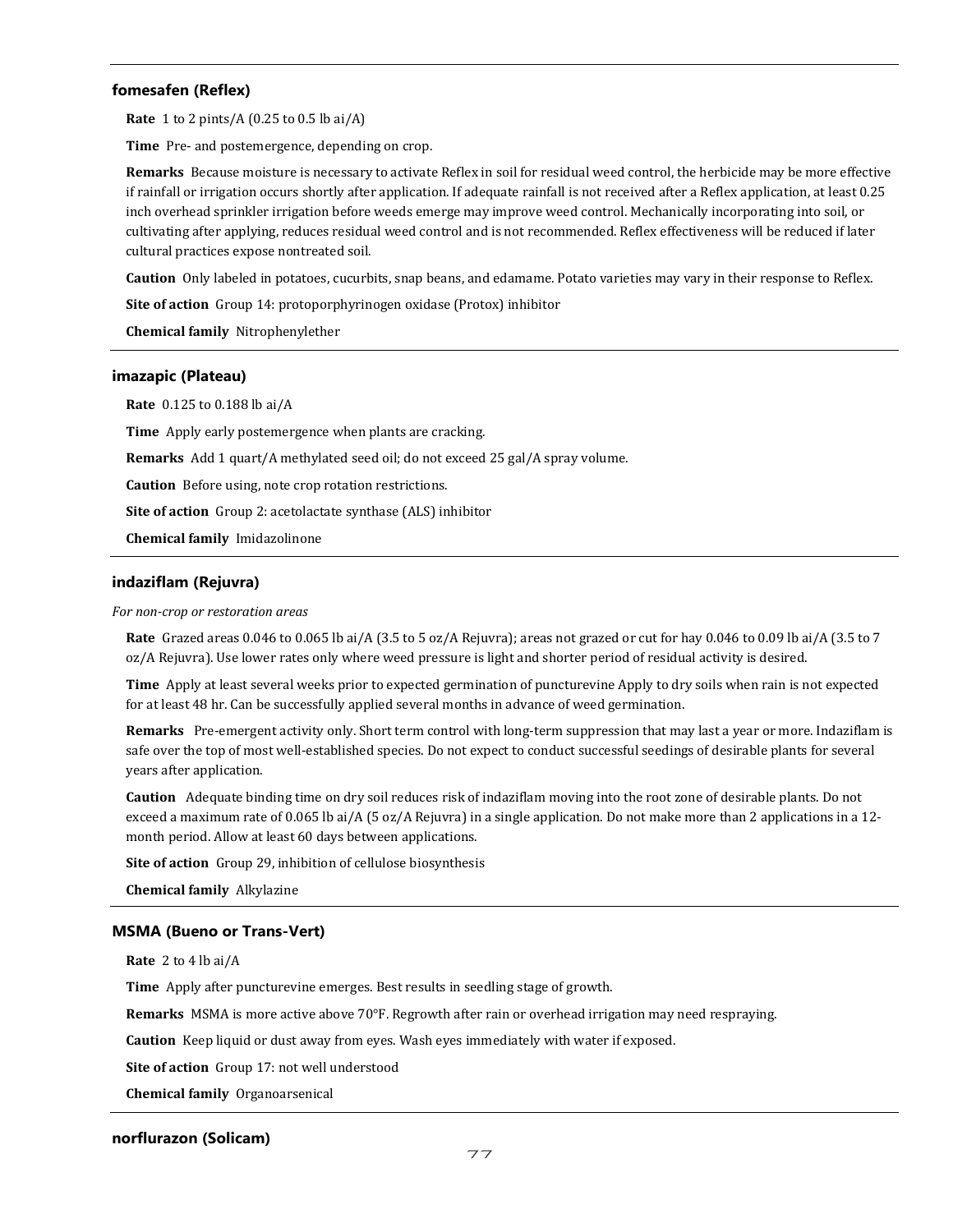### fomesafen (Reflex)

**Rate** 1 to 2 pints/A (0.25 to 0.5 lb ai/A)

**Time** Pre- and postemergence, depending on crop.

**Remarks** Because moisture is necessary to activate Reflex in soil for residual weed control, the herbicide may be more effective if rainfall or irrigation occurs shortly after application. If adequate rainfall is not received after a Reflex application, at least 0.25 inch overhead sprinkler irrigation before weeds emerge may improve weed control. Mechanically incorporating into soil, or cultivating after applying, reduces residual weed control and is not recommended. Reflex effectiveness will be reduced if later cultural practices expose nontreated soil.

**Caution** Only labeled in potatoes, cucurbits, snap beans, and edamame. Potato varieties may vary in their response to Reflex.

**Site of action** Group 14: protoporphyrinogen oxidase (Protox) inhibitor

**Chemical family** Nitrophenylether

### imazapic (Plateau)

**Rate** 0.125 to 0.188 lb ai/A

**Time** Apply early postemergence when plants are cracking.

**Remarks** Add 1 quart/A methylated seed oil; do not exceed 25 gal/A spray volume.

**Caution** Before using, note crop rotation restrictions.

**Site of action** Group 2: acetolactate synthase (ALS) inhibitor

**Chemical family** Imidazolinone

### indaziflam (Rejuvra)

*For non-crop or restoration areas*

**Rate** Grazed areas 0.046 to 0.065 lb ai/A (3.5 to 5 oz/A Rejuvra); areas not grazed or cut for hay 0.046 to 0.09 lb ai/A (3.5 to 7 oz/A Rejuvra). Use lower rates only where weed pressure is light and shorter period of residual activity is desired.

**Time** Apply at least several weeks prior to expected germination of puncturevine Apply to dry soils when rain is not expected for at least 48 hr. Can be successfully applied several months in advance of weed germination.

**Remarks** Pre-emergent activity only. Short term control with long-term suppression that may last a year or more. Indaziflam is safe over the top of most well-established species. Do not expect to conduct successful seedings of desirable plants for several years after application.

**Caution** Adequate binding time on dry soil reduces risk of indaziflam moving into the root zone of desirable plants. Do not exceed a maximum rate of 0.065 lb ai/A (5 oz/A Rejuvra) in a single application. Do not make more than 2 applications in a 12-month period. Allow at least 60 days between applications.

**Site of action** Group 29, inhibition of cellulose biosynthesis

**Chemical family** Alkylazine

### MSMA (Bueno or Trans-Vert)

**Rate** 2 to 4 lb ai/A

**Time** Apply after puncturevine emerges. Best results in seedling stage of growth.

**Remarks** MSMA is more active above 70°F. Regrowth after rain or overhead irrigation may need respraying.

**Caution** Keep liquid or dust away from eyes. Wash eyes immediately with water if exposed.

**Site of action** Group 17: not well understood

**Chemical family** Organoarsenical

### norflurazon (Solicam)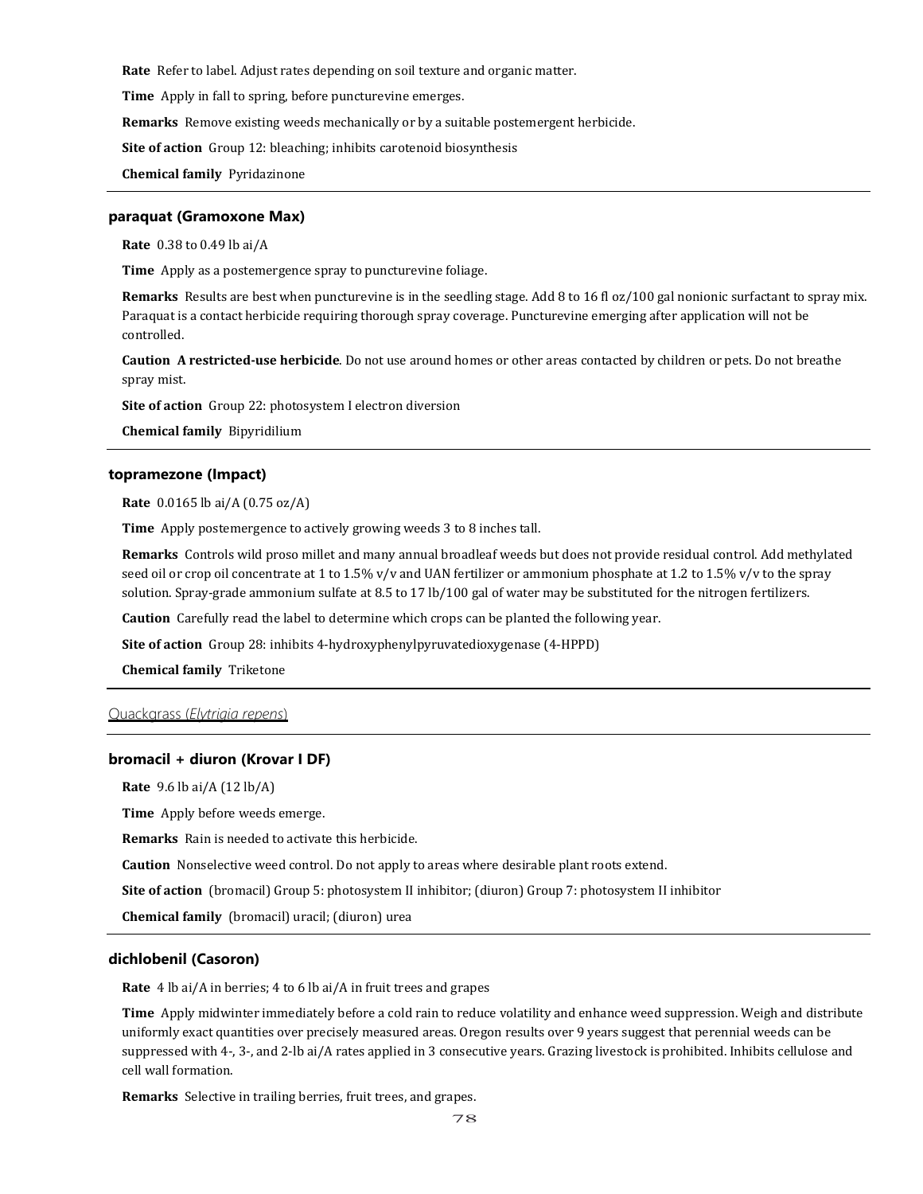**Rate** Refer to label. Adjust rates depending on soil texture and organic matter.

**Time** Apply in fall to spring, before puncturevine emerges.

**Remarks** Remove existing weeds mechanically or by a suitable postemergent herbicide.

**Site of action** Group 12: bleaching; inhibits carotenoid biosynthesis

**Chemical family** Pyridazinone

---

### paraquat (Gramoxone Max)

**Rate** 0.38 to 0.49 lb ai/A

**Time** Apply as a postemergence spray to puncturevine foliage.

**Remarks** Results are best when puncturevine is in the seedling stage. Add 8 to 16 fl oz/100 gal nonionic surfactant to spray mix. Paraquat is a contact herbicide requiring thorough spray coverage. Puncturevine emerging after application will not be controlled.

**Caution** **A restricted-use herbicide**. Do not use around homes or other areas contacted by children or pets. Do not breathe spray mist.

**Site of action** Group 22: photosystem I electron diversion

**Chemical family** Bipyridilium

---

### topramezone (Impact)

**Rate** 0.0165 lb ai/A (0.75 oz/A)

**Time** Apply postemergence to actively growing weeds 3 to 8 inches tall.

**Remarks** Controls wild proso millet and many annual broadleaf weeds but does not provide residual control. Add methylated seed oil or crop oil concentrate at 1 to 1.5% v/v and UAN fertilizer or ammonium phosphate at 1.2 to 1.5% v/v to the spray solution. Spray-grade ammonium sulfate at 8.5 to 17 lb/100 gal of water may be substituted for the nitrogen fertilizers.

**Caution** Carefully read the label to determine which crops can be planted the following year.

**Site of action** Group 28: inhibits 4-hydroxyphenylpyruvatedioxygenase (4-HPPD)

**Chemical family** Triketone

---

## Quackgrass (*Elytrigia repens*)

---

### bromacil + diuron (Krovar I DF)

**Rate** 9.6 lb ai/A (12 lb/A)

**Time** Apply before weeds emerge.

**Remarks** Rain is needed to activate this herbicide.

**Caution** Nonselective weed control. Do not apply to areas where desirable plant roots extend.

**Site of action** (bromacil) Group 5: photosystem II inhibitor; (diuron) Group 7: photosystem II inhibitor

**Chemical family** (bromacil) uracil; (diuron) urea

---

### dichlobenil (Casoron)

**Rate** 4 lb ai/A in berries; 4 to 6 lb ai/A in fruit trees and grapes

**Time** Apply midwinter immediately before a cold rain to reduce volatility and enhance weed suppression. Weigh and distribute uniformly exact quantities over precisely measured areas. Oregon results over 9 years suggest that perennial weeds can be suppressed with 4-, 3-, and 2-lb ai/A rates applied in 3 consecutive years. Grazing livestock is prohibited. Inhibits cellulose and cell wall formation.

**Remarks** Selective in trailing berries, fruit trees, and grapes.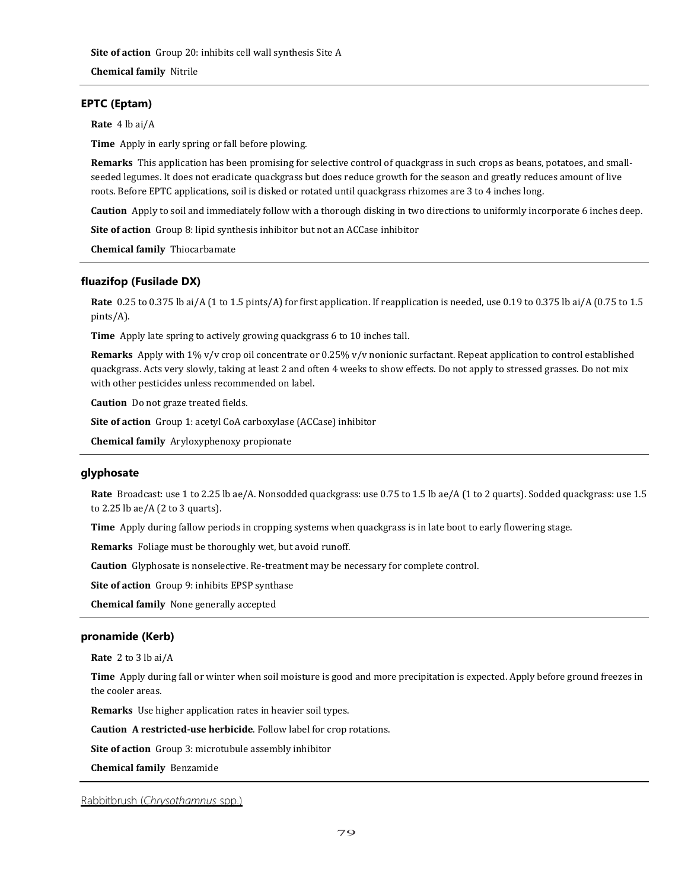**Site of action** Group 20: inhibits cell wall synthesis Site A

**Chemical family** Nitrile

### EPTC (Eptam)

**Rate** 4 lb ai/A

**Time** Apply in early spring or fall before plowing.

**Remarks** This application has been promising for selective control of quackgrass in such crops as beans, potatoes, and small-seeded legumes. It does not eradicate quackgrass but does reduce growth for the season and greatly reduces amount of live roots. Before EPTC applications, soil is disked or rotated until quackgrass rhizomes are 3 to 4 inches long.

**Caution** Apply to soil and immediately follow with a thorough disking in two directions to uniformly incorporate 6 inches deep.

**Site of action** Group 8: lipid synthesis inhibitor but not an ACCase inhibitor

**Chemical family** Thiocarbamate

### fluazifop (Fusilade DX)

**Rate** 0.25 to 0.375 lb ai/A (1 to 1.5 pints/A) for first application. If reapplication is needed, use 0.19 to 0.375 lb ai/A (0.75 to 1.5 pints/A).

**Time** Apply late spring to actively growing quackgrass 6 to 10 inches tall.

**Remarks** Apply with 1% v/v crop oil concentrate or 0.25% v/v nonionic surfactant. Repeat application to control established quackgrass. Acts very slowly, taking at least 2 and often 4 weeks to show effects. Do not apply to stressed grasses. Do not mix with other pesticides unless recommended on label.

**Caution** Do not graze treated fields.

**Site of action** Group 1: acetyl CoA carboxylase (ACCase) inhibitor

**Chemical family** Aryloxyphenoxy propionate

### glyphosate

**Rate** Broadcast: use 1 to 2.25 lb ae/A. Nonsodded quackgrass: use 0.75 to 1.5 lb ae/A (1 to 2 quarts). Sodded quackgrass: use 1.5 to 2.25 lb ae/A (2 to 3 quarts).

**Time** Apply during fallow periods in cropping systems when quackgrass is in late boot to early flowering stage.

**Remarks** Foliage must be thoroughly wet, but avoid runoff.

**Caution** Glyphosate is nonselective. Re-treatment may be necessary for complete control.

**Site of action** Group 9: inhibits EPSP synthase

**Chemical family** None generally accepted

### pronamide (Kerb)

**Rate** 2 to 3 lb ai/A

**Time** Apply during fall or winter when soil moisture is good and more precipitation is expected. Apply before ground freezes in the cooler areas.

**Remarks** Use higher application rates in heavier soil types.

**Caution** **A restricted-use herbicide**. Follow label for crop rotations.

**Site of action** Group 3: microtubule assembly inhibitor

**Chemical family** Benzamide

Rabbitbrush (*Chrysothamnus* spp.)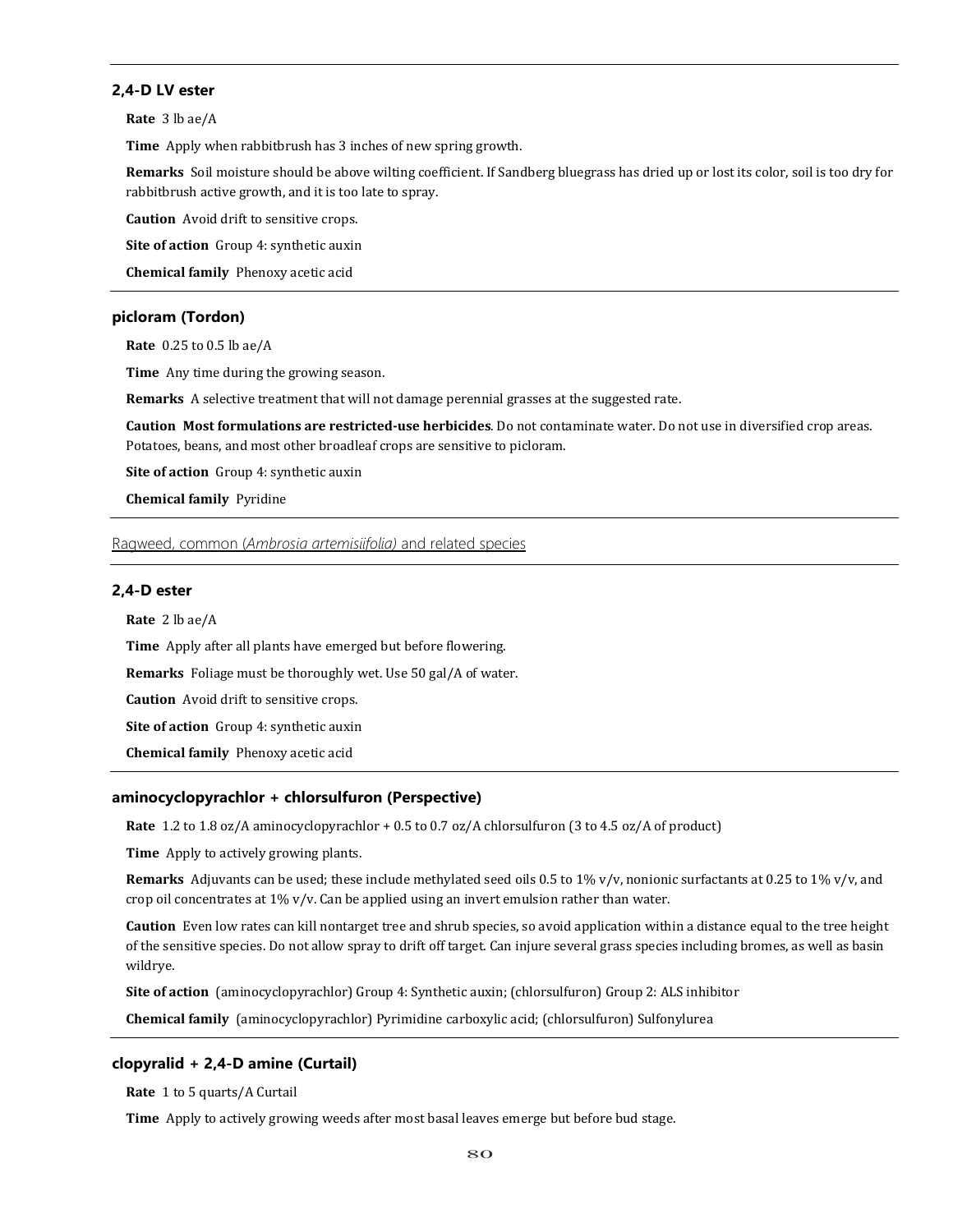### 2,4-D LV ester

**Rate** 3 lb ae/A

**Time** Apply when rabbitbrush has 3 inches of new spring growth.

**Remarks** Soil moisture should be above wilting coefficient. If Sandberg bluegrass has dried up or lost its color, soil is too dry for rabbitbrush active growth, and it is too late to spray.

**Caution** Avoid drift to sensitive crops.

**Site of action** Group 4: synthetic auxin

**Chemical family** Phenoxy acetic acid

### picloram (Tordon)

**Rate** 0.25 to 0.5 lb ae/A

**Time** Any time during the growing season.

**Remarks** A selective treatment that will not damage perennial grasses at the suggested rate.

**Caution** **Most formulations are restricted-use herbicides**. Do not contaminate water. Do not use in diversified crop areas. Potatoes, beans, and most other broadleaf crops are sensitive to picloram.

**Site of action** Group 4: synthetic auxin

**Chemical family** Pyridine

## Ragweed, common (*Ambrosia artemisiifolia)* and related species

### 2,4-D ester

**Rate** 2 lb ae/A

**Time** Apply after all plants have emerged but before flowering.

**Remarks** Foliage must be thoroughly wet. Use 50 gal/A of water.

**Caution** Avoid drift to sensitive crops.

**Site of action** Group 4: synthetic auxin

**Chemical family** Phenoxy acetic acid

### aminocyclopyrachlor + chlorsulfuron (Perspective)

**Rate** 1.2 to 1.8 oz/A aminocyclopyrachlor + 0.5 to 0.7 oz/A chlorsulfuron (3 to 4.5 oz/A of product)

**Time** Apply to actively growing plants.

**Remarks** Adjuvants can be used; these include methylated seed oils 0.5 to 1% v/v, nonionic surfactants at 0.25 to 1% v/v, and crop oil concentrates at 1% v/v. Can be applied using an invert emulsion rather than water.

**Caution** Even low rates can kill nontarget tree and shrub species, so avoid application within a distance equal to the tree height of the sensitive species. Do not allow spray to drift off target. Can injure several grass species including bromes, as well as basin wildrye.

**Site of action** (aminocyclopyrachlor) Group 4: Synthetic auxin; (chlorsulfuron) Group 2: ALS inhibitor

**Chemical family** (aminocyclopyrachlor) Pyrimidine carboxylic acid; (chlorsulfuron) Sulfonylurea

### clopyralid + 2,4-D amine (Curtail)

**Rate** 1 to 5 quarts/A Curtail

**Time** Apply to actively growing weeds after most basal leaves emerge but before bud stage.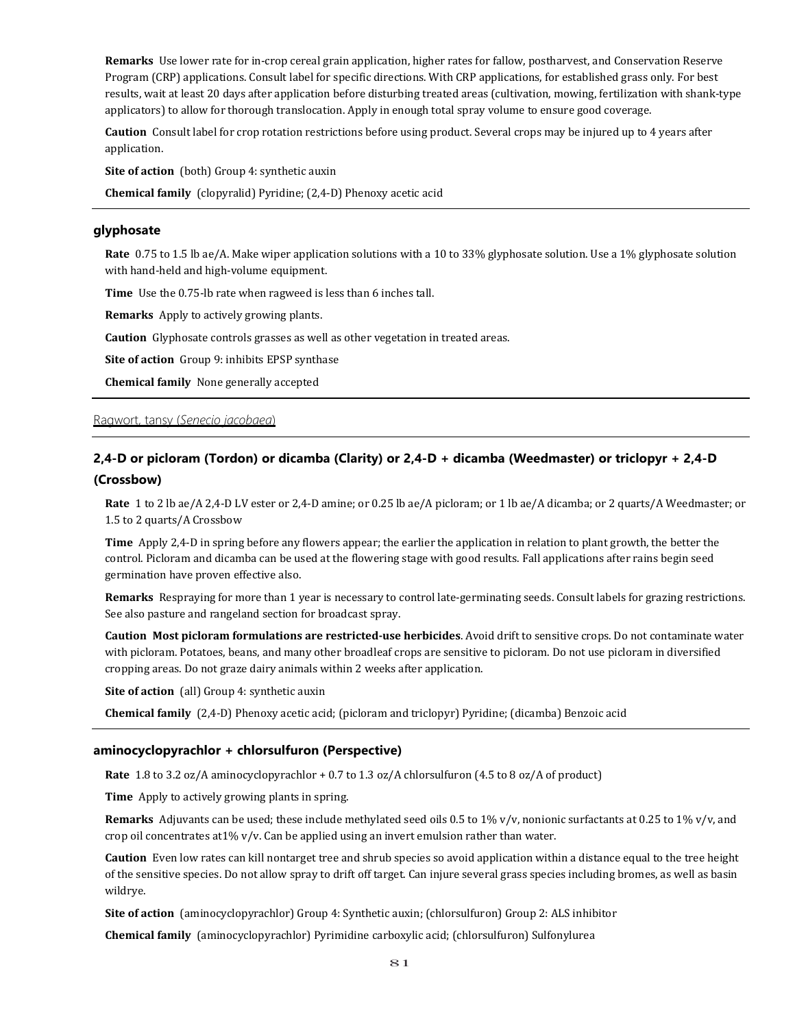**Remarks** Use lower rate for in-crop cereal grain application, higher rates for fallow, postharvest, and Conservation Reserve Program (CRP) applications. Consult label for specific directions. With CRP applications, for established grass only. For best results, wait at least 20 days after application before disturbing treated areas (cultivation, mowing, fertilization with shank-type applicators) to allow for thorough translocation. Apply in enough total spray volume to ensure good coverage.

**Caution** Consult label for crop rotation restrictions before using product. Several crops may be injured up to 4 years after application.

**Site of action** (both) Group 4: synthetic auxin

**Chemical family** (clopyralid) Pyridine; (2,4-D) Phenoxy acetic acid

### glyphosate

**Rate** 0.75 to 1.5 lb ae/A. Make wiper application solutions with a 10 to 33% glyphosate solution. Use a 1% glyphosate solution with hand-held and high-volume equipment.

**Time** Use the 0.75-lb rate when ragweed is less than 6 inches tall.

**Remarks** Apply to actively growing plants.

**Caution** Glyphosate controls grasses as well as other vegetation in treated areas.

**Site of action** Group 9: inhibits EPSP synthase

**Chemical family** None generally accepted

## Ragwort, tansy (*Senecio jacobaea*)

### 2,4-D or picloram (Tordon) or dicamba (Clarity) or 2,4-D + dicamba (Weedmaster) or triclopyr + 2,4-D (Crossbow)

**Rate** 1 to 2 lb ae/A 2,4-D LV ester or 2,4-D amine; or 0.25 lb ae/A picloram; or 1 lb ae/A dicamba; or 2 quarts/A Weedmaster; or 1.5 to 2 quarts/A Crossbow

**Time** Apply 2,4-D in spring before any flowers appear; the earlier the application in relation to plant growth, the better the control. Picloram and dicamba can be used at the flowering stage with good results. Fall applications after rains begin seed germination have proven effective also.

**Remarks** Respraying for more than 1 year is necessary to control late-germinating seeds. Consult labels for grazing restrictions. See also pasture and rangeland section for broadcast spray.

**Caution** **Most picloram formulations are restricted-use herbicides**. Avoid drift to sensitive crops. Do not contaminate water with picloram. Potatoes, beans, and many other broadleaf crops are sensitive to picloram. Do not use picloram in diversified cropping areas. Do not graze dairy animals within 2 weeks after application.

**Site of action** (all) Group 4: synthetic auxin

**Chemical family** (2,4-D) Phenoxy acetic acid; (picloram and triclopyr) Pyridine; (dicamba) Benzoic acid

### aminocyclopyrachlor + chlorsulfuron (Perspective)

**Rate** 1.8 to 3.2 oz/A aminocyclopyrachlor + 0.7 to 1.3 oz/A chlorsulfuron (4.5 to 8 oz/A of product)

**Time** Apply to actively growing plants in spring.

**Remarks** Adjuvants can be used; these include methylated seed oils 0.5 to 1% v/v, nonionic surfactants at 0.25 to 1% v/v, and crop oil concentrates at1% v/v. Can be applied using an invert emulsion rather than water.

**Caution** Even low rates can kill nontarget tree and shrub species so avoid application within a distance equal to the tree height of the sensitive species. Do not allow spray to drift off target. Can injure several grass species including bromes, as well as basin wildrye.

**Site of action** (aminocyclopyrachlor) Group 4: Synthetic auxin; (chlorsulfuron) Group 2: ALS inhibitor

**Chemical family** (aminocyclopyrachlor) Pyrimidine carboxylic acid; (chlorsulfuron) Sulfonylurea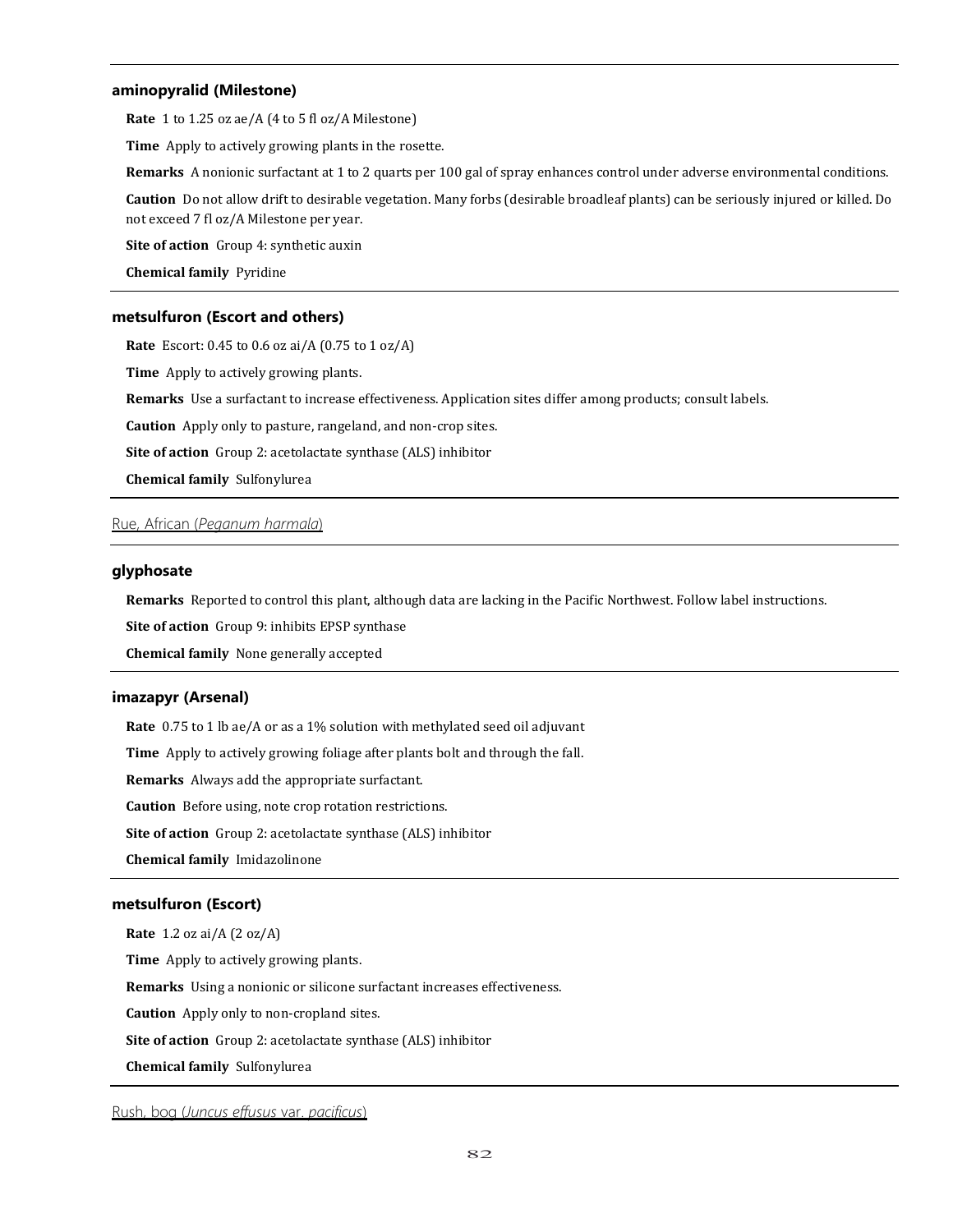### aminopyralid (Milestone)

**Rate** 1 to 1.25 oz ae/A (4 to 5 fl oz/A Milestone)

**Time** Apply to actively growing plants in the rosette.

**Remarks** A nonionic surfactant at 1 to 2 quarts per 100 gal of spray enhances control under adverse environmental conditions.

**Caution** Do not allow drift to desirable vegetation. Many forbs (desirable broadleaf plants) can be seriously injured or killed. Do not exceed 7 fl oz/A Milestone per year.

**Site of action** Group 4: synthetic auxin

**Chemical family** Pyridine

### metsulfuron (Escort and others)

**Rate** Escort: 0.45 to 0.6 oz ai/A (0.75 to 1 oz/A)

**Time** Apply to actively growing plants.

**Remarks** Use a surfactant to increase effectiveness. Application sites differ among products; consult labels.

**Caution** Apply only to pasture, rangeland, and non-crop sites.

**Site of action** Group 2: acetolactate synthase (ALS) inhibitor

**Chemical family** Sulfonylurea

## Rue, African (*Peganum harmala*)

### glyphosate

**Remarks** Reported to control this plant, although data are lacking in the Pacific Northwest. Follow label instructions.

**Site of action** Group 9: inhibits EPSP synthase

**Chemical family** None generally accepted

### imazapyr (Arsenal)

**Rate** 0.75 to 1 lb ae/A or as a 1% solution with methylated seed oil adjuvant

**Time** Apply to actively growing foliage after plants bolt and through the fall.

**Remarks** Always add the appropriate surfactant.

**Caution** Before using, note crop rotation restrictions.

**Site of action** Group 2: acetolactate synthase (ALS) inhibitor

**Chemical family** Imidazolinone

### metsulfuron (Escort)

**Rate** 1.2 oz ai/A (2 oz/A)

**Time** Apply to actively growing plants.

**Remarks** Using a nonionic or silicone surfactant increases effectiveness.

**Caution** Apply only to non-cropland sites.

**Site of action** Group 2: acetolactate synthase (ALS) inhibitor

**Chemical family** Sulfonylurea

## Rush, bog (*Juncus effusus* var. *pacificus*)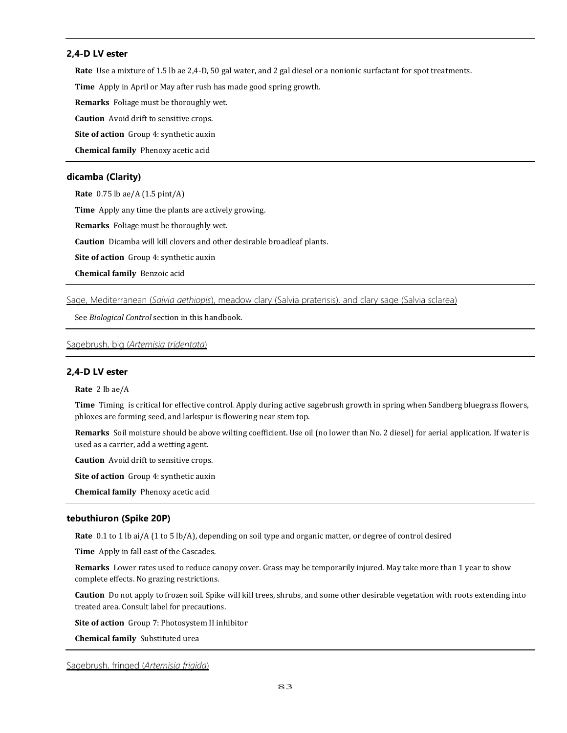### 2,4-D LV ester

**Rate** Use a mixture of 1.5 lb ae 2,4-D, 50 gal water, and 2 gal diesel or a nonionic surfactant for spot treatments.

**Time** Apply in April or May after rush has made good spring growth.

**Remarks** Foliage must be thoroughly wet.

**Caution** Avoid drift to sensitive crops.

**Site of action** Group 4: synthetic auxin

**Chemical family** Phenoxy acetic acid

---

### dicamba (Clarity)

**Rate** 0.75 lb ae/A (1.5 pint/A)

**Time** Apply any time the plants are actively growing.

**Remarks** Foliage must be thoroughly wet.

**Caution** Dicamba will kill clovers and other desirable broadleaf plants.

**Site of action** Group 4: synthetic auxin

**Chemical family** Benzoic acid

---

## Sage, Mediterranean (*Salvia aethiopis*), meadow clary (Salvia pratensis), and clary sage (Salvia sclarea)

See *Biological Control* section in this handbook.

---

## Sagebrush, big (*Artemisia tridentata*)

### 2,4-D LV ester

**Rate** 2 lb ae/A

**Time** Timing is critical for effective control. Apply during active sagebrush growth in spring when Sandberg bluegrass flowers, phloxes are forming seed, and larkspur is flowering near stem top.

**Remarks** Soil moisture should be above wilting coefficient. Use oil (no lower than No. 2 diesel) for aerial application. If water is used as a carrier, add a wetting agent.

**Caution** Avoid drift to sensitive crops.

**Site of action** Group 4: synthetic auxin

**Chemical family** Phenoxy acetic acid

---

### tebuthiuron (Spike 20P)

**Rate** 0.1 to 1 lb ai/A (1 to 5 lb/A), depending on soil type and organic matter, or degree of control desired

**Time** Apply in fall east of the Cascades.

**Remarks** Lower rates used to reduce canopy cover. Grass may be temporarily injured. May take more than 1 year to show complete effects. No grazing restrictions.

**Caution** Do not apply to frozen soil. Spike will kill trees, shrubs, and some other desirable vegetation with roots extending into treated area. Consult label for precautions.

**Site of action** Group 7: Photosystem II inhibitor

**Chemical family** Substituted urea

---

## Sagebrush, fringed (*Artemisia frigida*)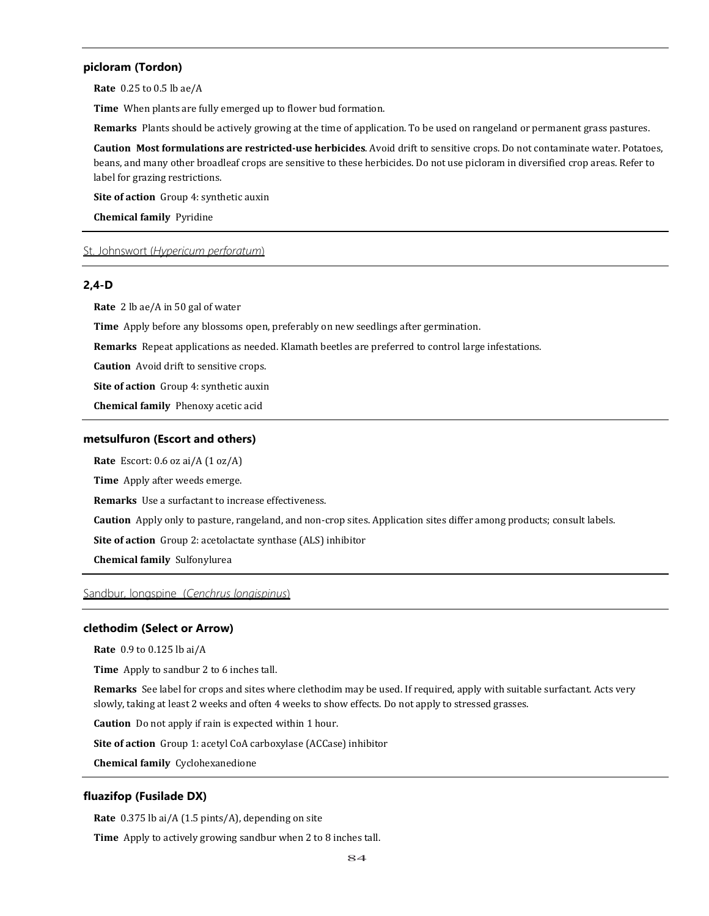### picloram (Tordon)

**Rate** 0.25 to 0.5 lb ae/A

**Time** When plants are fully emerged up to flower bud formation.

**Remarks** Plants should be actively growing at the time of application. To be used on rangeland or permanent grass pastures.

**Caution** **Most formulations are restricted-use herbicides**. Avoid drift to sensitive crops. Do not contaminate water. Potatoes, beans, and many other broadleaf crops are sensitive to these herbicides. Do not use picloram in diversified crop areas. Refer to label for grazing restrictions.

**Site of action** Group 4: synthetic auxin

**Chemical family** Pyridine

## St. Johnswort (*Hypericum perforatum*)

### 2,4-D

**Rate** 2 lb ae/A in 50 gal of water

**Time** Apply before any blossoms open, preferably on new seedlings after germination.

**Remarks** Repeat applications as needed. Klamath beetles are preferred to control large infestations.

**Caution** Avoid drift to sensitive crops.

**Site of action** Group 4: synthetic auxin

**Chemical family** Phenoxy acetic acid

### metsulfuron (Escort and others)

**Rate** Escort: 0.6 oz ai/A (1 oz/A)

**Time** Apply after weeds emerge.

**Remarks** Use a surfactant to increase effectiveness.

**Caution** Apply only to pasture, rangeland, and non-crop sites. Application sites differ among products; consult labels.

**Site of action** Group 2: acetolactate synthase (ALS) inhibitor

**Chemical family** Sulfonylurea

## Sandbur, longspine (*Cenchrus longispinus*)

### clethodim (Select or Arrow)

**Rate** 0.9 to 0.125 lb ai/A

**Time** Apply to sandbur 2 to 6 inches tall.

**Remarks** See label for crops and sites where clethodim may be used. If required, apply with suitable surfactant. Acts very slowly, taking at least 2 weeks and often 4 weeks to show effects. Do not apply to stressed grasses.

**Caution** Do not apply if rain is expected within 1 hour.

**Site of action** Group 1: acetyl CoA carboxylase (ACCase) inhibitor

**Chemical family** Cyclohexanedione

### fluazifop (Fusilade DX)

**Rate** 0.375 lb ai/A (1.5 pints/A), depending on site

**Time** Apply to actively growing sandbur when 2 to 8 inches tall.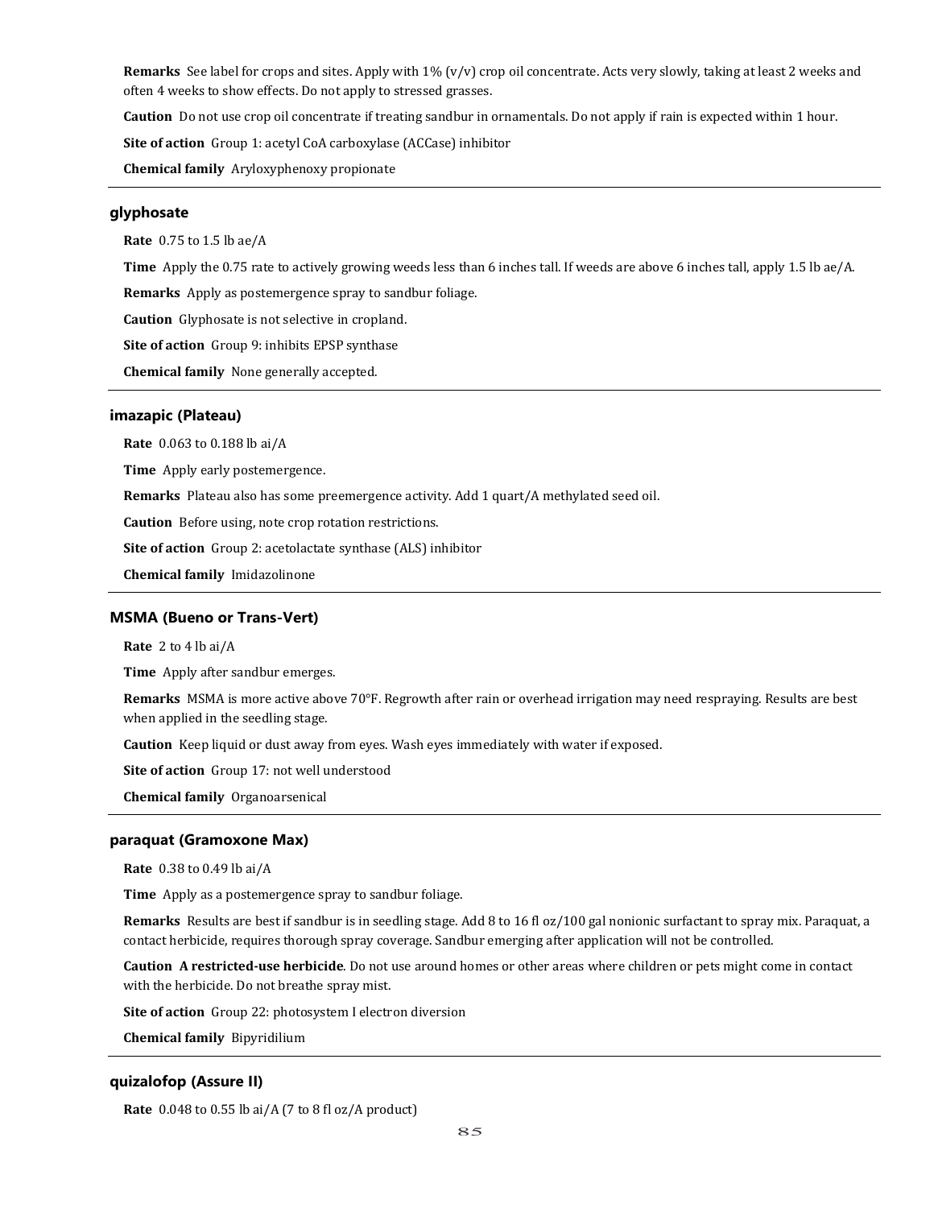**Remarks** See label for crops and sites. Apply with 1% (v/v) crop oil concentrate. Acts very slowly, taking at least 2 weeks and often 4 weeks to show effects. Do not apply to stressed grasses.

**Caution** Do not use crop oil concentrate if treating sandbur in ornamentals. Do not apply if rain is expected within 1 hour.

**Site of action** Group 1: acetyl CoA carboxylase (ACCase) inhibitor

**Chemical family** Aryloxyphenoxy propionate

---

### glyphosate

**Rate** 0.75 to 1.5 lb ae/A

**Time** Apply the 0.75 rate to actively growing weeds less than 6 inches tall. If weeds are above 6 inches tall, apply 1.5 lb ae/A.

**Remarks** Apply as postemergence spray to sandbur foliage.

**Caution** Glyphosate is not selective in cropland.

**Site of action** Group 9: inhibits EPSP synthase

**Chemical family** None generally accepted.

---

### imazapic (Plateau)

**Rate** 0.063 to 0.188 lb ai/A

**Time** Apply early postemergence.

**Remarks** Plateau also has some preemergence activity. Add 1 quart/A methylated seed oil.

**Caution** Before using, note crop rotation restrictions.

**Site of action** Group 2: acetolactate synthase (ALS) inhibitor

**Chemical family** Imidazolinone

---

### MSMA (Bueno or Trans-Vert)

**Rate** 2 to 4 lb ai/A

**Time** Apply after sandbur emerges.

**Remarks** MSMA is more active above 70°F. Regrowth after rain or overhead irrigation may need respraying. Results are best when applied in the seedling stage.

**Caution** Keep liquid or dust away from eyes. Wash eyes immediately with water if exposed.

**Site of action** Group 17: not well understood

**Chemical family** Organoarsenical

---

### paraquat (Gramoxone Max)

**Rate** 0.38 to 0.49 lb ai/A

**Time** Apply as a postemergence spray to sandbur foliage.

**Remarks** Results are best if sandbur is in seedling stage. Add 8 to 16 fl oz/100 gal nonionic surfactant to spray mix. Paraquat, a contact herbicide, requires thorough spray coverage. Sandbur emerging after application will not be controlled.

**Caution** **A restricted-use herbicide**. Do not use around homes or other areas where children or pets might come in contact with the herbicide. Do not breathe spray mist.

**Site of action** Group 22: photosystem I electron diversion

**Chemical family** Bipyridilium

---

### quizalofop (Assure II)

**Rate** 0.048 to 0.55 lb ai/A (7 to 8 fl oz/A product)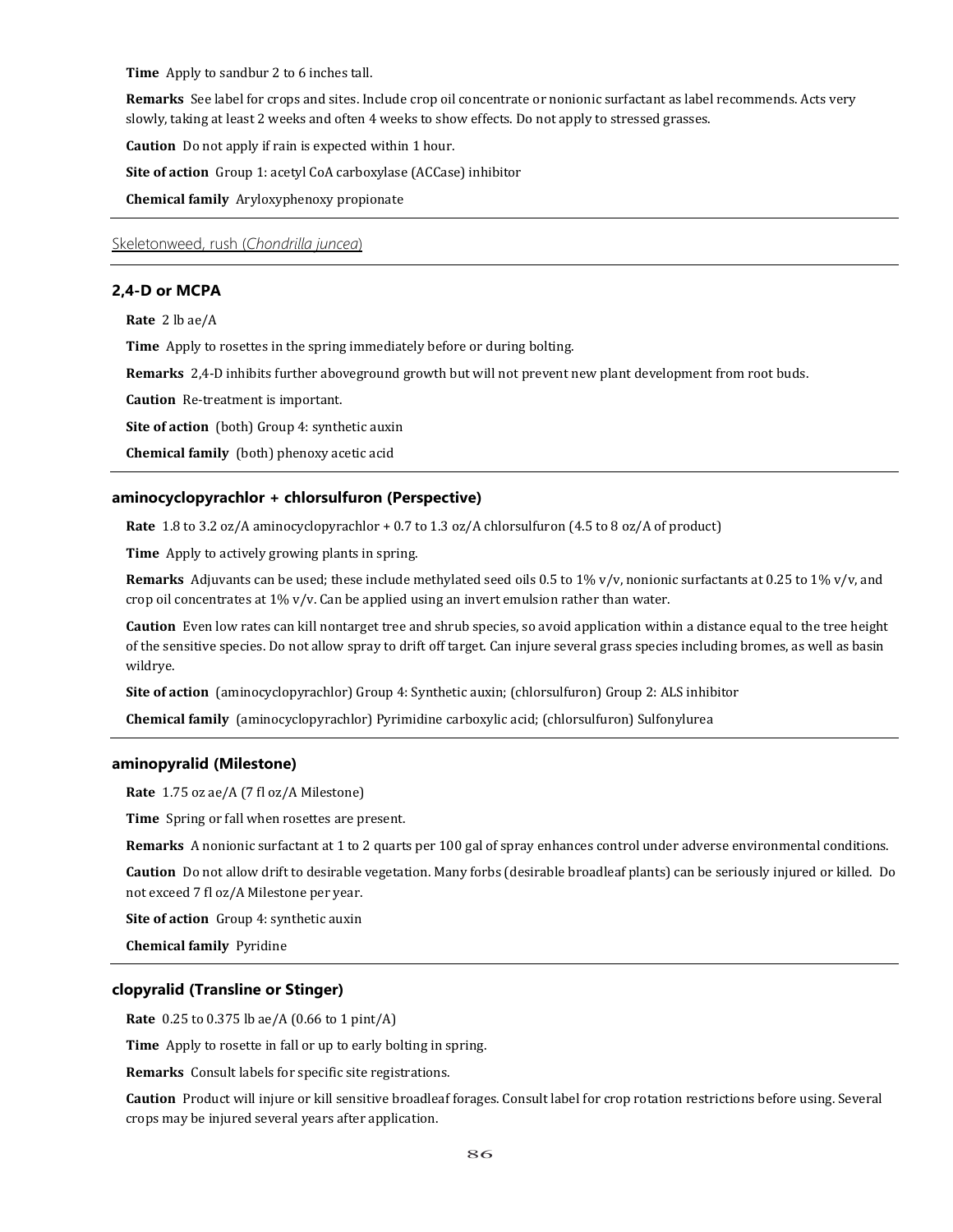**Time** Apply to sandbur 2 to 6 inches tall.

**Remarks** See label for crops and sites. Include crop oil concentrate or nonionic surfactant as label recommends. Acts very slowly, taking at least 2 weeks and often 4 weeks to show effects. Do not apply to stressed grasses.

**Caution** Do not apply if rain is expected within 1 hour.

**Site of action** Group 1: acetyl CoA carboxylase (ACCase) inhibitor

**Chemical family** Aryloxyphenoxy propionate

---

## Skeletonweed, rush (*Chondrilla juncea*)

---

### 2,4-D or MCPA

**Rate** 2 lb ae/A

**Time** Apply to rosettes in the spring immediately before or during bolting.

**Remarks** 2,4-D inhibits further aboveground growth but will not prevent new plant development from root buds.

**Caution** Re-treatment is important.

**Site of action** (both) Group 4: synthetic auxin

**Chemical family** (both) phenoxy acetic acid

---

### aminocyclopyrachlor + chlorsulfuron (Perspective)

**Rate** 1.8 to 3.2 oz/A aminocyclopyrachlor + 0.7 to 1.3 oz/A chlorsulfuron (4.5 to 8 oz/A of product)

**Time** Apply to actively growing plants in spring.

**Remarks** Adjuvants can be used; these include methylated seed oils 0.5 to 1% v/v, nonionic surfactants at 0.25 to 1% v/v, and crop oil concentrates at 1% v/v. Can be applied using an invert emulsion rather than water.

**Caution** Even low rates can kill nontarget tree and shrub species, so avoid application within a distance equal to the tree height of the sensitive species. Do not allow spray to drift off target. Can injure several grass species including bromes, as well as basin wildrye.

**Site of action** (aminocyclopyrachlor) Group 4: Synthetic auxin; (chlorsulfuron) Group 2: ALS inhibitor

**Chemical family** (aminocyclopyrachlor) Pyrimidine carboxylic acid; (chlorsulfuron) Sulfonylurea

---

### aminopyralid (Milestone)

**Rate** 1.75 oz ae/A (7 fl oz/A Milestone)

**Time** Spring or fall when rosettes are present.

**Remarks** A nonionic surfactant at 1 to 2 quarts per 100 gal of spray enhances control under adverse environmental conditions.

**Caution** Do not allow drift to desirable vegetation. Many forbs (desirable broadleaf plants) can be seriously injured or killed. Do not exceed 7 fl oz/A Milestone per year.

**Site of action** Group 4: synthetic auxin

**Chemical family** Pyridine

---

### clopyralid (Transline or Stinger)

**Rate** 0.25 to 0.375 lb ae/A (0.66 to 1 pint/A)

**Time** Apply to rosette in fall or up to early bolting in spring.

**Remarks** Consult labels for specific site registrations.

**Caution** Product will injure or kill sensitive broadleaf forages. Consult label for crop rotation restrictions before using. Several crops may be injured several years after application.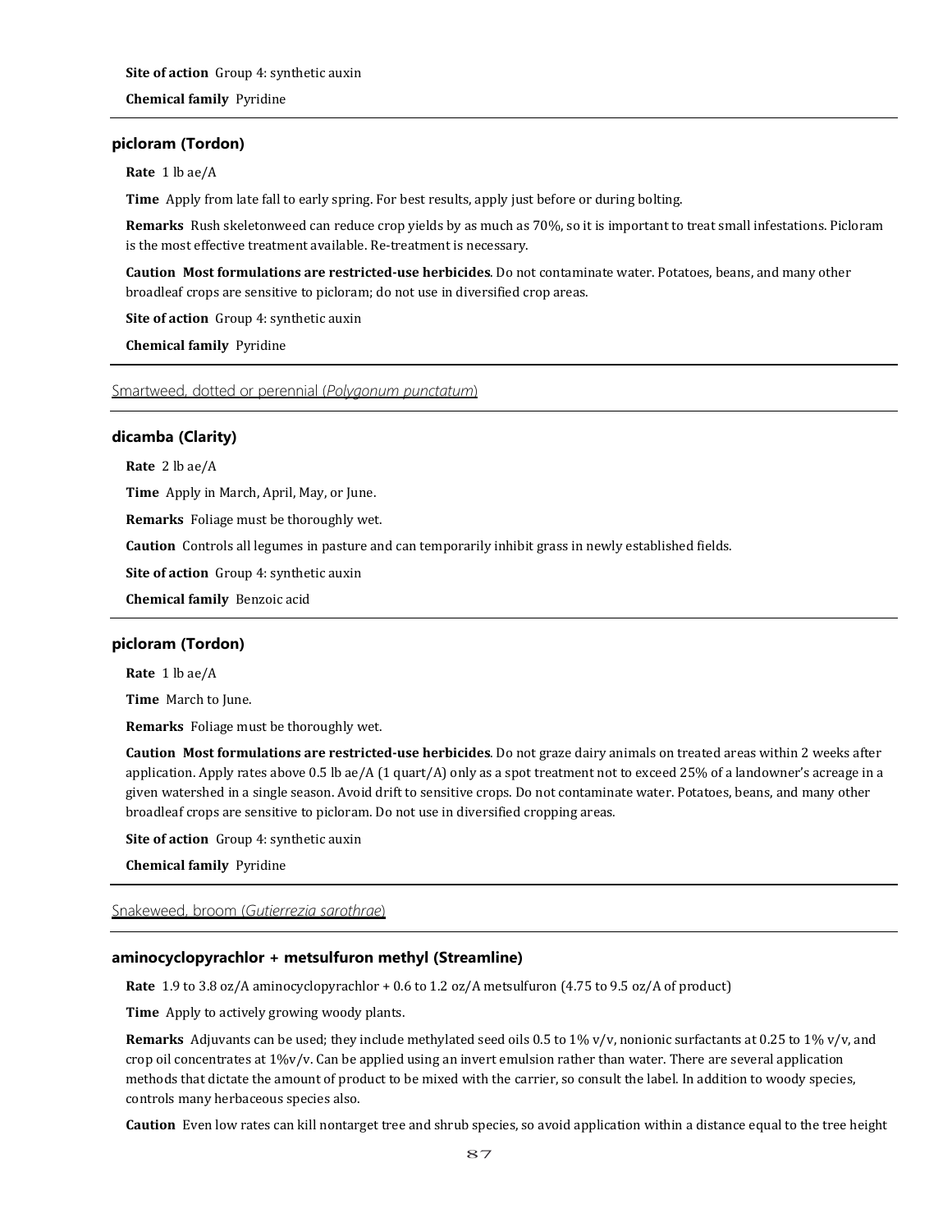**Site of action** Group 4: synthetic auxin

**Chemical family** Pyridine

### picloram (Tordon)

**Rate** 1 lb ae/A

**Time** Apply from late fall to early spring. For best results, apply just before or during bolting.

**Remarks** Rush skeletonweed can reduce crop yields by as much as 70%, so it is important to treat small infestations. Picloram is the most effective treatment available. Re-treatment is necessary.

**Caution** **Most formulations are restricted-use herbicides**. Do not contaminate water. Potatoes, beans, and many other broadleaf crops are sensitive to picloram; do not use in diversified crop areas.

**Site of action** Group 4: synthetic auxin

**Chemical family** Pyridine

## Smartweed, dotted or perennial (*Polygonum punctatum*)

### dicamba (Clarity)

**Rate** 2 lb ae/A

**Time** Apply in March, April, May, or June.

**Remarks** Foliage must be thoroughly wet.

**Caution** Controls all legumes in pasture and can temporarily inhibit grass in newly established fields.

**Site of action** Group 4: synthetic auxin

**Chemical family** Benzoic acid

### picloram (Tordon)

**Rate** 1 lb ae/A

**Time** March to June.

**Remarks** Foliage must be thoroughly wet.

**Caution** **Most formulations are restricted-use herbicides**. Do not graze dairy animals on treated areas within 2 weeks after application. Apply rates above 0.5 lb ae/A (1 quart/A) only as a spot treatment not to exceed 25% of a landowner's acreage in a given watershed in a single season. Avoid drift to sensitive crops. Do not contaminate water. Potatoes, beans, and many other broadleaf crops are sensitive to picloram. Do not use in diversified cropping areas.

**Site of action** Group 4: synthetic auxin

**Chemical family** Pyridine

## Snakeweed, broom (*Gutierrezia sarothrae*)

### aminocyclopyrachlor + metsulfuron methyl (Streamline)

**Rate** 1.9 to 3.8 oz/A aminocyclopyrachlor + 0.6 to 1.2 oz/A metsulfuron (4.75 to 9.5 oz/A of product)

**Time** Apply to actively growing woody plants.

**Remarks** Adjuvants can be used; they include methylated seed oils 0.5 to 1% v/v, nonionic surfactants at 0.25 to 1% v/v, and crop oil concentrates at 1%v/v. Can be applied using an invert emulsion rather than water. There are several application methods that dictate the amount of product to be mixed with the carrier, so consult the label. In addition to woody species, controls many herbaceous species also.

**Caution** Even low rates can kill nontarget tree and shrub species, so avoid application within a distance equal to the tree height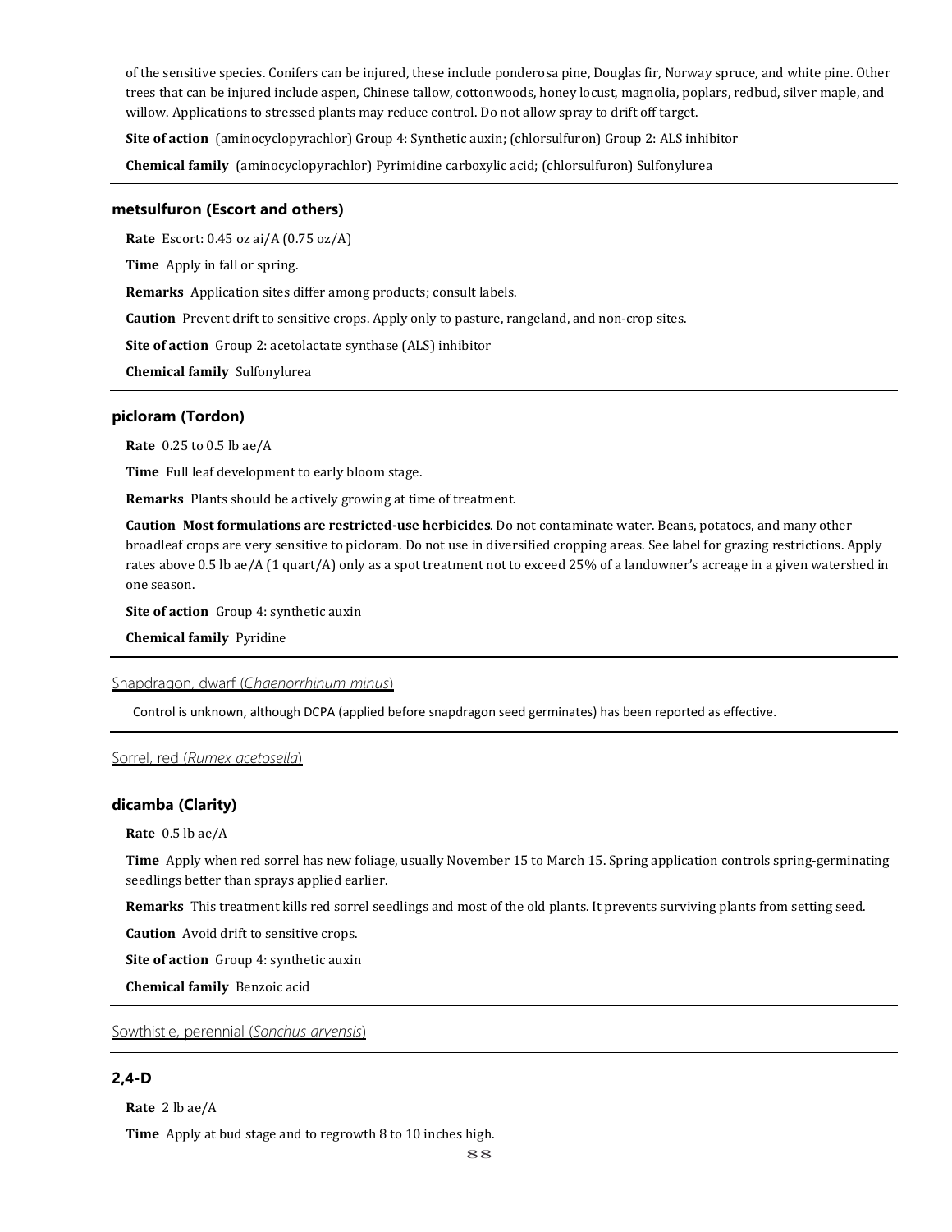of the sensitive species. Conifers can be injured, these include ponderosa pine, Douglas fir, Norway spruce, and white pine. Other trees that can be injured include aspen, Chinese tallow, cottonwoods, honey locust, magnolia, poplars, redbud, silver maple, and willow. Applications to stressed plants may reduce control. Do not allow spray to drift off target.

**Site of action** (aminocyclopyrachlor) Group 4: Synthetic auxin; (chlorsulfuron) Group 2: ALS inhibitor

**Chemical family** (aminocyclopyrachlor) Pyrimidine carboxylic acid; (chlorsulfuron) Sulfonylurea

### metsulfuron (Escort and others)

**Rate** Escort: 0.45 oz ai/A (0.75 oz/A)

**Time** Apply in fall or spring.

**Remarks** Application sites differ among products; consult labels.

**Caution** Prevent drift to sensitive crops. Apply only to pasture, rangeland, and non-crop sites.

**Site of action** Group 2: acetolactate synthase (ALS) inhibitor

**Chemical family** Sulfonylurea

### picloram (Tordon)

**Rate** 0.25 to 0.5 lb ae/A

**Time** Full leaf development to early bloom stage.

**Remarks** Plants should be actively growing at time of treatment.

**Caution** **Most formulations are restricted-use herbicides**. Do not contaminate water. Beans, potatoes, and many other broadleaf crops are very sensitive to picloram. Do not use in diversified cropping areas. See label for grazing restrictions. Apply rates above 0.5 lb ae/A (1 quart/A) only as a spot treatment not to exceed 25% of a landowner's acreage in a given watershed in one season.

**Site of action** Group 4: synthetic auxin

**Chemical family** Pyridine

## Snapdragon, dwarf (*Chaenorrhinum minus*)

Control is unknown, although DCPA (applied before snapdragon seed germinates) has been reported as effective.

## Sorrel, red (*Rumex acetosella*)

### dicamba (Clarity)

**Rate** 0.5 lb ae/A

**Time** Apply when red sorrel has new foliage, usually November 15 to March 15. Spring application controls spring-germinating seedlings better than sprays applied earlier.

**Remarks** This treatment kills red sorrel seedlings and most of the old plants. It prevents surviving plants from setting seed.

**Caution** Avoid drift to sensitive crops.

**Site of action** Group 4: synthetic auxin

**Chemical family** Benzoic acid

## Sowthistle, perennial (*Sonchus arvensis*)

### 2,4-D

**Rate** 2 lb ae/A

**Time** Apply at bud stage and to regrowth 8 to 10 inches high.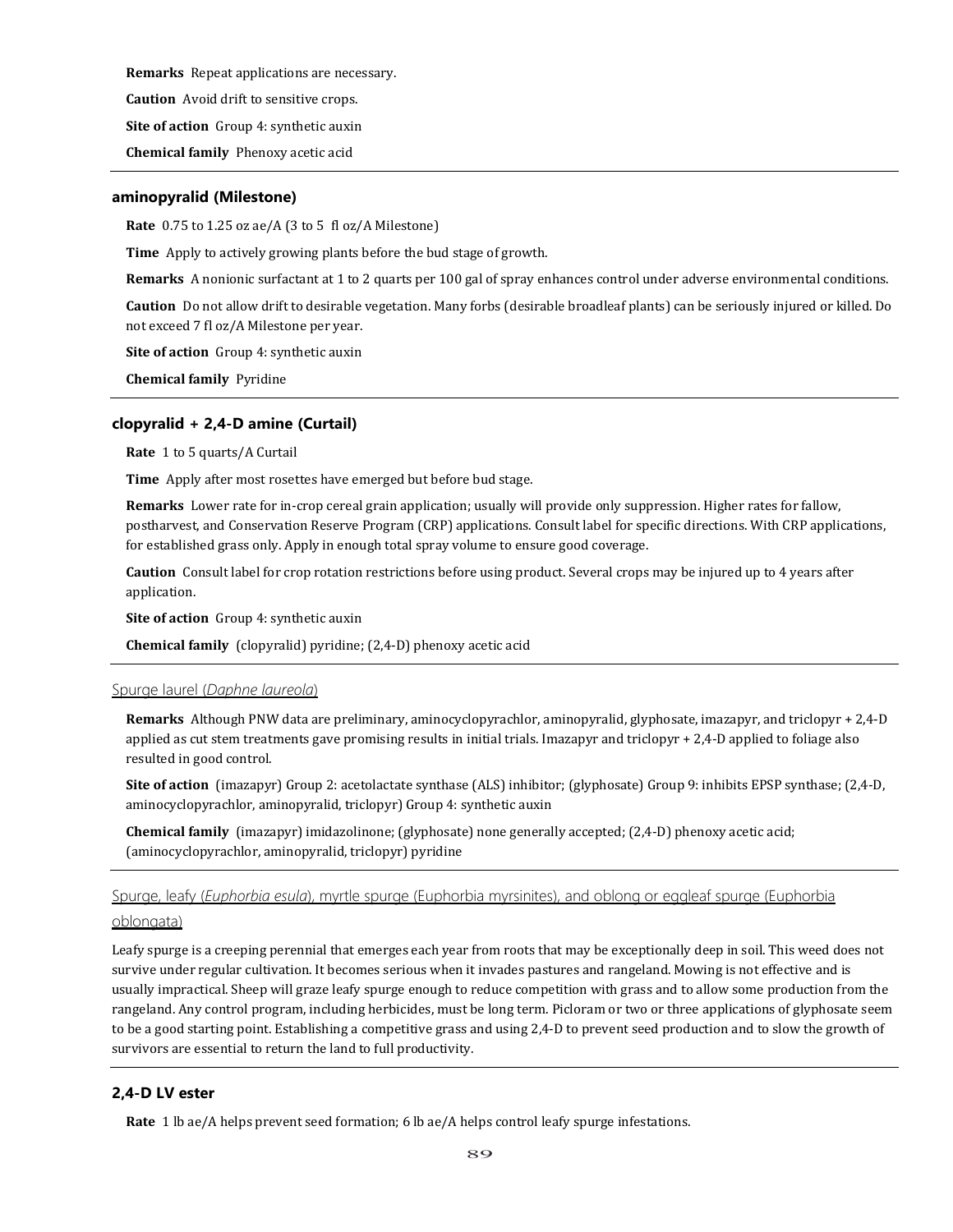**Remarks** Repeat applications are necessary.

**Caution** Avoid drift to sensitive crops.

**Site of action** Group 4: synthetic auxin

**Chemical family** Phenoxy acetic acid

---

### aminopyralid (Milestone)

**Rate** 0.75 to 1.25 oz ae/A (3 to 5 fl oz/A Milestone)

**Time** Apply to actively growing plants before the bud stage of growth.

**Remarks** A nonionic surfactant at 1 to 2 quarts per 100 gal of spray enhances control under adverse environmental conditions.

**Caution** Do not allow drift to desirable vegetation. Many forbs (desirable broadleaf plants) can be seriously injured or killed. Do not exceed 7 fl oz/A Milestone per year.

**Site of action** Group 4: synthetic auxin

**Chemical family** Pyridine

---

### clopyralid + 2,4-D amine (Curtail)

**Rate** 1 to 5 quarts/A Curtail

**Time** Apply after most rosettes have emerged but before bud stage.

**Remarks** Lower rate for in-crop cereal grain application; usually will provide only suppression. Higher rates for fallow, postharvest, and Conservation Reserve Program (CRP) applications. Consult label for specific directions. With CRP applications, for established grass only. Apply in enough total spray volume to ensure good coverage.

**Caution** Consult label for crop rotation restrictions before using product. Several crops may be injured up to 4 years after application.

**Site of action** Group 4: synthetic auxin

**Chemical family** (clopyralid) pyridine; (2,4-D) phenoxy acetic acid

---

## Spurge laurel (*Daphne laureola*)

**Remarks** Although PNW data are preliminary, aminocyclopyrachlor, aminopyralid, glyphosate, imazapyr, and triclopyr + 2,4-D applied as cut stem treatments gave promising results in initial trials. Imazapyr and triclopyr + 2,4-D applied to foliage also resulted in good control.

**Site of action** (imazapyr) Group 2: acetolactate synthase (ALS) inhibitor; (glyphosate) Group 9: inhibits EPSP synthase; (2,4-D, aminocyclopyrachlor, aminopyralid, triclopyr) Group 4: synthetic auxin

**Chemical family** (imazapyr) imidazolinone; (glyphosate) none generally accepted; (2,4-D) phenoxy acetic acid; (aminocyclopyrachlor, aminopyralid, triclopyr) pyridine

---

## Spurge, leafy (*Euphorbia esula*), myrtle spurge (Euphorbia myrsinites), and oblong or eggleaf spurge (Euphorbia oblongata)

Leafy spurge is a creeping perennial that emerges each year from roots that may be exceptionally deep in soil. This weed does not survive under regular cultivation. It becomes serious when it invades pastures and rangeland. Mowing is not effective and is usually impractical. Sheep will graze leafy spurge enough to reduce competition with grass and to allow some production from the rangeland. Any control program, including herbicides, must be long term. Picloram or two or three applications of glyphosate seem to be a good starting point. Establishing a competitive grass and using 2,4-D to prevent seed production and to slow the growth of survivors are essential to return the land to full productivity.

---

### 2,4-D LV ester

**Rate** 1 lb ae/A helps prevent seed formation; 6 lb ae/A helps control leafy spurge infestations.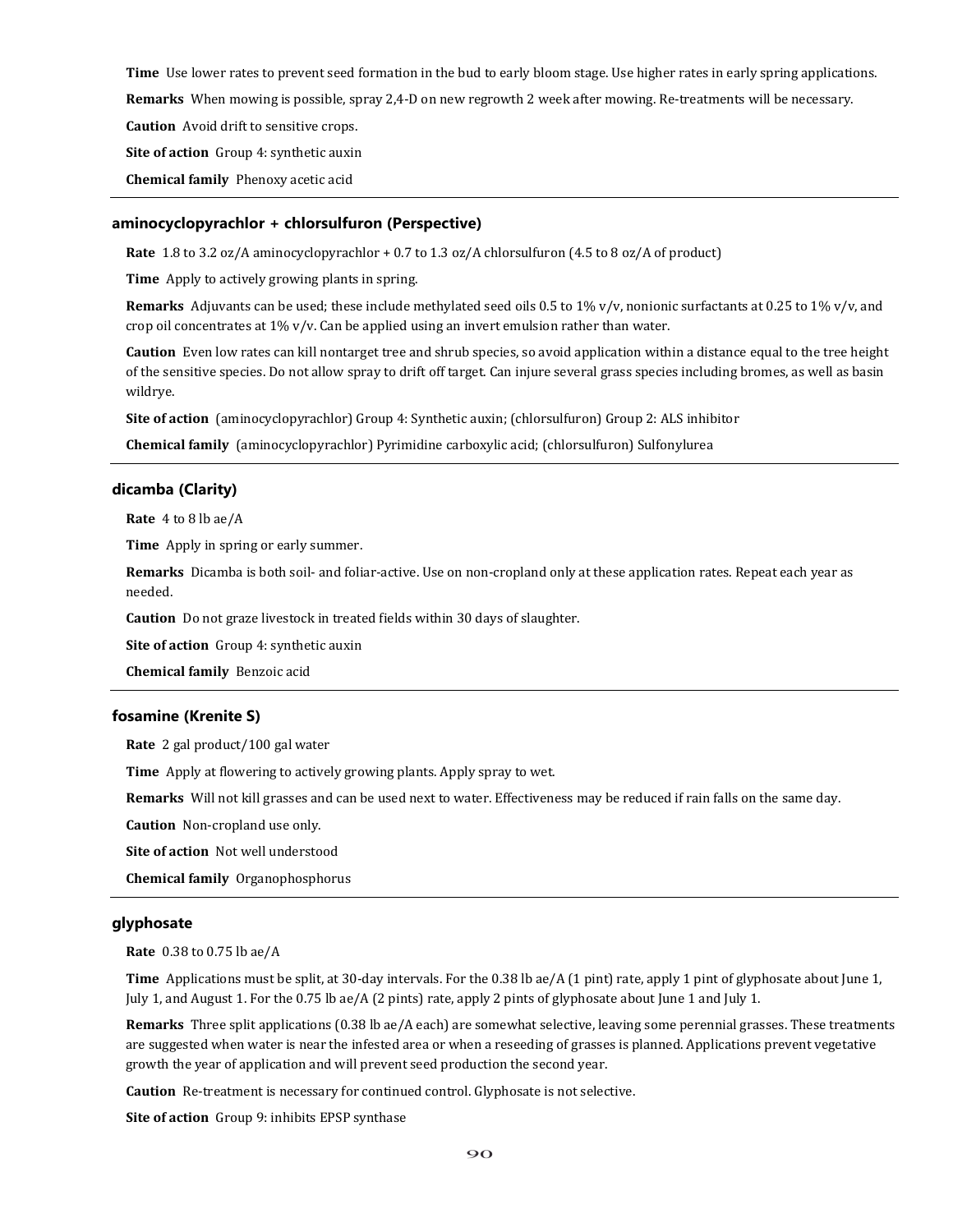**Time** Use lower rates to prevent seed formation in the bud to early bloom stage. Use higher rates in early spring applications.

**Remarks** When mowing is possible, spray 2,4-D on new regrowth 2 week after mowing. Re-treatments will be necessary.

**Caution** Avoid drift to sensitive crops.

**Site of action** Group 4: synthetic auxin

**Chemical family** Phenoxy acetic acid

---

### aminocyclopyrachlor + chlorsulfuron (Perspective)

**Rate** 1.8 to 3.2 oz/A aminocyclopyrachlor + 0.7 to 1.3 oz/A chlorsulfuron (4.5 to 8 oz/A of product)

**Time** Apply to actively growing plants in spring.

**Remarks** Adjuvants can be used; these include methylated seed oils 0.5 to 1% v/v, nonionic surfactants at 0.25 to 1% v/v, and crop oil concentrates at 1% v/v. Can be applied using an invert emulsion rather than water.

**Caution** Even low rates can kill nontarget tree and shrub species, so avoid application within a distance equal to the tree height of the sensitive species. Do not allow spray to drift off target. Can injure several grass species including bromes, as well as basin wildrye.

**Site of action** (aminocyclopyrachlor) Group 4: Synthetic auxin; (chlorsulfuron) Group 2: ALS inhibitor

**Chemical family** (aminocyclopyrachlor) Pyrimidine carboxylic acid; (chlorsulfuron) Sulfonylurea

---

### dicamba (Clarity)

**Rate** 4 to 8 lb ae/A

**Time** Apply in spring or early summer.

**Remarks** Dicamba is both soil- and foliar-active. Use on non-cropland only at these application rates. Repeat each year as needed.

**Caution** Do not graze livestock in treated fields within 30 days of slaughter.

**Site of action** Group 4: synthetic auxin

**Chemical family** Benzoic acid

---

### fosamine (Krenite S)

**Rate** 2 gal product/100 gal water

**Time** Apply at flowering to actively growing plants. Apply spray to wet.

**Remarks** Will not kill grasses and can be used next to water. Effectiveness may be reduced if rain falls on the same day.

**Caution** Non-cropland use only.

**Site of action** Not well understood

**Chemical family** Organophosphorus

---

### glyphosate

**Rate** 0.38 to 0.75 lb ae/A

**Time** Applications must be split, at 30-day intervals. For the 0.38 lb ae/A (1 pint) rate, apply 1 pint of glyphosate about June 1, July 1, and August 1. For the 0.75 lb ae/A (2 pints) rate, apply 2 pints of glyphosate about June 1 and July 1.

**Remarks** Three split applications (0.38 lb ae/A each) are somewhat selective, leaving some perennial grasses. These treatments are suggested when water is near the infested area or when a reseeding of grasses is planned. Applications prevent vegetative growth the year of application and will prevent seed production the second year.

**Caution** Re-treatment is necessary for continued control. Glyphosate is not selective.

**Site of action** Group 9: inhibits EPSP synthase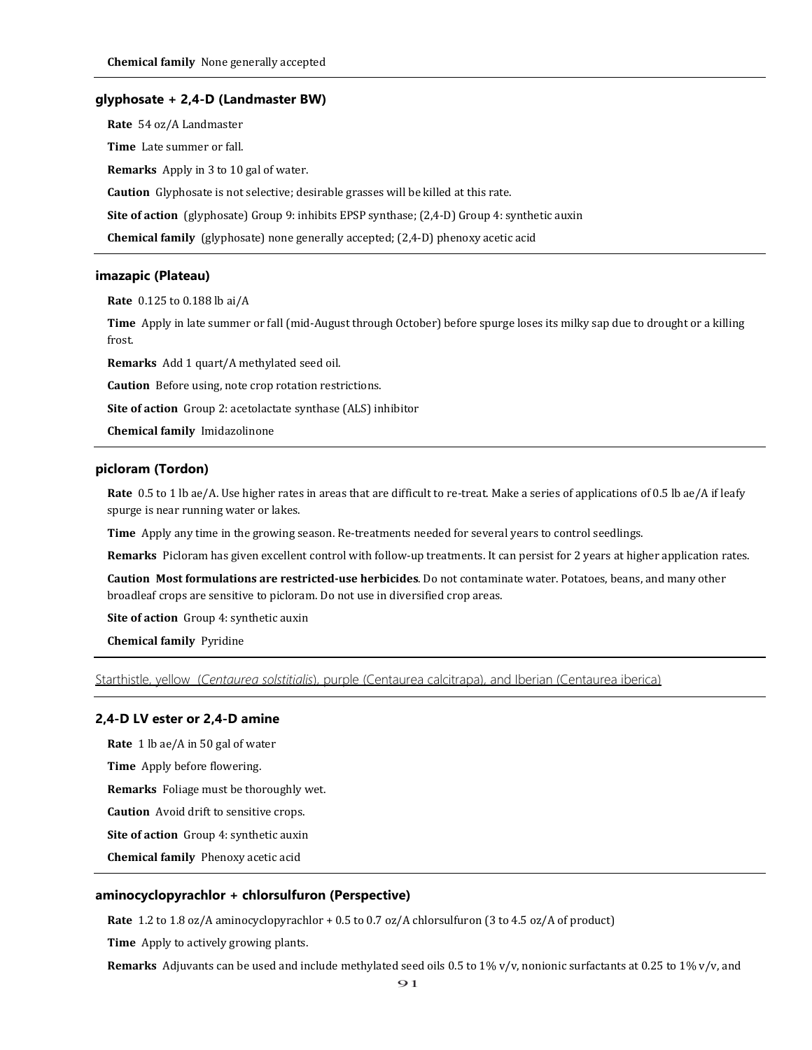**Chemical family** None generally accepted

### glyphosate + 2,4-D (Landmaster BW)

**Rate** 54 oz/A Landmaster

**Time** Late summer or fall.

**Remarks** Apply in 3 to 10 gal of water.

**Caution** Glyphosate is not selective; desirable grasses will be killed at this rate.

**Site of action** (glyphosate) Group 9: inhibits EPSP synthase; (2,4-D) Group 4: synthetic auxin

**Chemical family** (glyphosate) none generally accepted; (2,4-D) phenoxy acetic acid

### imazapic (Plateau)

**Rate** 0.125 to 0.188 lb ai/A

**Time** Apply in late summer or fall (mid-August through October) before spurge loses its milky sap due to drought or a killing frost.

**Remarks** Add 1 quart/A methylated seed oil.

**Caution** Before using, note crop rotation restrictions.

**Site of action** Group 2: acetolactate synthase (ALS) inhibitor

**Chemical family** Imidazolinone

### picloram (Tordon)

**Rate** 0.5 to 1 lb ae/A. Use higher rates in areas that are difficult to re-treat. Make a series of applications of 0.5 lb ae/A if leafy spurge is near running water or lakes.

**Time** Apply any time in the growing season. Re-treatments needed for several years to control seedlings.

**Remarks** Picloram has given excellent control with follow-up treatments. It can persist for 2 years at higher application rates.

**Caution** **Most formulations are restricted-use herbicides**. Do not contaminate water. Potatoes, beans, and many other broadleaf crops are sensitive to picloram. Do not use in diversified crop areas.

**Site of action** Group 4: synthetic auxin

**Chemical family** Pyridine

## Starthistle, yellow (*Centaurea solstitialis*), purple (Centaurea calcitrapa), and Iberian (Centaurea iberica)

### 2,4-D LV ester or 2,4-D amine

**Rate** 1 lb ae/A in 50 gal of water

**Time** Apply before flowering.

**Remarks** Foliage must be thoroughly wet.

**Caution** Avoid drift to sensitive crops.

**Site of action** Group 4: synthetic auxin

**Chemical family** Phenoxy acetic acid

### aminocyclopyrachlor + chlorsulfuron (Perspective)

**Rate** 1.2 to 1.8 oz/A aminocyclopyrachlor + 0.5 to 0.7 oz/A chlorsulfuron (3 to 4.5 oz/A of product)

**Time** Apply to actively growing plants.

**Remarks** Adjuvants can be used and include methylated seed oils 0.5 to 1% v/v, nonionic surfactants at 0.25 to 1% v/v, and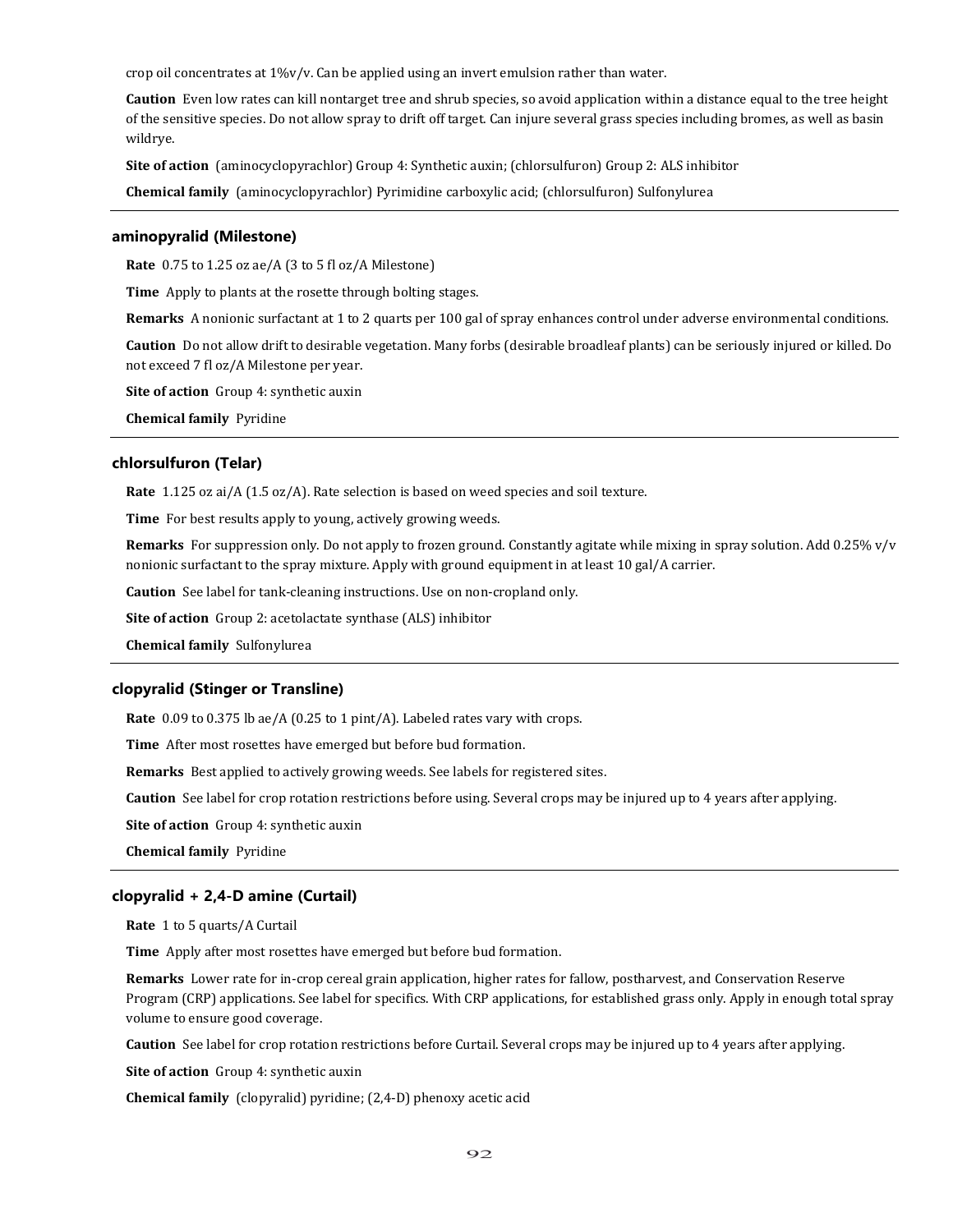crop oil concentrates at 1%v/v. Can be applied using an invert emulsion rather than water.

**Caution** Even low rates can kill nontarget tree and shrub species, so avoid application within a distance equal to the tree height of the sensitive species. Do not allow spray to drift off target. Can injure several grass species including bromes, as well as basin wildrye.

**Site of action** (aminocyclopyrachlor) Group 4: Synthetic auxin; (chlorsulfuron) Group 2: ALS inhibitor

**Chemical family** (aminocyclopyrachlor) Pyrimidine carboxylic acid; (chlorsulfuron) Sulfonylurea

---

### aminopyralid (Milestone)

**Rate** 0.75 to 1.25 oz ae/A (3 to 5 fl oz/A Milestone)

**Time** Apply to plants at the rosette through bolting stages.

**Remarks** A nonionic surfactant at 1 to 2 quarts per 100 gal of spray enhances control under adverse environmental conditions.

**Caution** Do not allow drift to desirable vegetation. Many forbs (desirable broadleaf plants) can be seriously injured or killed. Do not exceed 7 fl oz/A Milestone per year.

**Site of action** Group 4: synthetic auxin

**Chemical family** Pyridine

---

### chlorsulfuron (Telar)

**Rate** 1.125 oz ai/A (1.5 oz/A). Rate selection is based on weed species and soil texture.

**Time** For best results apply to young, actively growing weeds.

**Remarks** For suppression only. Do not apply to frozen ground. Constantly agitate while mixing in spray solution. Add 0.25% v/v nonionic surfactant to the spray mixture. Apply with ground equipment in at least 10 gal/A carrier.

**Caution** See label for tank-cleaning instructions. Use on non-cropland only.

**Site of action** Group 2: acetolactate synthase (ALS) inhibitor

**Chemical family** Sulfonylurea

---

### clopyralid (Stinger or Transline)

**Rate** 0.09 to 0.375 lb ae/A (0.25 to 1 pint/A). Labeled rates vary with crops.

**Time** After most rosettes have emerged but before bud formation.

**Remarks** Best applied to actively growing weeds. See labels for registered sites.

**Caution** See label for crop rotation restrictions before using. Several crops may be injured up to 4 years after applying.

**Site of action** Group 4: synthetic auxin

**Chemical family** Pyridine

---

### clopyralid + 2,4-D amine (Curtail)

**Rate** 1 to 5 quarts/A Curtail

**Time** Apply after most rosettes have emerged but before bud formation.

**Remarks** Lower rate for in-crop cereal grain application, higher rates for fallow, postharvest, and Conservation Reserve Program (CRP) applications. See label for specifics. With CRP applications, for established grass only. Apply in enough total spray volume to ensure good coverage.

**Caution** See label for crop rotation restrictions before Curtail. Several crops may be injured up to 4 years after applying.

**Site of action** Group 4: synthetic auxin

**Chemical family** (clopyralid) pyridine; (2,4-D) phenoxy acetic acid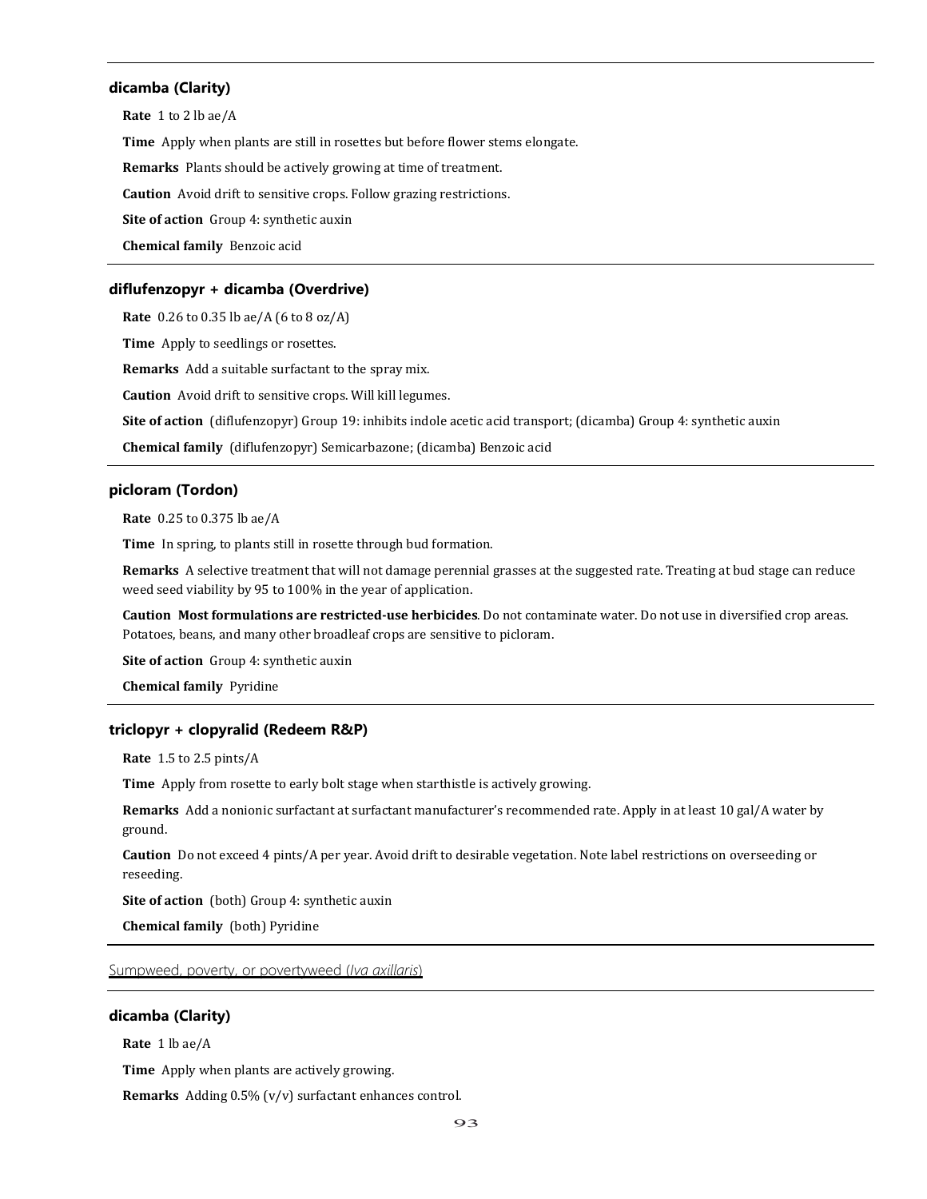### dicamba (Clarity)

**Rate** 1 to 2 lb ae/A

**Time** Apply when plants are still in rosettes but before flower stems elongate.

**Remarks** Plants should be actively growing at time of treatment.

**Caution** Avoid drift to sensitive crops. Follow grazing restrictions.

**Site of action** Group 4: synthetic auxin

**Chemical family** Benzoic acid

### diflufenzopyr + dicamba (Overdrive)

**Rate** 0.26 to 0.35 lb ae/A (6 to 8 oz/A)

**Time** Apply to seedlings or rosettes.

**Remarks** Add a suitable surfactant to the spray mix.

**Caution** Avoid drift to sensitive crops. Will kill legumes.

**Site of action** (diflufenzopyr) Group 19: inhibits indole acetic acid transport; (dicamba) Group 4: synthetic auxin

**Chemical family** (diflufenzopyr) Semicarbazone; (dicamba) Benzoic acid

### picloram (Tordon)

**Rate** 0.25 to 0.375 lb ae/A

**Time** In spring, to plants still in rosette through bud formation.

**Remarks** A selective treatment that will not damage perennial grasses at the suggested rate. Treating at bud stage can reduce weed seed viability by 95 to 100% in the year of application.

**Caution** **Most formulations are restricted-use herbicides**. Do not contaminate water. Do not use in diversified crop areas. Potatoes, beans, and many other broadleaf crops are sensitive to picloram.

**Site of action** Group 4: synthetic auxin

**Chemical family** Pyridine

### triclopyr + clopyralid (Redeem R&P)

**Rate** 1.5 to 2.5 pints/A

**Time** Apply from rosette to early bolt stage when starthistle is actively growing.

**Remarks** Add a nonionic surfactant at surfactant manufacturer's recommended rate. Apply in at least 10 gal/A water by ground.

**Caution** Do not exceed 4 pints/A per year. Avoid drift to desirable vegetation. Note label restrictions on overseeding or reseeding.

**Site of action** (both) Group 4: synthetic auxin

**Chemical family** (both) Pyridine

## Sumpweed, poverty, or povertyweed (*Iva axillaris*)

### dicamba (Clarity)

**Rate** 1 lb ae/A

**Time** Apply when plants are actively growing.

**Remarks** Adding 0.5% (v/v) surfactant enhances control.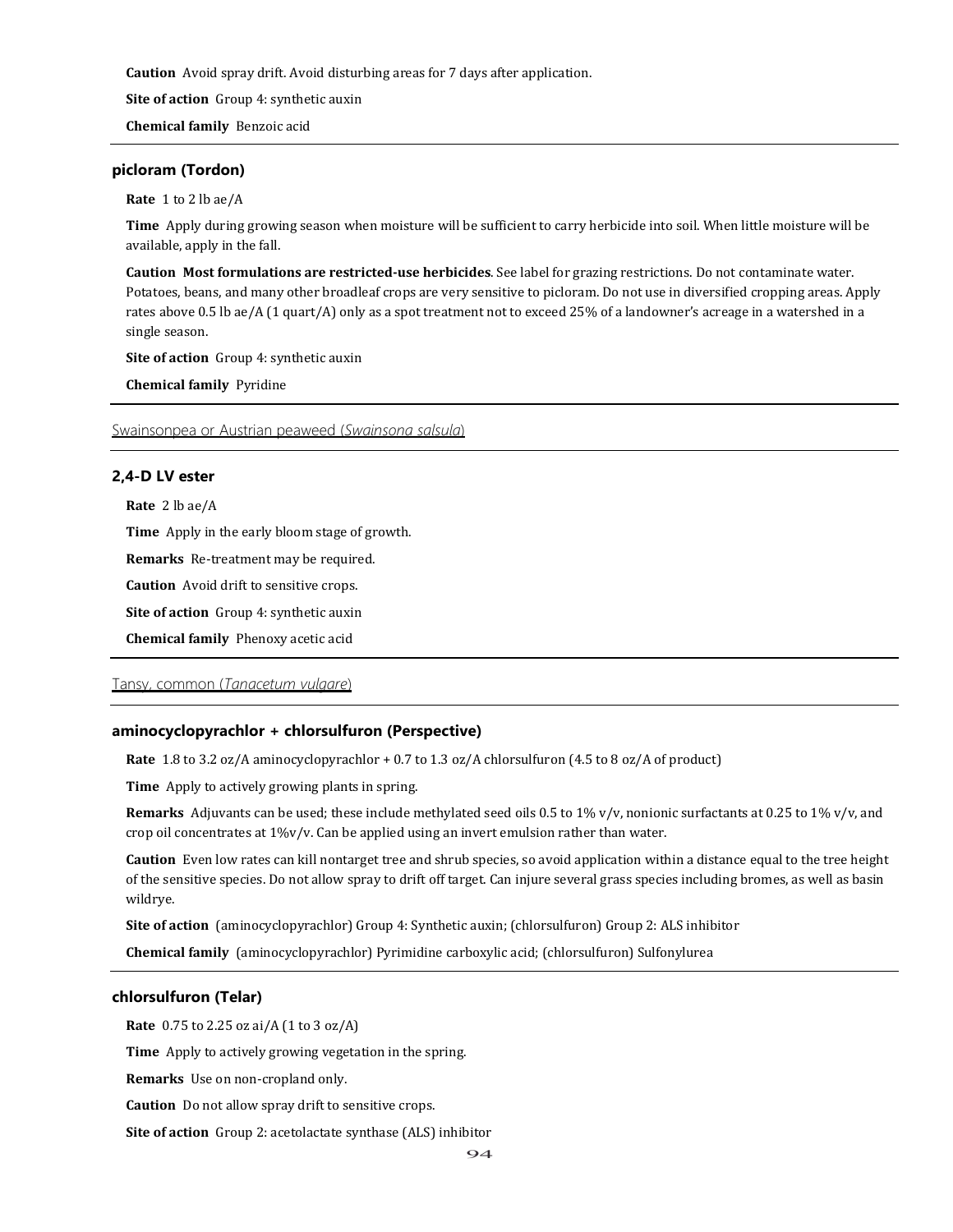**Caution** Avoid spray drift. Avoid disturbing areas for 7 days after application.

**Site of action** Group 4: synthetic auxin

**Chemical family** Benzoic acid

---

### picloram (Tordon)

**Rate** 1 to 2 lb ae/A

**Time** Apply during growing season when moisture will be sufficient to carry herbicide into soil. When little moisture will be available, apply in the fall.

**Caution** **Most formulations are restricted-use herbicides**. See label for grazing restrictions. Do not contaminate water. Potatoes, beans, and many other broadleaf crops are very sensitive to picloram. Do not use in diversified cropping areas. Apply rates above 0.5 lb ae/A (1 quart/A) only as a spot treatment not to exceed 25% of a landowner's acreage in a watershed in a single season.

**Site of action** Group 4: synthetic auxin

**Chemical family** Pyridine

---

## Swainsonpea or Austrian peaweed (*Swainsona salsula*)

---

### 2,4-D LV ester

**Rate** 2 lb ae/A

**Time** Apply in the early bloom stage of growth.

**Remarks** Re-treatment may be required.

**Caution** Avoid drift to sensitive crops.

**Site of action** Group 4: synthetic auxin

**Chemical family** Phenoxy acetic acid

---

## Tansy, common (*Tanacetum vulgare*)

---

### aminocyclopyrachlor + chlorsulfuron (Perspective)

**Rate** 1.8 to 3.2 oz/A aminocyclopyrachlor + 0.7 to 1.3 oz/A chlorsulfuron (4.5 to 8 oz/A of product)

**Time** Apply to actively growing plants in spring.

**Remarks** Adjuvants can be used; these include methylated seed oils 0.5 to 1% v/v, nonionic surfactants at 0.25 to 1% v/v, and crop oil concentrates at 1%v/v. Can be applied using an invert emulsion rather than water.

**Caution** Even low rates can kill nontarget tree and shrub species, so avoid application within a distance equal to the tree height of the sensitive species. Do not allow spray to drift off target. Can injure several grass species including bromes, as well as basin wildrye.

**Site of action** (aminocyclopyrachlor) Group 4: Synthetic auxin; (chlorsulfuron) Group 2: ALS inhibitor

**Chemical family** (aminocyclopyrachlor) Pyrimidine carboxylic acid; (chlorsulfuron) Sulfonylurea

---

### chlorsulfuron (Telar)

**Rate** 0.75 to 2.25 oz ai/A (1 to 3 oz/A)

**Time** Apply to actively growing vegetation in the spring.

**Remarks** Use on non-cropland only.

**Caution** Do not allow spray drift to sensitive crops.

**Site of action** Group 2: acetolactate synthase (ALS) inhibitor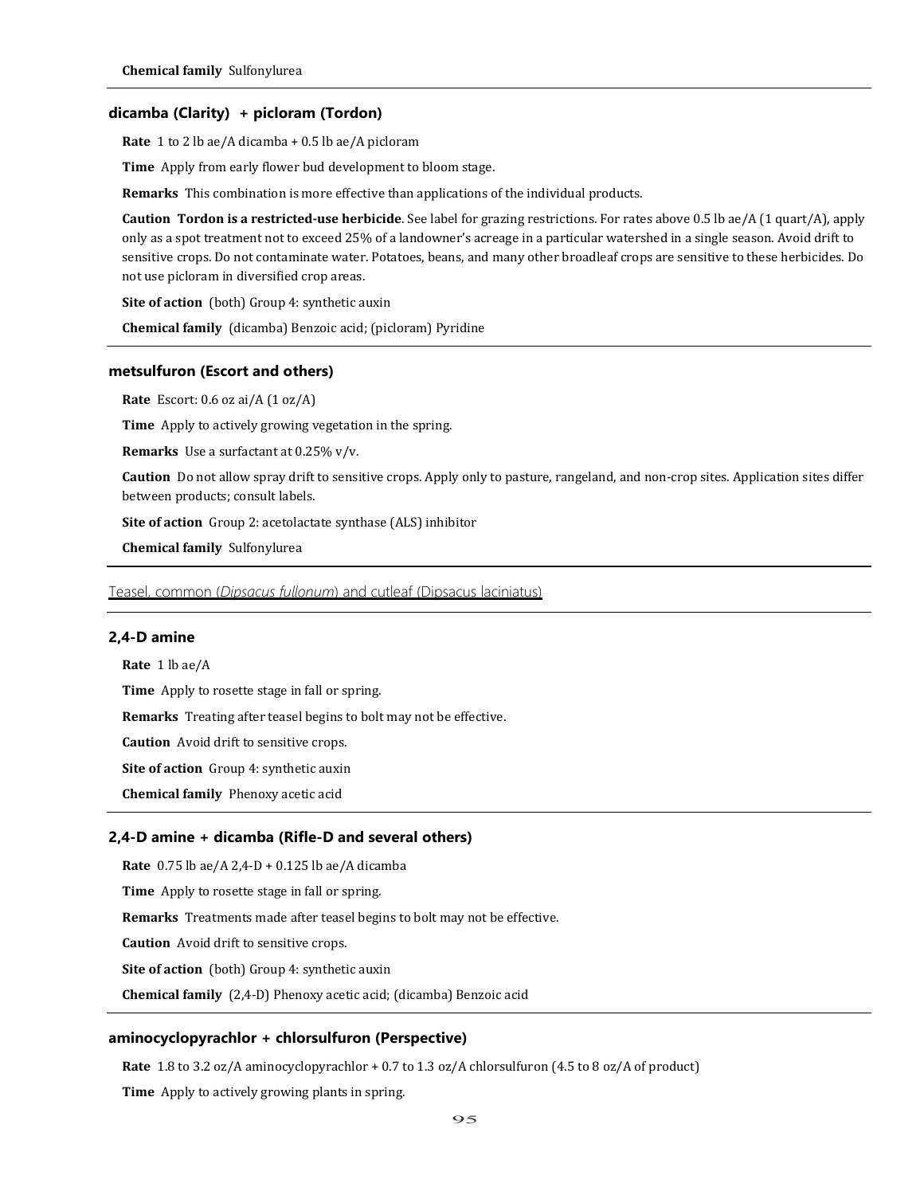**Chemical family** Sulfonylurea

### dicamba (Clarity) + picloram (Tordon)

**Rate** 1 to 2 lb ae/A dicamba + 0.5 lb ae/A picloram

**Time** Apply from early flower bud development to bloom stage.

**Remarks** This combination is more effective than applications of the individual products.

**Caution** **Tordon is a restricted-use herbicide**. See label for grazing restrictions. For rates above 0.5 lb ae/A (1 quart/A), apply only as a spot treatment not to exceed 25% of a landowner's acreage in a particular watershed in a single season. Avoid drift to sensitive crops. Do not contaminate water. Potatoes, beans, and many other broadleaf crops are sensitive to these herbicides. Do not use picloram in diversified crop areas.

**Site of action** (both) Group 4: synthetic auxin

**Chemical family** (dicamba) Benzoic acid; (picloram) Pyridine

### metsulfuron (Escort and others)

**Rate** Escort: 0.6 oz ai/A (1 oz/A)

**Time** Apply to actively growing vegetation in the spring.

**Remarks** Use a surfactant at 0.25% v/v.

**Caution** Do not allow spray drift to sensitive crops. Apply only to pasture, rangeland, and non-crop sites. Application sites differ between products; consult labels.

**Site of action** Group 2: acetolactate synthase (ALS) inhibitor

**Chemical family** Sulfonylurea

## Teasel, common (*Dipsacus fullonum*) and cutleaf (Dipsacus laciniatus)

### 2,4-D amine

**Rate** 1 lb ae/A

**Time** Apply to rosette stage in fall or spring.

**Remarks** Treating after teasel begins to bolt may not be effective.

**Caution** Avoid drift to sensitive crops.

**Site of action** Group 4: synthetic auxin

**Chemical family** Phenoxy acetic acid

### 2,4-D amine + dicamba (Rifle-D and several others)

**Rate** 0.75 lb ae/A 2,4-D + 0.125 lb ae/A dicamba

**Time** Apply to rosette stage in fall or spring.

**Remarks** Treatments made after teasel begins to bolt may not be effective.

**Caution** Avoid drift to sensitive crops.

**Site of action** (both) Group 4: synthetic auxin

**Chemical family** (2,4-D) Phenoxy acetic acid; (dicamba) Benzoic acid

### aminocyclopyrachlor + chlorsulfuron (Perspective)

**Rate** 1.8 to 3.2 oz/A aminocyclopyrachlor + 0.7 to 1.3 oz/A chlorsulfuron (4.5 to 8 oz/A of product)

**Time** Apply to actively growing plants in spring.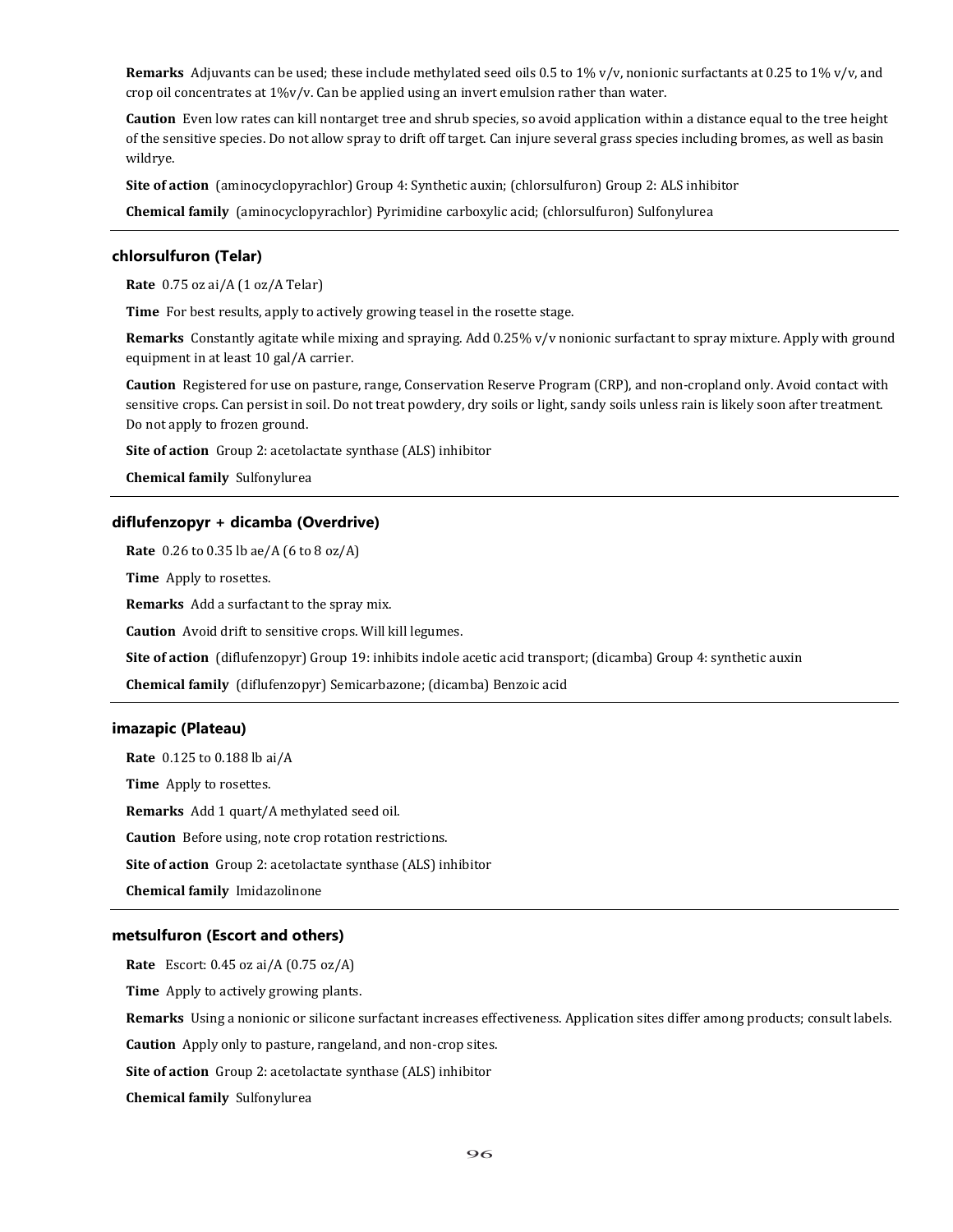**Remarks** Adjuvants can be used; these include methylated seed oils 0.5 to 1% v/v, nonionic surfactants at 0.25 to 1% v/v, and crop oil concentrates at 1%v/v. Can be applied using an invert emulsion rather than water.

**Caution** Even low rates can kill nontarget tree and shrub species, so avoid application within a distance equal to the tree height of the sensitive species. Do not allow spray to drift off target. Can injure several grass species including bromes, as well as basin wildrye.

**Site of action** (aminocyclopyrachlor) Group 4: Synthetic auxin; (chlorsulfuron) Group 2: ALS inhibitor

**Chemical family** (aminocyclopyrachlor) Pyrimidine carboxylic acid; (chlorsulfuron) Sulfonylurea

---

### chlorsulfuron (Telar)

**Rate** 0.75 oz ai/A (1 oz/A Telar)

**Time** For best results, apply to actively growing teasel in the rosette stage.

**Remarks** Constantly agitate while mixing and spraying. Add 0.25% v/v nonionic surfactant to spray mixture. Apply with ground equipment in at least 10 gal/A carrier.

**Caution** Registered for use on pasture, range, Conservation Reserve Program (CRP), and non-cropland only. Avoid contact with sensitive crops. Can persist in soil. Do not treat powdery, dry soils or light, sandy soils unless rain is likely soon after treatment. Do not apply to frozen ground.

**Site of action** Group 2: acetolactate synthase (ALS) inhibitor

**Chemical family** Sulfonylurea

---

### diflufenzopyr + dicamba (Overdrive)

**Rate** 0.26 to 0.35 lb ae/A (6 to 8 oz/A)

**Time** Apply to rosettes.

**Remarks** Add a surfactant to the spray mix.

**Caution** Avoid drift to sensitive crops. Will kill legumes.

**Site of action** (diflufenzopyr) Group 19: inhibits indole acetic acid transport; (dicamba) Group 4: synthetic auxin

**Chemical family** (diflufenzopyr) Semicarbazone; (dicamba) Benzoic acid

---

### imazapic (Plateau)

**Rate** 0.125 to 0.188 lb ai/A

**Time** Apply to rosettes.

**Remarks** Add 1 quart/A methylated seed oil.

**Caution** Before using, note crop rotation restrictions.

**Site of action** Group 2: acetolactate synthase (ALS) inhibitor

**Chemical family** Imidazolinone

---

### metsulfuron (Escort and others)

**Rate** Escort: 0.45 oz ai/A (0.75 oz/A)

**Time** Apply to actively growing plants.

**Remarks** Using a nonionic or silicone surfactant increases effectiveness. Application sites differ among products; consult labels.

**Caution** Apply only to pasture, rangeland, and non-crop sites.

**Site of action** Group 2: acetolactate synthase (ALS) inhibitor

**Chemical family** Sulfonylurea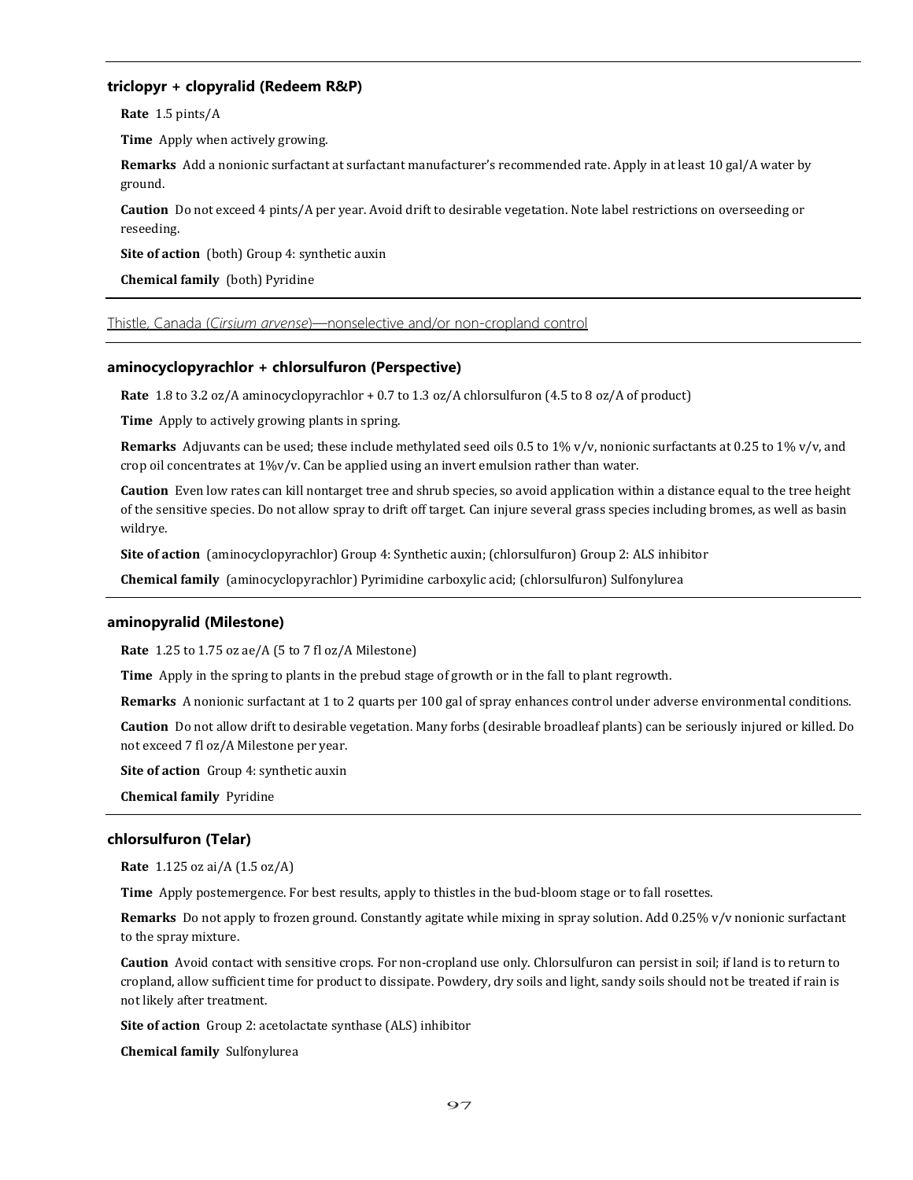### triclopyr + clopyralid (Redeem R&P)

**Rate** 1.5 pints/A

**Time** Apply when actively growing.

**Remarks** Add a nonionic surfactant at surfactant manufacturer's recommended rate. Apply in at least 10 gal/A water by ground.

**Caution** Do not exceed 4 pints/A per year. Avoid drift to desirable vegetation. Note label restrictions on overseeding or reseeding.

**Site of action** (both) Group 4: synthetic auxin

**Chemical family** (both) Pyridine

## Thistle, Canada (*Cirsium arvense*)—nonselective and/or non-cropland control

### aminocyclopyrachlor + chlorsulfuron (Perspective)

**Rate** 1.8 to 3.2 oz/A aminocyclopyrachlor + 0.7 to 1.3 oz/A chlorsulfuron (4.5 to 8 oz/A of product)

**Time** Apply to actively growing plants in spring.

**Remarks** Adjuvants can be used; these include methylated seed oils 0.5 to 1% v/v, nonionic surfactants at 0.25 to 1% v/v, and crop oil concentrates at 1%v/v. Can be applied using an invert emulsion rather than water.

**Caution** Even low rates can kill nontarget tree and shrub species, so avoid application within a distance equal to the tree height of the sensitive species. Do not allow spray to drift off target. Can injure several grass species including bromes, as well as basin wildrye.

**Site of action** (aminocyclopyrachlor) Group 4: Synthetic auxin; (chlorsulfuron) Group 2: ALS inhibitor

**Chemical family** (aminocyclopyrachlor) Pyrimidine carboxylic acid; (chlorsulfuron) Sulfonylurea

### aminopyralid (Milestone)

**Rate** 1.25 to 1.75 oz ae/A (5 to 7 fl oz/A Milestone)

**Time** Apply in the spring to plants in the prebud stage of growth or in the fall to plant regrowth.

**Remarks** A nonionic surfactant at 1 to 2 quarts per 100 gal of spray enhances control under adverse environmental conditions.

**Caution** Do not allow drift to desirable vegetation. Many forbs (desirable broadleaf plants) can be seriously injured or killed. Do not exceed 7 fl oz/A Milestone per year.

**Site of action** Group 4: synthetic auxin

**Chemical family** Pyridine

### chlorsulfuron (Telar)

**Rate** 1.125 oz ai/A (1.5 oz/A)

**Time** Apply postemergence. For best results, apply to thistles in the bud-bloom stage or to fall rosettes.

**Remarks** Do not apply to frozen ground. Constantly agitate while mixing in spray solution. Add 0.25% v/v nonionic surfactant to the spray mixture.

**Caution** Avoid contact with sensitive crops. For non-cropland use only. Chlorsulfuron can persist in soil; if land is to return to cropland, allow sufficient time for product to dissipate. Powdery, dry soils and light, sandy soils should not be treated if rain is not likely after treatment.

**Site of action** Group 2: acetolactate synthase (ALS) inhibitor

**Chemical family** Sulfonylurea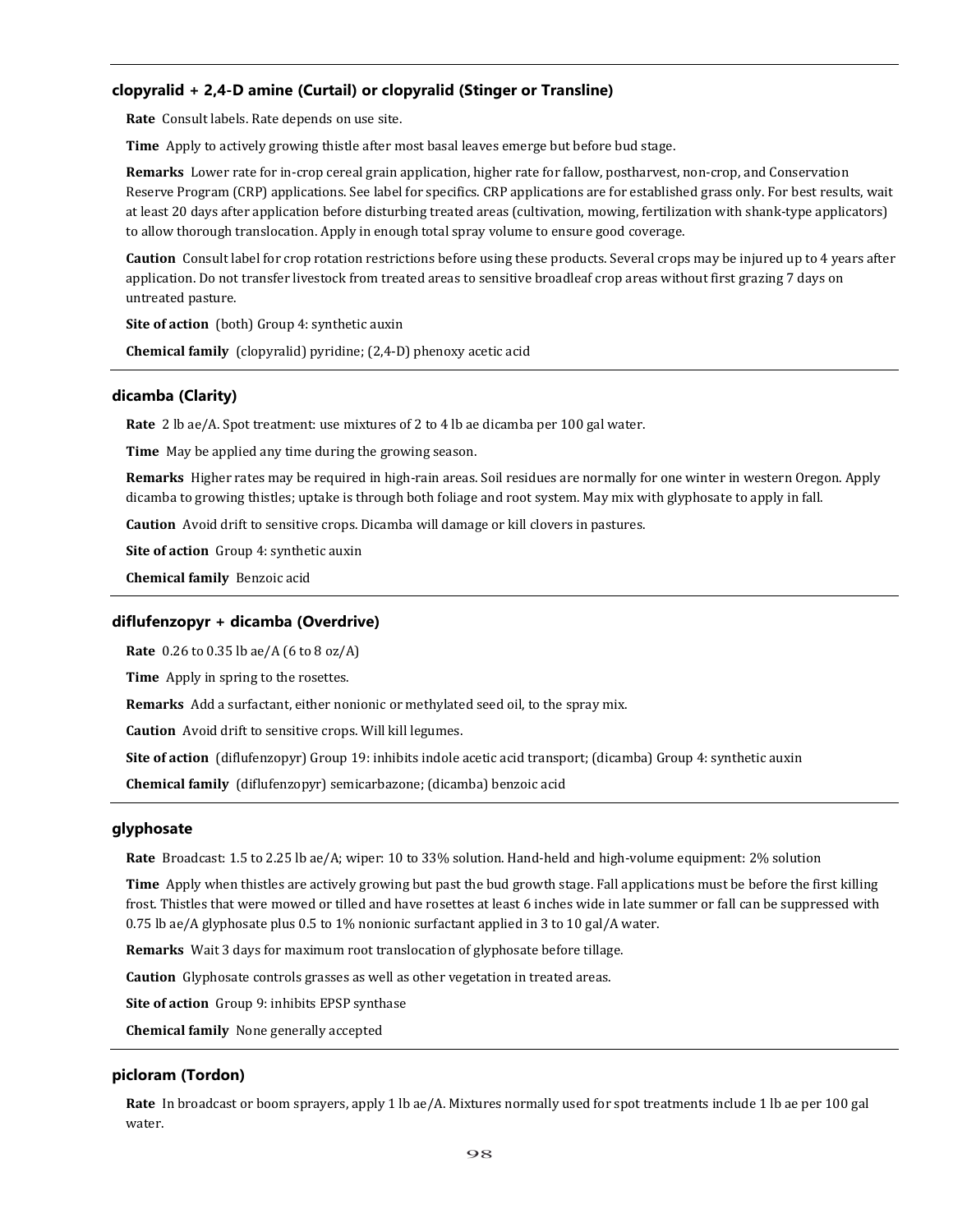### clopyralid + 2,4-D amine (Curtail) or clopyralid (Stinger or Transline)

**Rate** Consult labels. Rate depends on use site.

**Time** Apply to actively growing thistle after most basal leaves emerge but before bud stage.

**Remarks** Lower rate for in-crop cereal grain application, higher rate for fallow, postharvest, non-crop, and Conservation Reserve Program (CRP) applications. See label for specifics. CRP applications are for established grass only. For best results, wait at least 20 days after application before disturbing treated areas (cultivation, mowing, fertilization with shank-type applicators) to allow thorough translocation. Apply in enough total spray volume to ensure good coverage.

**Caution** Consult label for crop rotation restrictions before using these products. Several crops may be injured up to 4 years after application. Do not transfer livestock from treated areas to sensitive broadleaf crop areas without first grazing 7 days on untreated pasture.

**Site of action** (both) Group 4: synthetic auxin

**Chemical family** (clopyralid) pyridine; (2,4-D) phenoxy acetic acid

### dicamba (Clarity)

**Rate** 2 lb ae/A. Spot treatment: use mixtures of 2 to 4 lb ae dicamba per 100 gal water.

**Time** May be applied any time during the growing season.

**Remarks** Higher rates may be required in high-rain areas. Soil residues are normally for one winter in western Oregon. Apply dicamba to growing thistles; uptake is through both foliage and root system. May mix with glyphosate to apply in fall.

**Caution** Avoid drift to sensitive crops. Dicamba will damage or kill clovers in pastures.

**Site of action** Group 4: synthetic auxin

**Chemical family** Benzoic acid

### diflufenzopyr + dicamba (Overdrive)

**Rate** 0.26 to 0.35 lb ae/A (6 to 8 oz/A)

**Time** Apply in spring to the rosettes.

**Remarks** Add a surfactant, either nonionic or methylated seed oil, to the spray mix.

**Caution** Avoid drift to sensitive crops. Will kill legumes.

**Site of action** (diflufenzopyr) Group 19: inhibits indole acetic acid transport; (dicamba) Group 4: synthetic auxin

**Chemical family** (diflufenzopyr) semicarbazone; (dicamba) benzoic acid

### glyphosate

**Rate** Broadcast: 1.5 to 2.25 lb ae/A; wiper: 10 to 33% solution. Hand-held and high-volume equipment: 2% solution

**Time** Apply when thistles are actively growing but past the bud growth stage. Fall applications must be before the first killing frost. Thistles that were mowed or tilled and have rosettes at least 6 inches wide in late summer or fall can be suppressed with 0.75 lb ae/A glyphosate plus 0.5 to 1% nonionic surfactant applied in 3 to 10 gal/A water.

**Remarks** Wait 3 days for maximum root translocation of glyphosate before tillage.

**Caution** Glyphosate controls grasses as well as other vegetation in treated areas.

**Site of action** Group 9: inhibits EPSP synthase

**Chemical family** None generally accepted

### picloram (Tordon)

**Rate** In broadcast or boom sprayers, apply 1 lb ae/A. Mixtures normally used for spot treatments include 1 lb ae per 100 gal water.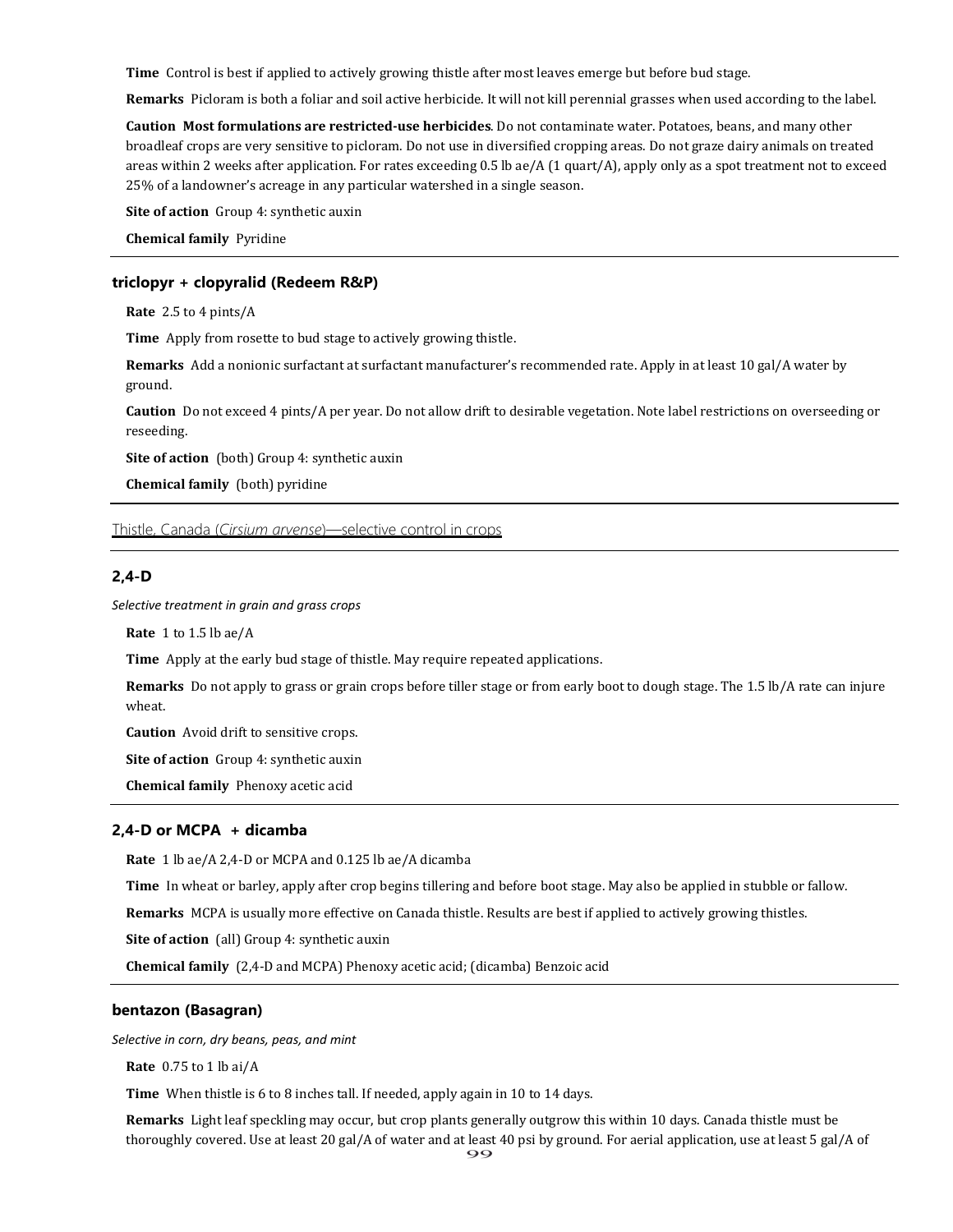**Time** Control is best if applied to actively growing thistle after most leaves emerge but before bud stage.

**Remarks** Picloram is both a foliar and soil active herbicide. It will not kill perennial grasses when used according to the label.

**Caution Most formulations are restricted-use herbicides**. Do not contaminate water. Potatoes, beans, and many other broadleaf crops are very sensitive to picloram. Do not use in diversified cropping areas. Do not graze dairy animals on treated areas within 2 weeks after application. For rates exceeding 0.5 lb ae/A (1 quart/A), apply only as a spot treatment not to exceed 25% of a landowner's acreage in any particular watershed in a single season.

**Site of action** Group 4: synthetic auxin

**Chemical family** Pyridine

---

### triclopyr + clopyralid (Redeem R&P)

**Rate** 2.5 to 4 pints/A

**Time** Apply from rosette to bud stage to actively growing thistle.

**Remarks** Add a nonionic surfactant at surfactant manufacturer's recommended rate. Apply in at least 10 gal/A water by ground.

**Caution** Do not exceed 4 pints/A per year. Do not allow drift to desirable vegetation. Note label restrictions on overseeding or reseeding.

**Site of action** (both) Group 4: synthetic auxin

**Chemical family** (both) pyridine

---

## Thistle, Canada (*Cirsium arvense*)—selective control in crops

---

### 2,4-D

*Selective treatment in grain and grass crops*

**Rate** 1 to 1.5 lb ae/A

**Time** Apply at the early bud stage of thistle. May require repeated applications.

**Remarks** Do not apply to grass or grain crops before tiller stage or from early boot to dough stage. The 1.5 lb/A rate can injure wheat.

**Caution** Avoid drift to sensitive crops.

**Site of action** Group 4: synthetic auxin

**Chemical family** Phenoxy acetic acid

---

### 2,4-D or MCPA + dicamba

**Rate** 1 lb ae/A 2,4-D or MCPA and 0.125 lb ae/A dicamba

**Time** In wheat or barley, apply after crop begins tillering and before boot stage. May also be applied in stubble or fallow.

**Remarks** MCPA is usually more effective on Canada thistle. Results are best if applied to actively growing thistles.

**Site of action** (all) Group 4: synthetic auxin

**Chemical family** (2,4-D and MCPA) Phenoxy acetic acid; (dicamba) Benzoic acid

---

### bentazon (Basagran)

*Selective in corn, dry beans, peas, and mint*

**Rate** 0.75 to 1 lb ai/A

**Time** When thistle is 6 to 8 inches tall. If needed, apply again in 10 to 14 days.

**Remarks** Light leaf speckling may occur, but crop plants generally outgrow this within 10 days. Canada thistle must be thoroughly covered. Use at least 20 gal/A of water and at least 40 psi by ground. For aerial application, use at least 5 gal/A of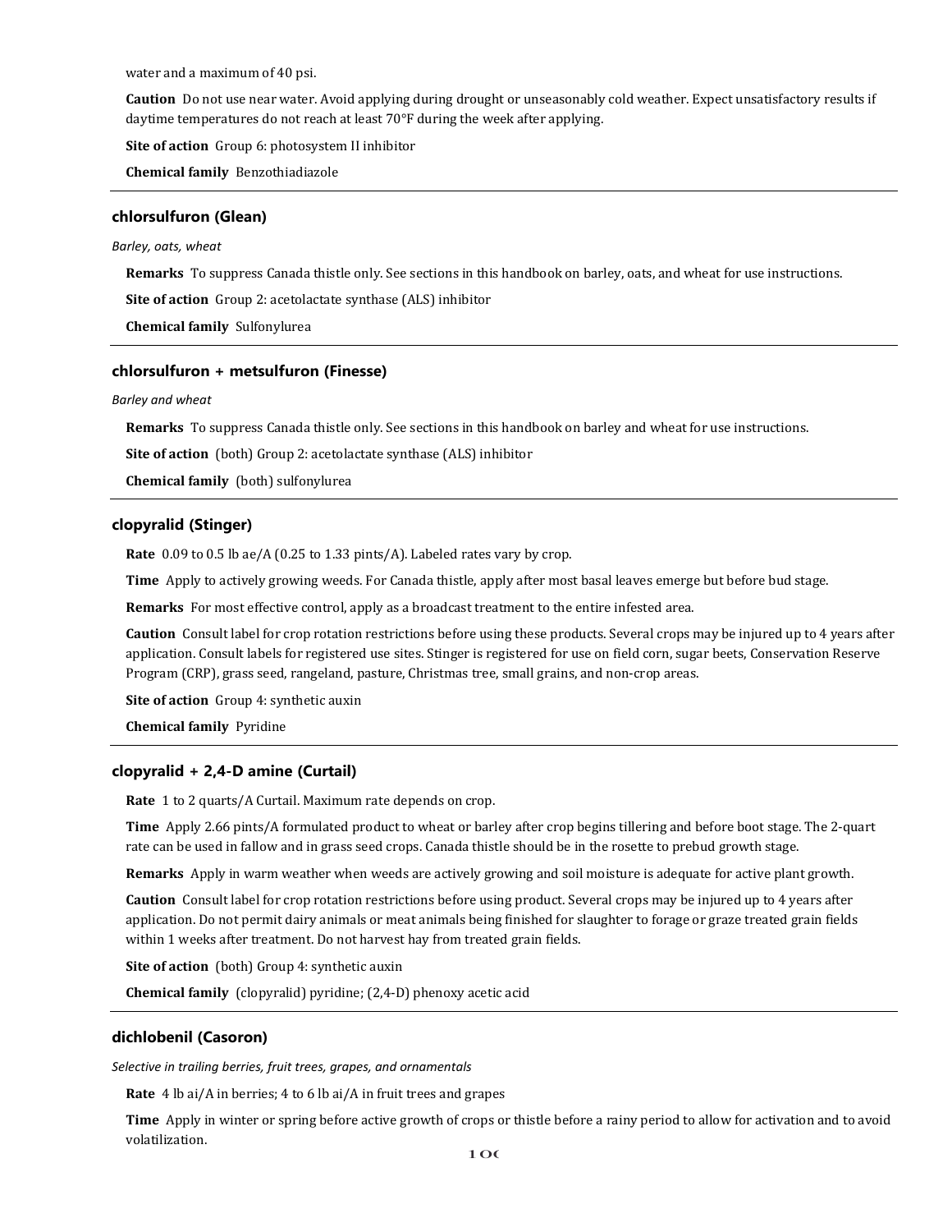water and a maximum of 40 psi.

**Caution** Do not use near water. Avoid applying during drought or unseasonably cold weather. Expect unsatisfactory results if daytime temperatures do not reach at least 70°F during the week after applying.

**Site of action** Group 6: photosystem II inhibitor

**Chemical family** Benzothiadiazole

---

### chlorsulfuron (Glean)

*Barley, oats, wheat*

**Remarks** To suppress Canada thistle only. See sections in this handbook on barley, oats, and wheat for use instructions.

**Site of action** Group 2: acetolactate synthase (ALS) inhibitor

**Chemical family** Sulfonylurea

---

### chlorsulfuron + metsulfuron (Finesse)

*Barley and wheat*

**Remarks** To suppress Canada thistle only. See sections in this handbook on barley and wheat for use instructions.

**Site of action** (both) Group 2: acetolactate synthase (ALS) inhibitor

**Chemical family** (both) sulfonylurea

---

### clopyralid (Stinger)

**Rate** 0.09 to 0.5 lb ae/A (0.25 to 1.33 pints/A). Labeled rates vary by crop.

**Time** Apply to actively growing weeds. For Canada thistle, apply after most basal leaves emerge but before bud stage.

**Remarks** For most effective control, apply as a broadcast treatment to the entire infested area.

**Caution** Consult label for crop rotation restrictions before using these products. Several crops may be injured up to 4 years after application. Consult labels for registered use sites. Stinger is registered for use on field corn, sugar beets, Conservation Reserve Program (CRP), grass seed, rangeland, pasture, Christmas tree, small grains, and non-crop areas.

**Site of action** Group 4: synthetic auxin

**Chemical family** Pyridine

---

### clopyralid + 2,4-D amine (Curtail)

**Rate** 1 to 2 quarts/A Curtail. Maximum rate depends on crop.

**Time** Apply 2.66 pints/A formulated product to wheat or barley after crop begins tillering and before boot stage. The 2-quart rate can be used in fallow and in grass seed crops. Canada thistle should be in the rosette to prebud growth stage.

**Remarks** Apply in warm weather when weeds are actively growing and soil moisture is adequate for active plant growth.

**Caution** Consult label for crop rotation restrictions before using product. Several crops may be injured up to 4 years after application. Do not permit dairy animals or meat animals being finished for slaughter to forage or graze treated grain fields within 1 weeks after treatment. Do not harvest hay from treated grain fields.

**Site of action** (both) Group 4: synthetic auxin

**Chemical family** (clopyralid) pyridine; (2,4-D) phenoxy acetic acid

---

### dichlobenil (Casoron)

*Selective in trailing berries, fruit trees, grapes, and ornamentals*

**Rate** 4 lb ai/A in berries; 4 to 6 lb ai/A in fruit trees and grapes

**Time** Apply in winter or spring before active growth of crops or thistle before a rainy period to allow for activation and to avoid volatilization.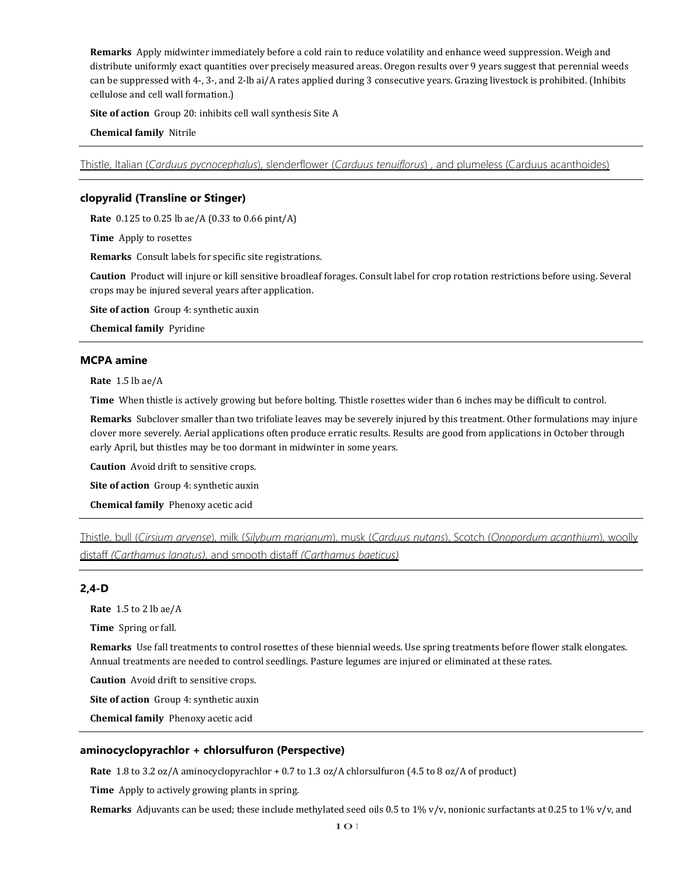**Remarks** Apply midwinter immediately before a cold rain to reduce volatility and enhance weed suppression. Weigh and distribute uniformly exact quantities over precisely measured areas. Oregon results over 9 years suggest that perennial weeds can be suppressed with 4-, 3-, and 2-lb ai/A rates applied during 3 consecutive years. Grazing livestock is prohibited. (Inhibits cellulose and cell wall formation.)

**Site of action** Group 20: inhibits cell wall synthesis Site A

**Chemical family** Nitrile

---

Thistle, Italian (*Carduus pycnocephalus*), slenderflower (*Carduus tenuiflorus*) , and plumeless (Carduus acanthoides)

---

### clopyralid (Transline or Stinger)

**Rate** 0.125 to 0.25 lb ae/A (0.33 to 0.66 pint/A)

**Time** Apply to rosettes

**Remarks** Consult labels for specific site registrations.

**Caution** Product will injure or kill sensitive broadleaf forages. Consult label for crop rotation restrictions before using. Several crops may be injured several years after application.

**Site of action** Group 4: synthetic auxin

**Chemical family** Pyridine

---

### MCPA amine

**Rate** 1.5 lb ae/A

**Time** When thistle is actively growing but before bolting. Thistle rosettes wider than 6 inches may be difficult to control.

**Remarks** Subclover smaller than two trifoliate leaves may be severely injured by this treatment. Other formulations may injure clover more severely. Aerial applications often produce erratic results. Results are good from applications in October through early April, but thistles may be too dormant in midwinter in some years.

**Caution** Avoid drift to sensitive crops.

**Site of action** Group 4: synthetic auxin

**Chemical family** Phenoxy acetic acid

---

Thistle, bull (*Cirsium arvense*), milk (*Silybum marianum*), musk (*Carduus nutans*), Scotch (*Onopordum acanthium*), woolly distaff *(Carthamus lanatus)*, and smooth distaff *(Carthamus baeticus)*

---

### 2,4-D

**Rate** 1.5 to 2 lb ae/A

**Time** Spring or fall.

**Remarks** Use fall treatments to control rosettes of these biennial weeds. Use spring treatments before flower stalk elongates. Annual treatments are needed to control seedlings. Pasture legumes are injured or eliminated at these rates.

**Caution** Avoid drift to sensitive crops.

**Site of action** Group 4: synthetic auxin

**Chemical family** Phenoxy acetic acid

---

### aminocyclopyrachlor + chlorsulfuron (Perspective)

**Rate** 1.8 to 3.2 oz/A aminocyclopyrachlor + 0.7 to 1.3 oz/A chlorsulfuron (4.5 to 8 oz/A of product)

**Time** Apply to actively growing plants in spring.

**Remarks** Adjuvants can be used; these include methylated seed oils 0.5 to 1% v/v, nonionic surfactants at 0.25 to 1% v/v, and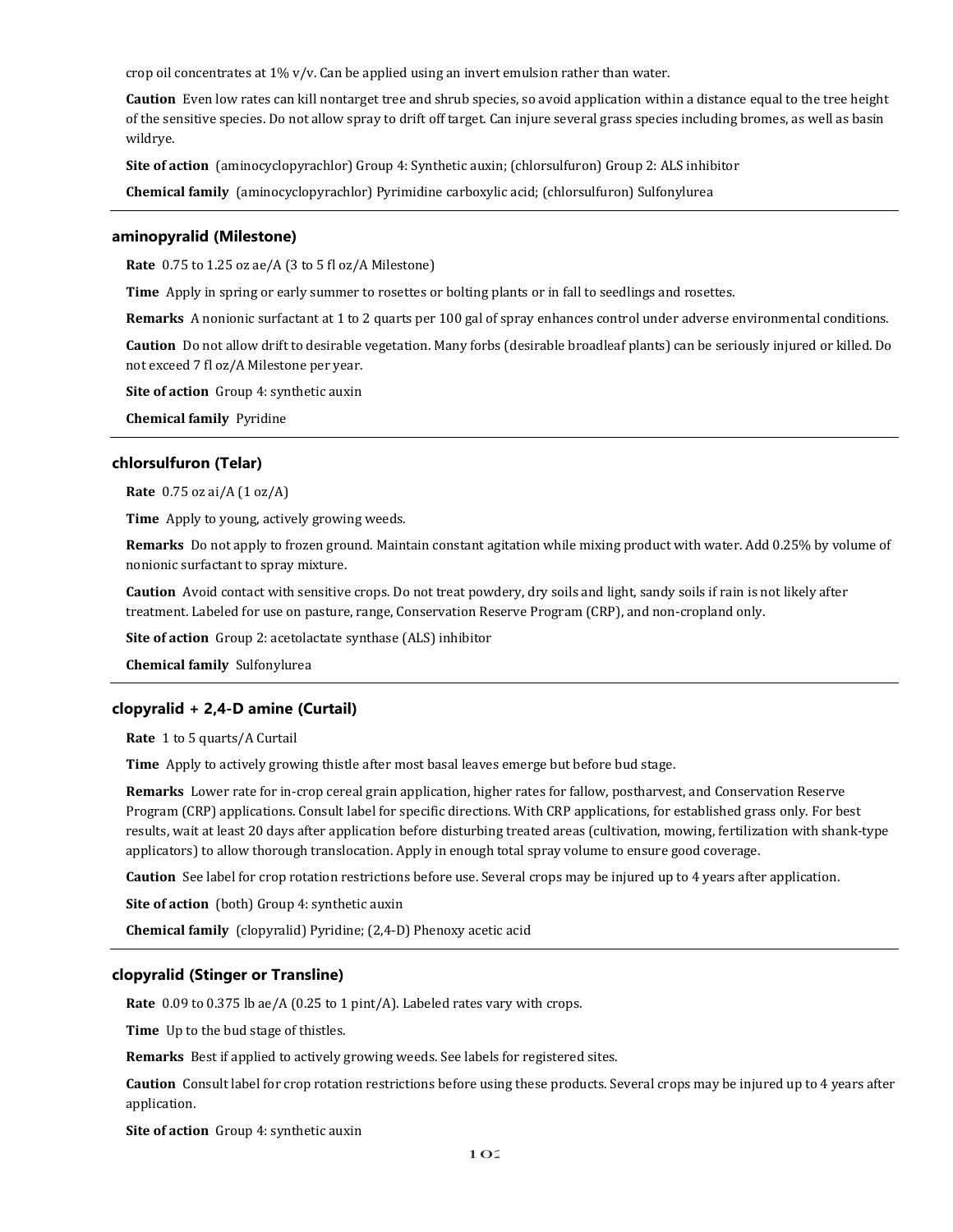crop oil concentrates at 1% v/v. Can be applied using an invert emulsion rather than water.

**Caution** Even low rates can kill nontarget tree and shrub species, so avoid application within a distance equal to the tree height of the sensitive species. Do not allow spray to drift off target. Can injure several grass species including bromes, as well as basin wildrye.

**Site of action** (aminocyclopyrachlor) Group 4: Synthetic auxin; (chlorsulfuron) Group 2: ALS inhibitor

**Chemical family** (aminocyclopyrachlor) Pyrimidine carboxylic acid; (chlorsulfuron) Sulfonylurea

### aminopyralid (Milestone)

**Rate** 0.75 to 1.25 oz ae/A (3 to 5 fl oz/A Milestone)

**Time** Apply in spring or early summer to rosettes or bolting plants or in fall to seedlings and rosettes.

**Remarks** A nonionic surfactant at 1 to 2 quarts per 100 gal of spray enhances control under adverse environmental conditions.

**Caution** Do not allow drift to desirable vegetation. Many forbs (desirable broadleaf plants) can be seriously injured or killed. Do not exceed 7 fl oz/A Milestone per year.

**Site of action** Group 4: synthetic auxin

**Chemical family** Pyridine

### chlorsulfuron (Telar)

**Rate** 0.75 oz ai/A (1 oz/A)

**Time** Apply to young, actively growing weeds.

**Remarks** Do not apply to frozen ground. Maintain constant agitation while mixing product with water. Add 0.25% by volume of nonionic surfactant to spray mixture.

**Caution** Avoid contact with sensitive crops. Do not treat powdery, dry soils and light, sandy soils if rain is not likely after treatment. Labeled for use on pasture, range, Conservation Reserve Program (CRP), and non-cropland only.

**Site of action** Group 2: acetolactate synthase (ALS) inhibitor

**Chemical family** Sulfonylurea

### clopyralid + 2,4-D amine (Curtail)

**Rate** 1 to 5 quarts/A Curtail

**Time** Apply to actively growing thistle after most basal leaves emerge but before bud stage.

**Remarks** Lower rate for in-crop cereal grain application, higher rates for fallow, postharvest, and Conservation Reserve Program (CRP) applications. Consult label for specific directions. With CRP applications, for established grass only. For best results, wait at least 20 days after application before disturbing treated areas (cultivation, mowing, fertilization with shank-type applicators) to allow thorough translocation. Apply in enough total spray volume to ensure good coverage.

**Caution** See label for crop rotation restrictions before use. Several crops may be injured up to 4 years after application.

**Site of action** (both) Group 4: synthetic auxin

**Chemical family** (clopyralid) Pyridine; (2,4-D) Phenoxy acetic acid

### clopyralid (Stinger or Transline)

**Rate** 0.09 to 0.375 lb ae/A (0.25 to 1 pint/A). Labeled rates vary with crops.

**Time** Up to the bud stage of thistles.

**Remarks** Best if applied to actively growing weeds. See labels for registered sites.

**Caution** Consult label for crop rotation restrictions before using these products. Several crops may be injured up to 4 years after application.

**Site of action** Group 4: synthetic auxin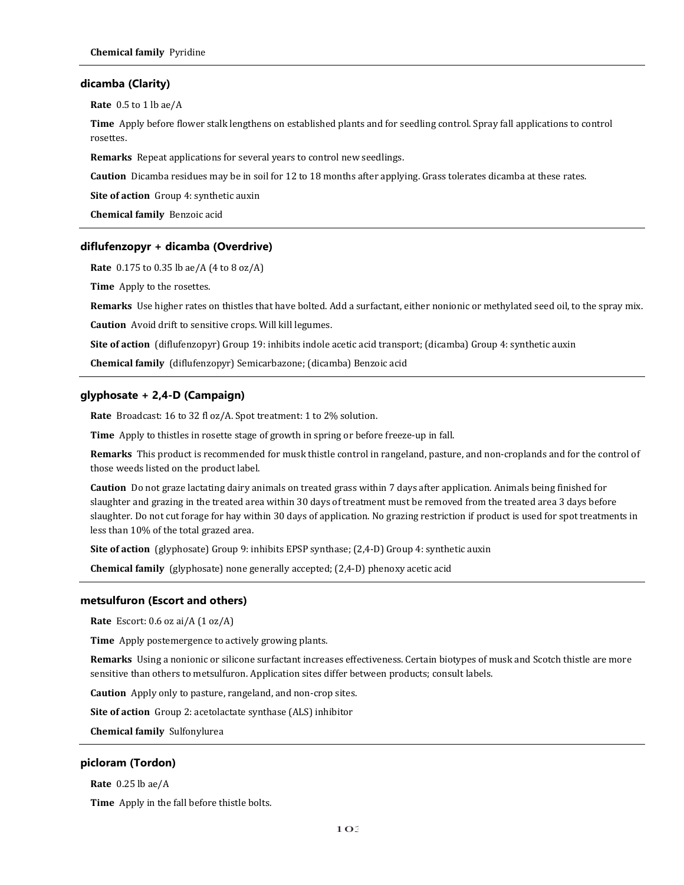**Chemical family** Pyridine

### dicamba (Clarity)

**Rate** 0.5 to 1 lb ae/A

**Time** Apply before flower stalk lengthens on established plants and for seedling control. Spray fall applications to control rosettes.

**Remarks** Repeat applications for several years to control new seedlings.

**Caution** Dicamba residues may be in soil for 12 to 18 months after applying. Grass tolerates dicamba at these rates.

**Site of action** Group 4: synthetic auxin

**Chemical family** Benzoic acid

### diflufenzopyr + dicamba (Overdrive)

**Rate** 0.175 to 0.35 lb ae/A (4 to 8 oz/A)

**Time** Apply to the rosettes.

**Remarks** Use higher rates on thistles that have bolted. Add a surfactant, either nonionic or methylated seed oil, to the spray mix.

**Caution** Avoid drift to sensitive crops. Will kill legumes.

**Site of action** (diflufenzopyr) Group 19: inhibits indole acetic acid transport; (dicamba) Group 4: synthetic auxin

**Chemical family** (diflufenzopyr) Semicarbazone; (dicamba) Benzoic acid

### glyphosate + 2,4-D (Campaign)

**Rate** Broadcast: 16 to 32 fl oz/A. Spot treatment: 1 to 2% solution.

**Time** Apply to thistles in rosette stage of growth in spring or before freeze-up in fall.

**Remarks** This product is recommended for musk thistle control in rangeland, pasture, and non-croplands and for the control of those weeds listed on the product label.

**Caution** Do not graze lactating dairy animals on treated grass within 7 days after application. Animals being finished for slaughter and grazing in the treated area within 30 days of treatment must be removed from the treated area 3 days before slaughter. Do not cut forage for hay within 30 days of application. No grazing restriction if product is used for spot treatments in less than 10% of the total grazed area.

**Site of action** (glyphosate) Group 9: inhibits EPSP synthase; (2,4-D) Group 4: synthetic auxin

**Chemical family** (glyphosate) none generally accepted; (2,4-D) phenoxy acetic acid

### metsulfuron (Escort and others)

**Rate** Escort: 0.6 oz ai/A (1 oz/A)

**Time** Apply postemergence to actively growing plants.

**Remarks** Using a nonionic or silicone surfactant increases effectiveness. Certain biotypes of musk and Scotch thistle are more sensitive than others to metsulfuron. Application sites differ between products; consult labels.

**Caution** Apply only to pasture, rangeland, and non-crop sites.

**Site of action** Group 2: acetolactate synthase (ALS) inhibitor

**Chemical family** Sulfonylurea

### picloram (Tordon)

**Rate** 0.25 lb ae/A

**Time** Apply in the fall before thistle bolts.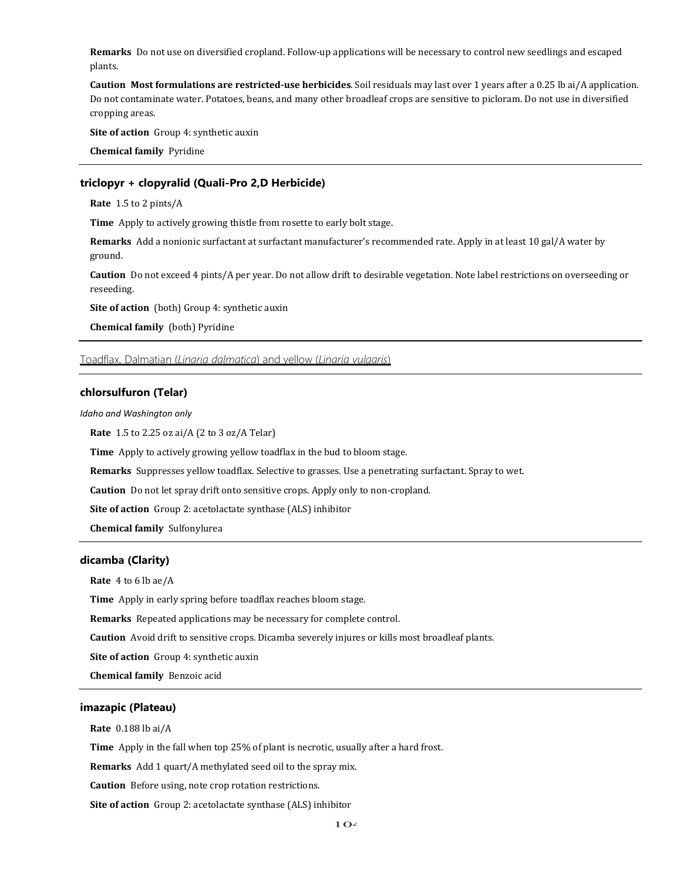**Remarks** Do not use on diversified cropland. Follow-up applications will be necessary to control new seedlings and escaped plants.

**Caution** **Most formulations are restricted-use herbicides**. Soil residuals may last over 1 years after a 0.25 lb ai/A application. Do not contaminate water. Potatoes, beans, and many other broadleaf crops are sensitive to picloram. Do not use in diversified cropping areas.

**Site of action** Group 4: synthetic auxin

**Chemical family** Pyridine

### triclopyr + clopyralid (Quali-Pro 2,D Herbicide)

**Rate** 1.5 to 2 pints/A

**Time** Apply to actively growing thistle from rosette to early bolt stage.

**Remarks** Add a nonionic surfactant at surfactant manufacturer's recommended rate. Apply in at least 10 gal/A water by ground.

**Caution** Do not exceed 4 pints/A per year. Do not allow drift to desirable vegetation. Note label restrictions on overseeding or reseeding.

**Site of action** (both) Group 4: synthetic auxin

**Chemical family** (both) Pyridine

## Toadflax, Dalmatian (*Linaria dalmatica*) and yellow (*Linaria vulgaris*)

### chlorsulfuron (Telar)

*Idaho and Washington only*

**Rate** 1.5 to 2.25 oz ai/A (2 to 3 oz/A Telar)

**Time** Apply to actively growing yellow toadflax in the bud to bloom stage.

**Remarks** Suppresses yellow toadflax. Selective to grasses. Use a penetrating surfactant. Spray to wet.

**Caution** Do not let spray drift onto sensitive crops. Apply only to non-cropland.

**Site of action** Group 2: acetolactate synthase (ALS) inhibitor

**Chemical family** Sulfonylurea

### dicamba (Clarity)

**Rate** 4 to 6 lb ae/A

**Time** Apply in early spring before toadflax reaches bloom stage.

**Remarks** Repeated applications may be necessary for complete control.

**Caution** Avoid drift to sensitive crops. Dicamba severely injures or kills most broadleaf plants.

**Site of action** Group 4: synthetic auxin

**Chemical family** Benzoic acid

### imazapic (Plateau)

**Rate** 0.188 lb ai/A

**Time** Apply in the fall when top 25% of plant is necrotic, usually after a hard frost.

**Remarks** Add 1 quart/A methylated seed oil to the spray mix.

**Caution** Before using, note crop rotation restrictions.

**Site of action** Group 2: acetolactate synthase (ALS) inhibitor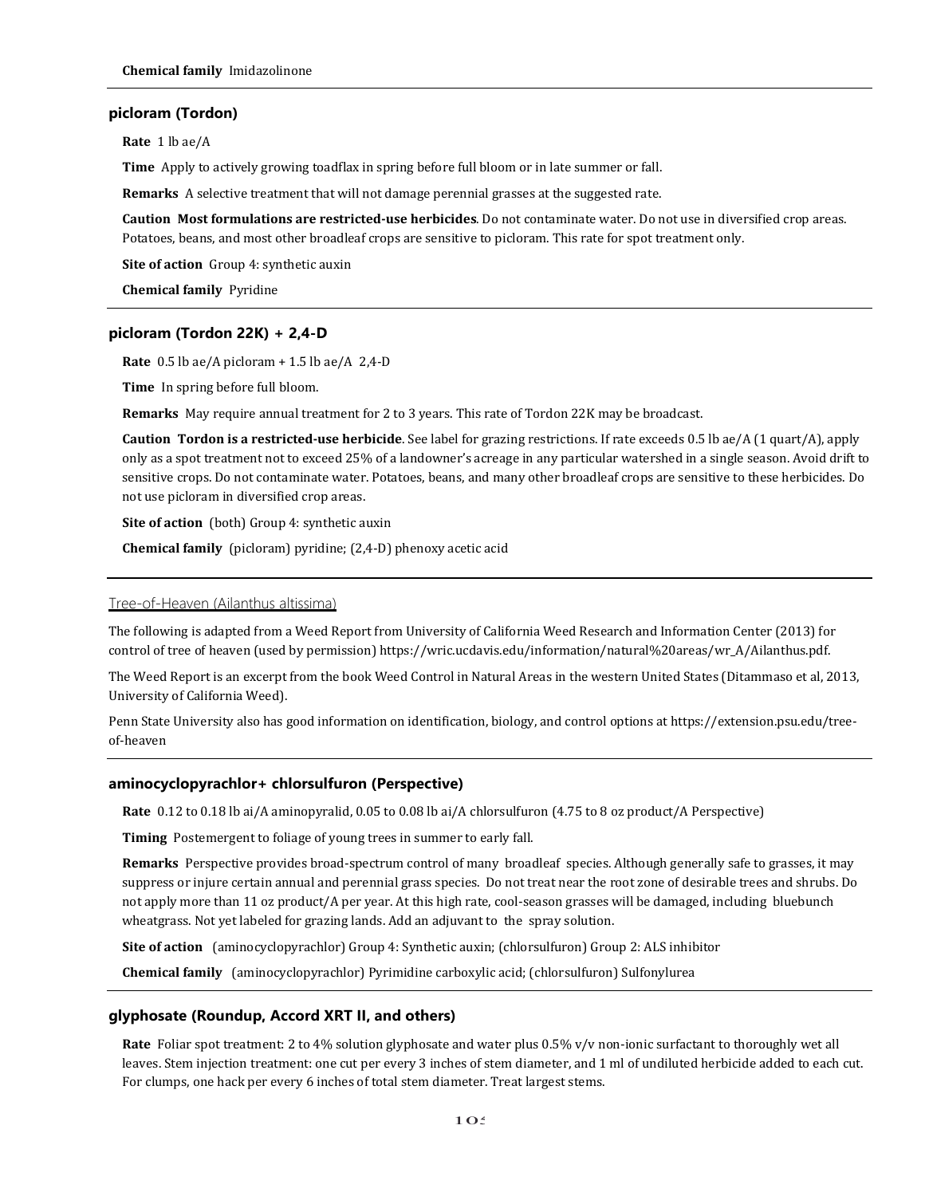**Chemical family** Imidazolinone

### picloram (Tordon)

**Rate** 1 lb ae/A

**Time** Apply to actively growing toadflax in spring before full bloom or in late summer or fall.

**Remarks** A selective treatment that will not damage perennial grasses at the suggested rate.

**Caution** **Most formulations are restricted-use herbicides**. Do not contaminate water. Do not use in diversified crop areas. Potatoes, beans, and most other broadleaf crops are sensitive to picloram. This rate for spot treatment only.

**Site of action** Group 4: synthetic auxin

**Chemical family** Pyridine

### picloram (Tordon 22K) + 2,4-D

**Rate** 0.5 lb ae/A picloram + 1.5 lb ae/A 2,4-D

**Time** In spring before full bloom.

**Remarks** May require annual treatment for 2 to 3 years. This rate of Tordon 22K may be broadcast.

**Caution** **Tordon is a restricted-use herbicide**. See label for grazing restrictions. If rate exceeds 0.5 lb ae/A (1 quart/A), apply only as a spot treatment not to exceed 25% of a landowner's acreage in any particular watershed in a single season. Avoid drift to sensitive crops. Do not contaminate water. Potatoes, beans, and many other broadleaf crops are sensitive to these herbicides. Do not use picloram in diversified crop areas.

**Site of action** (both) Group 4: synthetic auxin

**Chemical family** (picloram) pyridine; (2,4-D) phenoxy acetic acid

## Tree-of-Heaven (Ailanthus altissima)

The following is adapted from a Weed Report from University of California Weed Research and Information Center (2013) for control of tree of heaven (used by permission) https://wric.ucdavis.edu/information/natural%20areas/wr_A/Ailanthus.pdf.

The Weed Report is an excerpt from the book Weed Control in Natural Areas in the western United States (Ditammaso et al, 2013, University of California Weed).

Penn State University also has good information on identification, biology, and control options at https://extension.psu.edu/tree-of-heaven

### aminocyclopyrachlor+ chlorsulfuron (Perspective)

**Rate** 0.12 to 0.18 lb ai/A aminopyralid, 0.05 to 0.08 lb ai/A chlorsulfuron (4.75 to 8 oz product/A Perspective)

**Timing** Postemergent to foliage of young trees in summer to early fall.

**Remarks** Perspective provides broad-spectrum control of many broadleaf species. Although generally safe to grasses, it may suppress or injure certain annual and perennial grass species. Do not treat near the root zone of desirable trees and shrubs. Do not apply more than 11 oz product/A per year. At this high rate, cool-season grasses will be damaged, including bluebunch wheatgrass. Not yet labeled for grazing lands. Add an adjuvant to the spray solution.

**Site of action** (aminocyclopyrachlor) Group 4: Synthetic auxin; (chlorsulfuron) Group 2: ALS inhibitor

**Chemical family** (aminocyclopyrachlor) Pyrimidine carboxylic acid; (chlorsulfuron) Sulfonylurea

### glyphosate (Roundup, Accord XRT II, and others)

**Rate** Foliar spot treatment: 2 to 4% solution glyphosate and water plus 0.5% v/v non-ionic surfactant to thoroughly wet all leaves. Stem injection treatment: one cut per every 3 inches of stem diameter, and 1 ml of undiluted herbicide added to each cut. For clumps, one hack per every 6 inches of total stem diameter. Treat largest stems.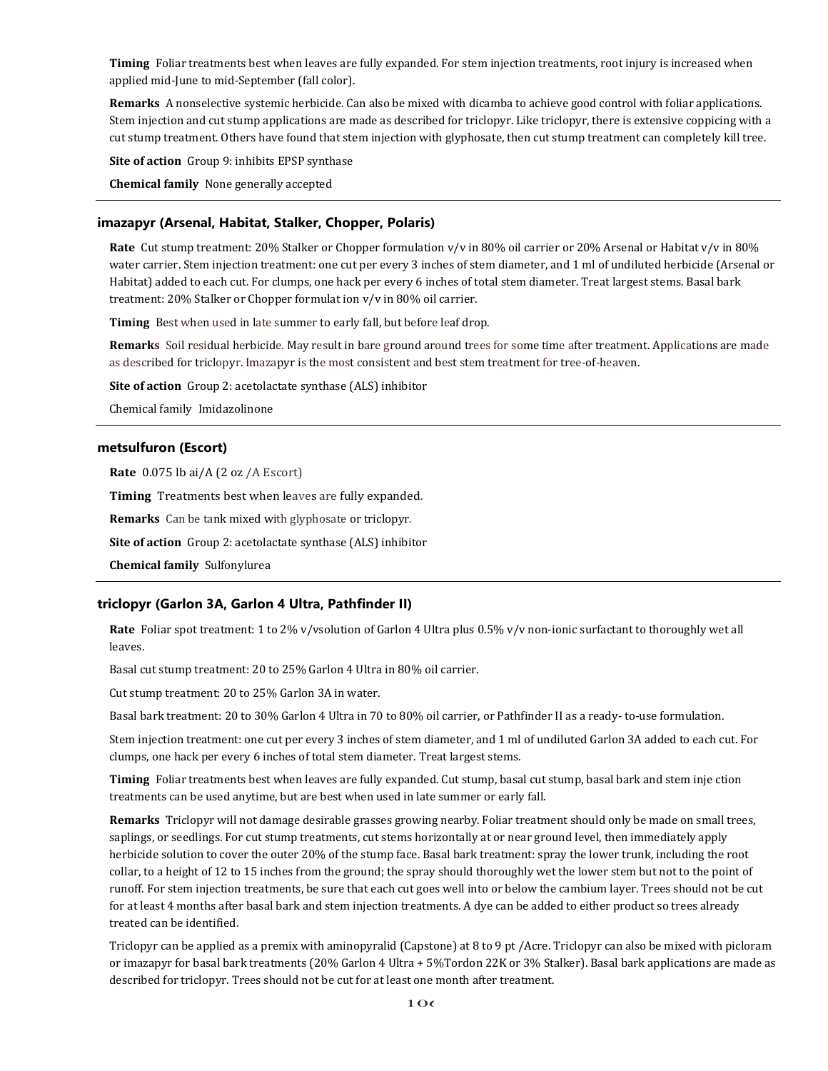**Timing** Foliar treatments best when leaves are fully expanded. For stem injection treatments, root injury is increased when applied mid-June to mid-September (fall color).

**Remarks** A nonselective systemic herbicide. Can also be mixed with dicamba to achieve good control with foliar applications. Stem injection and cut stump applications are made as described for triclopyr. Like triclopyr, there is extensive coppicing with a cut stump treatment. Others have found that stem injection with glyphosate, then cut stump treatment can completely kill tree.

**Site of action** Group 9: inhibits EPSP synthase

**Chemical family** None generally accepted

### imazapyr (Arsenal, Habitat, Stalker, Chopper, Polaris)

**Rate** Cut stump treatment: 20% Stalker or Chopper formulation v/v in 80% oil carrier or 20% Arsenal or Habitat v/v in 80% water carrier. Stem injection treatment: one cut per every 3 inches of stem diameter, and 1 ml of undiluted herbicide (Arsenal or Habitat) added to each cut. For clumps, one hack per every 6 inches of total stem diameter. Treat largest stems. Basal bark treatment: 20% Stalker or Chopper formulat ion v/v in 80% oil carrier.

**Timing** Best when used in late summer to early fall, but before leaf drop.

**Remarks** Soil residual herbicide. May result in bare ground around trees for some time after treatment. Applications are made as described for triclopyr. Imazapyr is the most consistent and best stem treatment for tree-of-heaven.

**Site of action** Group 2: acetolactate synthase (ALS) inhibitor

Chemical family Imidazolinone

### metsulfuron (Escort)

**Rate** 0.075 lb ai/A (2 oz /A Escort)

**Timing** Treatments best when leaves are fully expanded.

**Remarks** Can be tank mixed with glyphosate or triclopyr.

**Site of action** Group 2: acetolactate synthase (ALS) inhibitor

**Chemical family** Sulfonylurea

### triclopyr (Garlon 3A, Garlon 4 Ultra, Pathfinder II)

**Rate** Foliar spot treatment: 1 to 2% v/vsolution of Garlon 4 Ultra plus 0.5% v/v non-ionic surfactant to thoroughly wet all leaves.

Basal cut stump treatment: 20 to 25% Garlon 4 Ultra in 80% oil carrier.

Cut stump treatment: 20 to 25% Garlon 3A in water.

Basal bark treatment: 20 to 30% Garlon 4 Ultra in 70 to 80% oil carrier, or Pathfinder II as a ready- to-use formulation.

Stem injection treatment: one cut per every 3 inches of stem diameter, and 1 ml of undiluted Garlon 3A added to each cut. For clumps, one hack per every 6 inches of total stem diameter. Treat largest stems.

**Timing** Foliar treatments best when leaves are fully expanded. Cut stump, basal cut stump, basal bark and stem inje ction treatments can be used anytime, but are best when used in late summer or early fall.

**Remarks** Triclopyr will not damage desirable grasses growing nearby. Foliar treatment should only be made on small trees, saplings, or seedlings. For cut stump treatments, cut stems horizontally at or near ground level, then immediately apply herbicide solution to cover the outer 20% of the stump face. Basal bark treatment: spray the lower trunk, including the root collar, to a height of 12 to 15 inches from the ground; the spray should thoroughly wet the lower stem but not to the point of runoff. For stem injection treatments, be sure that each cut goes well into or below the cambium layer. Trees should not be cut for at least 4 months after basal bark and stem injection treatments. A dye can be added to either product so trees already treated can be identified.

Triclopyr can be applied as a premix with aminopyralid (Capstone) at 8 to 9 pt /Acre. Triclopyr can also be mixed with picloram or imazapyr for basal bark treatments (20% Garlon 4 Ultra + 5%Tordon 22K or 3% Stalker). Basal bark applications are made as described for triclopyr. Trees should not be cut for at least one month after treatment.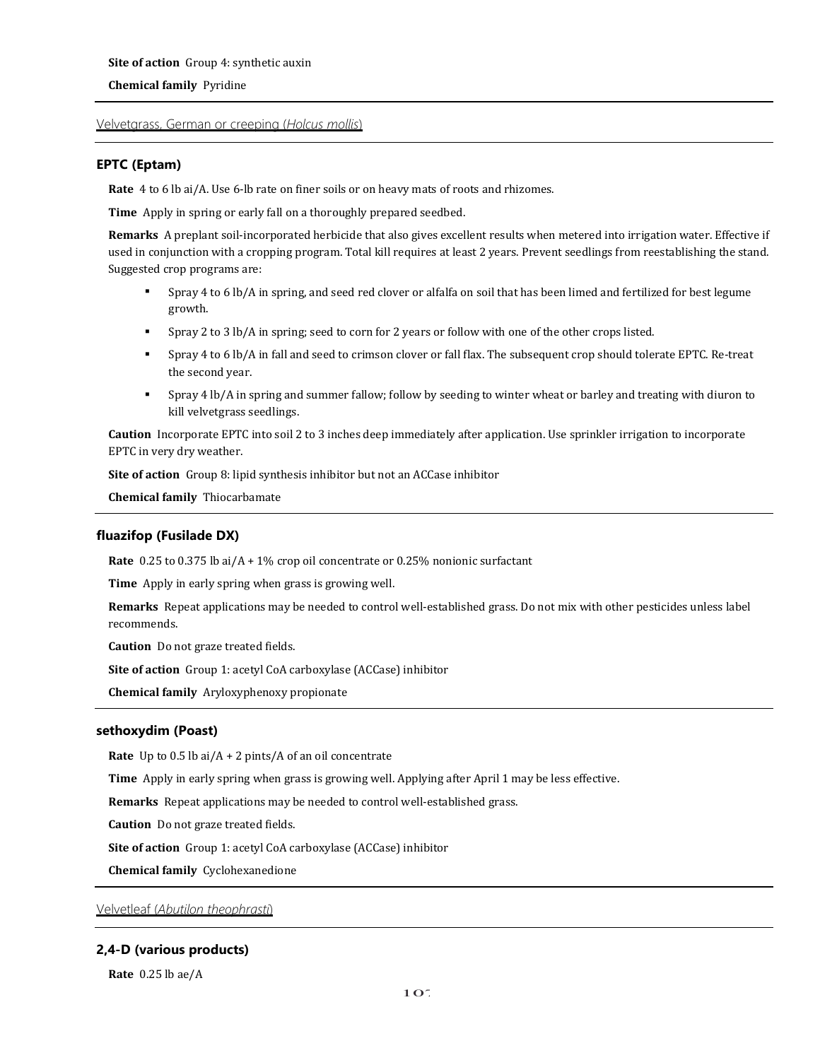**Site of action** Group 4: synthetic auxin

**Chemical family** Pyridine

## Velvetgrass, German or creeping (*Holcus mollis*)

### EPTC (Eptam)

**Rate** 4 to 6 lb ai/A. Use 6-lb rate on finer soils or on heavy mats of roots and rhizomes.

**Time** Apply in spring or early fall on a thoroughly prepared seedbed.

**Remarks** A preplant soil-incorporated herbicide that also gives excellent results when metered into irrigation water. Effective if used in conjunction with a cropping program. Total kill requires at least 2 years. Prevent seedlings from reestablishing the stand. Suggested crop programs are:

- Spray 4 to 6 lb/A in spring, and seed red clover or alfalfa on soil that has been limed and fertilized for best legume growth.
- Spray 2 to 3 lb/A in spring; seed to corn for 2 years or follow with one of the other crops listed.
- Spray 4 to 6 lb/A in fall and seed to crimson clover or fall flax. The subsequent crop should tolerate EPTC. Re-treat the second year.
- Spray 4 lb/A in spring and summer fallow; follow by seeding to winter wheat or barley and treating with diuron to kill velvetgrass seedlings.

**Caution** Incorporate EPTC into soil 2 to 3 inches deep immediately after application. Use sprinkler irrigation to incorporate EPTC in very dry weather.

**Site of action** Group 8: lipid synthesis inhibitor but not an ACCase inhibitor

**Chemical family** Thiocarbamate

### fluazifop (Fusilade DX)

**Rate** 0.25 to 0.375 lb ai/A + 1% crop oil concentrate or 0.25% nonionic surfactant

**Time** Apply in early spring when grass is growing well.

**Remarks** Repeat applications may be needed to control well-established grass. Do not mix with other pesticides unless label recommends.

**Caution** Do not graze treated fields.

**Site of action** Group 1: acetyl CoA carboxylase (ACCase) inhibitor

**Chemical family** Aryloxyphenoxy propionate

### sethoxydim (Poast)

**Rate** Up to 0.5 lb ai/A + 2 pints/A of an oil concentrate

**Time** Apply in early spring when grass is growing well. Applying after April 1 may be less effective.

**Remarks** Repeat applications may be needed to control well-established grass.

**Caution** Do not graze treated fields.

**Site of action** Group 1: acetyl CoA carboxylase (ACCase) inhibitor

**Chemical family** Cyclohexanedione

## Velvetleaf (*Abutilon theophrasti*)

### 2,4-D (various products)

**Rate** 0.25 lb ae/A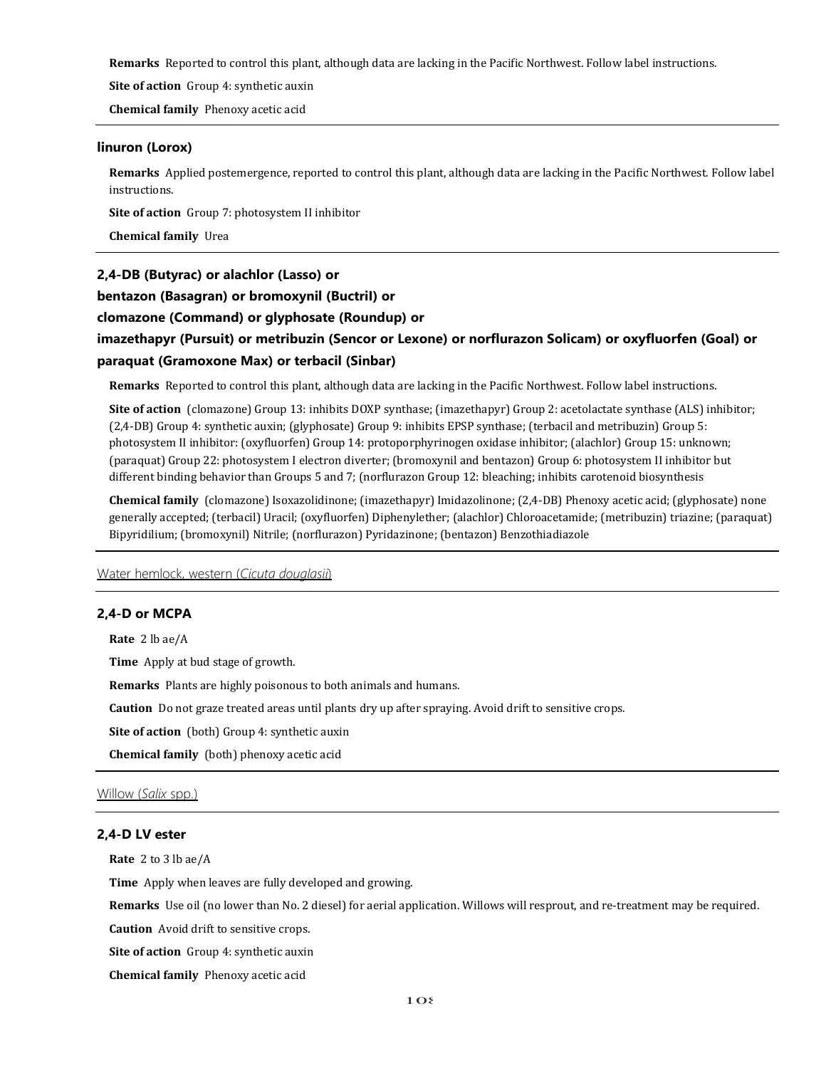**Remarks** Reported to control this plant, although data are lacking in the Pacific Northwest. Follow label instructions.

**Site of action** Group 4: synthetic auxin

**Chemical family** Phenoxy acetic acid

### linuron (Lorox)

**Remarks** Applied postemergence, reported to control this plant, although data are lacking in the Pacific Northwest. Follow label instructions.

**Site of action** Group 7: photosystem II inhibitor

**Chemical family** Urea

### 2,4-DB (Butyrac) or alachlor (Lasso) or bentazon (Basagran) or bromoxynil (Buctril) or clomazone (Command) or glyphosate (Roundup) or imazethapyr (Pursuit) or metribuzin (Sencor or Lexone) or norflurazon Solicam) or oxyfluorfen (Goal) or paraquat (Gramoxone Max) or terbacil (Sinbar)

**Remarks** Reported to control this plant, although data are lacking in the Pacific Northwest. Follow label instructions.

**Site of action** (clomazone) Group 13: inhibits DOXP synthase; (imazethapyr) Group 2: acetolactate synthase (ALS) inhibitor; (2,4-DB) Group 4: synthetic auxin; (glyphosate) Group 9: inhibits EPSP synthase; (terbacil and metribuzin) Group 5: photosystem II inhibitor: (oxyfluorfen) Group 14: protoporphyrinogen oxidase inhibitor; (alachlor) Group 15: unknown; (paraquat) Group 22: photosystem I electron diverter; (bromoxynil and bentazon) Group 6: photosystem II inhibitor but different binding behavior than Groups 5 and 7; (norflurazon Group 12: bleaching; inhibits carotenoid biosynthesis

**Chemical family** (clomazone) Isoxazolidinone; (imazethapyr) Imidazolinone; (2,4-DB) Phenoxy acetic acid; (glyphosate) none generally accepted; (terbacil) Uracil; (oxyfluorfen) Diphenylether; (alachlor) Chloroacetamide; (metribuzin) triazine; (paraquat) Bipyridilium; (bromoxynil) Nitrile; (norflurazon) Pyridazinone; (bentazon) Benzothiadiazole

## Water hemlock, western (*Cicuta douglasii*)

### 2,4-D or MCPA

**Rate** 2 lb ae/A

**Time** Apply at bud stage of growth.

**Remarks** Plants are highly poisonous to both animals and humans.

**Caution** Do not graze treated areas until plants dry up after spraying. Avoid drift to sensitive crops.

**Site of action** (both) Group 4: synthetic auxin

**Chemical family** (both) phenoxy acetic acid

## Willow (*Salix* spp.)

### 2,4-D LV ester

**Rate** 2 to 3 lb ae/A

**Time** Apply when leaves are fully developed and growing.

**Remarks** Use oil (no lower than No. 2 diesel) for aerial application. Willows will resprout, and re-treatment may be required.

**Caution** Avoid drift to sensitive crops.

**Site of action** Group 4: synthetic auxin

**Chemical family** Phenoxy acetic acid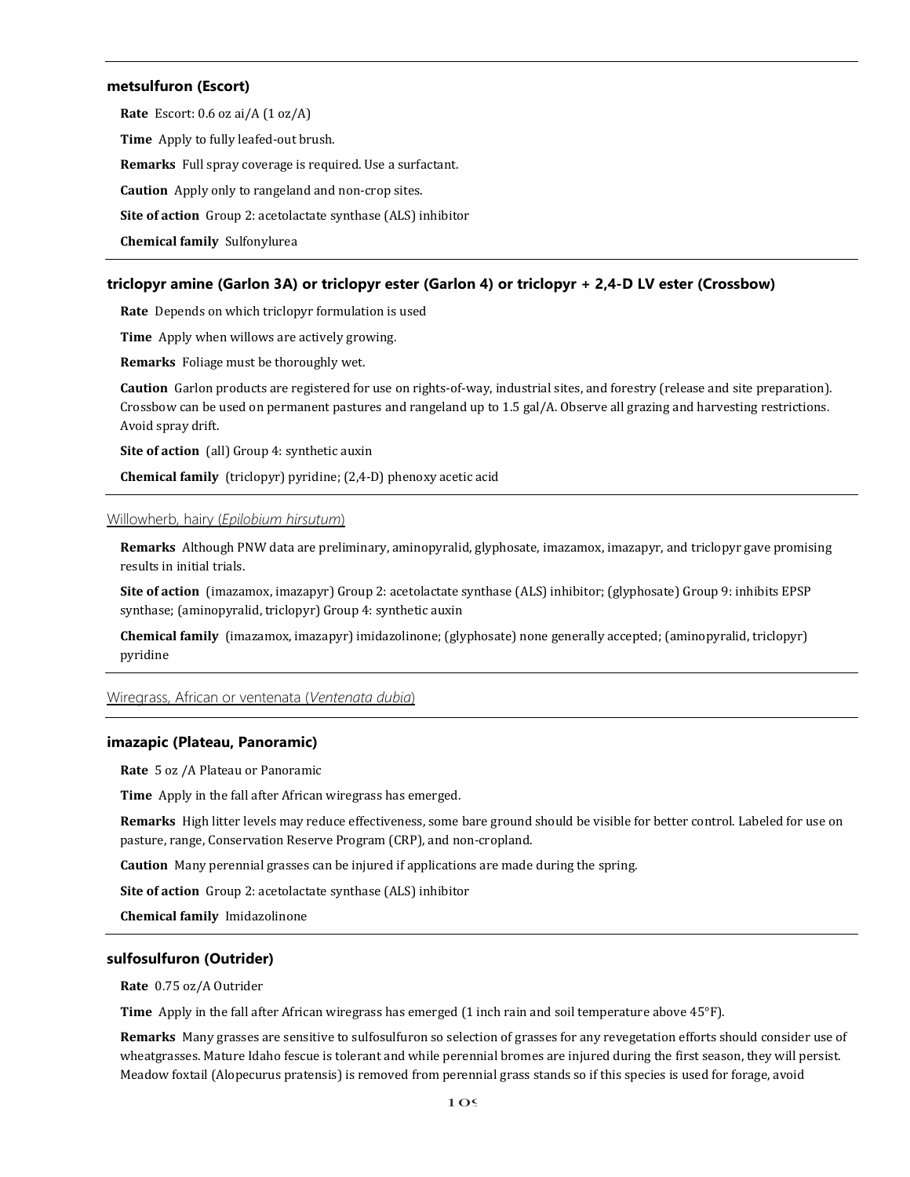### metsulfuron (Escort)

**Rate** Escort: 0.6 oz ai/A (1 oz/A)

**Time** Apply to fully leafed-out brush.

**Remarks** Full spray coverage is required. Use a surfactant.

**Caution** Apply only to rangeland and non-crop sites.

**Site of action** Group 2: acetolactate synthase (ALS) inhibitor

**Chemical family** Sulfonylurea

### triclopyr amine (Garlon 3A) or triclopyr ester (Garlon 4) or triclopyr + 2,4-D LV ester (Crossbow)

**Rate** Depends on which triclopyr formulation is used

**Time** Apply when willows are actively growing.

**Remarks** Foliage must be thoroughly wet.

**Caution** Garlon products are registered for use on rights-of-way, industrial sites, and forestry (release and site preparation). Crossbow can be used on permanent pastures and rangeland up to 1.5 gal/A. Observe all grazing and harvesting restrictions. Avoid spray drift.

**Site of action** (all) Group 4: synthetic auxin

**Chemical family** (triclopyr) pyridine; (2,4-D) phenoxy acetic acid

## Willowherb, hairy (*Epilobium hirsutum*)

**Remarks** Although PNW data are preliminary, aminopyralid, glyphosate, imazamox, imazapyr, and triclopyr gave promising results in initial trials.

**Site of action** (imazamox, imazapyr) Group 2: acetolactate synthase (ALS) inhibitor; (glyphosate) Group 9: inhibits EPSP synthase; (aminopyralid, triclopyr) Group 4: synthetic auxin

**Chemical family** (imazamox, imazapyr) imidazolinone; (glyphosate) none generally accepted; (aminopyralid, triclopyr) pyridine

## Wiregrass, African or ventenata (*Ventenata dubia*)

### imazapic (Plateau, Panoramic)

**Rate** 5 oz /A Plateau or Panoramic

**Time** Apply in the fall after African wiregrass has emerged.

**Remarks** High litter levels may reduce effectiveness, some bare ground should be visible for better control. Labeled for use on pasture, range, Conservation Reserve Program (CRP), and non-cropland.

**Caution** Many perennial grasses can be injured if applications are made during the spring.

**Site of action** Group 2: acetolactate synthase (ALS) inhibitor

**Chemical family** Imidazolinone

### sulfosulfuron (Outrider)

**Rate** 0.75 oz/A Outrider

**Time** Apply in the fall after African wiregrass has emerged (1 inch rain and soil temperature above 45°F).

**Remarks** Many grasses are sensitive to sulfosulfuron so selection of grasses for any revegetation efforts should consider use of wheatgrasses. Mature Idaho fescue is tolerant and while perennial bromes are injured during the first season, they will persist. Meadow foxtail (Alopecurus pratensis) is removed from perennial grass stands so if this species is used for forage, avoid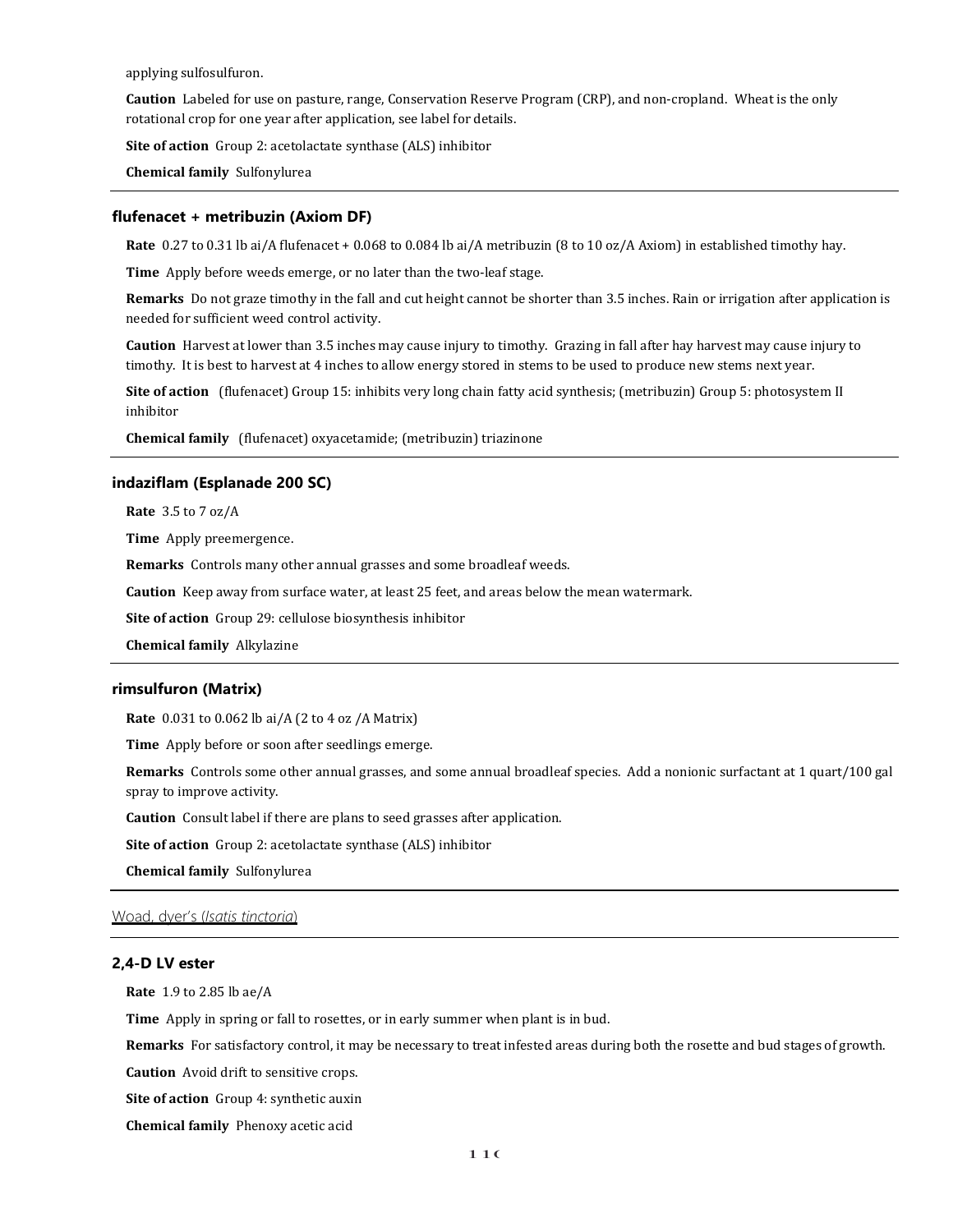applying sulfosulfuron.

**Caution** Labeled for use on pasture, range, Conservation Reserve Program (CRP), and non-cropland. Wheat is the only rotational crop for one year after application, see label for details.

**Site of action** Group 2: acetolactate synthase (ALS) inhibitor

**Chemical family** Sulfonylurea

---

### flufenacet + metribuzin (Axiom DF)

**Rate** 0.27 to 0.31 lb ai/A flufenacet + 0.068 to 0.084 lb ai/A metribuzin (8 to 10 oz/A Axiom) in established timothy hay.

**Time** Apply before weeds emerge, or no later than the two-leaf stage.

**Remarks** Do not graze timothy in the fall and cut height cannot be shorter than 3.5 inches. Rain or irrigation after application is needed for sufficient weed control activity.

**Caution** Harvest at lower than 3.5 inches may cause injury to timothy. Grazing in fall after hay harvest may cause injury to timothy. It is best to harvest at 4 inches to allow energy stored in stems to be used to produce new stems next year.

**Site of action** (flufenacet) Group 15: inhibits very long chain fatty acid synthesis; (metribuzin) Group 5: photosystem II inhibitor

**Chemical family** (flufenacet) oxyacetamide; (metribuzin) triazinone

---

### indaziflam (Esplanade 200 SC)

**Rate** 3.5 to 7 oz/A

**Time** Apply preemergence.

**Remarks** Controls many other annual grasses and some broadleaf weeds.

**Caution** Keep away from surface water, at least 25 feet, and areas below the mean watermark.

**Site of action** Group 29: cellulose biosynthesis inhibitor

**Chemical family** Alkylazine

---

### rimsulfuron (Matrix)

**Rate** 0.031 to 0.062 lb ai/A (2 to 4 oz /A Matrix)

**Time** Apply before or soon after seedlings emerge.

**Remarks** Controls some other annual grasses, and some annual broadleaf species. Add a nonionic surfactant at 1 quart/100 gal spray to improve activity.

**Caution** Consult label if there are plans to seed grasses after application.

**Site of action** Group 2: acetolactate synthase (ALS) inhibitor

**Chemical family** Sulfonylurea

---

## Woad, dyer's (*Isatis tinctoria*)

---

### 2,4-D LV ester

**Rate** 1.9 to 2.85 lb ae/A

**Time** Apply in spring or fall to rosettes, or in early summer when plant is in bud.

**Remarks** For satisfactory control, it may be necessary to treat infested areas during both the rosette and bud stages of growth.

**Caution** Avoid drift to sensitive crops.

**Site of action** Group 4: synthetic auxin

**Chemical family** Phenoxy acetic acid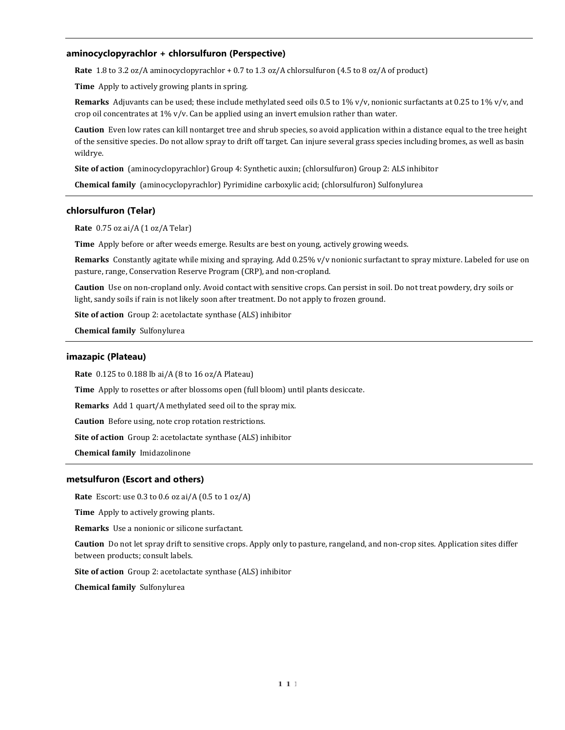### aminocyclopyrachlor + chlorsulfuron (Perspective)

**Rate** 1.8 to 3.2 oz/A aminocyclopyrachlor + 0.7 to 1.3 oz/A chlorsulfuron (4.5 to 8 oz/A of product)

**Time** Apply to actively growing plants in spring.

**Remarks** Adjuvants can be used; these include methylated seed oils 0.5 to 1% v/v, nonionic surfactants at 0.25 to 1% v/v, and crop oil concentrates at 1% v/v. Can be applied using an invert emulsion rather than water.

**Caution** Even low rates can kill nontarget tree and shrub species, so avoid application within a distance equal to the tree height of the sensitive species. Do not allow spray to drift off target. Can injure several grass species including bromes, as well as basin wildrye.

**Site of action** (aminocyclopyrachlor) Group 4: Synthetic auxin; (chlorsulfuron) Group 2: ALS inhibitor

**Chemical family** (aminocyclopyrachlor) Pyrimidine carboxylic acid; (chlorsulfuron) Sulfonylurea

### chlorsulfuron (Telar)

**Rate** 0.75 oz ai/A (1 oz/A Telar)

**Time** Apply before or after weeds emerge. Results are best on young, actively growing weeds.

**Remarks** Constantly agitate while mixing and spraying. Add 0.25% v/v nonionic surfactant to spray mixture. Labeled for use on pasture, range, Conservation Reserve Program (CRP), and non-cropland.

**Caution** Use on non-cropland only. Avoid contact with sensitive crops. Can persist in soil. Do not treat powdery, dry soils or light, sandy soils if rain is not likely soon after treatment. Do not apply to frozen ground.

**Site of action** Group 2: acetolactate synthase (ALS) inhibitor

**Chemical family** Sulfonylurea

### imazapic (Plateau)

**Rate** 0.125 to 0.188 lb ai/A (8 to 16 oz/A Plateau)

**Time** Apply to rosettes or after blossoms open (full bloom) until plants desiccate.

**Remarks** Add 1 quart/A methylated seed oil to the spray mix.

**Caution** Before using, note crop rotation restrictions.

**Site of action** Group 2: acetolactate synthase (ALS) inhibitor

**Chemical family** Imidazolinone

### metsulfuron (Escort and others)

**Rate** Escort: use 0.3 to 0.6 oz ai/A (0.5 to 1 oz/A)

**Time** Apply to actively growing plants.

**Remarks** Use a nonionic or silicone surfactant.

**Caution** Do not let spray drift to sensitive crops. Apply only to pasture, rangeland, and non-crop sites. Application sites differ between products; consult labels.

**Site of action** Group 2: acetolactate synthase (ALS) inhibitor

**Chemical family** Sulfonylurea